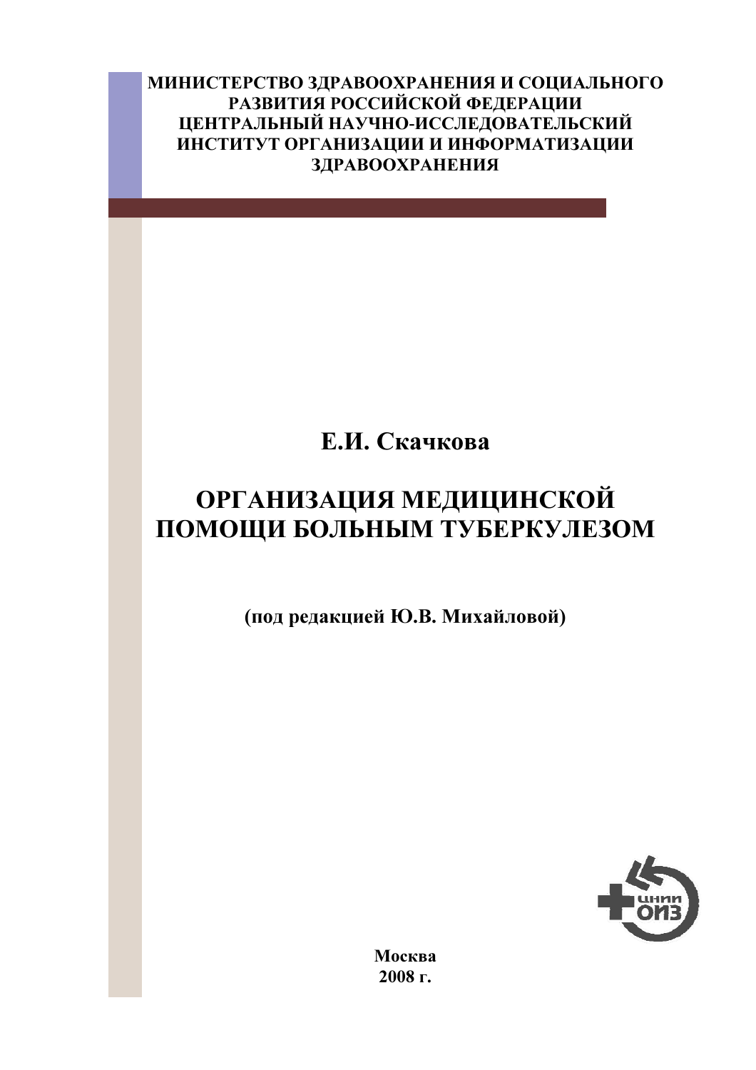**МИНИСТЕРСТВО ЗДРАВООХРАНЕНИЯ И СОЦИАЛЬНОГО РАЗВИТИЯ РОССИЙСКОЙ ФЕДЕРАЦИИ**
**ЦЕНТРАЛЬНЫЙ НАУЧНО-ИССЛЕДОВАТЕЛЬСКИЙ ИНСТИТУТ ОРГАНИЗАЦИИ И ИНФОРМАТИЗАЦИИ ЗДРАВООХРАНЕНИЯ**

**Е.И. Скачкова**

# ОРГАНИЗАЦИЯ МЕДИЦИНСКОЙ ПОМОЩИ БОЛЬНЫМ ТУБЕРКУЛЕЗОМ

**(под редакцией Ю.В. Михайловой)**

**Москва**
**2008 г.**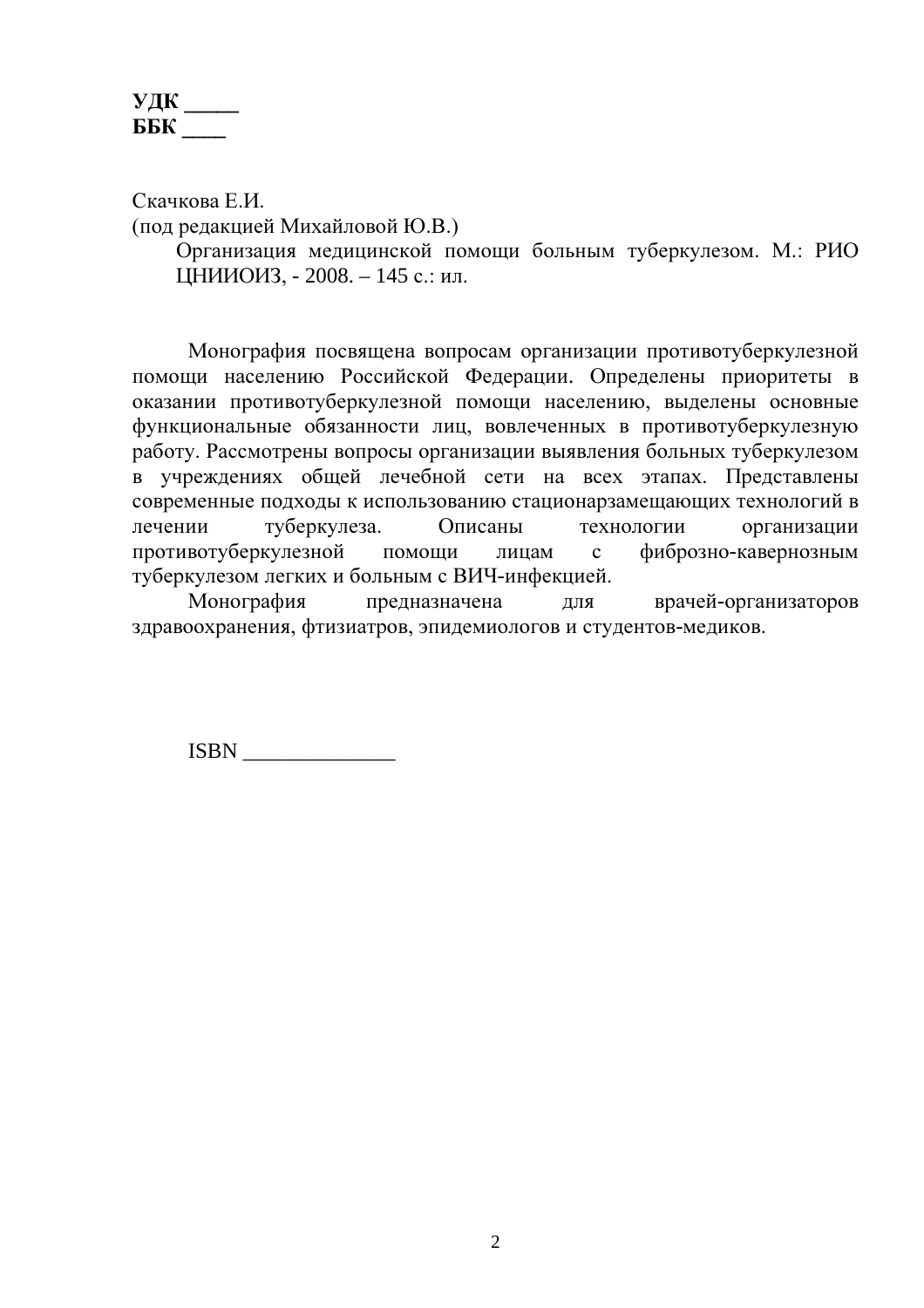**УДК _____**
**ББК ____**

Скачкова Е.И.
(под редакцией Михайловой Ю.В.)

Организация медицинской помощи больным туберкулезом. М.: РИО ЦНИИОИЗ, - 2008. – 145 с.: ил.

Монография посвящена вопросам организации противотуберкулезной помощи населению Российской Федерации. Определены приоритеты в оказании противотуберкулезной помощи населению, выделены основные функциональные обязанности лиц, вовлеченных в противотуберкулезную работу. Рассмотрены вопросы организации выявления больных туберкулезом в учреждениях общей лечебной сети на всех этапах. Представлены современные подходы к использованию стационарзамещающих технологий в лечении туберкулеза. Описаны технологии организации противотуберкулезной помощи лицам с фиброзно-кавернозным туберкулезом легких и больным с ВИЧ-инфекцией.

Монография предназначена для врачей-организаторов здравоохранения, фтизиатров, эпидемиологов и студентов-медиков.

ISBN ______________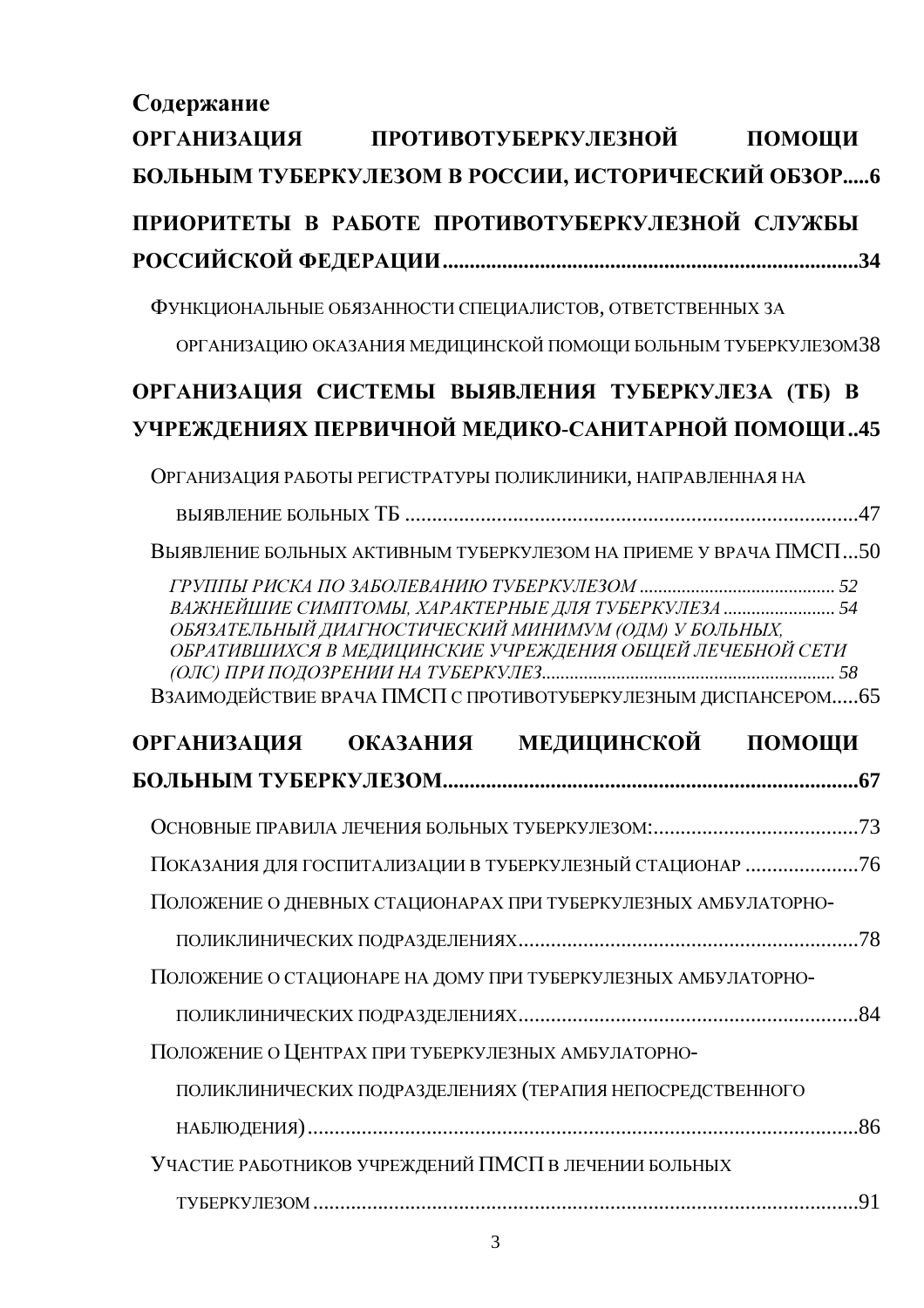**Содержание**

**ОРГАНИЗАЦИЯ ПРОТИВОТУБЕРКУЛЕЗНОЙ ПОМОЩИ БОЛЬНЫМ ТУБЕРКУЛЕЗОМ В РОССИИ, ИСТОРИЧЕСКИЙ ОБЗОР.....6**

**ПРИОРИТЕТЫ В РАБОТЕ ПРОТИВОТУБЕРКУЛЕЗНОЙ СЛУЖБЫ РОССИЙСКОЙ ФЕДЕРАЦИИ.........................................................................34**

Функциональные обязанности специалистов, ответственных за организацию оказания медицинской помощи больным туберкулезом38

**ОРГАНИЗАЦИЯ СИСТЕМЫ ВЫЯВЛЕНИЯ ТУБЕРКУЛЕЗА (ТБ) В УЧРЕЖДЕНИЯХ ПЕРВИЧНОЙ МЕДИКО-САНИТАРНОЙ ПОМОЩИ..45**

Организация работы регистратуры поликлиники, направленная на выявление больных ТБ ..................................................................................47

Выявление больных активным туберкулезом на приеме у врача ПМСП...50

*Группы риска по заболеванию туберкулезом ......................................... 52*

*Важнейшие симптомы, характерные для туберкулеза ........................ 54*

*Обязательный диагностический минимум (ОДМ) у больных, обратившихся в медицинские учреждения общей лечебной сети (ОЛС) при подозрении на туберкулез............................................................ 58*

Взаимодействие врача ПМСП с противотуберкулезным диспансером.....65

**ОРГАНИЗАЦИЯ ОКАЗАНИЯ МЕДИЦИНСКОЙ ПОМОЩИ БОЛЬНЫМ ТУБЕРКУЛЕЗОМ...........................................................................67**

Основные правила лечения больных туберкулезом:......................................73

Показания для госпитализации в туберкулезный стационар .....................76

Положение о дневных стационарах при туберкулезных амбулаторно-поликлинических подразделениях..............................................................78

Положение о стационаре на дому при туберкулезных амбулаторно-поликлинических подразделениях..............................................................84

Положение о Центрах при туберкулезных амбулаторно-поликлинических подразделениях (терапия непосредственного наблюдения)....................................................................................................86

Участие работников учреждений ПМСП в лечении больных туберкулезом ....................................................................................................91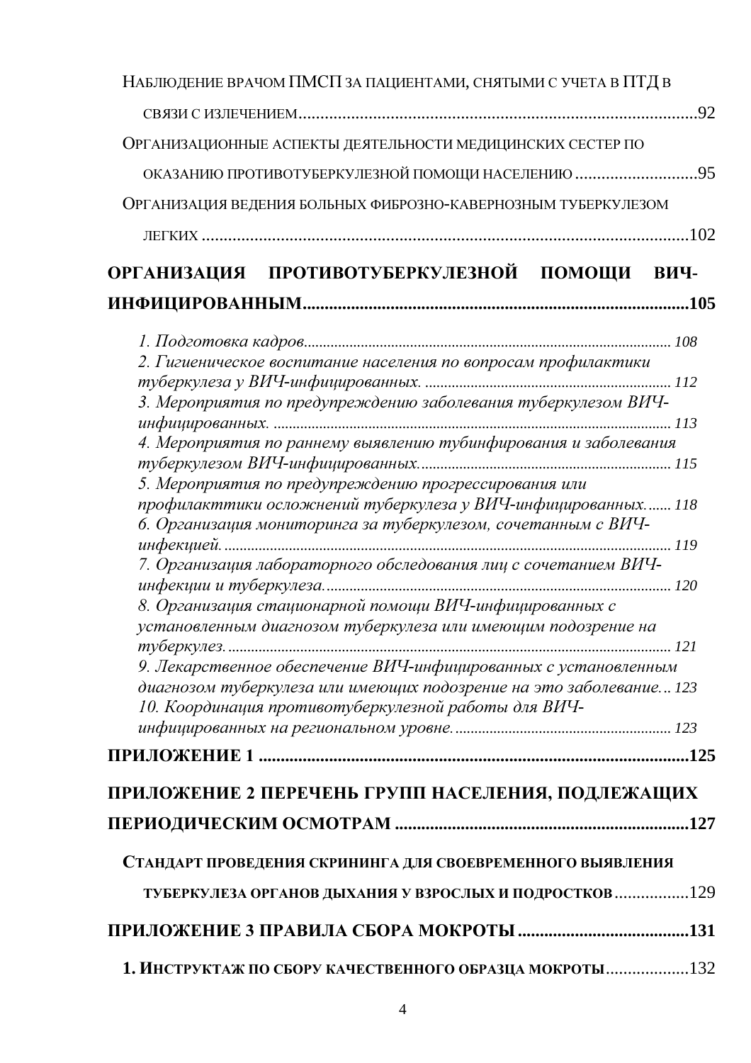Наблюдение врачом ПМСП за пациентами, снятыми с учета в ПТД в связи с излечением ... 92

Организационные аспекты деятельности медицинских сестер по оказанию противотуберкулезной помощи населению ... 95

Организация ведения больных фиброзно-кавернозным туберкулезом легких ... 102

**ОРГАНИЗАЦИЯ ПРОТИВОТУБЕРКУЛЕЗНОЙ ПОМОЩИ ВИЧ-ИНФИЦИРОВАННЫМ ... 105**

*1. Подготовка кадров ... 108*

*2. Гигиеническое воспитание населения по вопросам профилактики туберкулеза у ВИЧ-инфицированных. ... 112*

*3. Мероприятия по предупреждению заболевания туберкулезом ВИЧ-инфицированных. ... 113*

*4. Мероприятия по раннему выявлению тубинфирования и заболевания туберкулезом ВИЧ-инфицированных. ... 115*

*5. Мероприятия по предупреждению прогрессирования или профилакттики осложнений туберкулеза у ВИЧ-инфицированных. ... 118*

*6. Организация мониторинга за туберкулезом, сочетанным с ВИЧ-инфекцией. ... 119*

*7. Организация лабораторного обследования лиц с сочетанием ВИЧ-инфекции и туберкулеза. ... 120*

*8. Организация стационарной помощи ВИЧ-инфицированных с установленным диагнозом туберкулеза или имеющим подозрение на туберкулез. ... 121*

*9. Лекарственное обеспечение ВИЧ-инфицированных с установленным диагнозом туберкулеза или имеющих подозрение на это заболевание... 123*

*10. Координация противотуберкулезной работы для ВИЧ-инфицированных на региональном уровне. ... 123*

**ПРИЛОЖЕНИЕ 1 ... 125**

**ПРИЛОЖЕНИЕ 2 ПЕРЕЧЕНЬ ГРУПП НАСЕЛЕНИЯ, ПОДЛЕЖАЩИХ ПЕРИОДИЧЕСКИМ ОСМОТРАМ ... 127**

**Стандарт проведения скрининга для своевременного выявления туберкулеза органов дыхания у взрослых и подростков ... 129**

**ПРИЛОЖЕНИЕ 3 ПРАВИЛА СБОРА МОКРОТЫ ... 131**

**1. Инструктаж по сбору качественного образца мокроты ... 132**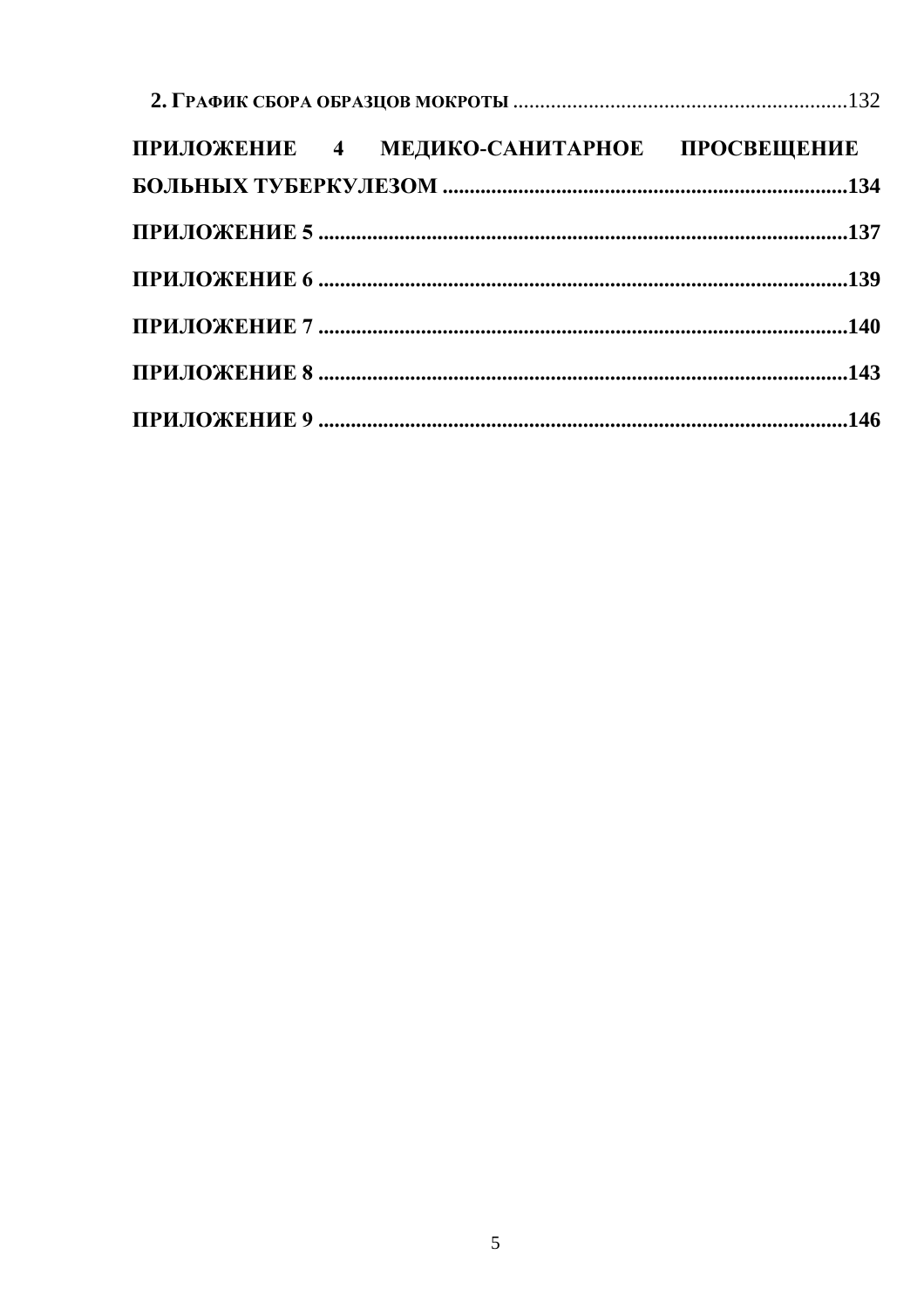**2. График сбора образцов мокроты** .............................................................132

**ПРИЛОЖЕНИЕ 4 МЕДИКО-САНИТАРНОЕ ПРОСВЕЩЕНИЕ БОЛЬНЫХ ТУБЕРКУЛЕЗОМ** ..........................................................................134

**ПРИЛОЖЕНИЕ 5** .................................................................................................137

**ПРИЛОЖЕНИЕ 6** .................................................................................................139

**ПРИЛОЖЕНИЕ 7** .................................................................................................140

**ПРИЛОЖЕНИЕ 8** .................................................................................................143

**ПРИЛОЖЕНИЕ 9** .................................................................................................146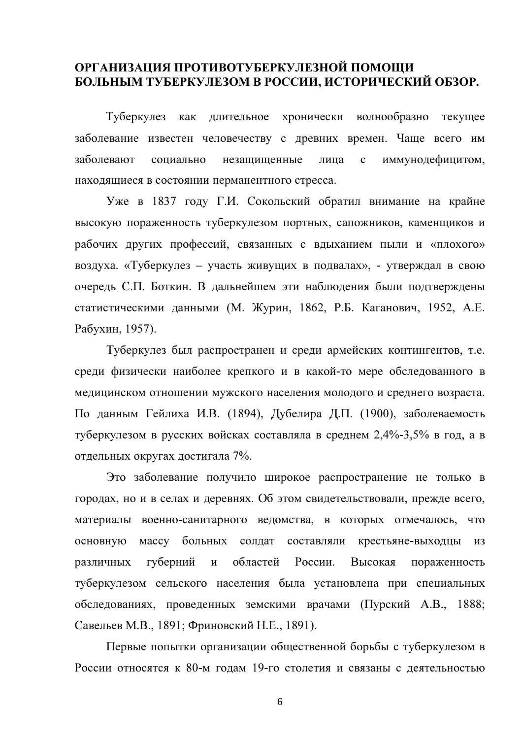# ОРГАНИЗАЦИЯ ПРОТИВОТУБЕРКУЛЕЗНОЙ ПОМОЩИ БОЛЬНЫМ ТУБЕРКУЛЕЗОМ В РОССИИ, ИСТОРИЧЕСКИЙ ОБЗОР.

Туберкулез как длительное хронически волнообразно текущее заболевание известен человечеству с древних времен. Чаще всего им заболевают социально незащищенные лица с иммунодефицитом, находящиеся в состоянии перманентного стресса.

Уже в 1837 году Г.И. Сокольский обратил внимание на крайне высокую пораженность туберкулезом портных, сапожников, каменщиков и рабочих других профессий, связанных с вдыханием пыли и «плохого» воздуха. «Туберкулез – участь живущих в подвалах», - утверждал в свою очередь С.П. Боткин. В дальнейшем эти наблюдения были подтверждены статистическими данными (М. Журин, 1862, Р.Б. Каганович, 1952, А.Е. Рабухин, 1957).

Туберкулез был распространен и среди армейских контингентов, т.е. среди физически наиболее крепкого и в какой-то мере обследованного в медицинском отношении мужского населения молодого и среднего возраста. По данным Гейлиха И.В. (1894), Дубелира Д.П. (1900), заболеваемость туберкулезом в русских войсках составляла в среднем 2,4%-3,5% в год, а в отдельных округах достигала 7%.

Это заболевание получило широкое распространение не только в городах, но и в селах и деревнях. Об этом свидетельствовали, прежде всего, материалы военно-санитарного ведомства, в которых отмечалось, что основную массу больных солдат составляли крестьяне-выходцы из различных губерний и областей России. Высокая пораженность туберкулезом сельского населения была установлена при специальных обследованиях, проведенных земскими врачами (Пурский А.В., 1888; Савельев М.В., 1891; Фриновский Н.Е., 1891).

Первые попытки организации общественной борьбы с туберкулезом в России относятся к 80-м годам 19-го столетия и связаны с деятельностью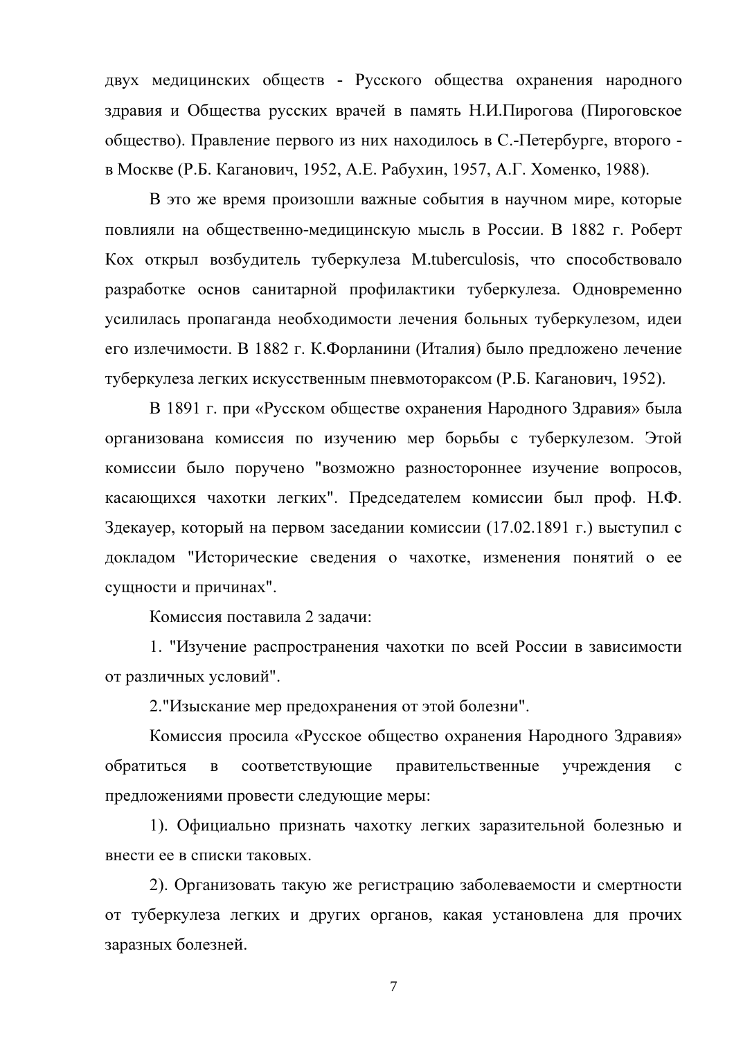двух медицинских обществ - Русского общества охранения народного здравия и Общества русских врачей в память Н.И.Пирогова (Пироговское общество). Правление первого из них находилось в С.-Петербурге, второго - в Москве (Р.Б. Каганович, 1952, А.Е. Рабухин, 1957, А.Г. Хоменко, 1988).

В это же время произошли важные события в научном мире, которые повлияли на общественно-медицинскую мысль в России. В 1882 г. Роберт Кох открыл возбудитель туберкулеза M.tuberculosis, что способствовало разработке основ санитарной профилактики туберкулеза. Одновременно усилилась пропаганда необходимости лечения больных туберкулезом, идеи его излечимости. В 1882 г. К.Форланини (Италия) было предложено лечение туберкулеза легких искусственным пневмотораксом (Р.Б. Каганович, 1952).

В 1891 г. при «Русском обществе охранения Народного Здравия» была организована комиссия по изучению мер борьбы с туберкулезом. Этой комиссии было поручено "возможно разностороннее изучение вопросов, касающихся чахотки легких". Председателем комиссии был проф. Н.Ф. Здекауер, который на первом заседании комиссии (17.02.1891 г.) выступил с докладом "Исторические сведения о чахотке, изменения понятий о ее сущности и причинах".

Комиссия поставила 2 задачи:

1. "Изучение распространения чахотки по всей России в зависимости от различных условий".

2."Изыскание мер предохранения от этой болезни".

Комиссия просила «Русское общество охранения Народного Здравия» обратиться в соответствующие правительственные учреждения с предложениями провести следующие меры:

1). Официально признать чахотку легких заразительной болезнью и внести ее в списки таковых.

2). Организовать такую же регистрацию заболеваемости и смертности от туберкулеза легких и других органов, какая установлена для прочих заразных болезней.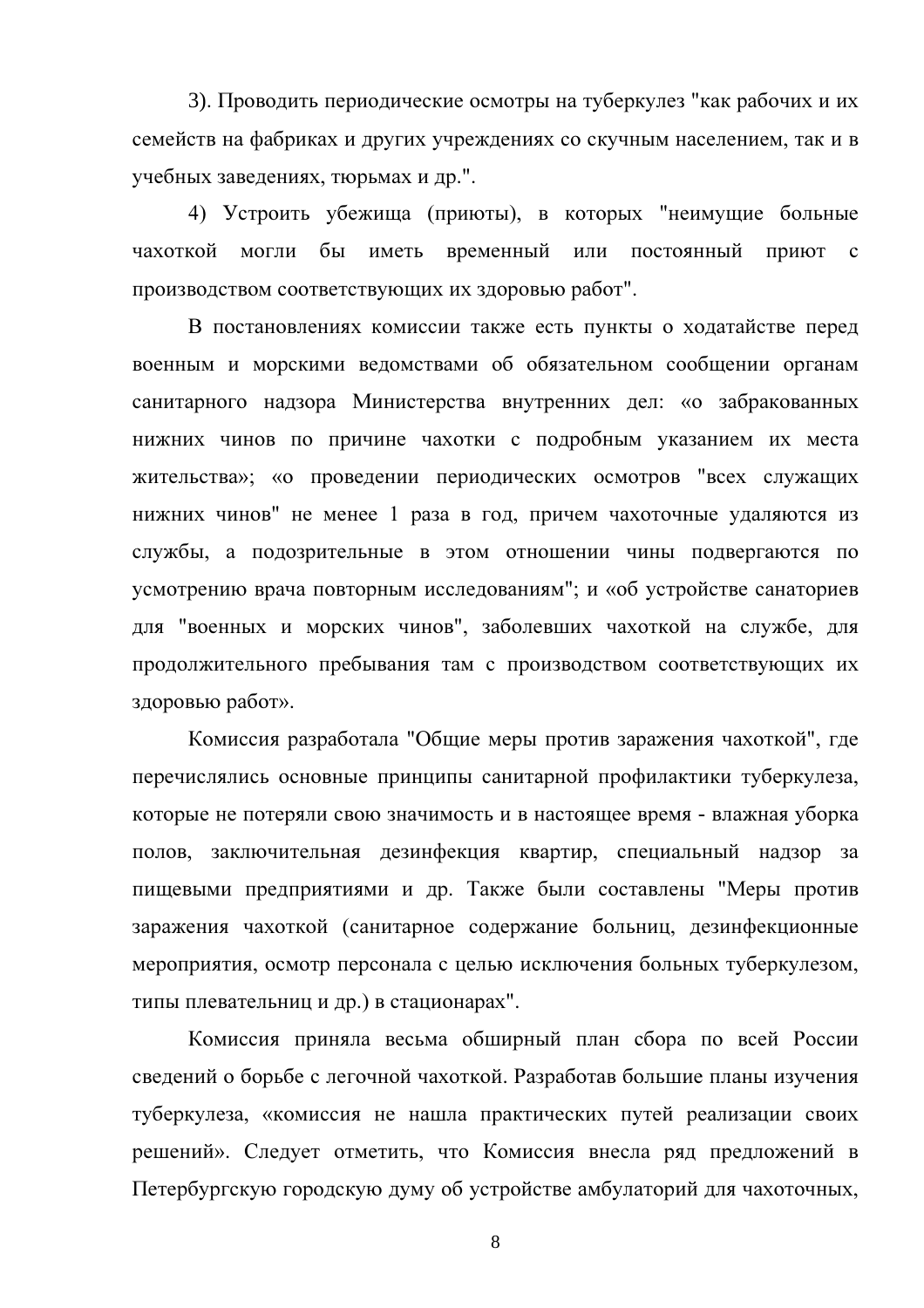3). Проводить периодические осмотры на туберкулез "как рабочих и их семейств на фабриках и других учреждениях со скучным населением, так и в учебных заведениях, тюрьмах и др.".

4) Устроить убежища (приюты), в которых "неимущие больные чахоткой могли бы иметь временный или постоянный приют с производством соответствующих их здоровью работ".

В постановлениях комиссии также есть пункты о ходатайстве перед военным и морскими ведомствами об обязательном сообщении органам санитарного надзора Министерства внутренних дел: «о забракованных нижних чинов по причине чахотки с подробным указанием их места жительства»; «о проведении периодических осмотров "всех служащих нижних чинов" не менее 1 раза в год, причем чахоточные удаляются из службы, а подозрительные в этом отношении чины подвергаются по усмотрению врача повторным исследованиям"; и «об устройстве санаториев для "военных и морских чинов", заболевших чахоткой на службе, для продолжительного пребывания там с производством соответствующих их здоровью работ».

Комиссия разработала "Общие меры против заражения чахоткой", где перечислялись основные принципы санитарной профилактики туберкулеза, которые не потеряли свою значимость и в настоящее время - влажная уборка полов, заключительная дезинфекция квартир, специальный надзор за пищевыми предприятиями и др. Также были составлены "Меры против заражения чахоткой (санитарное содержание больниц, дезинфекционные мероприятия, осмотр персонала с целью исключения больных туберкулезом, типы плевательниц и др.) в стационарах".

Комиссия приняла весьма обширный план сбора по всей России сведений о борьбе с легочной чахоткой. Разработав большие планы изучения туберкулеза, «комиссия не нашла практических путей реализации своих решений». Следует отметить, что Комиссия внесла ряд предложений в Петербургскую городскую думу об устройстве амбулаторий для чахоточных,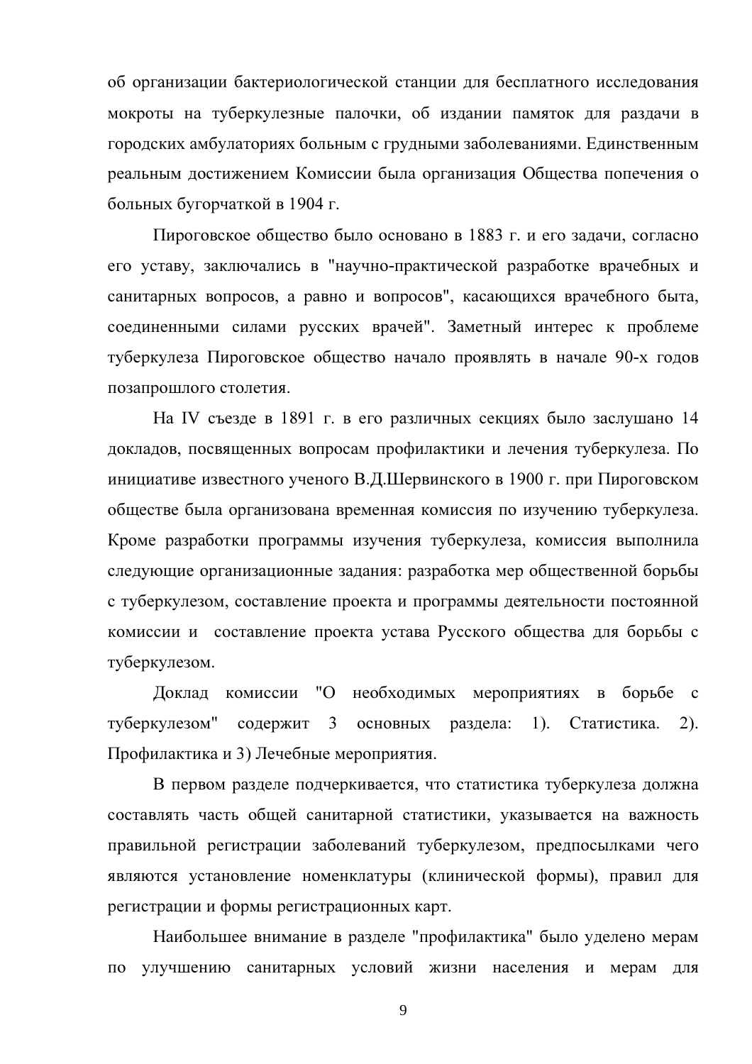об организации бактериологической станции для бесплатного исследования мокроты на туберкулезные палочки, об издании памяток для раздачи в городских амбулаториях больным с грудными заболеваниями. Единственным реальным достижением Комиссии была организация Общества попечения о больных бугорчаткой в 1904 г.

Пироговское общество было основано в 1883 г. и его задачи, согласно его уставу, заключались в "научно-практической разработке врачебных и санитарных вопросов, а равно и вопросов", касающихся врачебного быта, соединенными силами русских врачей". Заметный интерес к проблеме туберкулеза Пироговское общество начало проявлять в начале 90-х годов позапрошлого столетия.

На IV съезде в 1891 г. в его различных секциях было заслушано 14 докладов, посвященных вопросам профилактики и лечения туберкулеза. По инициативе известного ученого В.Д.Шервинского в 1900 г. при Пироговском обществе была организована временная комиссия по изучению туберкулеза. Кроме разработки программы изучения туберкулеза, комиссия выполнила следующие организационные задания: разработка мер общественной борьбы с туберкулезом, составление проекта и программы деятельности постоянной комиссии и составление проекта устава Русского общества для борьбы с туберкулезом.

Доклад комиссии "О необходимых мероприятиях в борьбе с туберкулезом" содержит 3 основных раздела: 1). Статистика. 2). Профилактика и 3) Лечебные мероприятия.

В первом разделе подчеркивается, что статистика туберкулеза должна составлять часть общей санитарной статистики, указывается на важность правильной регистрации заболеваний туберкулезом, предпосылками чего являются установление номенклатуры (клинической формы), правил для регистрации и формы регистрационных карт.

Наибольшее внимание в разделе "профилактика" было уделено мерам по улучшению санитарных условий жизни населения и мерам для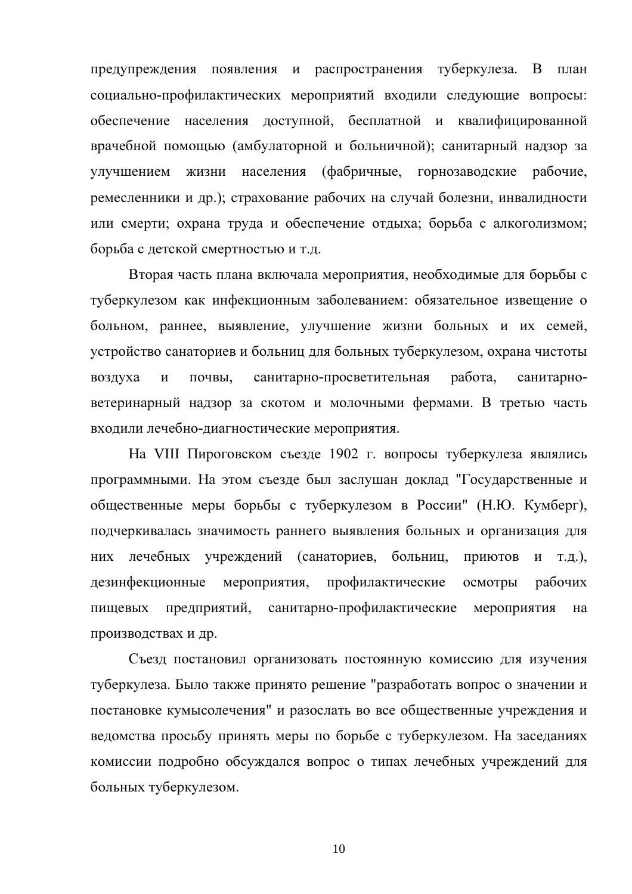предупреждения появления и распространения туберкулеза. В план социально-профилактических мероприятий входили следующие вопросы: обеспечение населения доступной, бесплатной и квалифицированной врачебной помощью (амбулаторной и больничной); санитарный надзор за улучшением жизни населения (фабричные, горнозаводские рабочие, ремесленники и др.); страхование рабочих на случай болезни, инвалидности или смерти; охрана труда и обеспечение отдыха; борьба с алкоголизмом; борьба с детской смертностью и т.д.

Вторая часть плана включала мероприятия, необходимые для борьбы с туберкулезом как инфекционным заболеванием: обязательное извещение о больном, раннее, выявление, улучшение жизни больных и их семей, устройство санаториев и больниц для больных туберкулезом, охрана чистоты воздуха и почвы, санитарно-просветительная работа, санитарно-ветеринарный надзор за скотом и молочными фермами. В третью часть входили лечебно-диагностические мероприятия.

На VIII Пироговском съезде 1902 г. вопросы туберкулеза являлись программными. На этом съезде был заслушан доклад "Государственные и общественные меры борьбы с туберкулезом в России" (Н.Ю. Кумберг), подчеркивалась значимость раннего выявления больных и организация для них лечебных учреждений (санаториев, больниц, приютов и т.д.), дезинфекционные мероприятия, профилактические осмотры рабочих пищевых предприятий, санитарно-профилактические мероприятия на производствах и др.

Съезд постановил организовать постоянную комиссию для изучения туберкулеза. Было также принято решение "разработать вопрос о значении и постановке кумысолечения" и разослать во все общественные учреждения и ведомства просьбу принять меры по борьбе с туберкулезом. На заседаниях комиссии подробно обсуждался вопрос о типах лечебных учреждений для больных туберкулезом.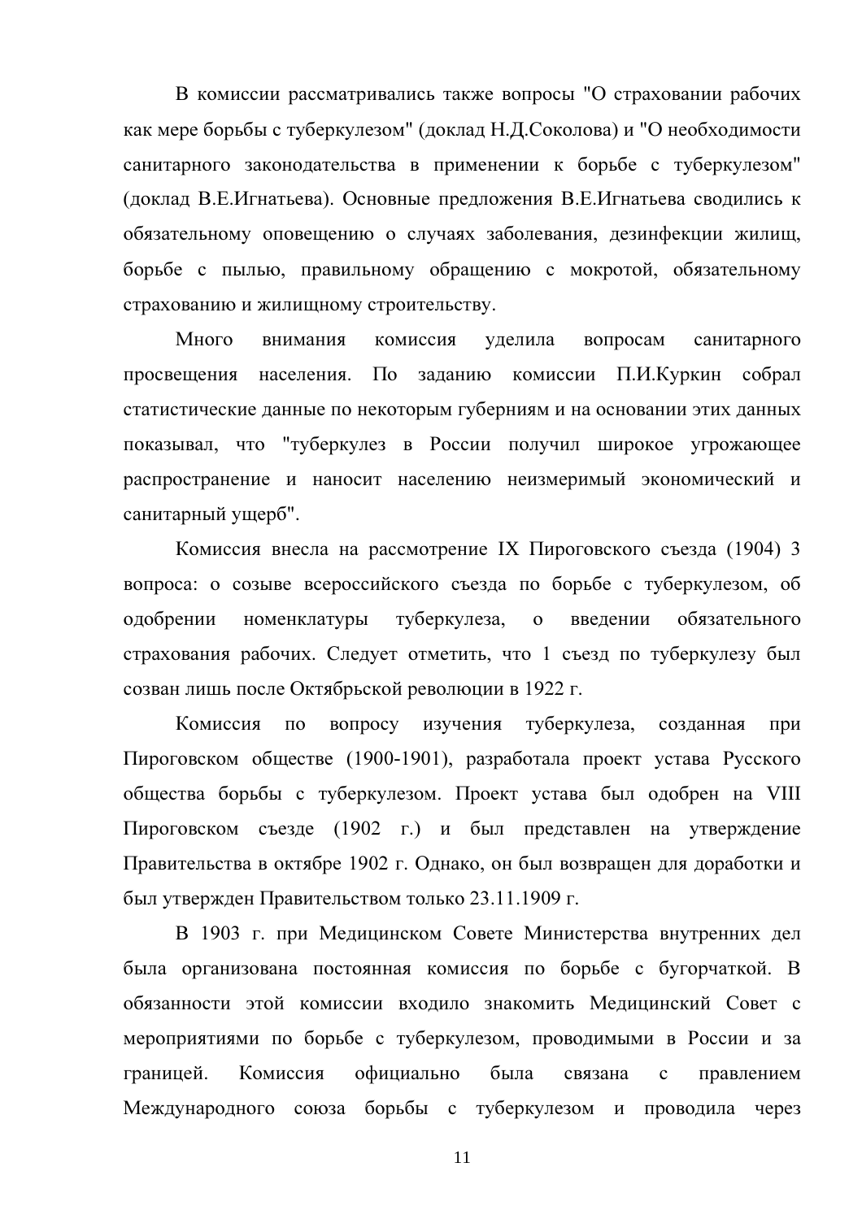В комиссии рассматривались также вопросы "О страховании рабочих как мере борьбы с туберкулезом" (доклад Н.Д.Соколова) и "О необходимости санитарного законодательства в применении к борьбе с туберкулезом" (доклад В.Е.Игнатьева). Основные предложения В.Е.Игнатьева сводились к обязательному оповещению о случаях заболевания, дезинфекции жилищ, борьбе с пылью, правильному обращению с мокротой, обязательному страхованию и жилищному строительству.

Много внимания комиссия уделила вопросам санитарного просвещения населения. По заданию комиссии П.И.Куркин собрал статистические данные по некоторым губерниям и на основании этих данных показывал, что "туберкулез в России получил широкое угрожающее распространение и наносит населению неизмеримый экономический и санитарный ущерб".

Комиссия внесла на рассмотрение IX Пироговского съезда (1904) 3 вопроса: о созыве всероссийского съезда по борьбе с туберкулезом, об одобрении номенклатуры туберкулеза, о введении обязательного страхования рабочих. Следует отметить, что 1 съезд по туберкулезу был созван лишь после Октябрьской революции в 1922 г.

Комиссия по вопросу изучения туберкулеза, созданная при Пироговском обществе (1900-1901), разработала проект устава Русского общества борьбы с туберкулезом. Проект устава был одобрен на VIII Пироговском съезде (1902 г.) и был представлен на утверждение Правительства в октябре 1902 г. Однако, он был возвращен для доработки и был утвержден Правительством только 23.11.1909 г.

В 1903 г. при Медицинском Совете Министерства внутренних дел была организована постоянная комиссия по борьбе с бугорчаткой. В обязанности этой комиссии входило знакомить Медицинский Совет с мероприятиями по борьбе с туберкулезом, проводимыми в России и за границей. Комиссия официально была связана с правлением Международного союза борьбы с туберкулезом и проводила через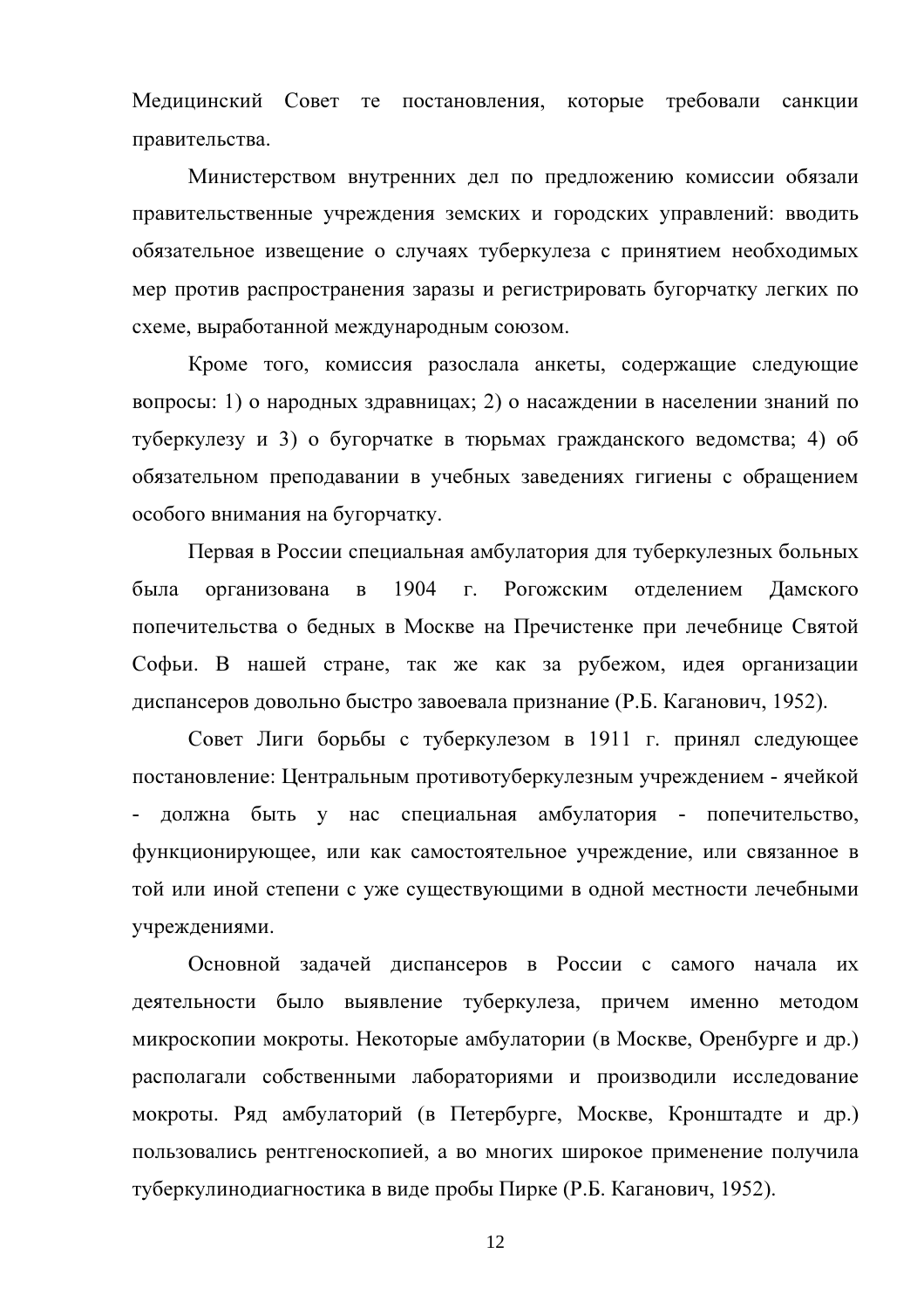Медицинский Совет те постановления, которые требовали санкции правительства.

Министерством внутренних дел по предложению комиссии обязали правительственные учреждения земских и городских управлений: вводить обязательное извещение о случаях туберкулеза с принятием необходимых мер против распространения заразы и регистрировать бугорчатку легких по схеме, выработанной международным союзом.

Кроме того, комиссия разослала анкеты, содержащие следующие вопросы: 1) о народных здравницах; 2) о насаждении в населении знаний по туберкулезу и 3) о бугорчатке в тюрьмах гражданского ведомства; 4) об обязательном преподавании в учебных заведениях гигиены с обращением особого внимания на бугорчатку.

Первая в России специальная амбулатория для туберкулезных больных была организована в 1904 г. Рогожским отделением Дамского попечительства о бедных в Москве на Пречистенке при лечебнице Святой Софьи. В нашей стране, так же как за рубежом, идея организации диспансеров довольно быстро завоевала признание (Р.Б. Каганович, 1952).

Совет Лиги борьбы с туберкулезом в 1911 г. принял следующее постановление: Центральным противотуберкулезным учреждением - ячейкой - должна быть у нас специальная амбулатория - попечительство, функционирующее, или как самостоятельное учреждение, или связанное в той или иной степени с уже существующими в одной местности лечебными учреждениями.

Основной задачей диспансеров в России с самого начала их деятельности было выявление туберкулеза, причем именно методом микроскопии мокроты. Некоторые амбулатории (в Москве, Оренбурге и др.) располагали собственными лабораториями и производили исследование мокроты. Ряд амбулаторий (в Петербурге, Москве, Кронштадте и др.) пользовались рентгеноскопией, а во многих широкое применение получила туберкулинодиагностика в виде пробы Пирке (Р.Б. Каганович, 1952).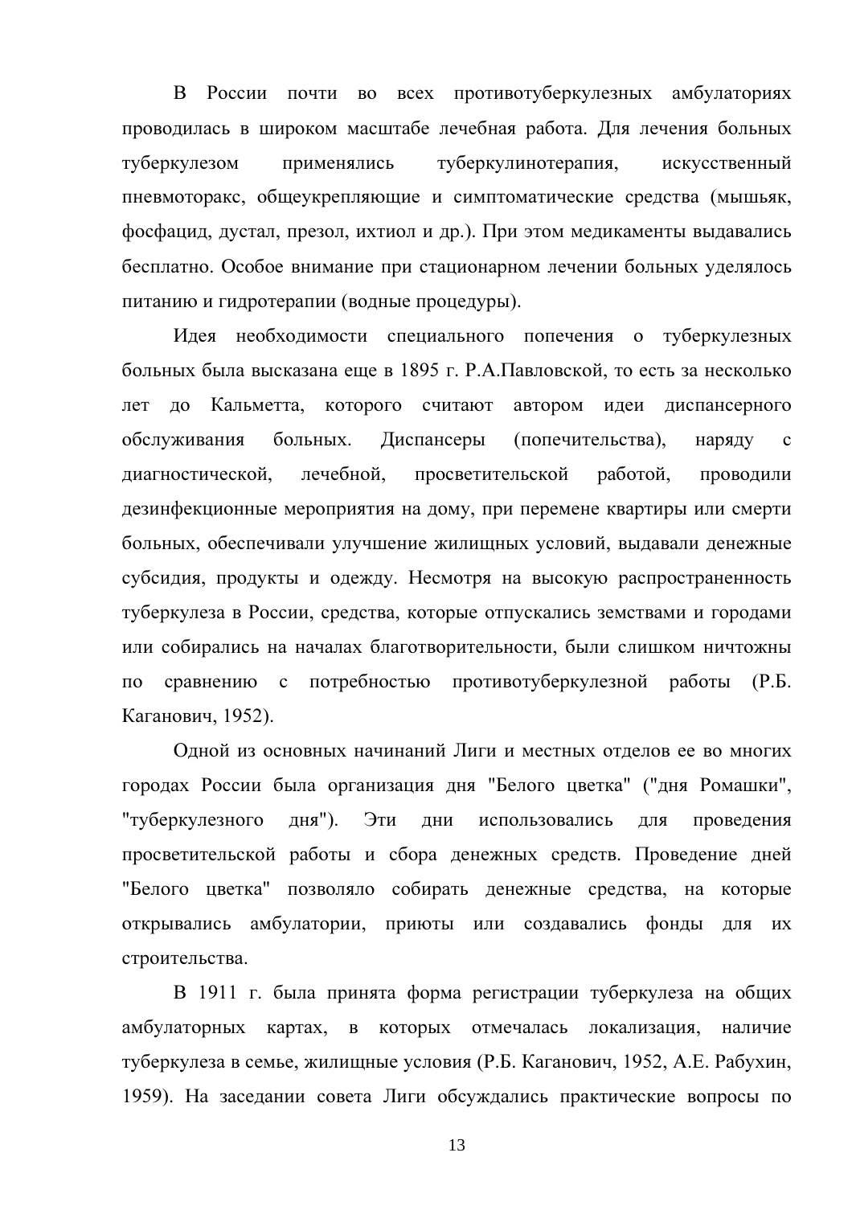В России почти во всех противотуберкулезных амбулаториях проводилась в широком масштабе лечебная работа. Для лечения больных туберкулезом применялись туберкулинотерапия, искусственный пневмоторакс, общеукрепляющие и симптоматические средства (мышьяк, фосфацид, дустал, презол, ихтиол и др.). При этом медикаменты выдавались бесплатно. Особое внимание при стационарном лечении больных уделялось питанию и гидротерапии (водные процедуры).

Идея необходимости специального попечения о туберкулезных больных была высказана еще в 1895 г. Р.А.Павловской, то есть за несколько лет до Кальметта, которого считают автором идеи диспансерного обслуживания больных. Диспансеры (попечительства), наряду с диагностической, лечебной, просветительской работой, проводили дезинфекционные мероприятия на дому, при перемене квартиры или смерти больных, обеспечивали улучшение жилищных условий, выдавали денежные субсидия, продукты и одежду. Несмотря на высокую распространенность туберкулеза в России, средства, которые отпускались земствами и городами или собирались на началах благотворительности, были слишком ничтожны по сравнению с потребностью противотуберкулезной работы (Р.Б. Каганович, 1952).

Одной из основных начинаний Лиги и местных отделов ее во многих городах России была организация дня "Белого цветка" ("дня Ромашки", "туберкулезного дня"). Эти дни использовались для проведения просветительской работы и сбора денежных средств. Проведение дней "Белого цветка" позволяло собирать денежные средства, на которые открывались амбулатории, приюты или создавались фонды для их строительства.

В 1911 г. была принята форма регистрации туберкулеза на общих амбулаторных картах, в которых отмечалась локализация, наличие туберкулеза в семье, жилищные условия (Р.Б. Каганович, 1952, А.Е. Рабухин, 1959). На заседании совета Лиги обсуждались практические вопросы по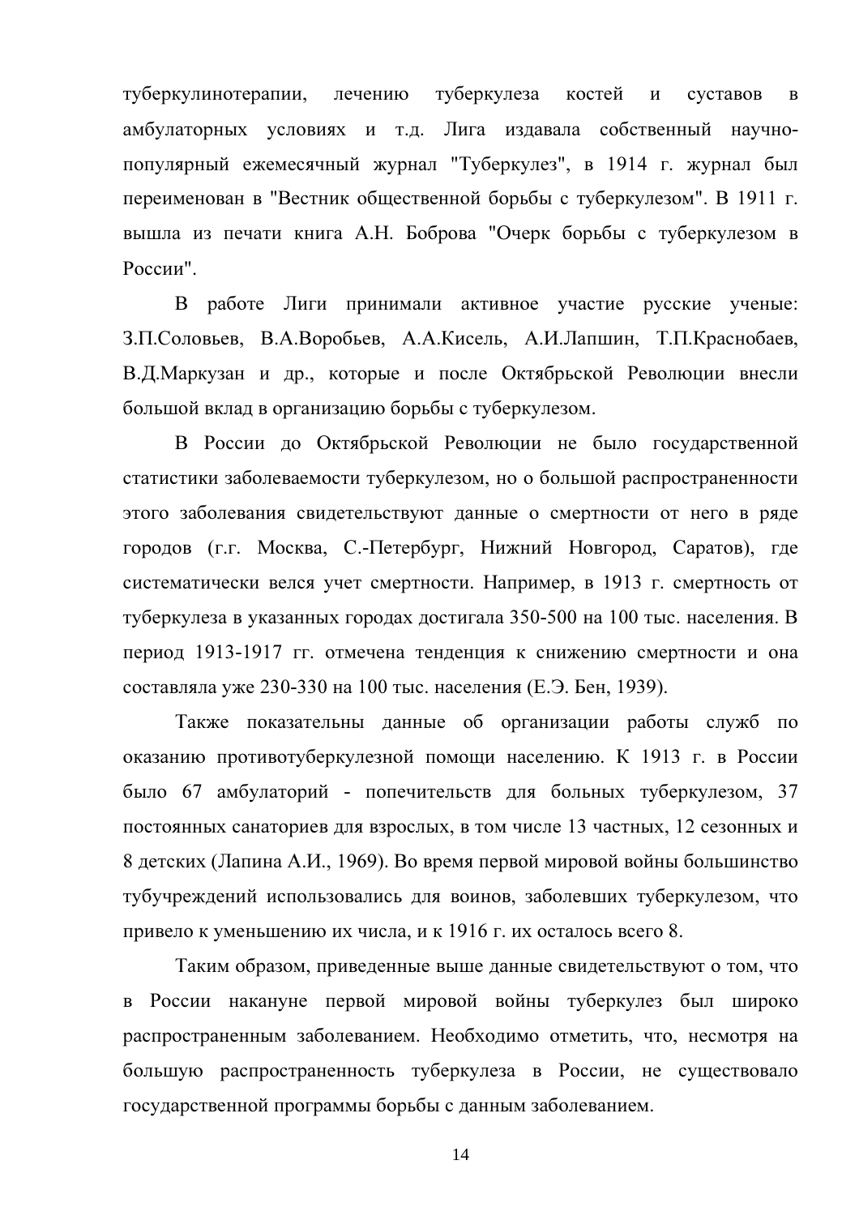туберкулинотерапии, лечению туберкулеза костей и суставов в амбулаторных условиях и т.д. Лига издавала собственный научно-популярный ежемесячный журнал "Туберкулез", в 1914 г. журнал был переименован в "Вестник общественной борьбы с туберкулезом". В 1911 г. вышла из печати книга А.Н. Боброва "Очерк борьбы с туберкулезом в России".

В работе Лиги принимали активное участие русские ученые: З.П.Соловьев, В.А.Воробьев, А.А.Кисель, А.И.Лапшин, Т.П.Краснобаев, В.Д.Маркузан и др., которые и после Октябрьской Революции внесли большой вклад в организацию борьбы с туберкулезом.

В России до Октябрьской Революции не было государственной статистики заболеваемости туберкулезом, но о большой распространенности этого заболевания свидетельствуют данные о смертности от него в ряде городов (г.г. Москва, С.-Петербург, Нижний Новгород, Саратов), где систематически велся учет смертности. Например, в 1913 г. смертность от туберкулеза в указанных городах достигала 350-500 на 100 тыс. населения. В период 1913-1917 гг. отмечена тенденция к снижению смертности и она составляла уже 230-330 на 100 тыс. населения (Е.Э. Бен, 1939).

Также показательны данные об организации работы служб по оказанию противотуберкулезной помощи населению. К 1913 г. в России было 67 амбулаторий - попечительств для больных туберкулезом, 37 постоянных санаториев для взрослых, в том числе 13 частных, 12 сезонных и 8 детских (Лапина А.И., 1969). Во время первой мировой войны большинство тубучреждений использовались для воинов, заболевших туберкулезом, что привело к уменьшению их числа, и к 1916 г. их осталось всего 8.

Таким образом, приведенные выше данные свидетельствуют о том, что в России накануне первой мировой войны туберкулез был широко распространенным заболеванием. Необходимо отметить, что, несмотря на большую распространенность туберкулеза в России, не существовало государственной программы борьбы с данным заболеванием.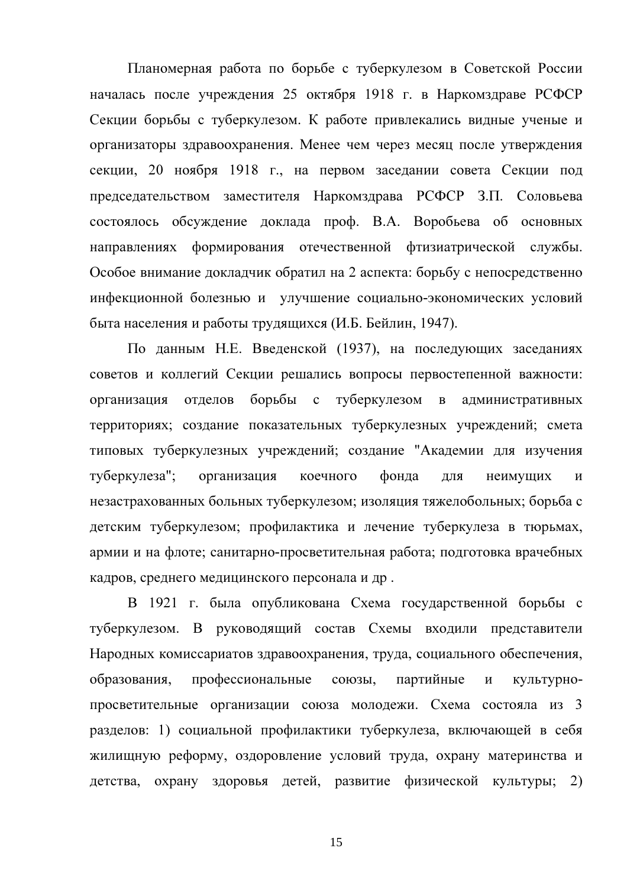Планомерная работа по борьбе с туберкулезом в Советской России началась после учреждения 25 октября 1918 г. в Наркомздраве РСФСР Секции борьбы с туберкулезом. К работе привлекались видные ученые и организаторы здравоохранения. Менее чем через месяц после утверждения секции, 20 ноября 1918 г., на первом заседании совета Секции под председательством заместителя Наркомздрава РСФСР З.П. Соловьева состоялось обсуждение доклада проф. В.А. Воробьева об основных направлениях формирования отечественной фтизиатрической службы. Особое внимание докладчик обратил на 2 аспекта: борьбу с непосредственно инфекционной болезнью и улучшение социально-экономических условий быта населения и работы трудящихся (И.Б. Бейлин, 1947).

По данным Н.Е. Введенской (1937), на последующих заседаниях советов и коллегий Секции решались вопросы первостепенной важности: организация отделов борьбы с туберкулезом в административных территориях; создание показательных туберкулезных учреждений; смета типовых туберкулезных учреждений; создание "Академии для изучения туберкулеза"; организация коечного фонда для неимущих и незастрахованных больных туберкулезом; изоляция тяжелобольных; борьба с детским туберкулезом; профилактика и лечение туберкулеза в тюрьмах, армии и на флоте; санитарно-просветительная работа; подготовка врачебных кадров, среднего медицинского персонала и др .

В 1921 г. была опубликована Схема государственной борьбы с туберкулезом. В руководящий состав Схемы входили представители Народных комиссариатов здравоохранения, труда, социального обеспечения, образования, профессиональные союзы, партийные и культурно-просветительные организации союза молодежи. Схема состояла из 3 разделов: 1) социальной профилактики туберкулеза, включающей в себя жилищную реформу, оздоровление условий труда, охрану материнства и детства, охрану здоровья детей, развитие физической культуры; 2)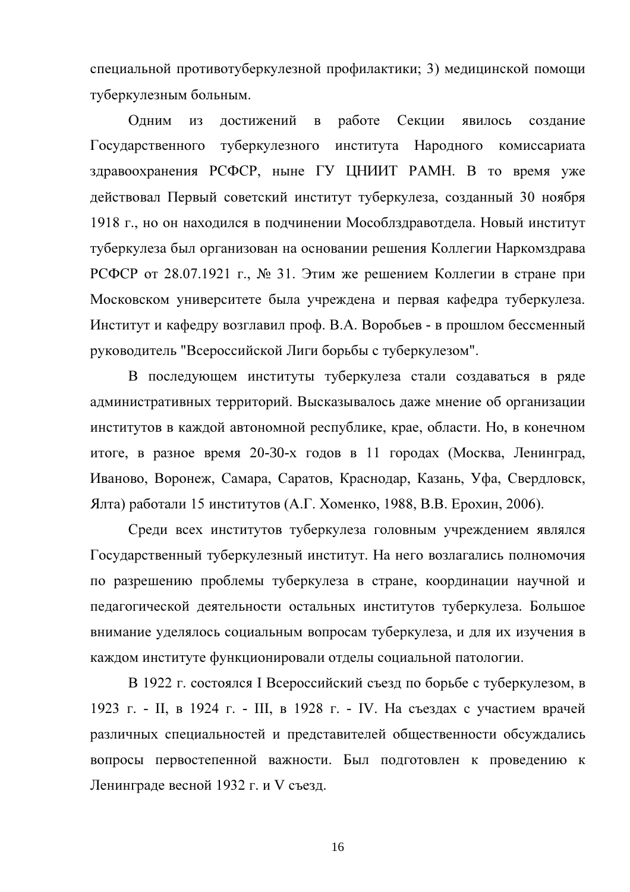специальной противотуберкулезной профилактики; 3) медицинской помощи туберкулезным больным.

Одним из достижений в работе Секции явилось создание Государственного туберкулезного института Народного комиссариата здравоохранения РСФСР, ныне ГУ ЦНИИТ РАМН. В то время уже действовал Первый советский институт туберкулеза, созданный 30 ноября 1918 г., но он находился в подчинении Мособлздравотдела. Новый институт туберкулеза был организован на основании решения Коллегии Наркомздрава РСФСР от 28.07.1921 г., № 31. Этим же решением Коллегии в стране при Московском университете была учреждена и первая кафедра туберкулеза. Институт и кафедру возглавил проф. В.А. Воробьев - в прошлом бессменный руководитель "Всероссийской Лиги борьбы с туберкулезом".

В последующем институты туберкулеза стали создаваться в ряде административных территорий. Высказывалось даже мнение об организации институтов в каждой автономной республике, крае, области. Но, в конечном итоге, в разное время 20-30-х годов в 11 городах (Москва, Ленинград, Иваново, Воронеж, Самара, Саратов, Краснодар, Казань, Уфа, Свердловск, Ялта) работали 15 институтов (А.Г. Хоменко, 1988, В.В. Ерохин, 2006).

Среди всех институтов туберкулеза головным учреждением являлся Государственный туберкулезный институт. На него возлагались полномочия по разрешению проблемы туберкулеза в стране, координации научной и педагогической деятельности остальных институтов туберкулеза. Большое внимание уделялось социальным вопросам туберкулеза, и для их изучения в каждом институте функционировали отделы социальной патологии.

В 1922 г. состоялся I Всероссийский съезд по борьбе с туберкулезом, в 1923 г. - II, в 1924 г. - III, в 1928 г. - IV. На съездах с участием врачей различных специальностей и представителей общественности обсуждались вопросы первостепенной важности. Был подготовлен к проведению к Ленинграде весной 1932 г. и V съезд.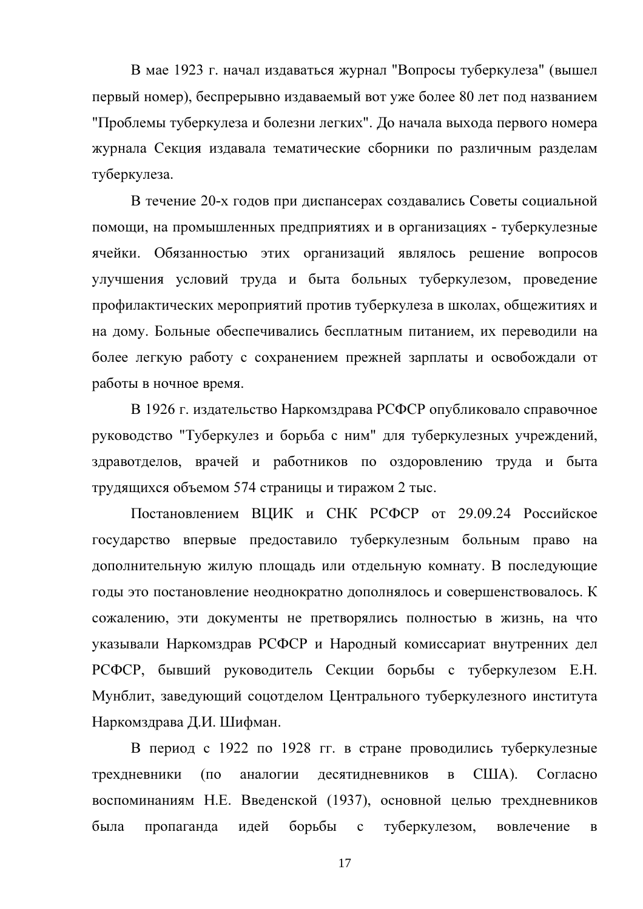В мае 1923 г. начал издаваться журнал "Вопросы туберкулеза" (вышел первый номер), беспрерывно издаваемый вот уже более 80 лет под названием "Проблемы туберкулеза и болезни легких". До начала выхода первого номера журнала Секция издавала тематические сборники по различным разделам туберкулеза.

В течение 20-х годов при диспансерах создавались Советы социальной помощи, на промышленных предприятиях и в организациях - туберкулезные ячейки. Обязанностью этих организаций являлось решение вопросов улучшения условий труда и быта больных туберкулезом, проведение профилактических мероприятий против туберкулеза в школах, общежитиях и на дому. Больные обеспечивались бесплатным питанием, их переводили на более легкую работу с сохранением прежней зарплаты и освобождали от работы в ночное время.

В 1926 г. издательство Наркомздрава РСФСР опубликовало справочное руководство "Туберкулез и борьба с ним" для туберкулезных учреждений, здравотделов, врачей и работников по оздоровлению труда и быта трудящихся объемом 574 страницы и тиражом 2 тыс.

Постановлением ВЦИК и СНК РСФСР от 29.09.24 Российское государство впервые предоставило туберкулезным больным право на дополнительную жилую площадь или отдельную комнату. В последующие годы это постановление неоднократно дополнялось и совершенствовалось. К сожалению, эти документы не претворялись полностью в жизнь, на что указывали Наркомздрав РСФСР и Народный комиссариат внутренних дел РСФСР, бывший руководитель Секции борьбы с туберкулезом Е.Н. Мунблит, заведующий соцотделом Центрального туберкулезного института Наркомздрава Д.И. Шифман.

В период с 1922 по 1928 гг. в стране проводились туберкулезные трехдневники (по аналогии десятидневников в США). Согласно воспоминаниям Н.Е. Введенской (1937), основной целью трехдневников была пропаганда идей борьбы с туберкулезом, вовлечение в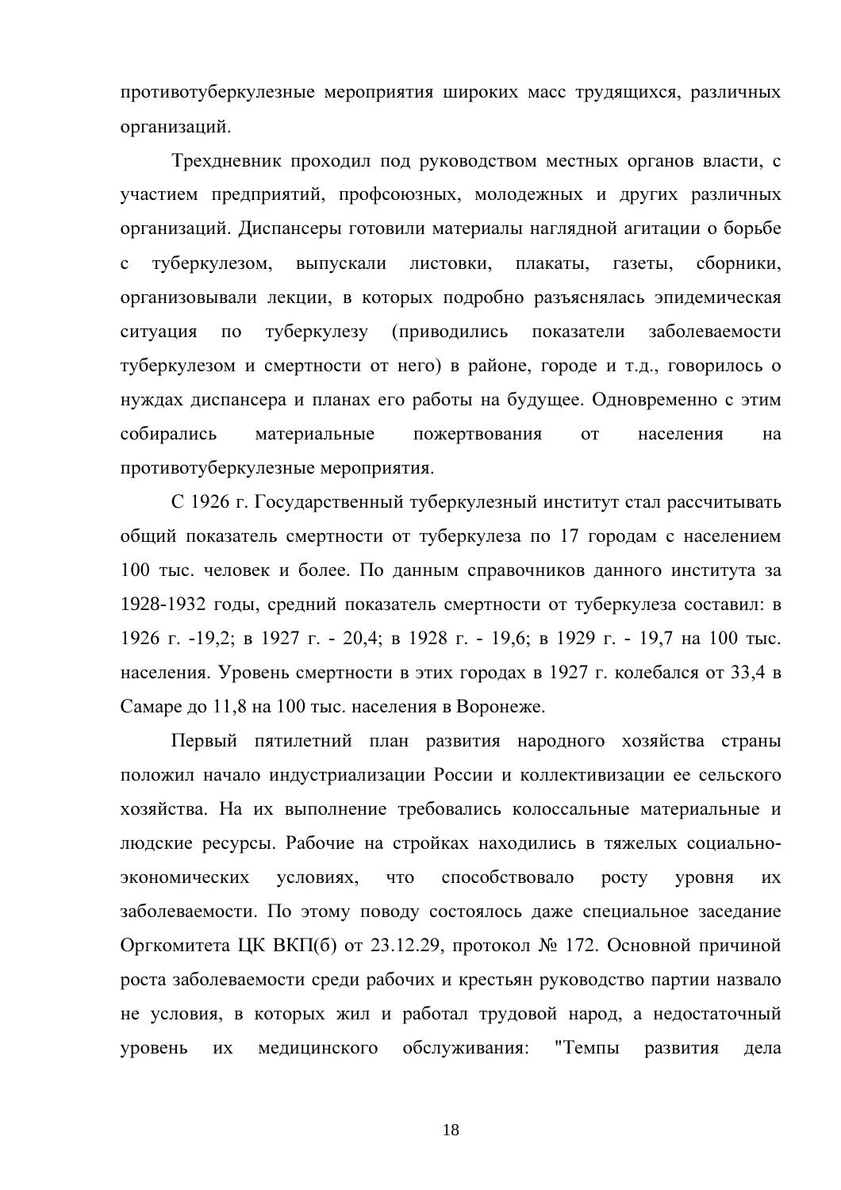противотуберкулезные мероприятия широких масс трудящихся, различных организаций.

Трехдневник проходил под руководством местных органов власти, с участием предприятий, профсоюзных, молодежных и других различных организаций. Диспансеры готовили материалы наглядной агитации о борьбе с туберкулезом, выпускали листовки, плакаты, газеты, сборники, организовывали лекции, в которых подробно разъяснялась эпидемическая ситуация по туберкулезу (приводились показатели заболеваемости туберкулезом и смертности от него) в районе, городе и т.д., говорилось о нуждах диспансера и планах его работы на будущее. Одновременно с этим собирались материальные пожертвования от населения на противотуберкулезные мероприятия.

С 1926 г. Государственный туберкулезный институт стал рассчитывать общий показатель смертности от туберкулеза по 17 городам с населением 100 тыс. человек и более. По данным справочников данного института за 1928-1932 годы, средний показатель смертности от туберкулеза составил: в 1926 г. -19,2; в 1927 г. - 20,4; в 1928 г. - 19,6; в 1929 г. - 19,7 на 100 тыс. населения. Уровень смертности в этих городах в 1927 г. колебался от 33,4 в Самаре до 11,8 на 100 тыс. населения в Воронеже.

Первый пятилетний план развития народного хозяйства страны положил начало индустриализации России и коллективизации ее сельского хозяйства. На их выполнение требовались колоссальные материальные и людские ресурсы. Рабочие на стройках находились в тяжелых социально-экономических условиях, что способствовало росту уровня их заболеваемости. По этому поводу состоялось даже специальное заседание Оргкомитета ЦК ВКП(б) от 23.12.29, протокол № 172. Основной причиной роста заболеваемости среди рабочих и крестьян руководство партии назвало не условия, в которых жил и работал трудовой народ, а недостаточный уровень их медицинского обслуживания: "Темпы развития дела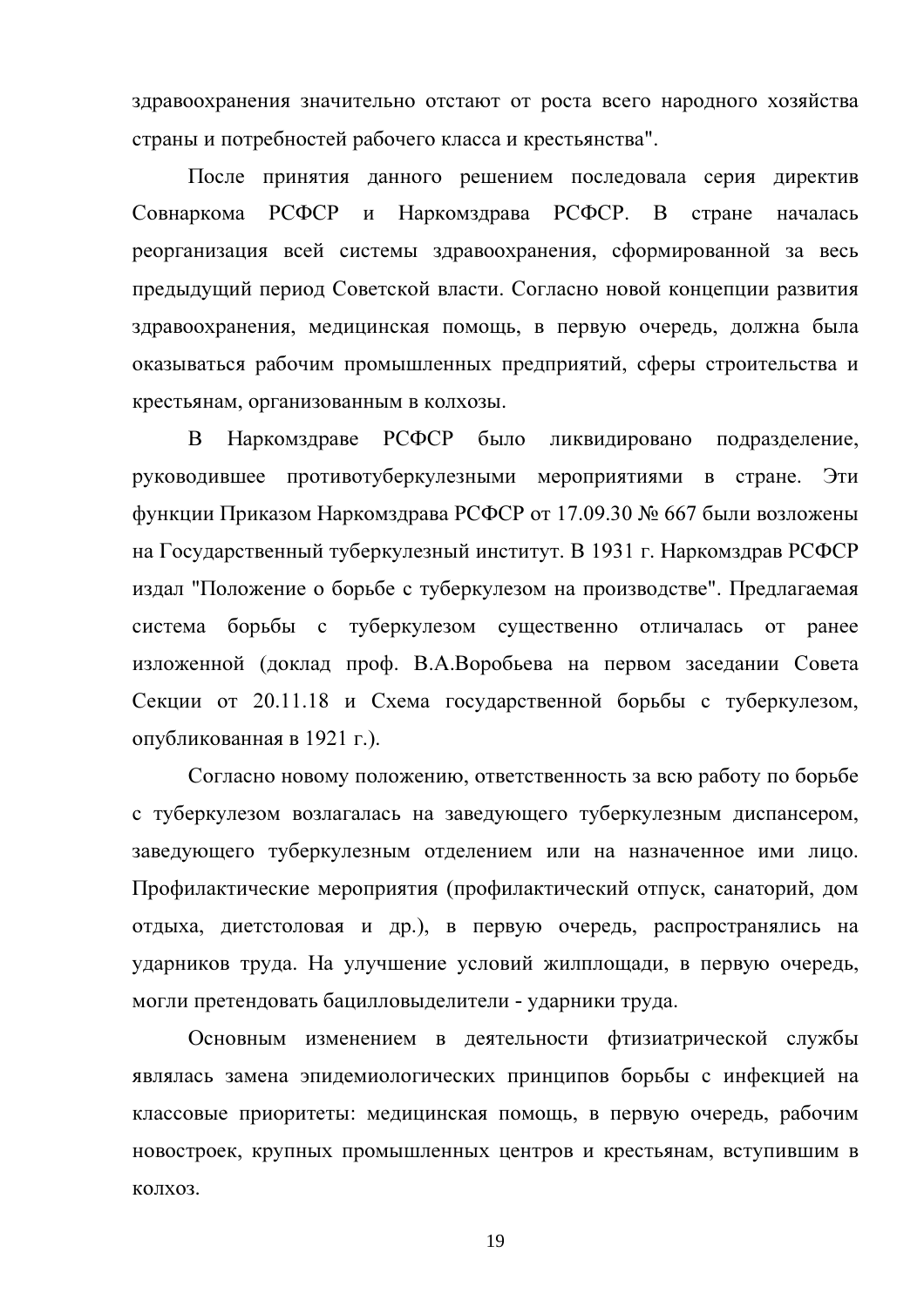здравоохранения значительно отстают от роста всего народного хозяйства страны и потребностей рабочего класса и крестьянства".

После принятия данного решением последовала серия директив Совнаркома РСФСР и Наркомздрава РСФСР. В стране началась реорганизация всей системы здравоохранения, сформированной за весь предыдущий период Советской власти. Согласно новой концепции развития здравоохранения, медицинская помощь, в первую очередь, должна была оказываться рабочим промышленных предприятий, сферы строительства и крестьянам, организованным в колхозы.

В Наркомздраве РСФСР было ликвидировано подразделение, руководившее противотуберкулезными мероприятиями в стране. Эти функции Приказом Наркомздрава РСФСР от 17.09.30 № 667 были возложены на Государственный туберкулезный институт. В 1931 г. Наркомздрав РСФСР издал "Положение о борьбе с туберкулезом на производстве". Предлагаемая система борьбы с туберкулезом существенно отличалась от ранее изложенной (доклад проф. В.А.Воробьева на первом заседании Совета Секции от 20.11.18 и Схема государственной борьбы с туберкулезом, опубликованная в 1921 г.).

Согласно новому положению, ответственность за всю работу по борьбе с туберкулезом возлагалась на заведующего туберкулезным диспансером, заведующего туберкулезным отделением или на назначенное ими лицо. Профилактические мероприятия (профилактический отпуск, санаторий, дом отдыха, диетстоловая и др.), в первую очередь, распространялись на ударников труда. На улучшение условий жилплощади, в первую очередь, могли претендовать бацилловыделители - ударники труда.

Основным изменением в деятельности фтизиатрической службы являлась замена эпидемиологических принципов борьбы с инфекцией на классовые приоритеты: медицинская помощь, в первую очередь, рабочим новостроек, крупных промышленных центров и крестьянам, вступившим в колхоз.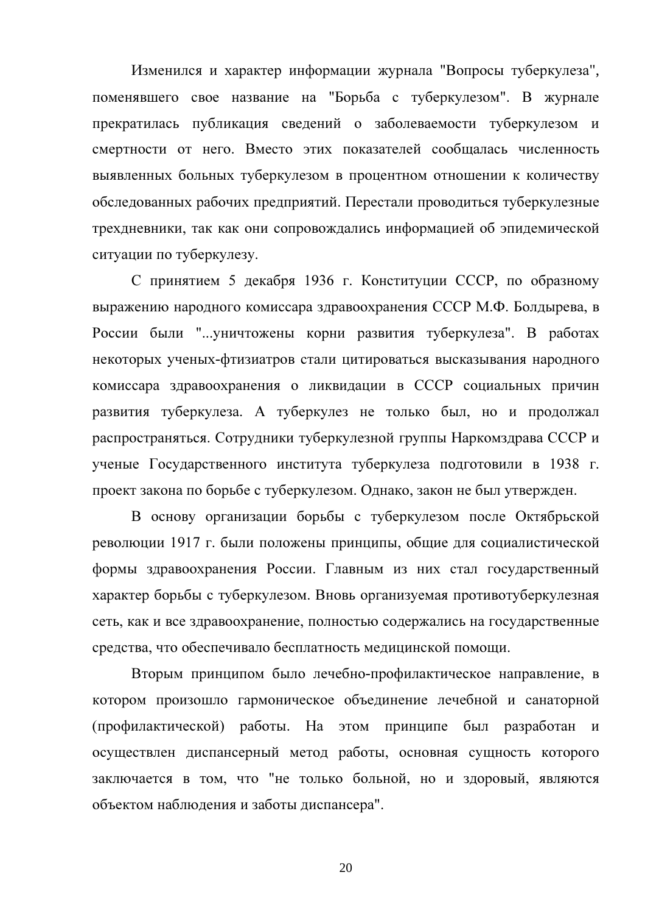Изменился и характер информации журнала "Вопросы туберкулеза", поменявшего свое название на "Борьба с туберкулезом". В журнале прекратилась публикация сведений о заболеваемости туберкулезом и смертности от него. Вместо этих показателей сообщалась численность выявленных больных туберкулезом в процентном отношении к количеству обследованных рабочих предприятий. Перестали проводиться туберкулезные трехдневники, так как они сопровождались информацией об эпидемической ситуации по туберкулезу.

С принятием 5 декабря 1936 г. Конституции СССР, по образному выражению народного комиссара здравоохранения СССР М.Ф. Болдырева, в России были "...уничтожены корни развития туберкулеза". В работах некоторых ученых-фтизиатров стали цитироваться высказывания народного комиссара здравоохранения о ликвидации в СССР социальных причин развития туберкулеза. А туберкулез не только был, но и продолжал распространяться. Сотрудники туберкулезной группы Наркомздрава СССР и ученые Государственного института туберкулеза подготовили в 1938 г. проект закона по борьбе с туберкулезом. Однако, закон не был утвержден.

В основу организации борьбы с туберкулезом после Октябрьской революции 1917 г. были положены принципы, общие для социалистической формы здравоохранения России. Главным из них стал государственный характер борьбы с туберкулезом. Вновь организуемая противотуберкулезная сеть, как и все здравоохранение, полностью содержались на государственные средства, что обеспечивало бесплатность медицинской помощи.

Вторым принципом было лечебно-профилактическое направление, в котором произошло гармоническое объединение лечебной и санаторной (профилактической) работы. На этом принципе был разработан и осуществлен диспансерный метод работы, основная сущность которого заключается в том, что "не только больной, но и здоровый, являются объектом наблюдения и заботы диспансера".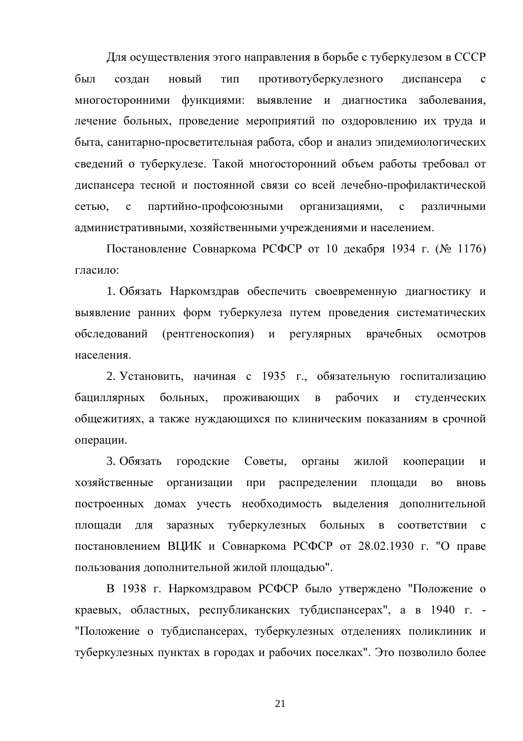Для осуществления этого направления в борьбе с туберкулезом в СССР был создан новый тип противотуберкулезного диспансера с многосторонними функциями: выявление и диагностика заболевания, лечение больных, проведение мероприятий по оздоровлению их труда и быта, санитарно-просветительная работа, сбор и анализ эпидемиологических сведений о туберкулезе. Такой многосторонний объем работы требовал от диспансера тесной и постоянной связи со всей лечебно-профилактической сетью, с партийно-профсоюзными организациями, с различными административными, хозяйственными учреждениями и населением.

Постановление Совнаркома РСФСР от 10 декабря 1934 г. (№ 1176) гласило:

1. Обязать Наркомздрав обеспечить своевременную диагностику и выявление ранних форм туберкулеза путем проведения систематических обследований (рентгеноскопия) и регулярных врачебных осмотров населения.

2. Установить, начиная с 1935 г., обязательную госпитализацию бациллярных больных, проживающих в рабочих и студенческих общежитиях, а также нуждающихся по клиническим показаниям в срочной операции.

3. Обязать городские Советы, органы жилой кооперации и хозяйственные организации при распределении площади во вновь построенных домах учесть необходимость выделения дополнительной площади для заразных туберкулезных больных в соответствии с постановлением ВЦИК и Совнаркома РСФСР от 28.02.1930 г. "О праве пользования дополнительной жилой площадью".

В 1938 г. Наркомздравом РСФСР было утверждено "Положение о краевых, областных, республиканских тубдиспансерах", а в 1940 г. - "Положение о тубдиспансерах, туберкулезных отделениях поликлиник и туберкулезных пунктах в городах и рабочих поселках". Это позволило более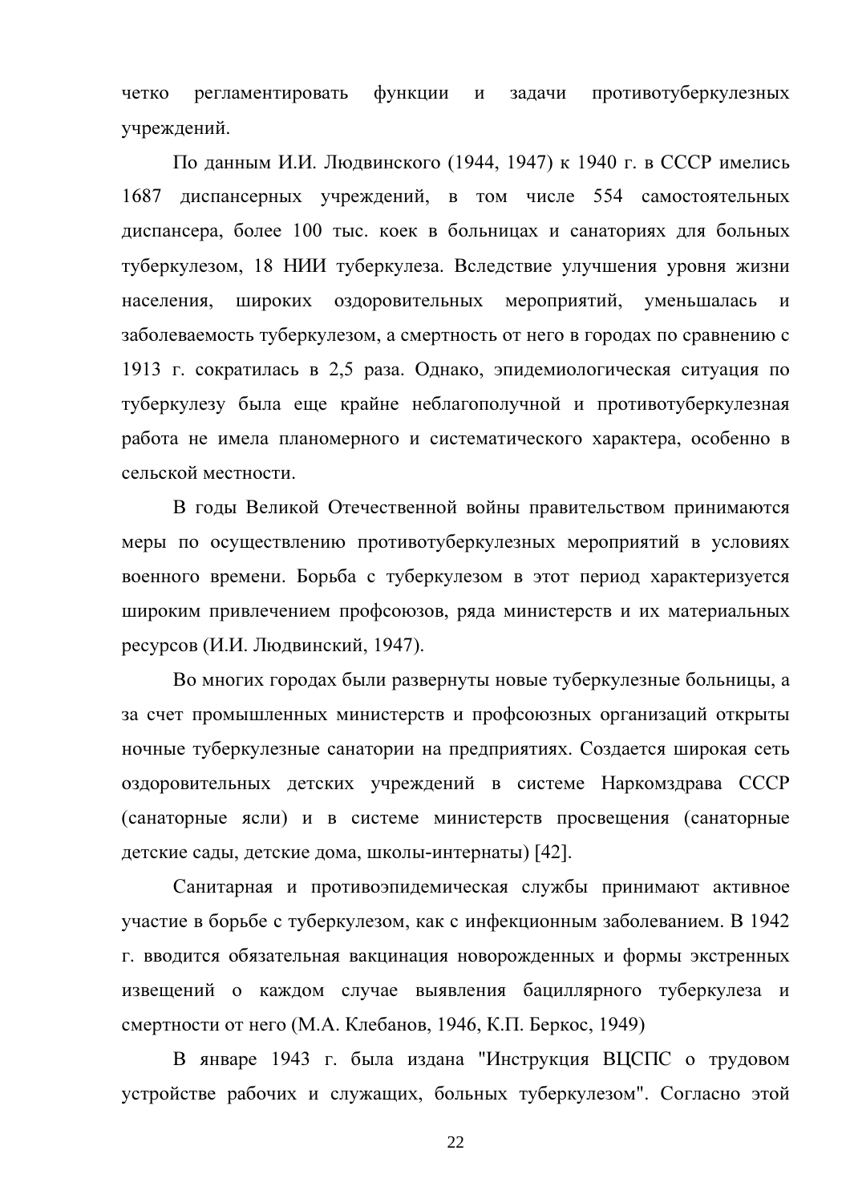четко регламентировать функции и задачи противотуберкулезных учреждений.

По данным И.И. Людвинского (1944, 1947) к 1940 г. в СССР имелись 1687 диспансерных учреждений, в том числе 554 самостоятельных диспансера, более 100 тыс. коек в больницах и санаториях для больных туберкулезом, 18 НИИ туберкулеза. Вследствие улучшения уровня жизни населения, широких оздоровительных мероприятий, уменьшалась и заболеваемость туберкулезом, а смертность от него в городах по сравнению с 1913 г. сократилась в 2,5 раза. Однако, эпидемиологическая ситуация по туберкулезу была еще крайне неблагополучной и противотуберкулезная работа не имела планомерного и систематического характера, особенно в сельской местности.

В годы Великой Отечественной войны правительством принимаются меры по осуществлению противотуберкулезных мероприятий в условиях военного времени. Борьба с туберкулезом в этот период характеризуется широким привлечением профсоюзов, ряда министерств и их материальных ресурсов (И.И. Людвинский, 1947).

Во многих городах были развернуты новые туберкулезные больницы, а за счет промышленных министерств и профсоюзных организаций открыты ночные туберкулезные санатории на предприятиях. Создается широкая сеть оздоровительных детских учреждений в системе Наркомздрава СССР (санаторные ясли) и в системе министерств просвещения (санаторные детские сады, детские дома, школы-интернаты) [42].

Санитарная и противоэпидемическая службы принимают активное участие в борьбе с туберкулезом, как с инфекционным заболеванием. В 1942 г. вводится обязательная вакцинация новорожденных и формы экстренных извещений о каждом случае выявления бациллярного туберкулеза и смертности от него (М.А. Клебанов, 1946, К.П. Беркос, 1949)

В январе 1943 г. была издана "Инструкция ВЦСПС о трудовом устройстве рабочих и служащих, больных туберкулезом". Согласно этой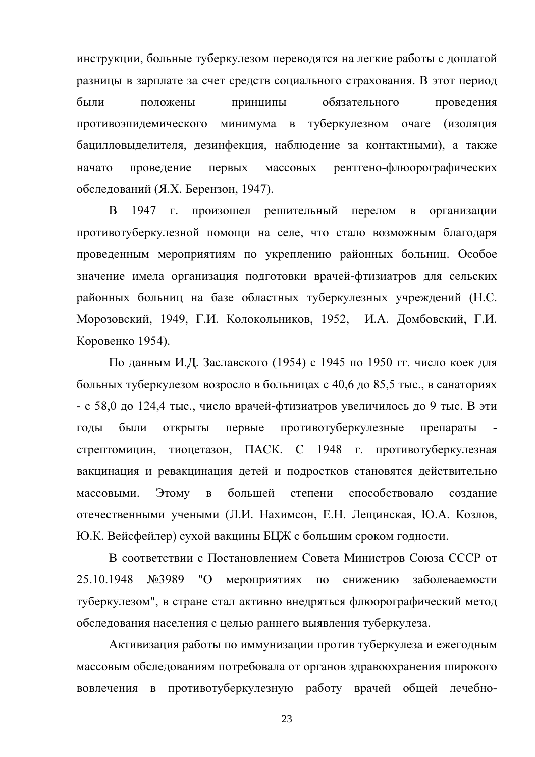инструкции, больные туберкулезом переводятся на легкие работы с доплатой разницы в зарплате за счет средств социального страхования. В этот период были положены принципы обязательного проведения противоэпидемического минимума в туберкулезном очаге (изоляция бацилловыделителя, дезинфекция, наблюдение за контактными), а также начато проведение первых массовых рентгено-флюорографических обследований (Я.Х. Берензон, 1947).

В 1947 г. произошел решительный перелом в организации противотуберкулезной помощи на селе, что стало возможным благодаря проведенным мероприятиям по укреплению районных больниц. Особое значение имела организация подготовки врачей-фтизиатров для сельских районных больниц на базе областных туберкулезных учреждений (Н.С. Морозовский, 1949, Г.И. Колокольников, 1952, И.А. Домбовский, Г.И. Коровенко 1954).

По данным И.Д. Заславского (1954) с 1945 по 1950 гг. число коек для больных туберкулезом возросло в больницах с 40,6 до 85,5 тыс., в санаториях - с 58,0 до 124,4 тыс., число врачей-фтизиатров увеличилось до 9 тыс. В эти годы были открыты первые противотуберкулезные препараты - стрептомицин, тиоцетазон, ПАСК. С 1948 г. противотуберкулезная вакцинация и ревакцинация детей и подростков становятся действительно массовыми. Этому в большей степени способствовало создание отечественными учеными (Л.И. Нахимсон, Е.Н. Лещинская, Ю.А. Козлов, Ю.К. Вейсфейлер) сухой вакцины БЦЖ с большим сроком годности.

В соответствии с Постановлением Совета Министров Союза СССР от 25.10.1948 №3989 "О мероприятиях по снижению заболеваемости туберкулезом", в стране стал активно внедряться флюорографический метод обследования населения с целью раннего выявления туберкулеза.

Активизация работы по иммунизации против туберкулеза и ежегодным массовым обследованиям потребовала от органов здравоохранения широкого вовлечения в противотуберкулезную работу врачей общей лечебно-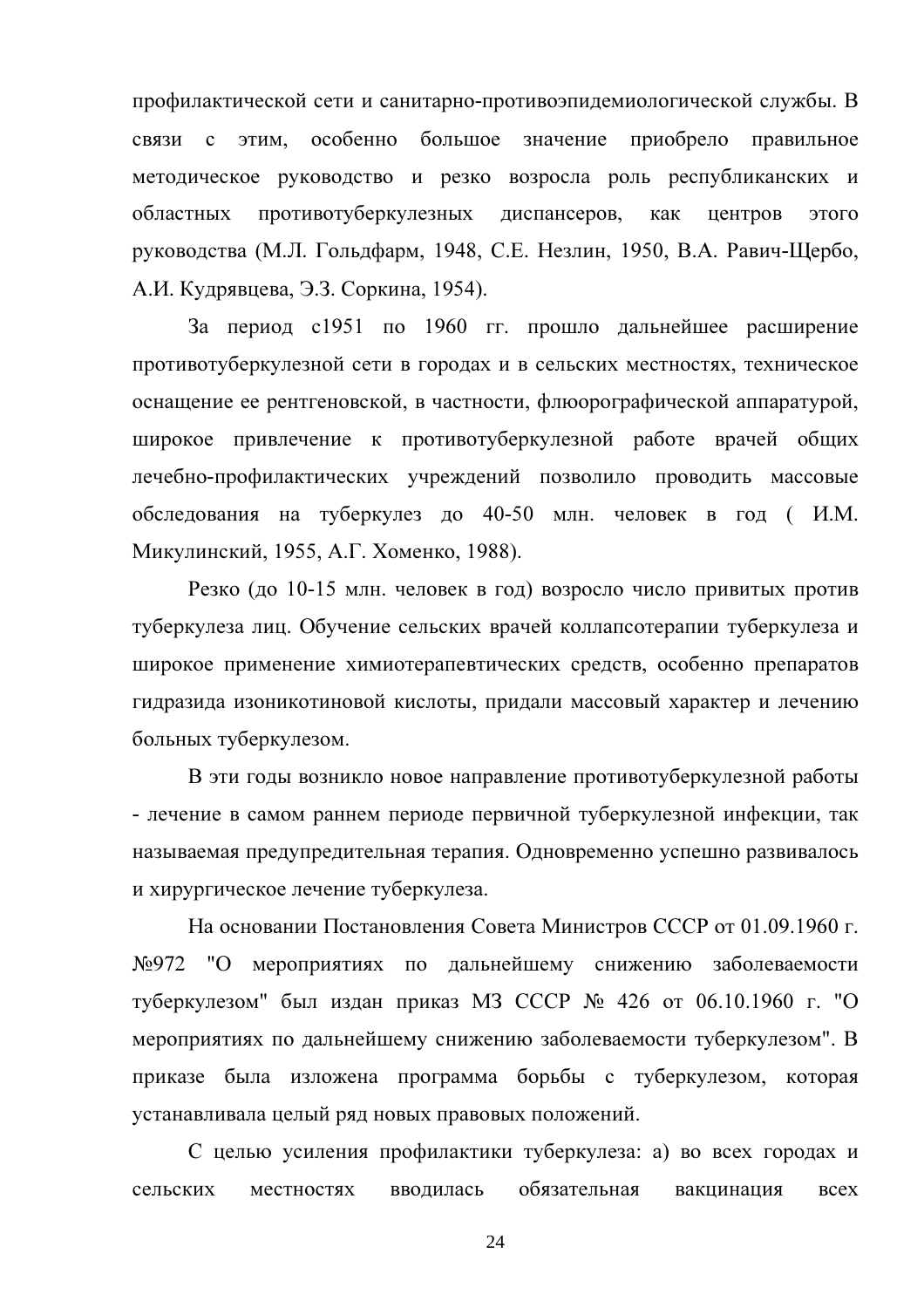профилактической сети и санитарно-противоэпидемиологической службы. В связи с этим, особенно большое значение приобрело правильное методическое руководство и резко возросла роль республиканских и областных противотуберкулезных диспансеров, как центров этого руководства (М.Л. Гольдфарм, 1948, С.Е. Незлин, 1950, В.А. Равич-Щербо, А.И. Кудрявцева, Э.З. Соркина, 1954).

За период с1951 по 1960 гг. прошло дальнейшее расширение противотуберкулезной сети в городах и в сельских местностях, техническое оснащение ее рентгеновской, в частности, флюорографической аппаратурой, широкое привлечение к противотуберкулезной работе врачей общих лечебно-профилактических учреждений позволило проводить массовые обследования на туберкулез до 40-50 млн. человек в год ( И.М. Микулинский, 1955, А.Г. Хоменко, 1988).

Резко (до 10-15 млн. человек в год) возросло число привитых против туберкулеза лиц. Обучение сельских врачей коллапсотерапии туберкулеза и широкое применение химиотерапевтических средств, особенно препаратов гидразида изоникотиновой кислоты, придали массовый характер и лечению больных туберкулезом.

В эти годы возникло новое направление противотуберкулезной работы - лечение в самом раннем периоде первичной туберкулезной инфекции, так называемая предупредительная терапия. Одновременно успешно развивалось и хирургическое лечение туберкулеза.

На основании Постановления Совета Министров СССР от 01.09.1960 г. №972 "О мероприятиях по дальнейшему снижению заболеваемости туберкулезом" был издан приказ МЗ СССР № 426 от 06.10.1960 г. "О мероприятиях по дальнейшему снижению заболеваемости туберкулезом". В приказе была изложена программа борьбы с туберкулезом, которая устанавливала целый ряд новых правовых положений.

С целью усиления профилактики туберкулеза: а) во всех городах и сельских местностях вводилась обязательная вакцинация всех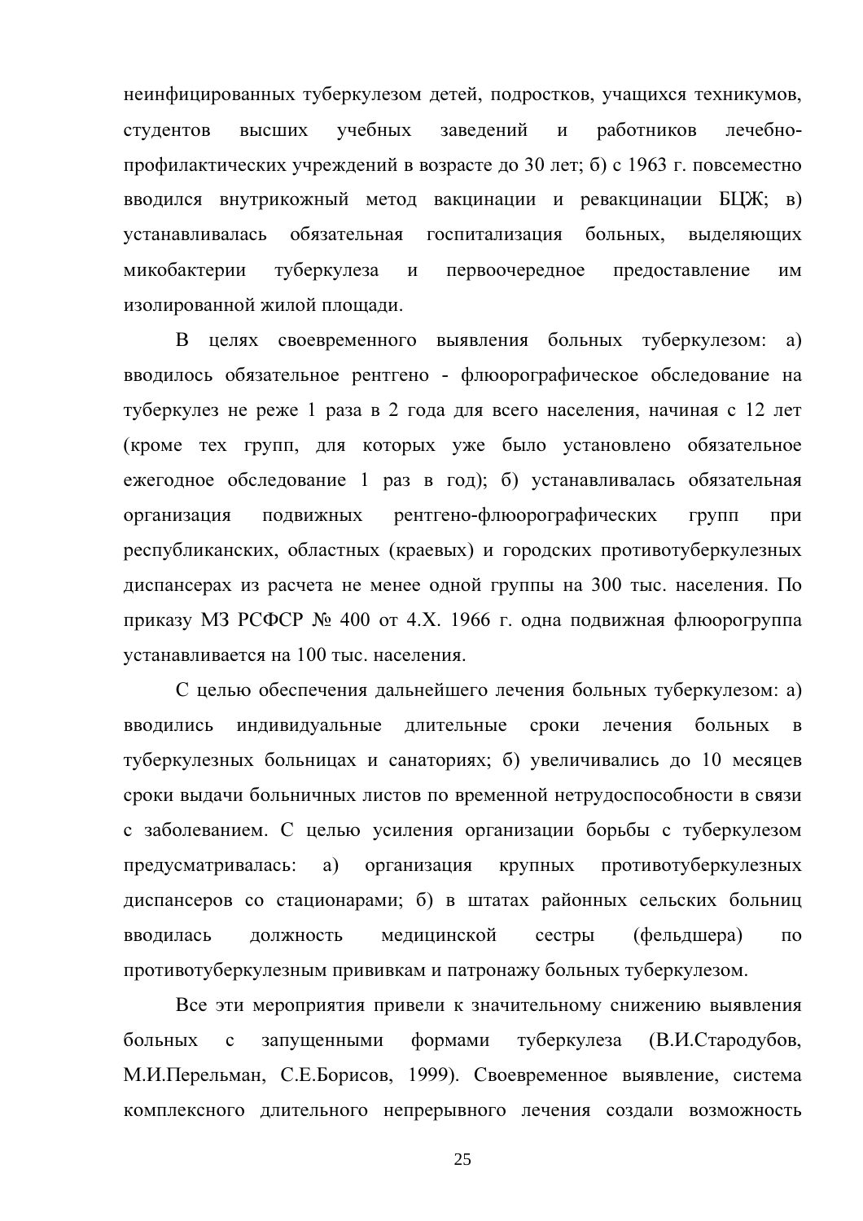неинфицированных туберкулезом детей, подростков, учащихся техникумов, студентов высших учебных заведений и работников лечебно-профилактических учреждений в возрасте до 30 лет; б) с 1963 г. повсеместно вводился внутрикожный метод вакцинации и ревакцинации БЦЖ; в) устанавливалась обязательная госпитализация больных, выделяющих микобактерии туберкулеза и первоочередное предоставление им изолированной жилой площади.

В целях своевременного выявления больных туберкулезом: а) вводилось обязательное рентгено - флюорографическое обследование на туберкулез не реже 1 раза в 2 года для всего населения, начиная с 12 лет (кроме тех групп, для которых уже было установлено обязательное ежегодное обследование 1 раз в год); б) устанавливалась обязательная организация подвижных рентгено-флюорографических групп при республиканских, областных (краевых) и городских противотуберкулезных диспансерах из расчета не менее одной группы на 300 тыс. населения. По приказу МЗ РСФСР № 400 от 4.X. 1966 г. одна подвижная флюорогруппа устанавливается на 100 тыс. населения.

С целью обеспечения дальнейшего лечения больных туберкулезом: а) вводились индивидуальные длительные сроки лечения больных в туберкулезных больницах и санаториях; б) увеличивались до 10 месяцев сроки выдачи больничных листов по временной нетрудоспособности в связи с заболеванием. С целью усиления организации борьбы с туберкулезом предусматривалась: а) организация крупных противотуберкулезных диспансеров со стационарами; б) в штатах районных сельских больниц вводилась должность медицинской сестры (фельдшера) по противотуберкулезным прививкам и патронажу больных туберкулезом.

Все эти мероприятия привели к значительному снижению выявления больных с запущенными формами туберкулеза (В.И.Стародубов, М.И.Перельман, С.Е.Борисов, 1999). Своевременное выявление, система комплексного длительного непрерывного лечения создали возможность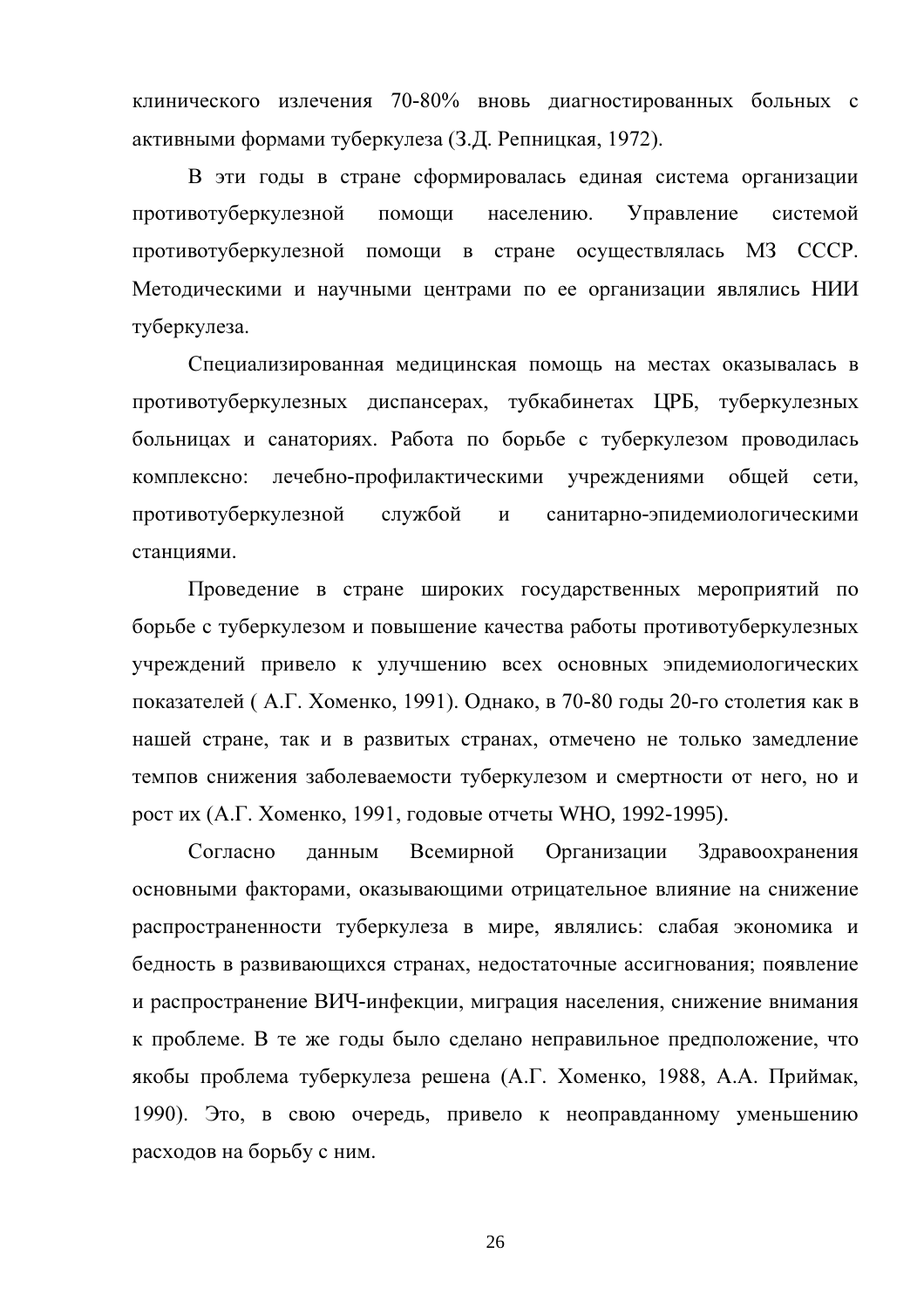клинического излечения 70-80% вновь диагностированных больных с активными формами туберкулеза (З.Д. Репницкая, 1972).

В эти годы в стране сформировалась единая система организации противотуберкулезной помощи населению. Управление системой противотуберкулезной помощи в стране осуществлялась МЗ СССР. Методическими и научными центрами по ее организации являлись НИИ туберкулеза.

Специализированная медицинская помощь на местах оказывалась в противотуберкулезных диспансерах, тубкабинетах ЦРБ, туберкулезных больницах и санаториях. Работа по борьбе с туберкулезом проводилась комплексно: лечебно-профилактическими учреждениями общей сети, противотуберкулезной службой и санитарно-эпидемиологическими станциями.

Проведение в стране широких государственных мероприятий по борьбе с туберкулезом и повышение качества работы противотуберкулезных учреждений привело к улучшению всех основных эпидемиологических показателей ( А.Г. Хоменко, 1991). Однако, в 70-80 годы 20-го столетия как в нашей стране, так и в развитых странах, отмечено не только замедление темпов снижения заболеваемости туберкулезом и смертности от него, но и рост их (А.Г. Хоменко, 1991, годовые отчеты WHO, 1992-1995).

Согласно данным Всемирной Организации Здравоохранения основными факторами, оказывающими отрицательное влияние на снижение распространенности туберкулеза в мире, являлись: слабая экономика и бедность в развивающихся странах, недостаточные ассигнования; появление и распространение ВИЧ-инфекции, миграция населения, снижение внимания к проблеме. В те же годы было сделано неправильное предположение, что якобы проблема туберкулеза решена (А.Г. Хоменко, 1988, А.А. Приймак, 1990). Это, в свою очередь, привело к неоправданному уменьшению расходов на борьбу с ним.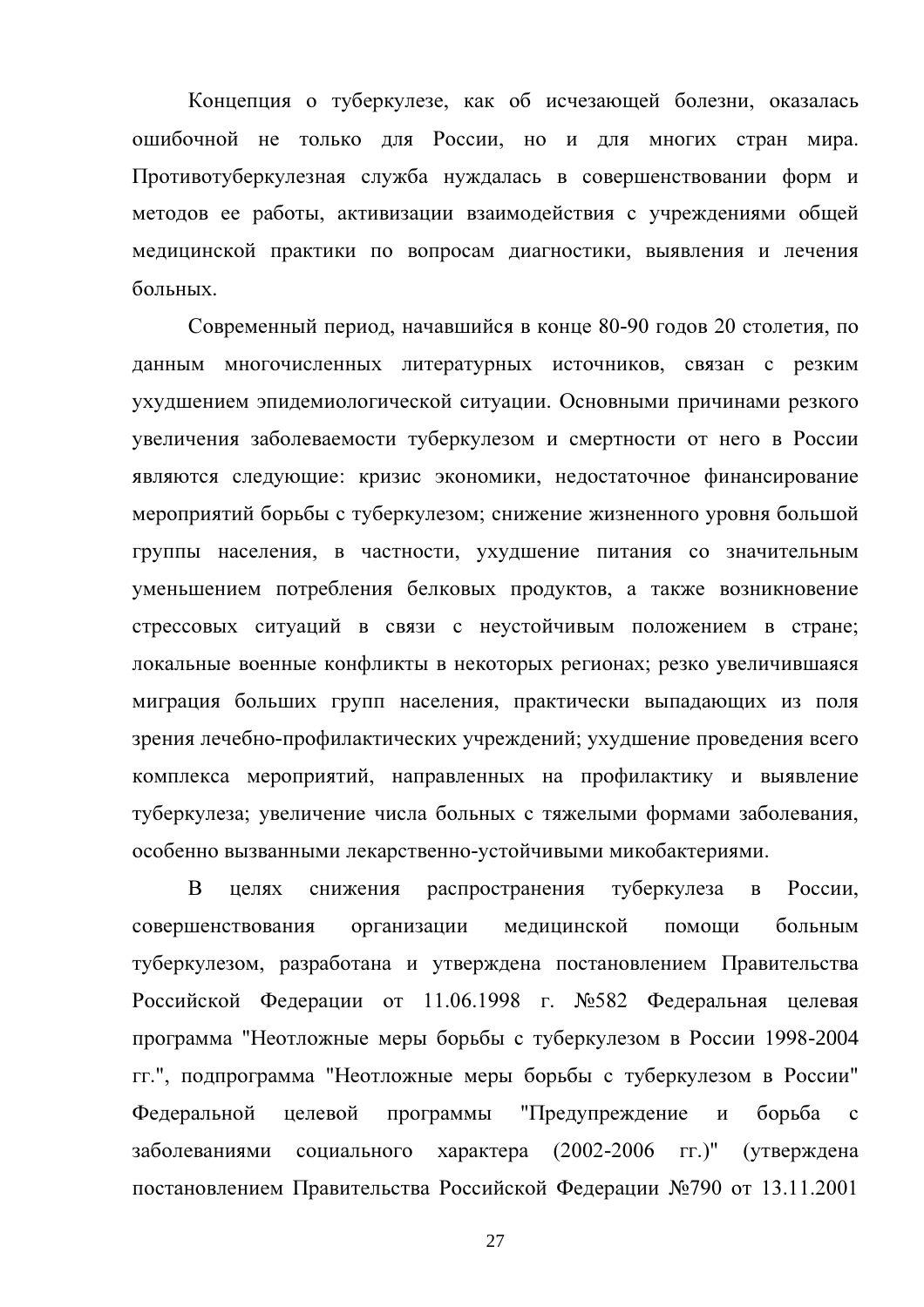Концепция о туберкулезе, как об исчезающей болезни, оказалась ошибочной не только для России, но и для многих стран мира. Противотуберкулезная служба нуждалась в совершенствовании форм и методов ее работы, активизации взаимодействия с учреждениями общей медицинской практики по вопросам диагностики, выявления и лечения больных.

Современный период, начавшийся в конце 80-90 годов 20 столетия, по данным многочисленных литературных источников, связан с резким ухудшением эпидемиологической ситуации. Основными причинами резкого увеличения заболеваемости туберкулезом и смертности от него в России являются следующие: кризис экономики, недостаточное финансирование мероприятий борьбы с туберкулезом; снижение жизненного уровня большой группы населения, в частности, ухудшение питания со значительным уменьшением потребления белковых продуктов, а также возникновение стрессовых ситуаций в связи с неустойчивым положением в стране; локальные военные конфликты в некоторых регионах; резко увеличившаяся миграция больших групп населения, практически выпадающих из поля зрения лечебно-профилактических учреждений; ухудшение проведения всего комплекса мероприятий, направленных на профилактику и выявление туберкулеза; увеличение числа больных с тяжелыми формами заболевания, особенно вызванными лекарственно-устойчивыми микобактериями.

В целях снижения распространения туберкулеза в России, совершенствования организации медицинской помощи больным туберкулезом, разработана и утверждена постановлением Правительства Российской Федерации от 11.06.1998 г. №582 Федеральная целевая программа "Неотложные меры борьбы с туберкулезом в России 1998-2004 гг.", подпрограмма "Неотложные меры борьбы с туберкулезом в России" Федеральной целевой программы "Предупреждение и борьба с заболеваниями социального характера (2002-2006 гг.)" (утверждена постановлением Правительства Российской Федерации №790 от 13.11.2001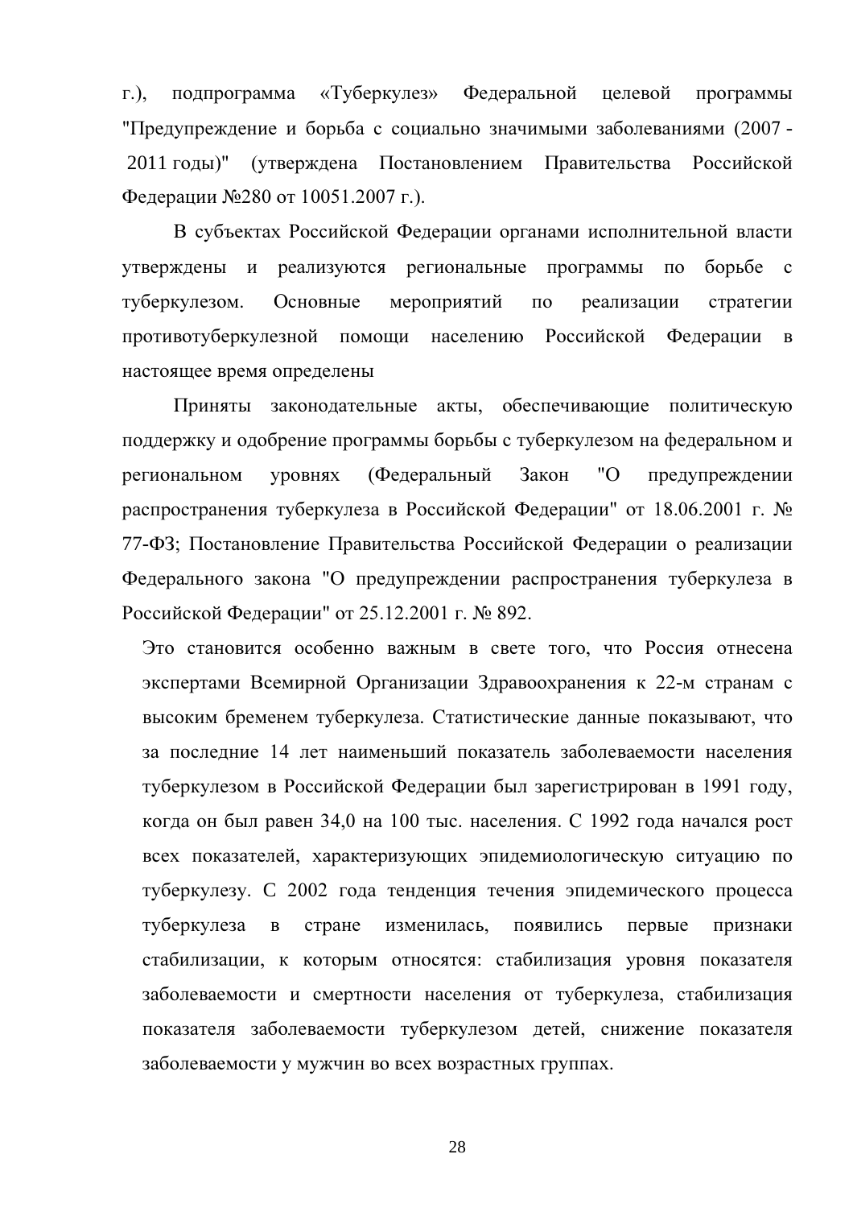г.), подпрограмма «Туберкулез» Федеральной целевой программы "Предупреждение и борьба с социально значимыми заболеваниями (2007 - 2011 годы)" (утверждена Постановлением Правительства Российской Федерации №280 от 10051.2007 г.).

В субъектах Российской Федерации органами исполнительной власти утверждены и реализуются региональные программы по борьбе с туберкулезом. Основные мероприятий по реализации стратегии противотуберкулезной помощи населению Российской Федерации в настоящее время определены

Приняты законодательные акты, обеспечивающие политическую поддержку и одобрение программы борьбы с туберкулезом на федеральном и региональном уровнях (Федеральный Закон "О предупреждении распространения туберкулеза в Российской Федерации" от 18.06.2001 г. № 77-ФЗ; Постановление Правительства Российской Федерации о реализации Федерального закона "О предупреждении распространения туберкулеза в Российской Федерации" от 25.12.2001 г. № 892.

Это становится особенно важным в свете того, что Россия отнесена экспертами Всемирной Организации Здравоохранения к 22-м странам с высоким бременем туберкулеза. Статистические данные показывают, что за последние 14 лет наименьший показатель заболеваемости населения туберкулезом в Российской Федерации был зарегистрирован в 1991 году, когда он был равен 34,0 на 100 тыс. населения. С 1992 года начался рост всех показателей, характеризующих эпидемиологическую ситуацию по туберкулезу. С 2002 года тенденция течения эпидемического процесса туберкулеза в стране изменилась, появились первые признаки стабилизации, к которым относятся: стабилизация уровня показателя заболеваемости и смертности населения от туберкулеза, стабилизация показателя заболеваемости туберкулезом детей, снижение показателя заболеваемости у мужчин во всех возрастных группах.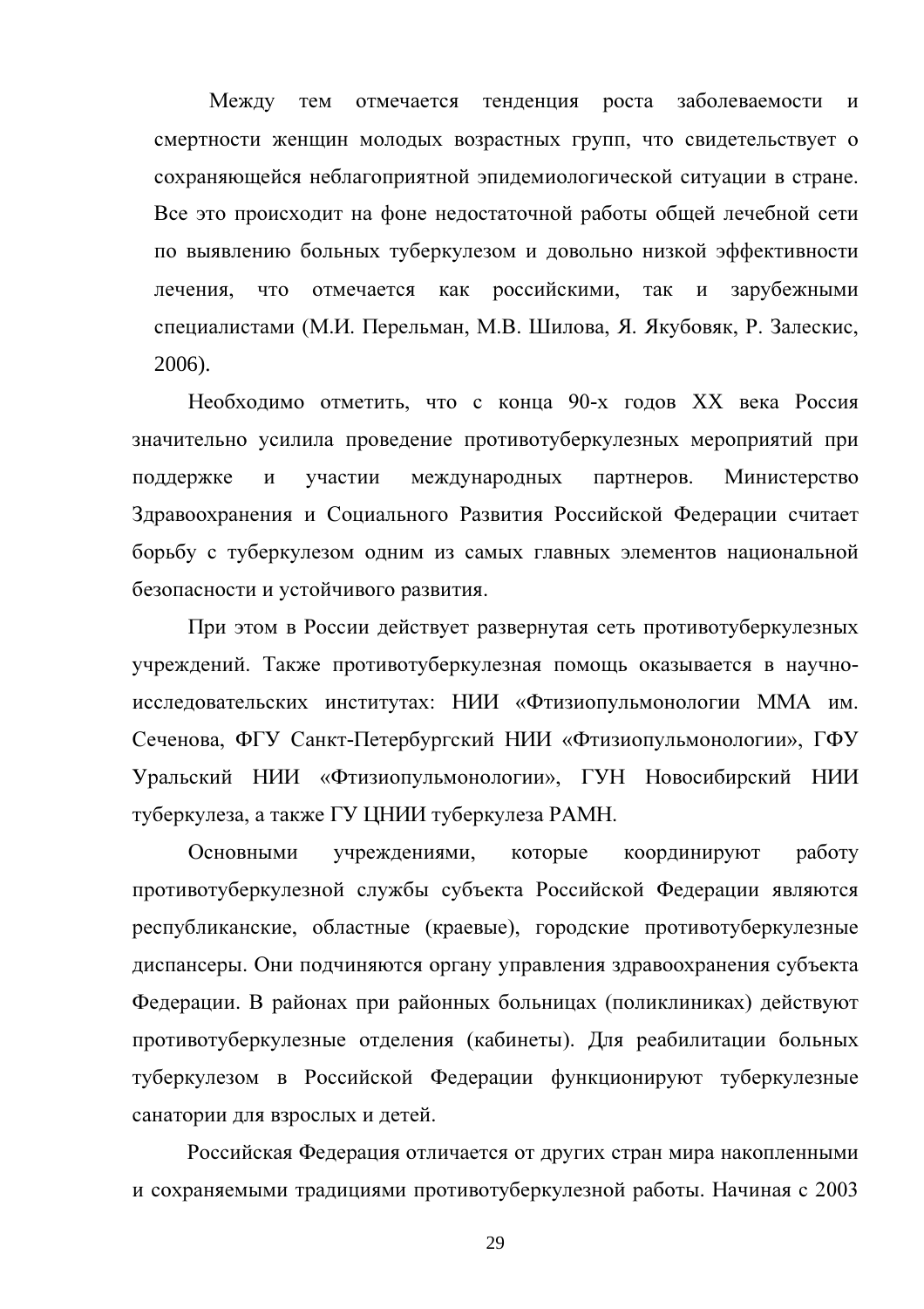Между тем отмечается тенденция роста заболеваемости и смертности женщин молодых возрастных групп, что свидетельствует о сохраняющейся неблагоприятной эпидемиологической ситуации в стране. Все это происходит на фоне недостаточной работы общей лечебной сети по выявлению больных туберкулезом и довольно низкой эффективности лечения, что отмечается как российскими, так и зарубежными специалистами (М.И. Перельман, М.В. Шилова, Я. Якубовяк, Р. Залескис, 2006).

Необходимо отметить, что с конца 90-х годов XX века Россия значительно усилила проведение противотуберкулезных мероприятий при поддержке и участии международных партнеров. Министерство Здравоохранения и Социального Развития Российской Федерации считает борьбу с туберкулезом одним из самых главных элементов национальной безопасности и устойчивого развития.

При этом в России действует развернутая сеть противотуберкулезных учреждений. Также противотуберкулезная помощь оказывается в научно-исследовательских институтах: НИИ «Фтизиопульмонологии ММА им. Сеченова, ФГУ Санкт-Петербургский НИИ «Фтизиопульмонологии», ГФУ Уральский НИИ «Фтизиопульмонологии», ГУН Новосибирский НИИ туберкулеза, а также ГУ ЦНИИ туберкулеза РАМН.

Основными учреждениями, которые координируют работу противотуберкулезной службы субъекта Российской Федерации являются республиканские, областные (краевые), городские противотуберкулезные диспансеры. Они подчиняются органу управления здравоохранения субъекта Федерации. В районах при районных больницах (поликлиниках) действуют противотуберкулезные отделения (кабинеты). Для реабилитации больных туберкулезом в Российской Федерации функционируют туберкулезные санатории для взрослых и детей.

Российская Федерация отличается от других стран мира накопленными и сохраняемыми традициями противотуберкулезной работы. Начиная с 2003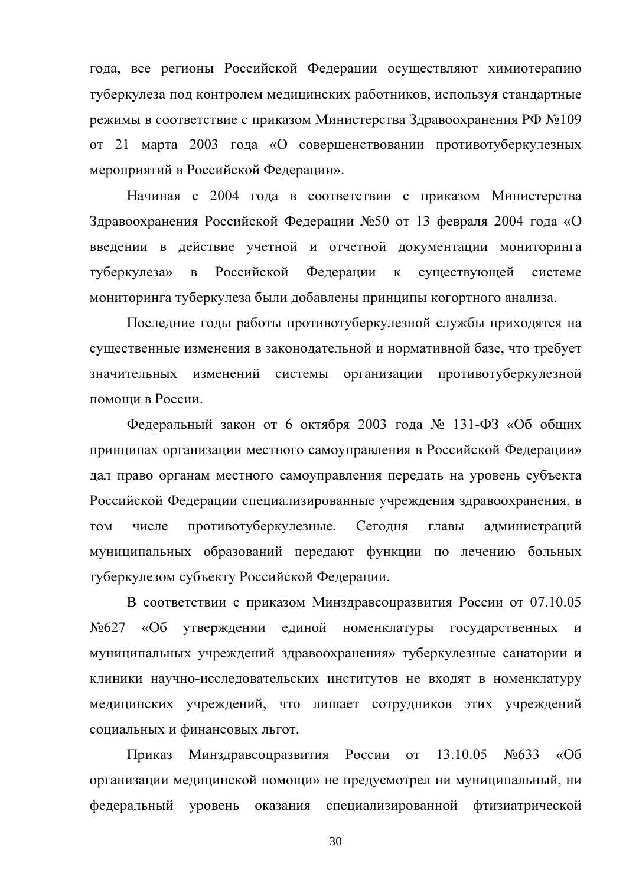года, все регионы Российской Федерации осуществляют химиотерапию туберкулеза под контролем медицинских работников, используя стандартные режимы в соответствие с приказом Министерства Здравоохранения РФ №109 от 21 марта 2003 года «О совершенствовании противотуберкулезных мероприятий в Российской Федерации».

Начиная с 2004 года в соответствии с приказом Министерства Здравоохранения Российской Федерации №50 от 13 февраля 2004 года «О введении в действие учетной и отчетной документации мониторинга туберкулеза» в Российской Федерации к существующей системе мониторинга туберкулеза были добавлены принципы когортного анализа.

Последние годы работы противотуберкулезной службы приходятся на существенные изменения в законодательной и нормативной базе, что требует значительных изменений системы организации противотуберкулезной помощи в России.

Федеральный закон от 6 октября 2003 года № 131-ФЗ «Об общих принципах организации местного самоуправления в Российской Федерации» дал право органам местного самоуправления передать на уровень субъекта Российской Федерации специализированные учреждения здравоохранения, в том числе противотуберкулезные. Сегодня главы администраций муниципальных образований передают функции по лечению больных туберкулезом субъекту Российской Федерации.

В соответствии с приказом Минздравсоцразвития России от 07.10.05 №627 «Об утверждении единой номенклатуры государственных и муниципальных учреждений здравоохранения» туберкулезные санатории и клиники научно-исследовательских институтов не входят в номенклатуру медицинских учреждений, что лишает сотрудников этих учреждений социальных и финансовых льгот.

Приказ Минздравсоцразвития России от 13.10.05 №633 «Об организации медицинской помощи» не предусмотрел ни муниципальный, ни федеральный уровень оказания специализированной фтизиатрической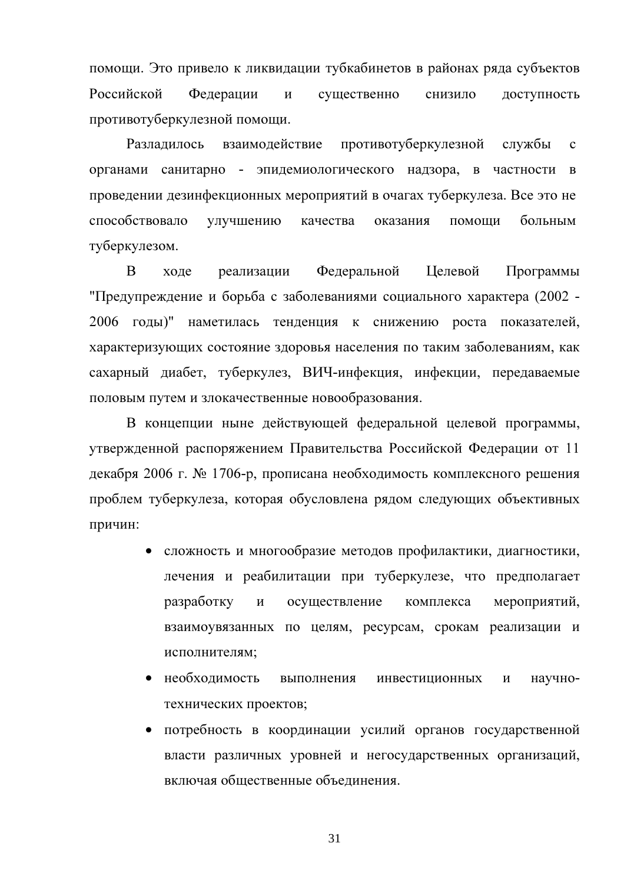помощи. Это привело к ликвидации тубкабинетов в районах ряда субъектов Российской Федерации и существенно снизило доступность противотуберкулезной помощи.

Разладилось взаимодействие противотуберкулезной службы с органами санитарно - эпидемиологического надзора, в частности в проведении дезинфекционных мероприятий в очагах туберкулеза. Все это не способствовало улучшению качества оказания помощи больным туберкулезом.

В ходе реализации Федеральной Целевой Программы "Предупреждение и борьба с заболеваниями социального характера (2002 - 2006 годы)" наметилась тенденция к снижению роста показателей, характеризующих состояние здоровья населения по таким заболеваниям, как сахарный диабет, туберкулез, ВИЧ-инфекция, инфекции, передаваемые половым путем и злокачественные новообразования.

В концепции ныне действующей федеральной целевой программы, утвержденной распоряжением Правительства Российской Федерации от 11 декабря 2006 г. № 1706-р, прописана необходимость комплексного решения проблем туберкулеза, которая обусловлена рядом следующих объективных причин:

- сложность и многообразие методов профилактики, диагностики, лечения и реабилитации при туберкулезе, что предполагает разработку и осуществление комплекса мероприятий, взаимоувязанных по целям, ресурсам, срокам реализации и исполнителям;
- необходимость выполнения инвестиционных и научно-технических проектов;
- потребность в координации усилий органов государственной власти различных уровней и негосударственных организаций, включая общественные объединения.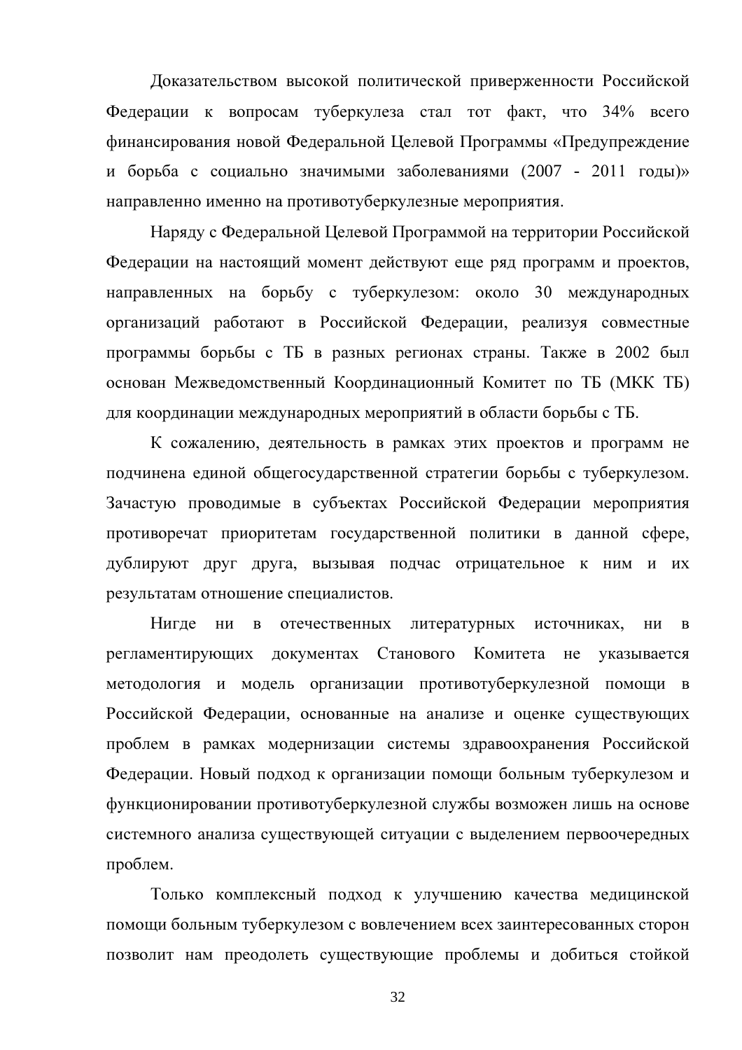Доказательством высокой политической приверженности Российской Федерации к вопросам туберкулеза стал тот факт, что 34% всего финансирования новой Федеральной Целевой Программы «Предупреждение и борьба с социально значимыми заболеваниями (2007 - 2011 годы)» направленно именно на противотуберкулезные мероприятия.

Наряду с Федеральной Целевой Программой на территории Российской Федерации на настоящий момент действуют еще ряд программ и проектов, направленных на борьбу с туберкулезом: около 30 международных организаций работают в Российской Федерации, реализуя совместные программы борьбы с ТБ в разных регионах страны. Также в 2002 был основан Межведомственный Координационный Комитет по ТБ (МКК ТБ) для координации международных мероприятий в области борьбы с ТБ.

К сожалению, деятельность в рамках этих проектов и программ не подчинена единой общегосударственной стратегии борьбы с туберкулезом. Зачастую проводимые в субъектах Российской Федерации мероприятия противоречат приоритетам государственной политики в данной сфере, дублируют друг друга, вызывая подчас отрицательное к ним и их результатам отношение специалистов.

Нигде ни в отечественных литературных источниках, ни в регламентирующих документах Станового Комитета не указывается методология и модель организации противотуберкулезной помощи в Российской Федерации, основанные на анализе и оценке существующих проблем в рамках модернизации системы здравоохранения Российской Федерации. Новый подход к организации помощи больным туберкулезом и функционировании противотуберкулезной службы возможен лишь на основе системного анализа существующей ситуации с выделением первоочередных проблем.

Только комплексный подход к улучшению качества медицинской помощи больным туберкулезом с вовлечением всех заинтересованных сторон позволит нам преодолеть существующие проблемы и добиться стойкой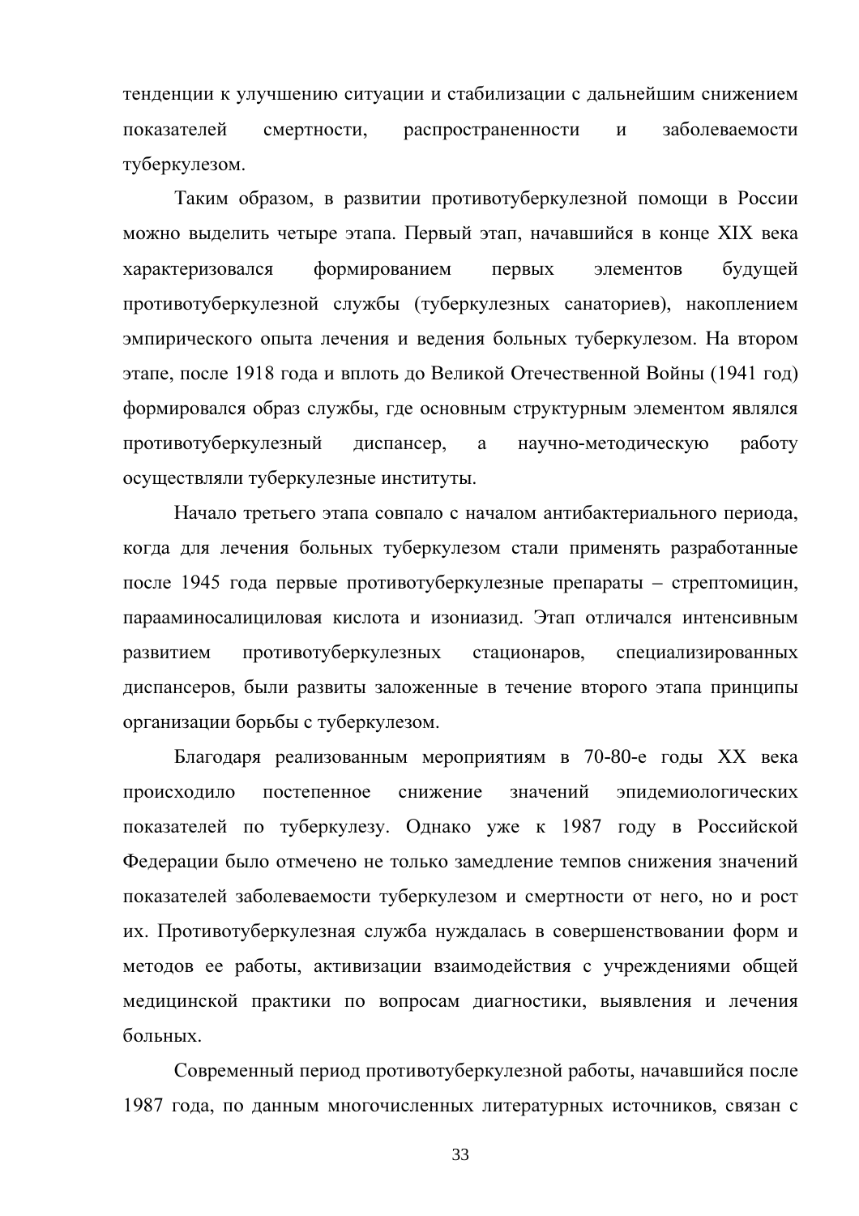тенденции к улучшению ситуации и стабилизации с дальнейшим снижением показателей смертности, распространенности и заболеваемости туберкулезом.

Таким образом, в развитии противотуберкулезной помощи в России можно выделить четыре этапа. Первый этап, начавшийся в конце XIX века характеризовался формированием первых элементов будущей противотуберкулезной службы (туберкулезных санаториев), накоплением эмпирического опыта лечения и ведения больных туберкулезом. На втором этапе, после 1918 года и вплоть до Великой Отечественной Войны (1941 год) формировался образ службы, где основным структурным элементом являлся противотуберкулезный диспансер, а научно-методическую работу осуществляли туберкулезные институты.

Начало третьего этапа совпало с началом антибактериального периода, когда для лечения больных туберкулезом стали применять разработанные после 1945 года первые противотуберкулезные препараты – стрептомицин, парааминосалициловая кислота и изониазид. Этап отличался интенсивным развитием противотуберкулезных стационаров, специализированных диспансеров, были развиты заложенные в течение второго этапа принципы организации борьбы с туберкулезом.

Благодаря реализованным мероприятиям в 70-80-е годы XX века происходило постепенное снижение значений эпидемиологических показателей по туберкулезу. Однако уже к 1987 году в Российской Федерации было отмечено не только замедление темпов снижения значений показателей заболеваемости туберкулезом и смертности от него, но и рост их. Противотуберкулезная служба нуждалась в совершенствовании форм и методов ее работы, активизации взаимодействия с учреждениями общей медицинской практики по вопросам диагностики, выявления и лечения больных.

Современный период противотуберкулезной работы, начавшийся после 1987 года, по данным многочисленных литературных источников, связан с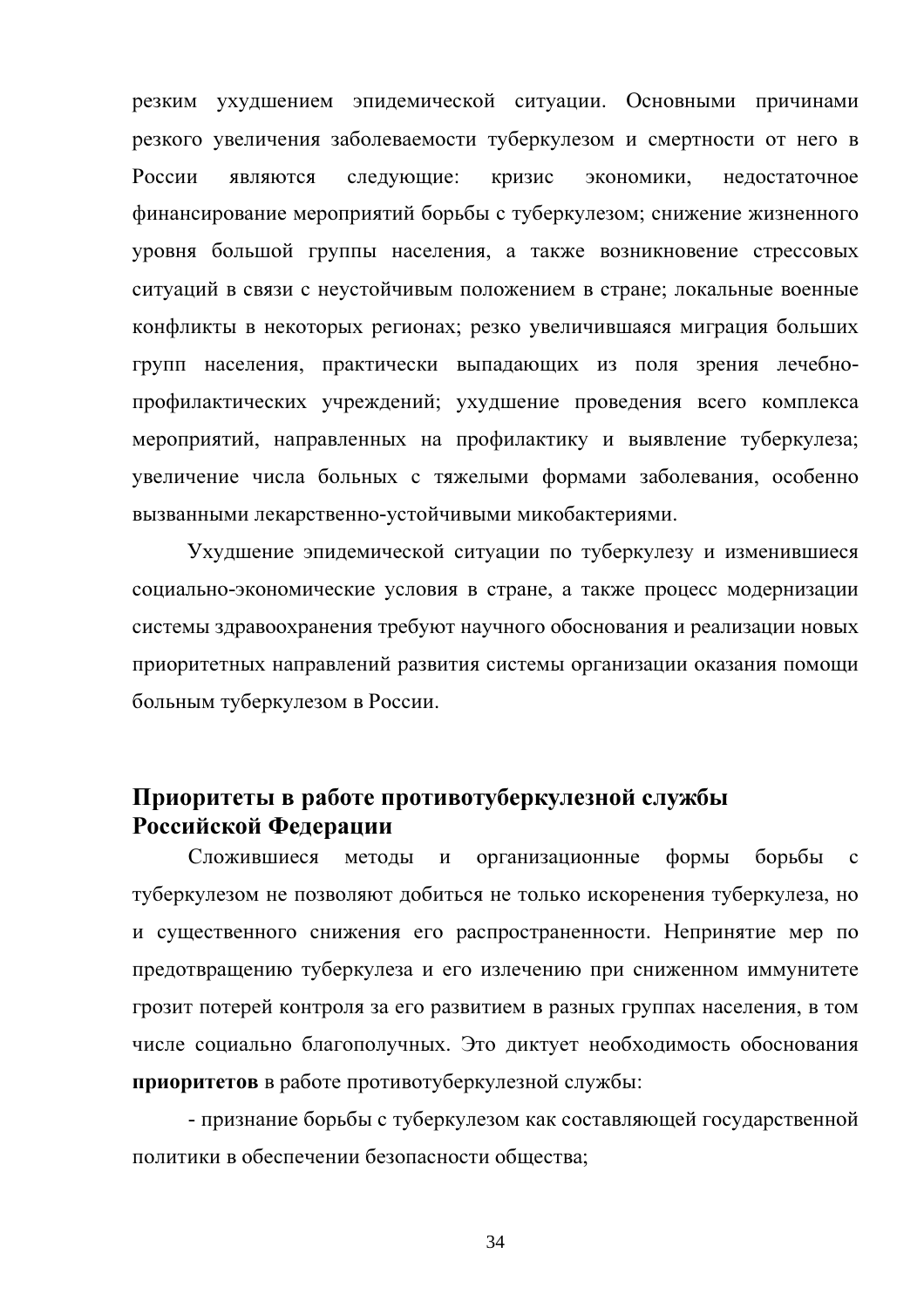резким ухудшением эпидемической ситуации. Основными причинами резкого увеличения заболеваемости туберкулезом и смертности от него в России являются следующие: кризис экономики, недостаточное финансирование мероприятий борьбы с туберкулезом; снижение жизненного уровня большой группы населения, а также возникновение стрессовых ситуаций в связи с неустойчивым положением в стране; локальные военные конфликты в некоторых регионах; резко увеличившаяся миграция больших групп населения, практически выпадающих из поля зрения лечебно-профилактических учреждений; ухудшение проведения всего комплекса мероприятий, направленных на профилактику и выявление туберкулеза; увеличение числа больных с тяжелыми формами заболевания, особенно вызванными лекарственно-устойчивыми микобактериями.

Ухудшение эпидемической ситуации по туберкулезу и изменившиеся социально-экономические условия в стране, а также процесс модернизации системы здравоохранения требуют научного обоснования и реализации новых приоритетных направлений развития системы организации оказания помощи больным туберкулезом в России.

## Приоритеты в работе противотуберкулезной службы Российской Федерации

Сложившиеся методы и организационные формы борьбы с туберкулезом не позволяют добиться не только искоренения туберкулеза, но и существенного снижения его распространенности. Непринятие мер по предотвращению туберкулеза и его излечению при сниженном иммунитете грозит потерей контроля за его развитием в разных группах населения, в том числе социально благополучных. Это диктует необходимость обоснования **приоритетов** в работе противотуберкулезной службы:

- признание борьбы с туберкулезом как составляющей государственной политики в обеспечении безопасности общества;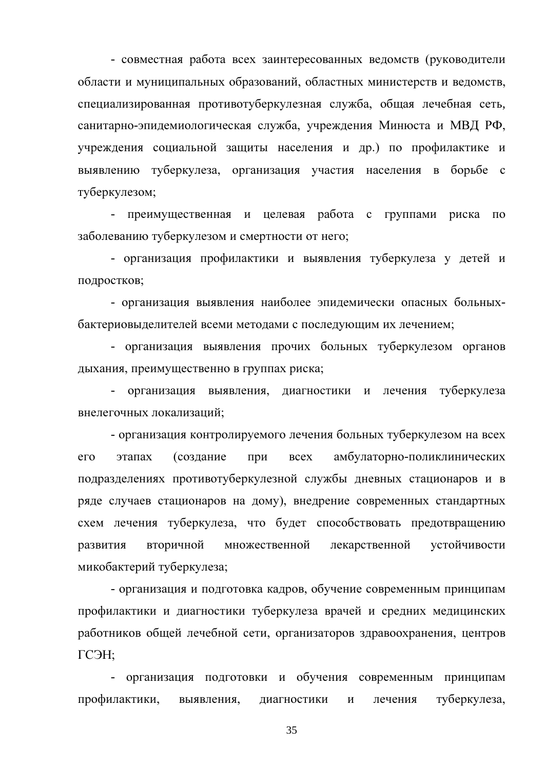- совместная работа всех заинтересованных ведомств (руководители области и муниципальных образований, областных министерств и ведомств, специализированная противотуберкулезная служба, общая лечебная сеть, санитарно-эпидемиологическая служба, учреждения Минюста и МВД РФ, учреждения социальной защиты населения и др.) по профилактике и выявлению туберкулеза, организация участия населения в борьбе с туберкулезом;

- преимущественная и целевая работа с группами риска по заболеванию туберкулезом и смертности от него;

- организация профилактики и выявления туберкулеза у детей и подростков;

- организация выявления наиболее эпидемически опасных больных-бактериовыделителей всеми методами с последующим их лечением;

- организация выявления прочих больных туберкулезом органов дыхания, преимущественно в группах риска;

- организация выявления, диагностики и лечения туберкулеза внелегочных локализаций;

- организация контролируемого лечения больных туберкулезом на всех его этапах (создание при всех амбулаторно-поликлинических подразделениях противотуберкулезной службы дневных стационаров и в ряде случаев стационаров на дому), внедрение современных стандартных схем лечения туберкулеза, что будет способствовать предотвращению развития вторичной множественной лекарственной устойчивости микобактерий туберкулеза;

- организация и подготовка кадров, обучение современным принципам профилактики и диагностики туберкулеза врачей и средних медицинских работников общей лечебной сети, организаторов здравоохранения, центров ГСЭН;

- организация подготовки и обучения современным принципам профилактики, выявления, диагностики и лечения туберкулеза,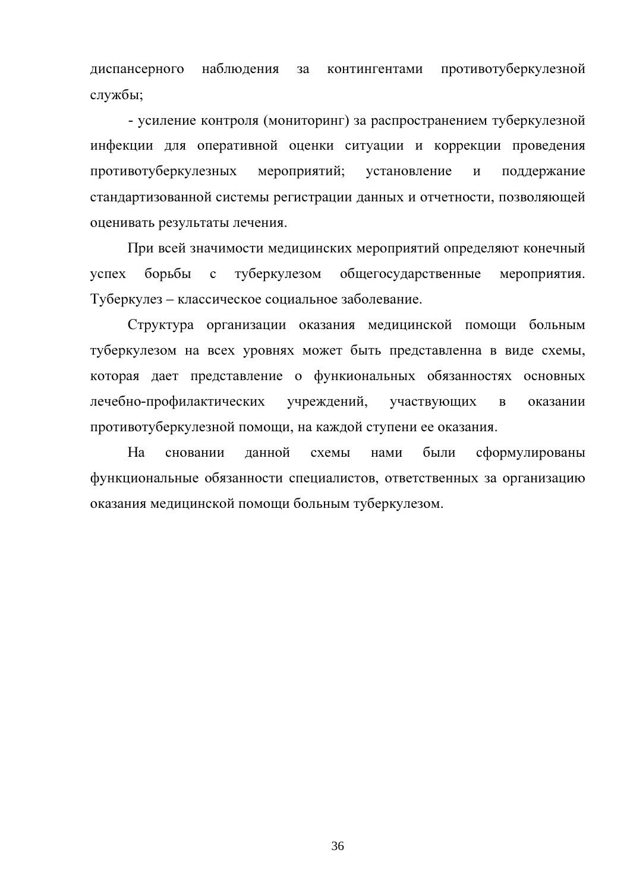диспансерного наблюдения за контингентами противотуберкулезной службы;

- усиление контроля (мониторинг) за распространением туберкулезной инфекции для оперативной оценки ситуации и коррекции проведения противотуберкулезных мероприятий; установление и поддержание стандартизованной системы регистрации данных и отчетности, позволяющей оценивать результаты лечения.

При всей значимости медицинских мероприятий определяют конечный успех борьбы с туберкулезом общегосударственные мероприятия. Туберкулез – классическое социальное заболевание.

Структура организации оказания медицинской помощи больным туберкулезом на всех уровнях может быть представленна в виде схемы, которая дает представление о функиональных обязанностях основных лечебно-профилактических учреждений, участвующих в оказании противотуберкулезной помощи, на каждой ступени ее оказания.

На сновании данной схемы нами были сформулированы функциональные обязанности специалистов, ответственных за организацию оказания медицинской помощи больным туберкулезом.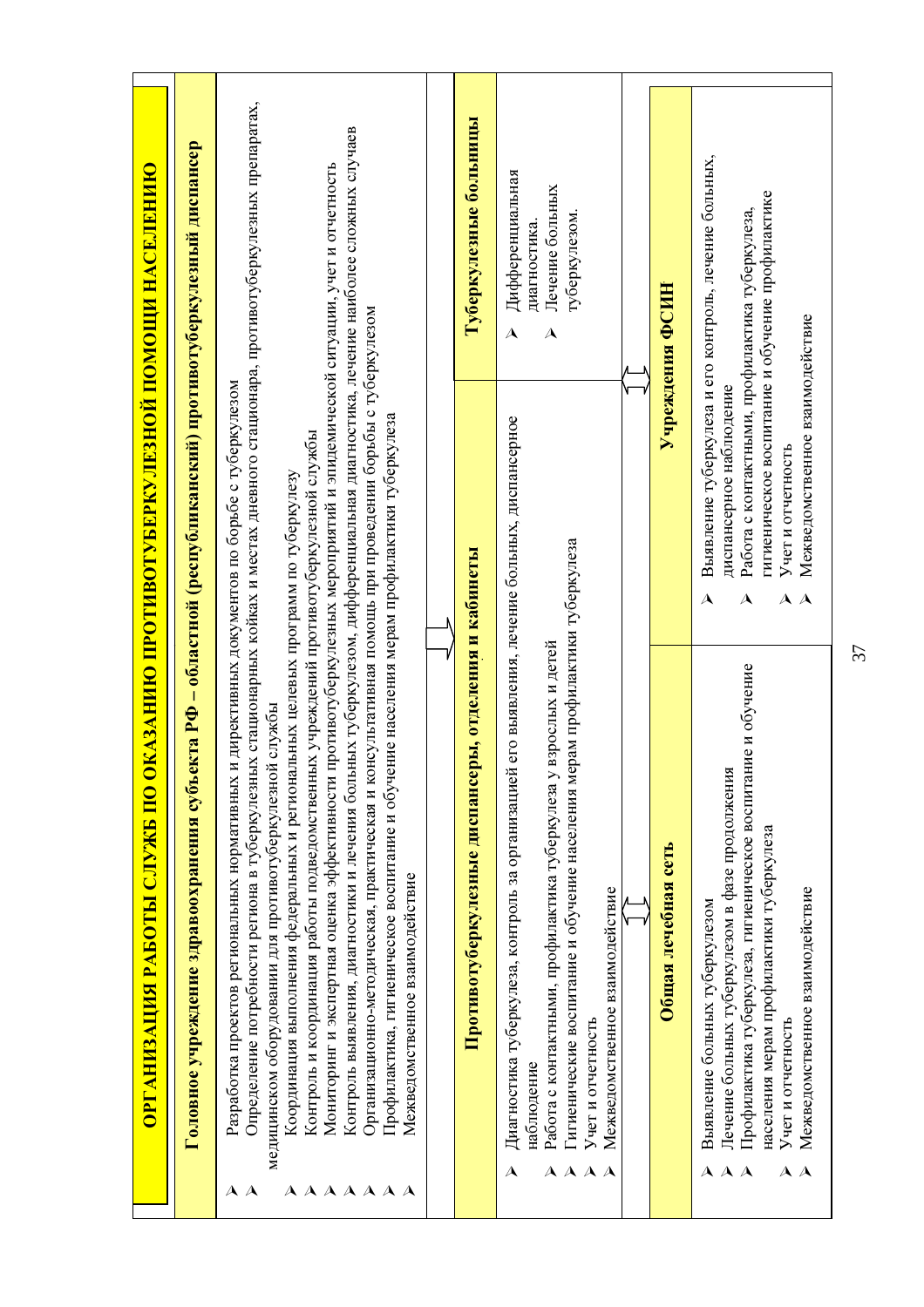# ОРГАНИЗАЦИЯ РАБОТЫ СЛУЖБ ПО ОКАЗАНИЮ ПРОТИВОТУБЕРКУЛЕЗНОЙ ПОМОЩИ НАСЕЛЕНИЮ

## Головное учреждение здравоохранения субъекта РФ – областной (республиканский) противотуберкулезный диспансер

- Разработка проектов региональных нормативных и директивных документов по борьбе с туберкулезом
- Определение потребности региона в туберкулезных стационарных койках и местах дневного стационара, противотуберкулезных препаратах, медицинском оборудовании для противотуберкулезной службы
- Координация выполнения федеральных и региональных целевых программ по туберкулезу
- Контроль и координация работы подведомственных учреждений противотуберкулезной службы
- Мониторинг и экспертная оценка эффективности противотуберкулезных мероприятий и эпидемической ситуации, учет и отчетность
- Контроль выявления, диагностики и лечения больных туберкулезом, дифференциальная диагностика, лечение наиболее сложных случаев
- Организационно-методическая, практическая и консультативная помощь при проведении борьбы с туберкулезом
- Профилактика, гигиеническое воспитание и обучение населения мерам профилактики туберкулеза
- Межведомственное взаимодействие

## Противотуберкулезные диспансеры, отделения и кабинеты

- Диагностика туберкулеза, контроль за организацией его выявления, лечение больных, диспансерное наблюдение
- Работа с контактными, профилактика туберкулеза у взрослых и детей
- Гигиенические воспитание и обучение населения мерам профилактики туберкулеза
- Учет и отчетность
- Межведомственное взаимодействие

## Туберкулезные больницы

- Дифференциальная диагностика.
- Лечение больных туберкулезом.

## Общая лечебная сеть

- Выявление больных туберкулезом
- Лечение больных туберкулезом в фазе продолжения
- Профилактика туберкулеза, гигиеническое воспитание и обучение населения мерам профилактики туберкулеза
- Учет и отчетность
- Межведомственное взаимодействие

## Учреждения ФСИН

- Выявление туберкулеза и его контроль, лечение больных, диспансерное наблюдение
- Работа с контактными, профилактика туберкулеза, гигиеническое воспитание и обучение профилактике
- Учет и отчетность
- Межведомственное взаимодействие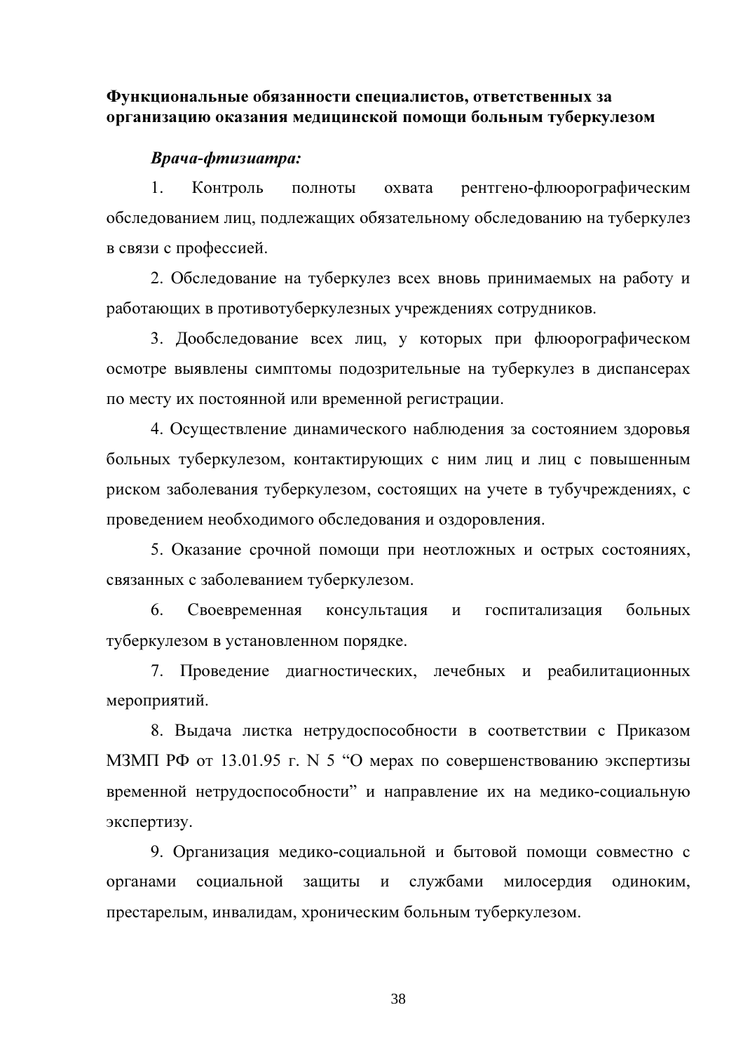**Функциональные обязанности специалистов, ответственных за организацию оказания медицинской помощи больным туберкулезом**

***Врача-фтизиатра:***

1. Контроль полноты охвата рентгено-флюорографическим обследованием лиц, подлежащих обязательному обследованию на туберкулез в связи с профессией.

2. Обследование на туберкулез всех вновь принимаемых на работу и работающих в противотуберкулезных учреждениях сотрудников.

3. Дообследование всех лиц, у которых при флюорографическом осмотре выявлены симптомы подозрительные на туберкулез в диспансерах по месту их постоянной или временной регистрации.

4. Осуществление динамического наблюдения за состоянием здоровья больных туберкулезом, контактирующих с ним лиц и лиц с повышенным риском заболевания туберкулезом, состоящих на учете в тубучреждениях, с проведением необходимого обследования и оздоровления.

5. Оказание срочной помощи при неотложных и острых состояниях, связанных с заболеванием туберкулезом.

6. Своевременная консультация и госпитализация больных туберкулезом в установленном порядке.

7. Проведение диагностических, лечебных и реабилитационных мероприятий.

8. Выдача листка нетрудоспособности в соответствии с Приказом МЗМП РФ от 13.01.95 г. N 5 “О мерах по совершенствованию экспертизы временной нетрудоспособности” и направление их на медико-социальную экспертизу.

9. Организация медико-социальной и бытовой помощи совместно с органами социальной защиты и службами милосердия одиноким, престарелым, инвалидам, хроническим больным туберкулезом.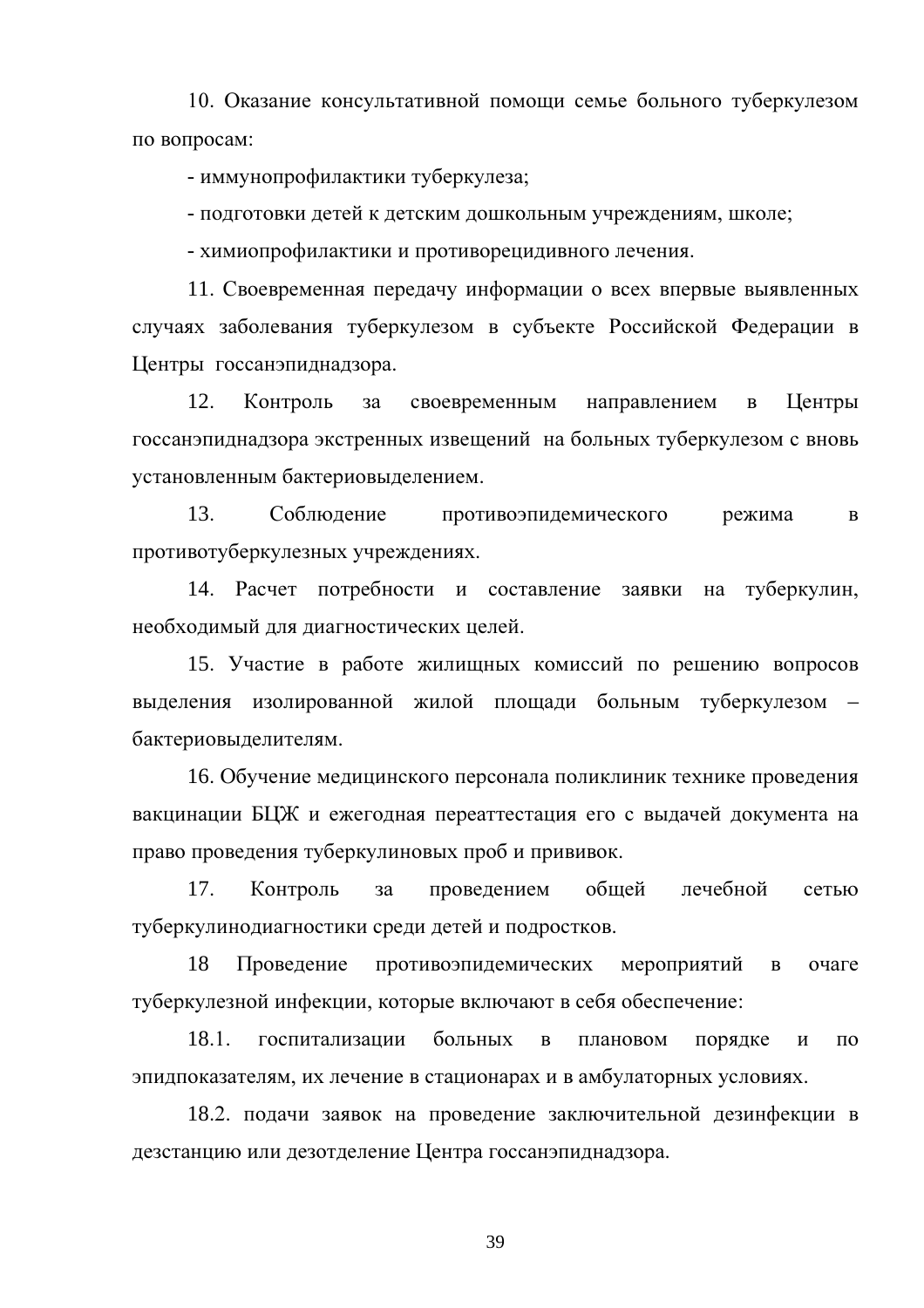10. Оказание консультативной помощи семье больного туберкулезом по вопросам:

- иммунопрофилактики туберкулеза;
- подготовки детей к детским дошкольным учреждениям, школе;
- химиопрофилактики и противорецидивного лечения.

11. Своевременная передачу информации о всех впервые выявленных случаях заболевания туберкулезом в субъекте Российской Федерации в Центры госсанэпиднадзора.

12. Контроль за своевременным направлением в Центры госсанэпиднадзора экстренных извещений на больных туберкулезом с вновь установленным бактериовыделением.

13. Соблюдение противоэпидемического режима в противотуберкулезных учреждениях.

14. Расчет потребности и составление заявки на туберкулин, необходимый для диагностических целей.

15. Участие в работе жилищных комиссий по решению вопросов выделения изолированной жилой площади больным туберкулезом – бактериовыделителям.

16. Обучение медицинского персонала поликлиник технике проведения вакцинации БЦЖ и ежегодная переаттестация его с выдачей документа на право проведения туберкулиновых проб и прививок.

17. Контроль за проведением общей лечебной сетью туберкулинодиагностики среди детей и подростков.

18 Проведение противоэпидемических мероприятий в очаге туберкулезной инфекции, которые включают в себя обеспечение:

18.1. госпитализации больных в плановом порядке и по эпидпоказателям, их лечение в стационарах и в амбулаторных условиях.

18.2. подачи заявок на проведение заключительной дезинфекции в дезстанцию или дезотделение Центра госсанэпиднадзора.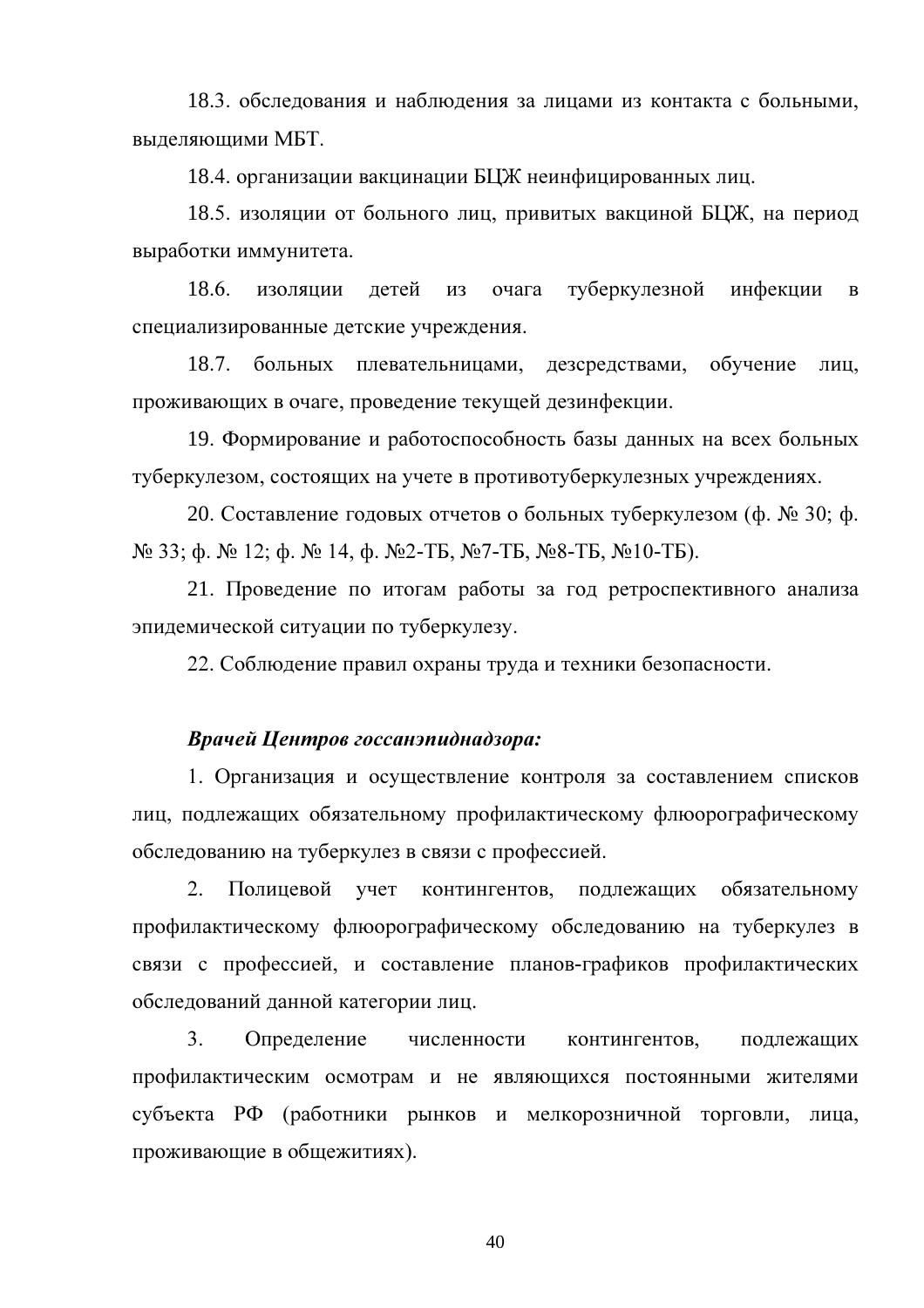18.3. обследования и наблюдения за лицами из контакта с больными, выделяющими МБТ.

18.4. организации вакцинации БЦЖ неинфицированных лиц.

18.5. изоляции от больного лиц, привитых вакциной БЦЖ, на период выработки иммунитета.

18.6. изоляции детей из очага туберкулезной инфекции в специализированные детские учреждения.

18.7. больных плевательницами, дезсредствами, обучение лиц, проживающих в очаге, проведение текущей дезинфекции.

19. Формирование и работоспособность базы данных на всех больных туберкулезом, состоящих на учете в противотуберкулезных учреждениях.

20. Составление годовых отчетов о больных туберкулезом (ф. № 30; ф. № 33; ф. № 12; ф. № 14, ф. №2-ТБ, №7-ТБ, №8-ТБ, №10-ТБ).

21. Проведение по итогам работы за год ретроспективного анализа эпидемической ситуации по туберкулезу.

22. Соблюдение правил охраны труда и техники безопасности.

***Врачей Центров госсанэпиднадзора:***

1. Организация и осуществление контроля за составлением списков лиц, подлежащих обязательному профилактическому флюорографическому обследованию на туберкулез в связи с профессией.

2. Полицевой учет контингентов, подлежащих обязательному профилактическому флюорографическому обследованию на туберкулез в связи с профессией, и составление планов-графиков профилактических обследований данной категории лиц.

3. Определение численности контингентов, подлежащих профилактическим осмотрам и не являющихся постоянными жителями субъекта РФ (работники рынков и мелкорозничной торговли, лица, проживающие в общежитиях).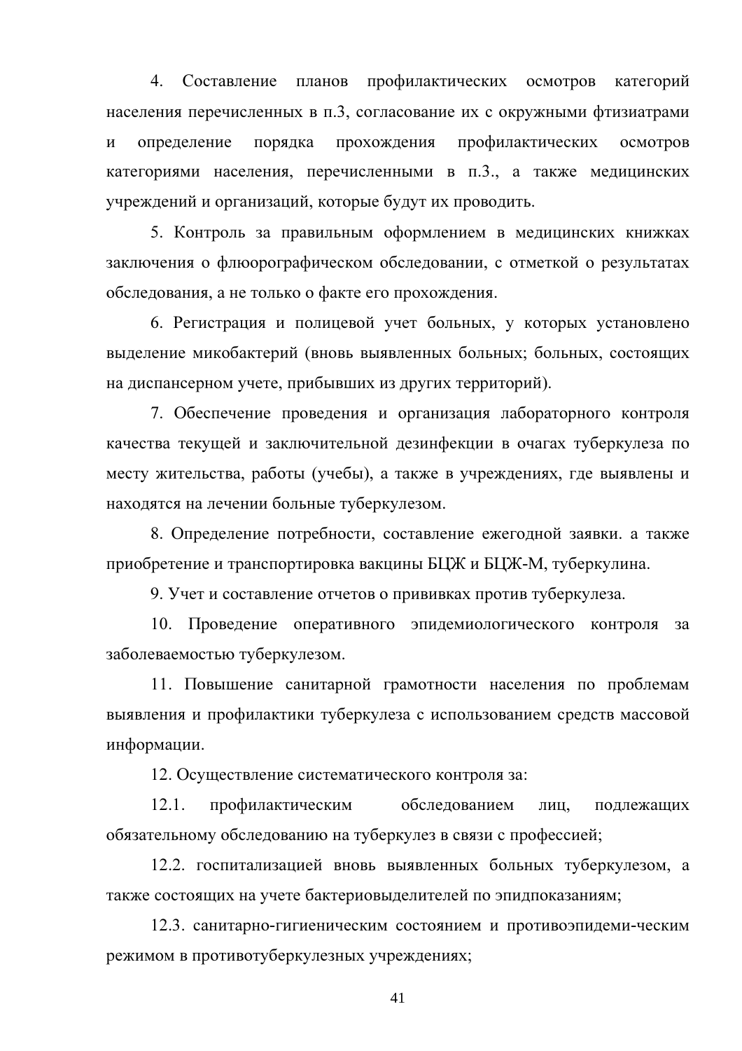4. Составление планов профилактических осмотров категорий населения перечисленных в п.3, согласование их с окружными фтизиатрами и определение порядка прохождения профилактических осмотров категориями населения, перечисленными в п.3., а также медицинских учреждений и организаций, которые будут их проводить.

5. Контроль за правильным оформлением в медицинских книжках заключения о флюорографическом обследовании, с отметкой о результатах обследования, а не только о факте его прохождения.

6. Регистрация и полицевой учет больных, у которых установлено выделение микобактерий (вновь выявленных больных; больных, состоящих на диспансерном учете, прибывших из других территорий).

7. Обеспечение проведения и организация лабораторного контроля качества текущей и заключительной дезинфекции в очагах туберкулеза по месту жительства, работы (учебы), а также в учреждениях, где выявлены и находятся на лечении больные туберкулезом.

8. Определение потребности, составление ежегодной заявки. а также приобретение и транспортировка вакцины БЦЖ и БЦЖ-М, туберкулина.

9. Учет и составление отчетов о прививках против туберкулеза.

10. Проведение оперативного эпидемиологического контроля за заболеваемостью туберкулезом.

11. Повышение санитарной грамотности населения по проблемам выявления и профилактики туберкулеза с использованием средств массовой информации.

12. Осуществление систематического контроля за:

12.1. профилактическим обследованием лиц, подлежащих обязательному обследованию на туберкулез в связи с профессией;

12.2. госпитализацией вновь выявленных больных туберкулезом, а также состоящих на учете бактериовыделителей по эпидпоказаниям;

12.3. санитарно-гигиеническим состоянием и противоэпидеми-ческим режимом в противотуберкулезных учреждениях;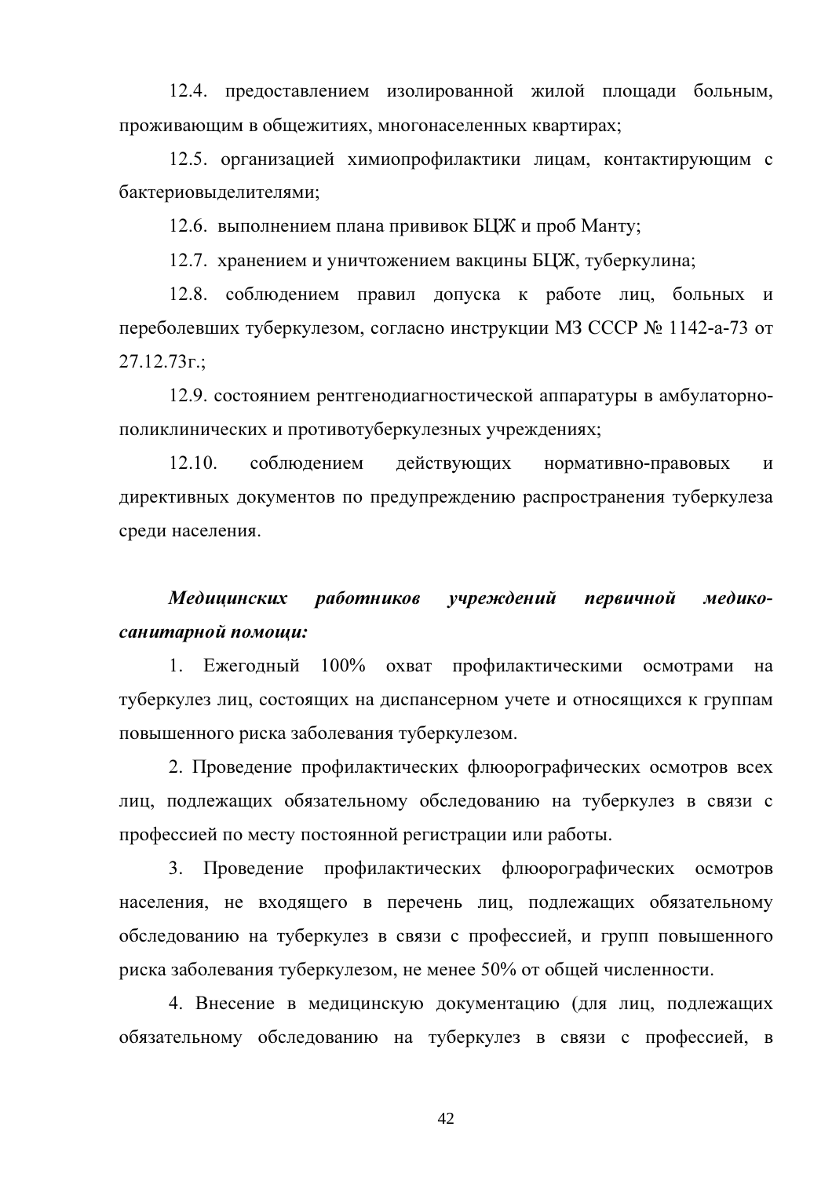12.4. предоставлением изолированной жилой площади больным, проживающим в общежитиях, многонаселенных квартирах;

12.5. организацией химиопрофилактики лицам, контактирующим с бактериовыделителями;

12.6. выполнением плана прививок БЦЖ и проб Манту;

12.7. хранением и уничтожением вакцины БЦЖ, туберкулина;

12.8. соблюдением правил допуска к работе лиц, больных и переболевших туберкулезом, согласно инструкции МЗ СССР № 1142-а-73 от 27.12.73г.;

12.9. состоянием рентгенодиагностической аппаратуры в амбулаторно-поликлинических и противотуберкулезных учреждениях;

12.10. соблюдением действующих нормативно-правовых и директивных документов по предупреждению распространения туберкулеза среди населения.

***Медицинских работников учреждений первичной медико-санитарной помощи:***

1. Ежегодный 100% охват профилактическими осмотрами на туберкулез лиц, состоящих на диспансерном учете и относящихся к группам повышенного риска заболевания туберкулезом.

2. Проведение профилактических флюорографических осмотров всех лиц, подлежащих обязательному обследованию на туберкулез в связи с профессией по месту постоянной регистрации или работы.

3. Проведение профилактических флюорографических осмотров населения, не входящего в перечень лиц, подлежащих обязательному обследованию на туберкулез в связи с профессией, и групп повышенного риска заболевания туберкулезом, не менее 50% от общей численности.

4. Внесение в медицинскую документацию (для лиц, подлежащих обязательному обследованию на туберкулез в связи с профессией, в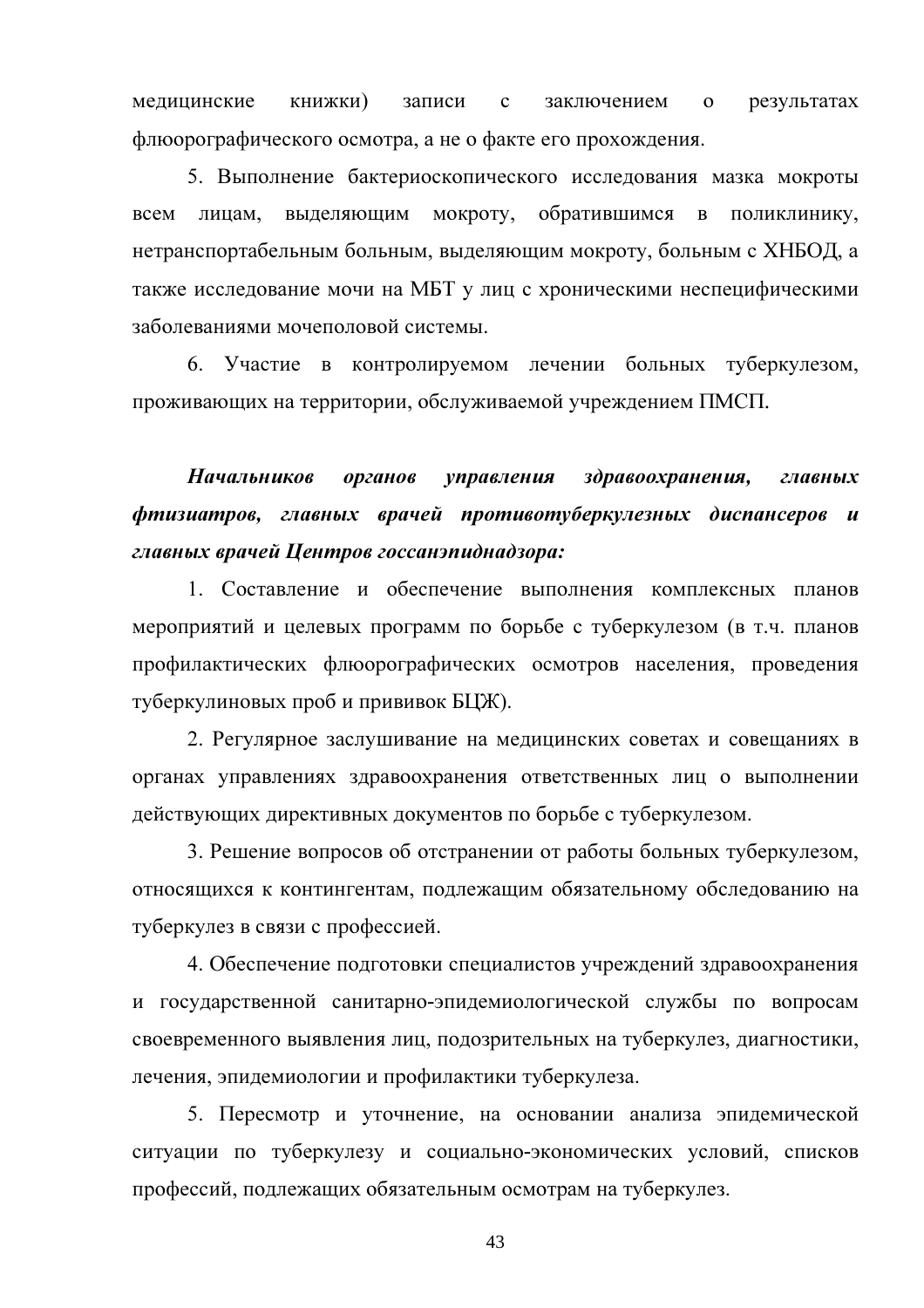медицинские книжки) записи с заключением о результатах флюорографического осмотра, а не о факте его прохождения.

5. Выполнение бактериоскопического исследования мазка мокроты всем лицам, выделяющим мокроту, обратившимся в поликлинику, нетранспортабельным больным, выделяющим мокроту, больным с ХНБОД, а также исследование мочи на МБТ у лиц с хроническими неспецифическими заболеваниями мочеполовой системы.

6. Участие в контролируемом лечении больных туберкулезом, проживающих на территории, обслуживаемой учреждением ПМСП.

***Начальников органов управления здравоохранения, главных фтизиатров, главных врачей противотуберкулезных диспансеров и главных врачей Центров госсанэпиднадзора:***

1. Составление и обеспечение выполнения комплексных планов мероприятий и целевых программ по борьбе с туберкулезом (в т.ч. планов профилактических флюорографических осмотров населения, проведения туберкулиновых проб и прививок БЦЖ).

2. Регулярное заслушивание на медицинских советах и совещаниях в органах управлениях здравоохранения ответственных лиц о выполнении действующих директивных документов по борьбе с туберкулезом.

3. Решение вопросов об отстранении от работы больных туберкулезом, относящихся к контингентам, подлежащим обязательному обследованию на туберкулез в связи с профессией.

4. Обеспечение подготовки специалистов учреждений здравоохранения и государственной санитарно-эпидемиологической службы по вопросам своевременного выявления лиц, подозрительных на туберкулез, диагностики, лечения, эпидемиологии и профилактики туберкулеза.

5. Пересмотр и уточнение, на основании анализа эпидемической ситуации по туберкулезу и социально-экономических условий, списков профессий, подлежащих обязательным осмотрам на туберкулез.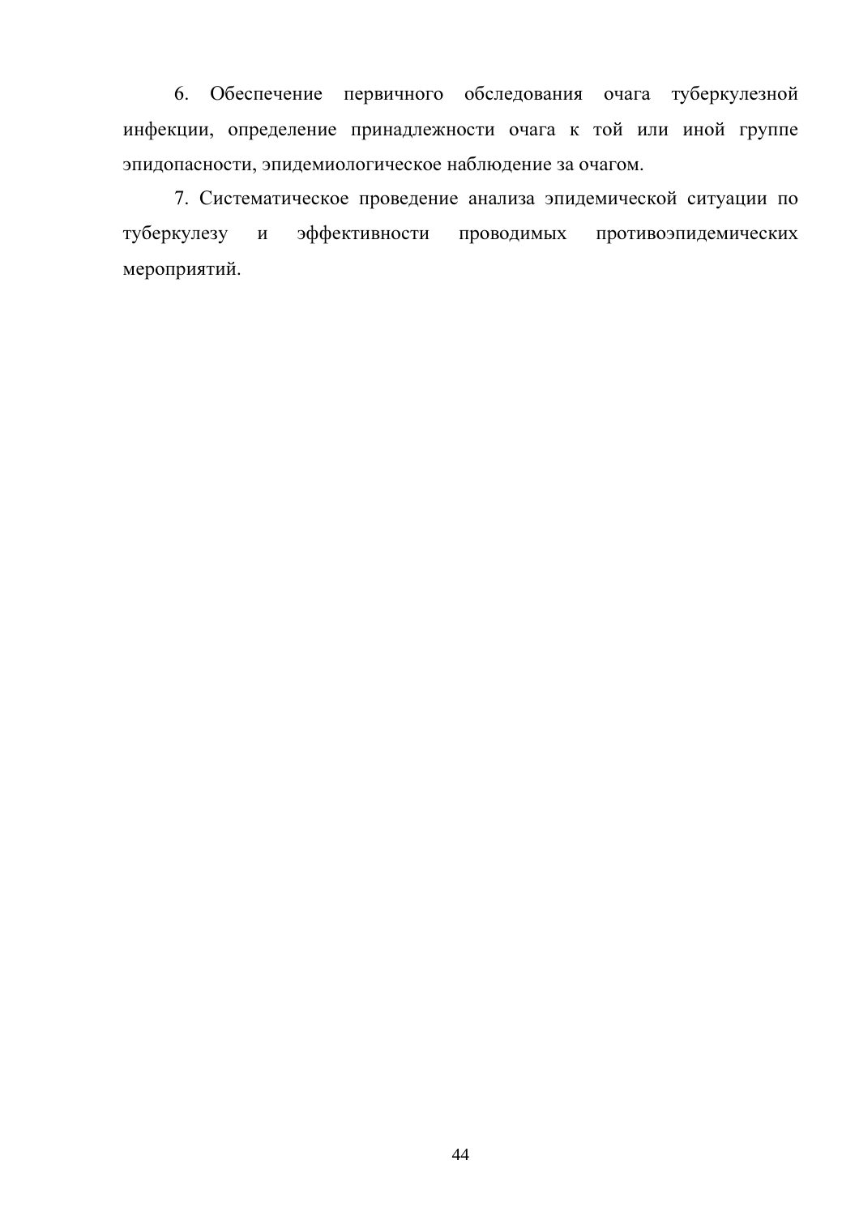6. Обеспечение первичного обследования очага туберкулезной инфекции, определение принадлежности очага к той или иной группе эпидопасности, эпидемиологическое наблюдение за очагом.

7. Систематическое проведение анализа эпидемической ситуации по туберкулезу и эффективности проводимых противоэпидемических мероприятий.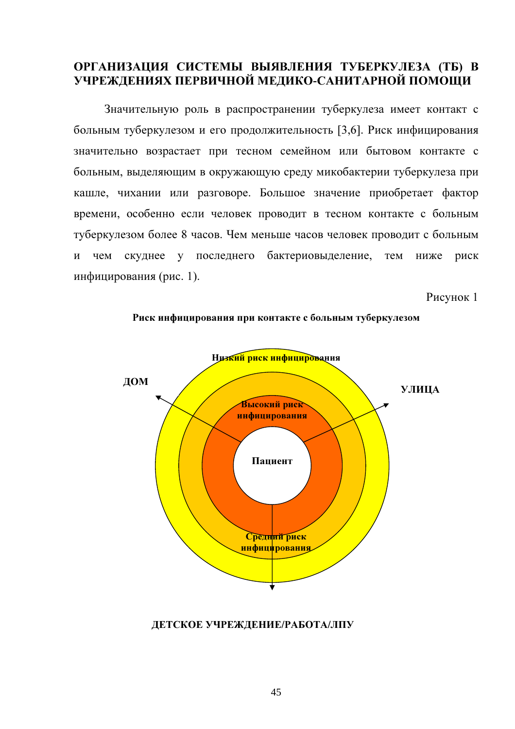## ОРГАНИЗАЦИЯ СИСТЕМЫ ВЫЯВЛЕНИЯ ТУБЕРКУЛЕЗА (ТБ) В УЧРЕЖДЕНИЯХ ПЕРВИЧНОЙ МЕДИКО-САНИТАРНОЙ ПОМОЩИ

Значительную роль в распространении туберкулеза имеет контакт с больным туберкулезом и его продолжительность [3,6]. Риск инфицирования значительно возрастает при тесном семейном или бытовом контакте с больным, выделяющим в окружающую среду микобактерии туберкулеза при кашле, чихании или разговоре. Большое значение приобретает фактор времени, особенно если человек проводит в тесном контакте с больным туберкулезом более 8 часов. Чем меньше часов человек проводит с больным и чем скуднее у последнего бактериовыделение, тем ниже риск инфицирования (рис. 1).

Рисунок 1

**Риск инфицирования при контакте с больным туберкулезом**

Низкий риск инфицирования

ДОМ

УЛИЦА

Высокий риск инфицирования

Пациент

Средний риск инфицирования

ДЕТСКОЕ УЧРЕЖДЕНИЕ/РАБОТА/ЛПУ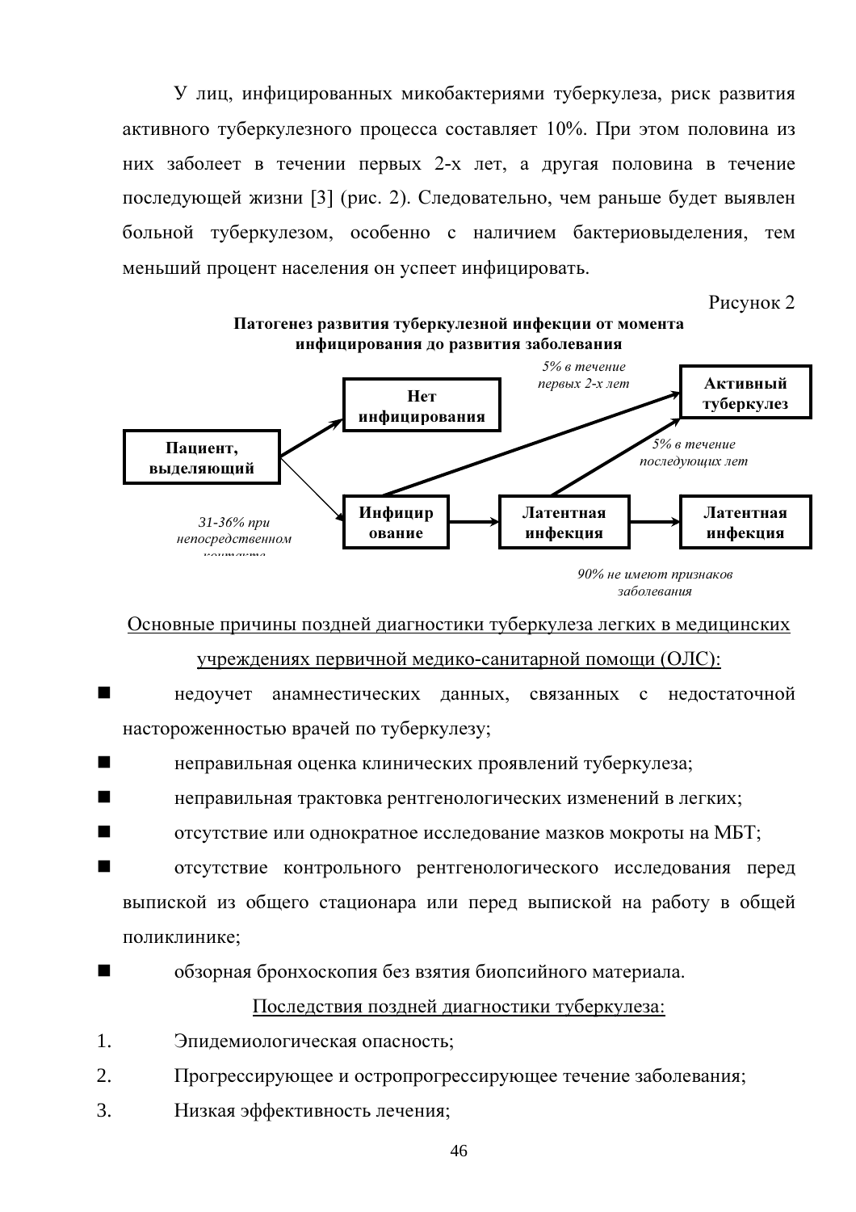У лиц, инфицированных микобактериями туберкулеза, риск развития активного туберкулезного процесса составляет 10%. При этом половина из них заболеет в течении первых 2-х лет, а другая половина в течение последующей жизни [3] (рис. 2). Следовательно, чем раньше будет выявлен больной туберкулезом, особенно с наличием бактериовыделения, тем меньший процент населения он успеет инфицировать.

Рисунок 2

**Патогенез развития туберкулезной инфекции от момента инфицирования до развития заболевания**

**Пациент, выделяющий** → **Нет инфицирования**

**Пациент, выделяющий** → **Инфицирование** (*31-36% при непосредственном контакте*)

**Инфицирование** → **Активный туберкулез** (*5% в течение первых 2-х лет*)

**Инфицирование** → **Латентная инфекция** → **Латентная инфекция** (*90% не имеют признаков заболевания*)

**Латентная инфекция** → **Активный туберкулез** (*5% в течение последующих лет*)

<u>Основные причины поздней диагностики туберкулеза легких в медицинских учреждениях первичной медико-санитарной помощи (ОЛС):</u>

- недоучет анамнестических данных, связанных с недостаточной настороженностью врачей по туберкулезу;
- неправильная оценка клинических проявлений туберкулеза;
- неправильная трактовка рентгенологических изменений в легких;
- отсутствие или однократное исследование мазков мокроты на МБТ;
- отсутствие контрольного рентгенологического исследования перед выпиской из общего стационара или перед выпиской на работу в общей поликлинике;
- обзорная бронхоскопия без взятия биопсийного материала.

<u>Последствия поздней диагностики туберкулеза:</u>

1. Эпидемиологическая опасность;
2. Прогрессирующее и остропрогрессирующее течение заболевания;
3. Низкая эффективность лечения;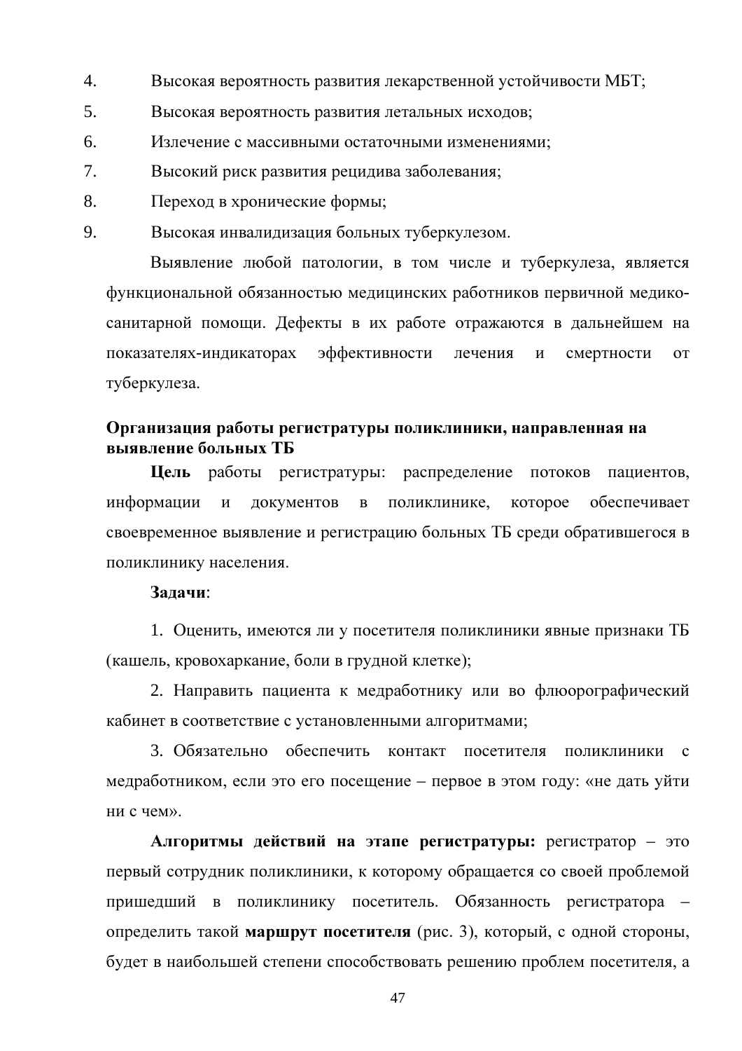4. Высокая вероятность развития лекарственной устойчивости МБТ;
5. Высокая вероятность развития летальных исходов;
6. Излечение с массивными остаточными изменениями;
7. Высокий риск развития рецидива заболевания;
8. Переход в хронические формы;
9. Высокая инвалидизация больных туберкулезом.

Выявление любой патологии, в том числе и туберкулеза, является функциональной обязанностью медицинских работников первичной медико-санитарной помощи. Дефекты в их работе отражаются в дальнейшем на показателях-индикаторах эффективности лечения и смертности от туберкулеза.

**Организация работы регистратуры поликлиники, направленная на выявление больных ТБ**

**Цель** работы регистратуры: распределение потоков пациентов, информации и документов в поликлинике, которое обеспечивает своевременное выявление и регистрацию больных ТБ среди обратившегося в поликлинику населения.

**Задачи**:

1. Оценить, имеются ли у посетителя поликлиники явные признаки ТБ (кашель, кровохаркание, боли в грудной клетке);

2. Направить пациента к медработнику или во флюорографический кабинет в соответствие с установленными алгоритмами;

3. Обязательно обеспечить контакт посетителя поликлиники с медработником, если это его посещение – первое в этом году: «не дать уйти ни с чем».

**Алгоритмы действий на этапе регистратуры:** регистратор – это первый сотрудник поликлиники, к которому обращается со своей проблемой пришедший в поликлинику посетитель. Обязанность регистратора – определить такой **маршрут посетителя** (рис. 3), который, с одной стороны, будет в наибольшей степени способствовать решению проблем посетителя, а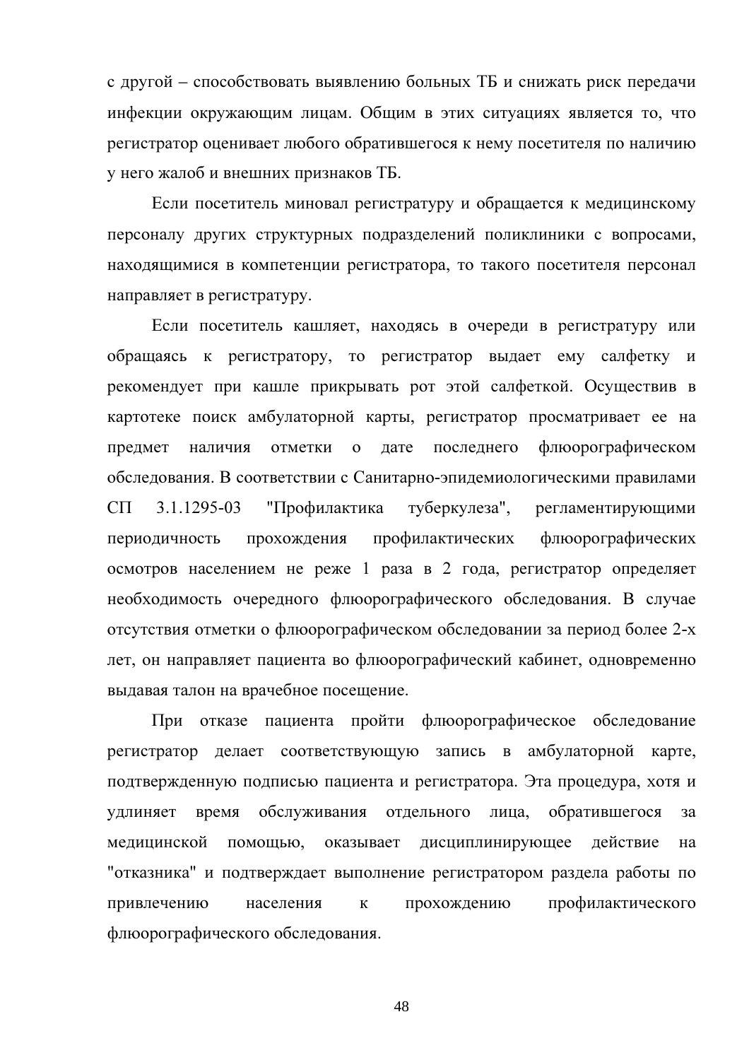с другой – способствовать выявлению больных ТБ и снижать риск передачи инфекции окружающим лицам. Общим в этих ситуациях является то, что регистратор оценивает любого обратившегося к нему посетителя по наличию у него жалоб и внешних признаков ТБ.

Если посетитель миновал регистратуру и обращается к медицинскому персоналу других структурных подразделений поликлиники с вопросами, находящимися в компетенции регистратора, то такого посетителя персонал направляет в регистратуру.

Если посетитель кашляет, находясь в очереди в регистратуру или обращаясь к регистратору, то регистратор выдает ему салфетку и рекомендует при кашле прикрывать рот этой салфеткой. Осуществив в картотеке поиск амбулаторной карты, регистратор просматривает ее на предмет наличия отметки о дате последнего флюорографическом обследования. В соответствии с Санитарно-эпидемиологическими правилами СП 3.1.1295-03 "Профилактика туберкулеза", регламентирующими периодичность прохождения профилактических флюорографических осмотров населением не реже 1 раза в 2 года, регистратор определяет необходимость очередного флюорографического обследования. В случае отсутствия отметки о флюорографическом обследовании за период более 2-х лет, он направляет пациента во флюорографический кабинет, одновременно выдавая талон на врачебное посещение.

При отказе пациента пройти флюорографическое обследование регистратор делает соответствующую запись в амбулаторной карте, подтвержденную подписью пациента и регистратора. Эта процедура, хотя и удлиняет время обслуживания отдельного лица, обратившегося за медицинской помощью, оказывает дисциплинирующее действие на "отказника" и подтверждает выполнение регистратором раздела работы по привлечению населения к прохождению профилактического флюорографического обследования.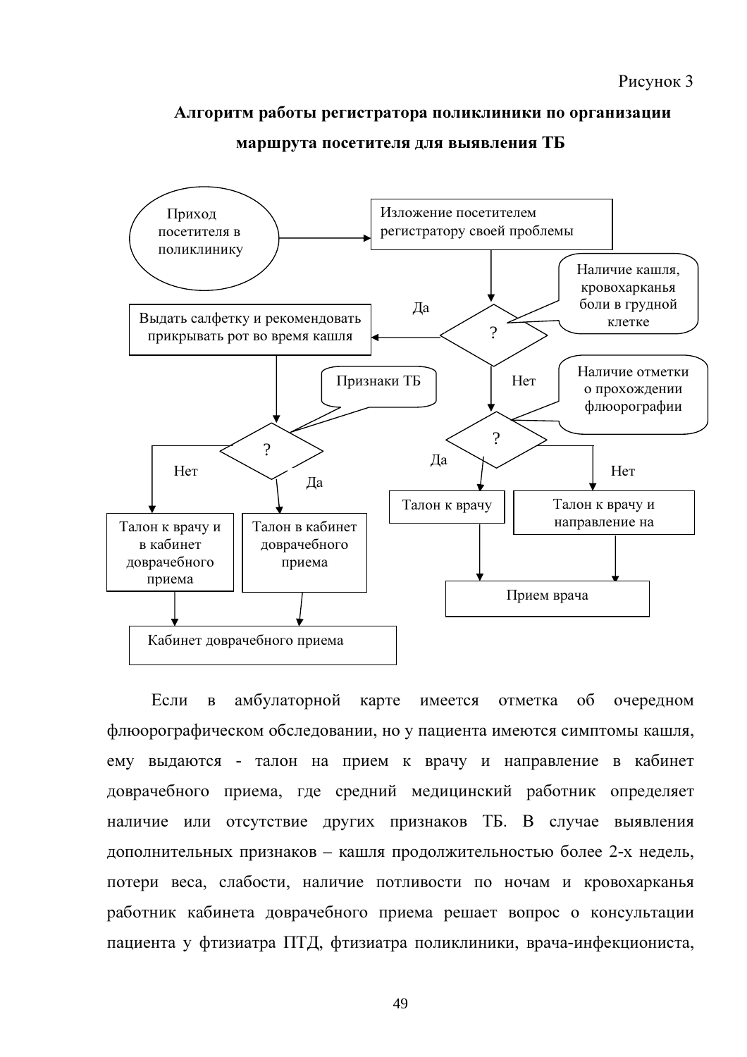Рисунок 3

**Алгоритм работы регистратора поликлиники по организации маршрута посетителя для выявления ТБ**

Приход посетителя в поликлинику

Изложение посетителем регистратору своей проблемы

Наличие кашля, кровохарканья боли в грудной клетке

?

Да

Выдать салфетку и рекомендовать прикрывать рот во время кашля

Нет

Наличие отметки о прохождении флюорографии

Признаки ТБ

?

Нет

Да

?

Да

Нет

Талон к врачу и в кабинет доврачебного приема

Талон в кабинет доврачебного приема

Талон к врачу

Талон к врачу и направление на

Прием врача

Кабинет доврачебного приема

Если в амбулаторной карте имеется отметка об очередном флюорографическом обследовании, но у пациента имеются симптомы кашля, ему выдаются - талон на прием к врачу и направление в кабинет доврачебного приема, где средний медицинский работник определяет наличие или отсутствие других признаков ТБ. В случае выявления дополнительных признаков – кашля продолжительностью более 2-х недель, потери веса, слабости, наличие потливости по ночам и кровохарканья работник кабинета доврачебного приема решает вопрос о консультации пациента у фтизиатра ПТД, фтизиатра поликлиники, врача-инфекциониста,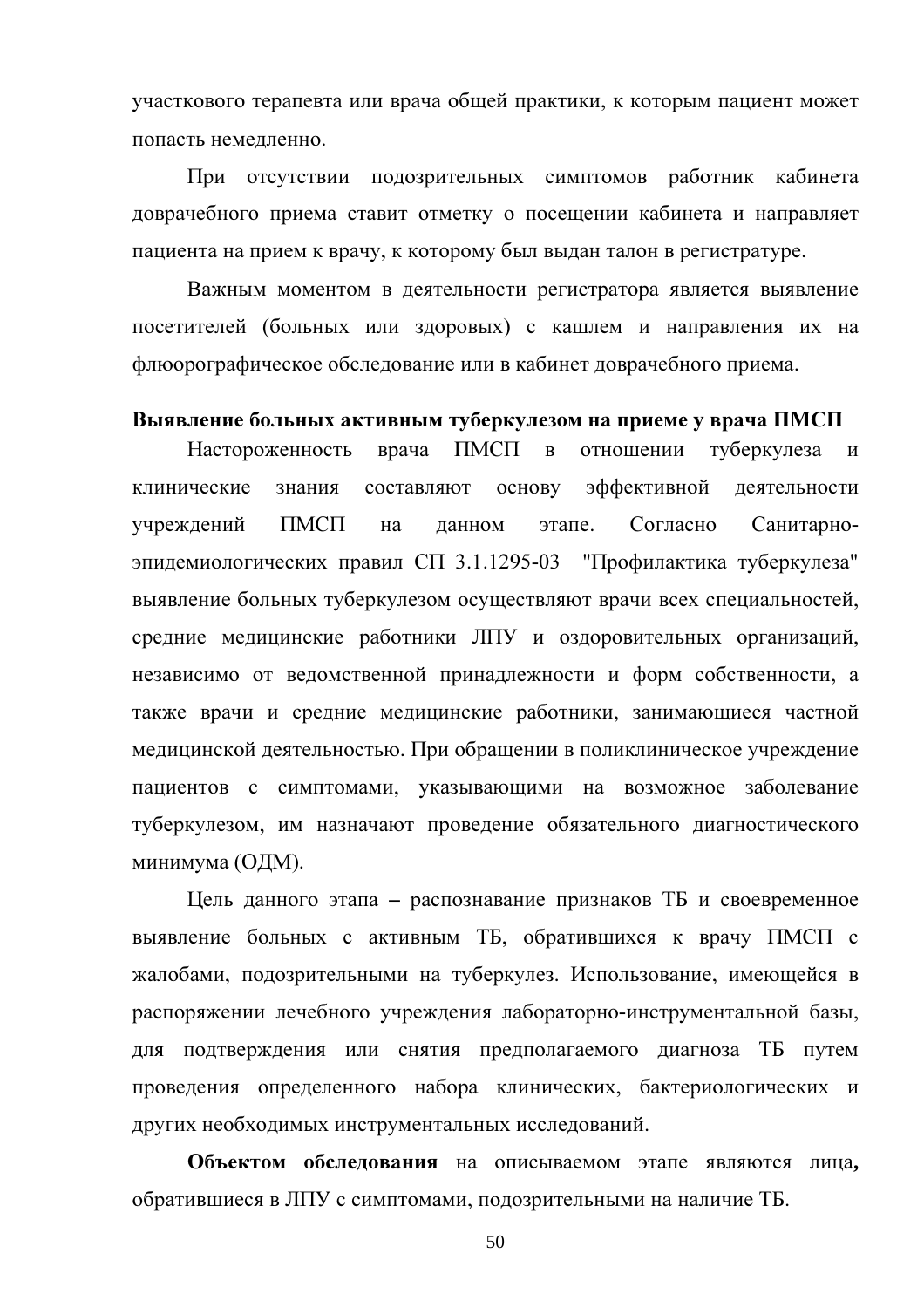участкового терапевта или врача общей практики, к которым пациент может попасть немедленно.

При отсутствии подозрительных симптомов работник кабинета доврачебного приема ставит отметку о посещении кабинета и направляет пациента на прием к врачу, к которому был выдан талон в регистратуре.

Важным моментом в деятельности регистратора является выявление посетителей (больных или здоровых) с кашлем и направления их на флюорографическое обследование или в кабинет доврачебного приема.

**Выявление больных активным туберкулезом на приеме у врача ПМСП**

Настороженность врача ПМСП в отношении туберкулеза и клинические знания составляют основу эффективной деятельности учреждений ПМСП на данном этапе. Согласно Санитарно-эпидемиологических правил СП 3.1.1295-03 "Профилактика туберкулеза" выявление больных туберкулезом осуществляют врачи всех специальностей, средние медицинские работники ЛПУ и оздоровительных организаций, независимо от ведомственной принадлежности и форм собственности, а также врачи и средние медицинские работники, занимающиеся частной медицинской деятельностью. При обращении в поликлиническое учреждение пациентов с симптомами, указывающими на возможное заболевание туберкулезом, им назначают проведение обязательного диагностического минимума (ОДМ).

Цель данного этапа – распознавание признаков ТБ и своевременное выявление больных с активным ТБ, обратившихся к врачу ПМСП с жалобами, подозрительными на туберкулез. Использование, имеющейся в распоряжении лечебного учреждения лабораторно-инструментальной базы, для подтверждения или снятия предполагаемого диагноза ТБ путем проведения определенного набора клинических, бактериологических и других необходимых инструментальных исследований.

**Объектом обследования** на описываемом этапе являются лица**,** обратившиеся в ЛПУ с симптомами, подозрительными на наличие ТБ.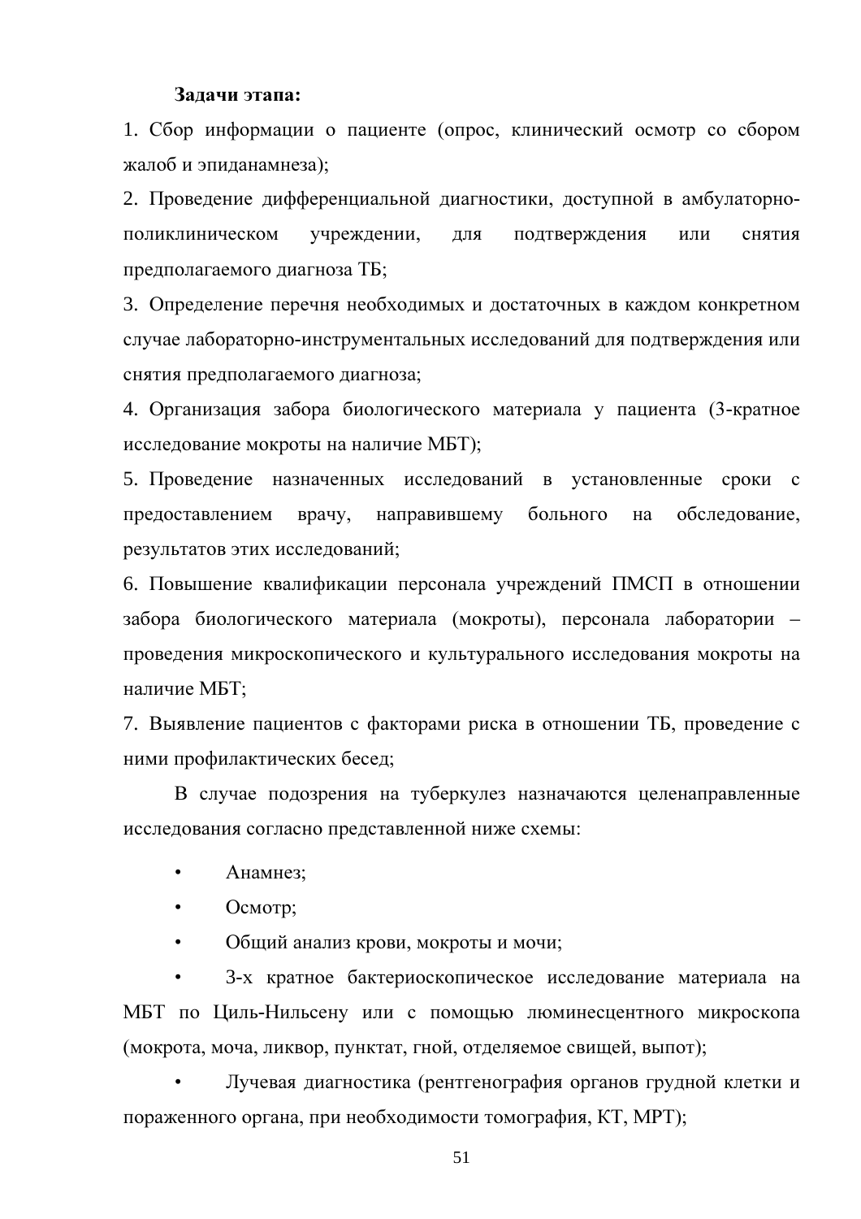**Задачи этапа:**

1. Сбор информации о пациенте (опрос, клинический осмотр со сбором жалоб и эпиданамнеза);
2. Проведение дифференциальной диагностики, доступной в амбулаторно-поликлиническом учреждении, для подтверждения или снятия предполагаемого диагноза ТБ;
3. Определение перечня необходимых и достаточных в каждом конкретном случае лабораторно-инструментальных исследований для подтверждения или снятия предполагаемого диагноза;
4. Организация забора биологического материала у пациента (3-кратное исследование мокроты на наличие МБТ);
5. Проведение назначенных исследований в установленные сроки с предоставлением врачу, направившему больного на обследование, результатов этих исследований;
6. Повышение квалификации персонала учреждений ПМСП в отношении забора биологического материала (мокроты), персонала лаборатории – проведения микроскопического и культурального исследования мокроты на наличие МБТ;
7. Выявление пациентов с факторами риска в отношении ТБ, проведение с ними профилактических бесед;

В случае подозрения на туберкулез назначаются целенаправленные исследования согласно представленной ниже схемы:

- Анамнез;
- Осмотр;
- Общий анализ крови, мокроты и мочи;
- 3-х кратное бактериоскопическое исследование материала на МБТ по Циль-Нильсену или с помощью люминесцентного микроскопа (мокрота, моча, ликвор, пунктат, гной, отделяемое свищей, выпот);
- Лучевая диагностика (рентгенография органов грудной клетки и пораженного органа, при необходимости томография, КТ, МРТ);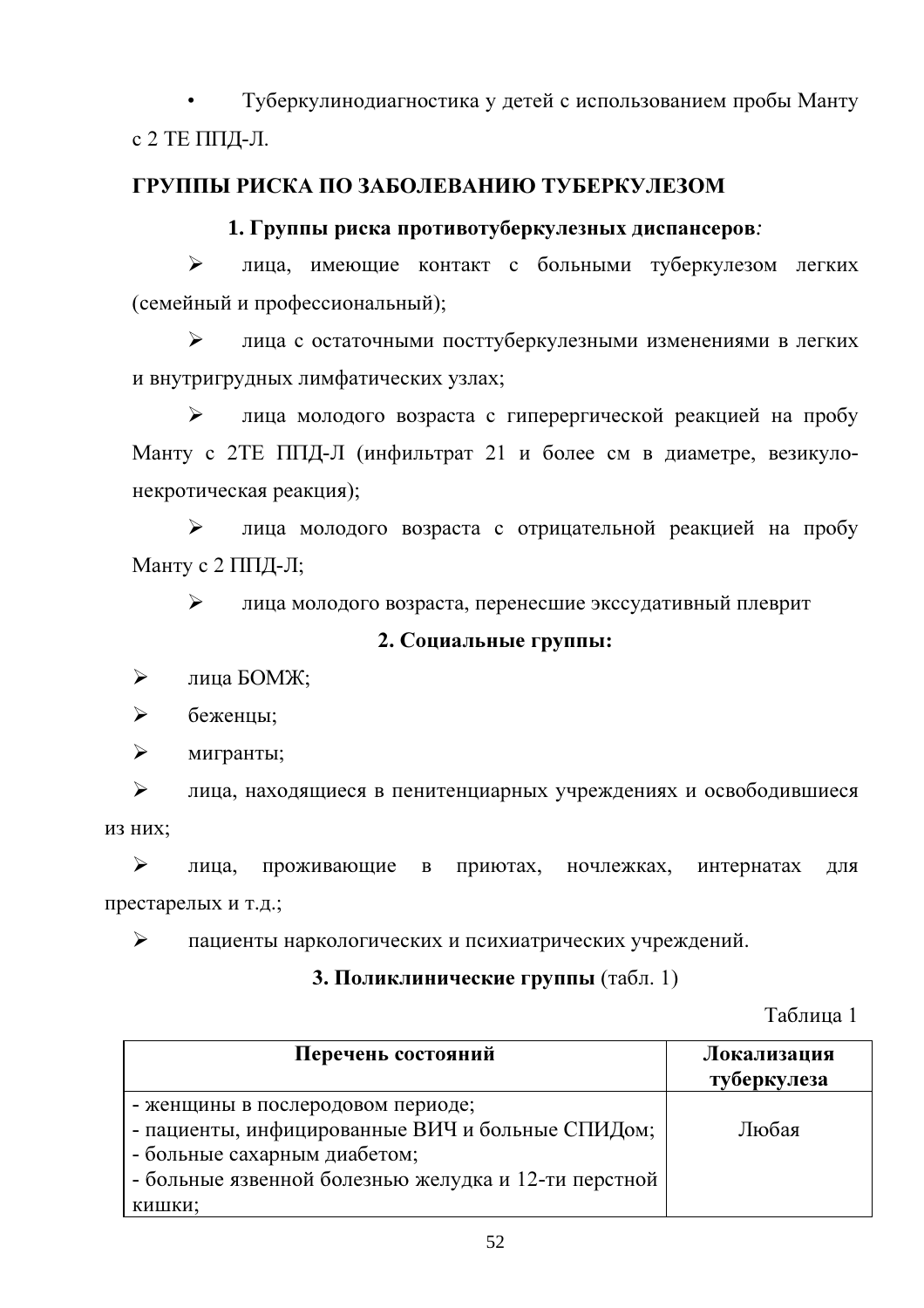- Туберкулинодиагностика у детей с использованием пробы Манту с 2 ТЕ ППД-Л.

## ГРУППЫ РИСКА ПО ЗАБОЛЕВАНИЮ ТУБЕРКУЛЕЗОМ

### 1. Группы риска противотуберкулезных диспансеров*:*

- лица, имеющие контакт с больными туберкулезом легких (семейный и профессиональный);
- лица с остаточными посттуберкулезными изменениями в легких и внутригрудных лимфатических узлах;
- лица молодого возраста с гиперергической реакцией на пробу Манту с 2ТЕ ППД-Л (инфильтрат 21 и более см в диаметре, везикуло-некротическая реакция);
- лица молодого возраста с отрицательной реакцией на пробу Манту с 2 ППД-Л;
- лица молодого возраста, перенесшие экссудативный плеврит

### 2. Социальные группы:

- лица БОМЖ;
- беженцы;
- мигранты;
- лица, находящиеся в пенитенциарных учреждениях и освободившиеся из них;
- лица, проживающие в приютах, ночлежках, интернатах для престарелых и т.д.;
- пациенты наркологических и психиатрических учреждений.

### 3. Поликлинические группы (табл. 1)

Таблица 1

| **Перечень состояний** | **Локализация туберкулеза** |
|---|---|
| - женщины в послеродовом периоде;<br>- пациенты, инфицированные ВИЧ и больные СПИДом;<br>- больные сахарным диабетом;<br>- больные язвенной болезнью желудка и 12-ти перстной кишки; | Любая |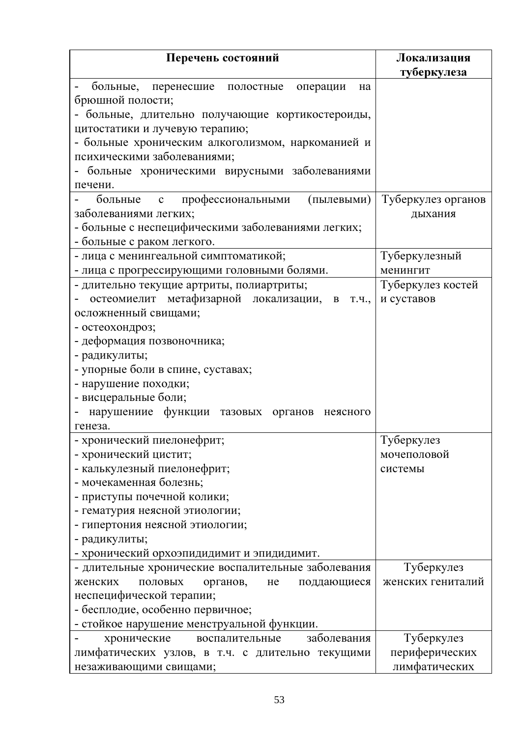| Перечень состояний | Локализация туберкулеза |
|---|---|
| - больные, перенесшие полостные операции на брюшной полости;<br>- больные, длительно получающие кортикостероиды, цитостатики и лучевую терапию;<br>- больные хроническим алкоголизмом, наркоманией и психическими заболеваниями;<br>- больные хроническими вирусными заболеваниями печени. | |
| - больные с профессиональными (пылевыми) заболеваниями легких;<br>- больные с неспецифическими заболеваниями легких;<br>- больные с раком легкого. | Туберкулез органов дыхания |
| - лица с менингеальной симптоматикой;<br>- лица с прогрессирующими головными болями. | Туберкулезный менингит |
| - длительно текущие артриты, полиартриты;<br>- остеомиелит метафизарной локализации, в т.ч., осложненный свищами;<br>- остеохондроз;<br>- деформация позвоночника;<br>- радикулиты;<br>- упорные боли в спине, суставах;<br>- нарушение походки;<br>- висцеральные боли;<br>- нарушениие функции тазовых органов неясного генеза. | Туберкулез костей и суставов |
| - хронический пиелонефрит;<br>- хронический цистит;<br>- калькулезный пиелонефрит;<br>- мочекаменная болезнь;<br>- приступы почечной колики;<br>- гематурия неясной этиологии;<br>- гипертония неясной этиологии;<br>- радикулиты;<br>- хронический орхоэпидидимит и эпидидимит. | Туберкулез мочеполовой системы |
| - длительные хронические воспалительные заболевания женских половых органов, не поддающиеся неспецифической терапии;<br>- бесплодие, особенно первичное;<br>- стойкое нарушение менструальной функции. | Туберкулез женских гениталий |
| - хронические воспалительные заболевания лимфатических узлов, в т.ч. с длительно текущими незаживающими свищами; | Туберкулез периферических лимфатических |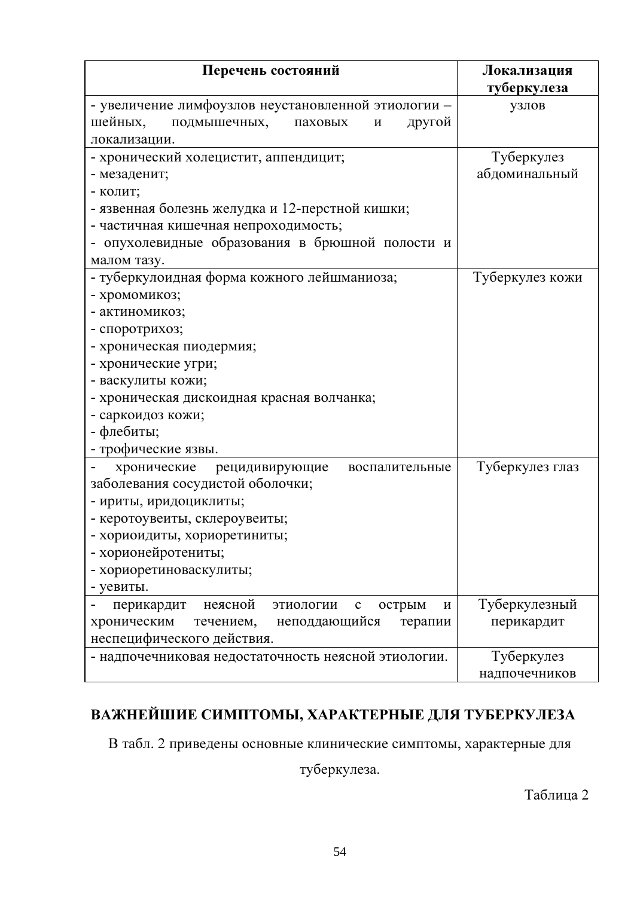| Перечень состояний | Локализация туберкулеза |
|---|---|
| - увеличение лимфоузлов неустановленной этиологии – шейных, подмышечных, паховых и другой локализации. | узлов |
| - хронический холецистит, аппендицит;<br>- мезаденит;<br>- колит;<br>- язвенная болезнь желудка и 12-перстной кишки;<br>- частичная кишечная непроходимость;<br>- опухолевидные образования в брюшной полости и малом тазу. | Туберкулез абдоминальный |
| - туберкулоидная форма кожного лейшманиоза;<br>- хромомикоз;<br>- актиномикоз;<br>- споротрихоз;<br>- хроническая пиодермия;<br>- хронические угри;<br>- васкулиты кожи;<br>- хроническая дискоидная красная волчанка;<br>- саркоидоз кожи;<br>- флебиты;<br>- трофические язвы. | Туберкулез кожи |
| - хронические рецидивирующие воспалительные заболевания сосудистой оболочки;<br>- ириты, иридоциклиты;<br>- керотоувеиты, склероувеиты;<br>- хориоидиты, хориоретиниты;<br>- хорионейротениты;<br>- хориоретиноваскулиты;<br>- уевиты. | Туберкулез глаз |
| - перикардит неясной этиологии с острым и хроническим течением, неподдающийся терапии неспецифического действия. | Туберкулезный перикардит |
| - надпочечниковая недостаточность неясной этиологии. | Туберкулез надпочечников |

## ВАЖНЕЙШИЕ СИМПТОМЫ, ХАРАКТЕРНЫЕ ДЛЯ ТУБЕРКУЛЕЗА

В табл. 2 приведены основные клинические симптомы, характерные для туберкулеза.

Таблица 2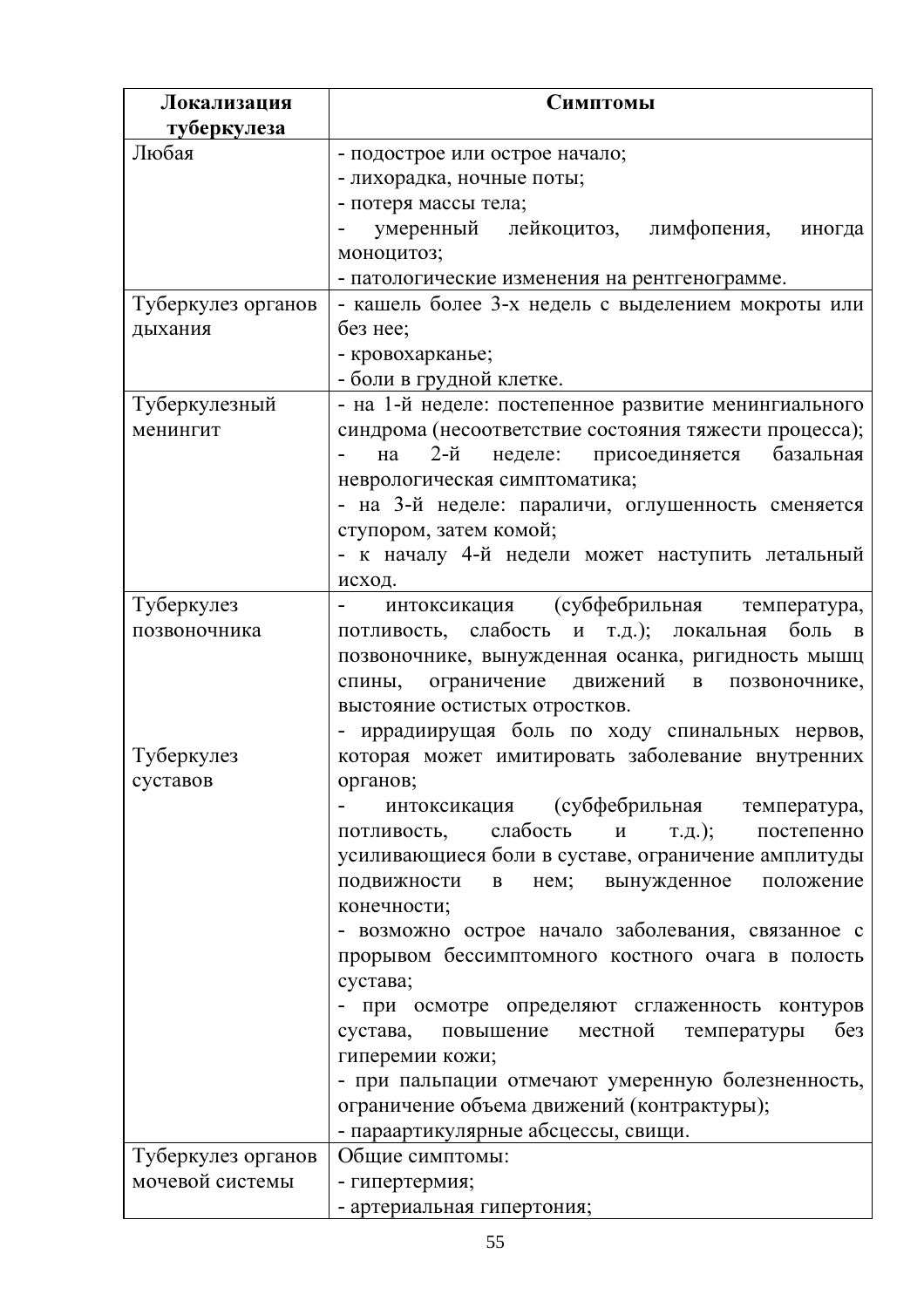| Локализация туберкулеза | Симптомы |
|---|---|
| Любая | - подострое или острое начало;<br>- лихорадка, ночные поты;<br>- потеря массы тела;<br>- умеренный лейкоцитоз, лимфопения, иногда моноцитоз;<br>- патологические изменения на рентгенограмме. |
| Туберкулез органов дыхания | - кашель более 3-х недель с выделением мокроты или без нее;<br>- кровохарканье;<br>- боли в грудной клетке. |
| Туберкулезный менингит | - на 1-й неделе: постепенное развитие менингиального синдрома (несоответствие состояния тяжести процесса);<br>- на 2-й неделе: присоединяется базальная неврологическая симптоматика;<br>- на 3-й неделе: параличи, оглушенность сменяется ступором, затем комой;<br>- к началу 4-й недели может наступить летальный исход. |
| Туберкулез позвоночника | - интоксикация (субфебрильная температура, потливость, слабость и т.д.); локальная боль в позвоночнике, вынужденная осанка, ригидность мышц спины, ограничение движений в позвоночнике, выстояние остистых отростков.<br>- иррадиирущая боль по ходу спинальных нервов, которая может имитировать заболевание внутренних органов; |
| Туберкулез суставов | - интоксикация (субфебрильная температура, потливость, слабость и т.д.); постепенно усиливающиеся боли в суставе, ограничение амплитуды подвижности в нем; вынужденное положение конечности;<br>- возможно острое начало заболевания, связанное с прорывом бессимптомного костного очага в полость сустава;<br>- при осмотре определяют сглаженность контуров сустава, повышение местной температуры без гиперемии кожи;<br>- при пальпации отмечают умеренную болезненность, ограничение объема движений (контрактуры);<br>- параартикулярные абсцессы, свищи. |
| Туберкулез органов мочевой системы | Общие симптомы:<br>- гипертермия;<br>- артериальная гипертония; |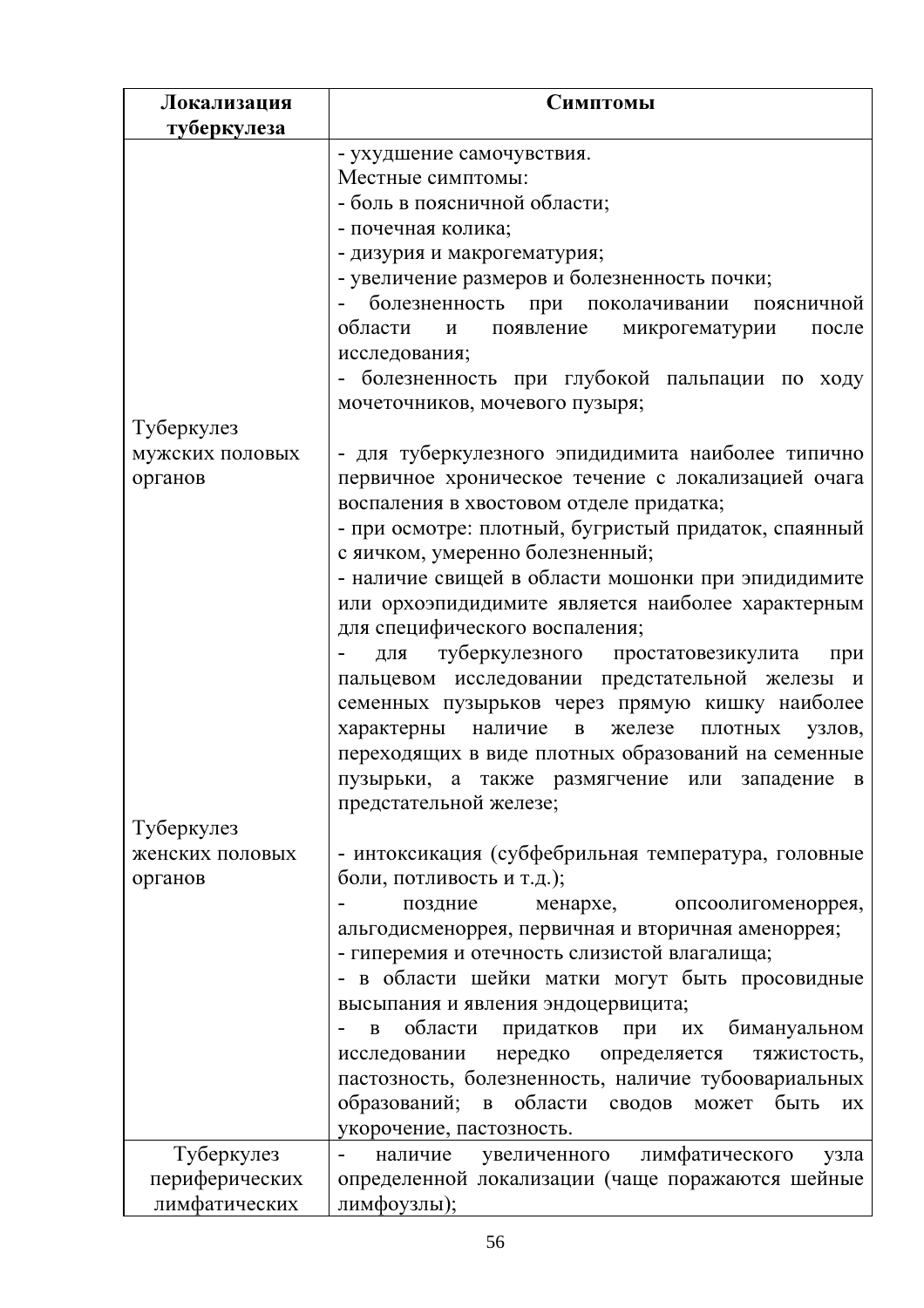| Локализация туберкулеза | Симптомы |
| --- | --- |
| | - ухудшение самочувствия.<br>Местные симптомы:<br>- боль в поясничной области;<br>- почечная колика;<br>- дизурия и макрогематурия;<br>- увеличение размеров и болезненность почки;<br>- болезненность при поколачивании поясничной области и появление микрогематурии после исследования;<br>- болезненность при глубокой пальпации по ходу мочеточников, мочевого пузыря; |
| Туберкулез мужских половых органов | - для туберкулезного эпидидимита наиболее типично первичное хроническое течение с локализацией очага воспаления в хвостовом отделе придатка;<br>- при осмотре: плотный, бугристый придаток, спаянный с яичком, умеренно болезненный;<br>- наличие свищей в области мошонки при эпидидимите или орхоэпидидимите является наиболее характерным для специфического воспаления;<br>- для туберкулезного простатовезикулита при пальцевом исследовании предстательной железы и семенных пузырьков через прямую кишку наиболее характерны наличие в железе плотных узлов, переходящих в виде плотных образований на семенные пузырьки, а также размягчение или западение в предстательной железе; |
| Туберкулез женских половых органов | - интоксикация (субфебрильная температура, головные боли, потливость и т.д.);<br>- поздние менархе, опсоолигоменоррея, альгодисменоррея, первичная и вторичная аменоррея;<br>- гиперемия и отечность слизистой влагалища;<br>- в области шейки матки могут быть просовидные высыпания и явления эндоцервицита;<br>- в области придатков при их бимануальном исследовании нередко определяется тяжистость, пастозность, болезненность, наличие тубоовариальных образований; в области сводов может быть их укорочение, пастозность. |
| Туберкулез периферических лимфатических | - наличие увеличенного лимфатического узла определенной локализации (чаще поражаются шейные лимфоузлы); |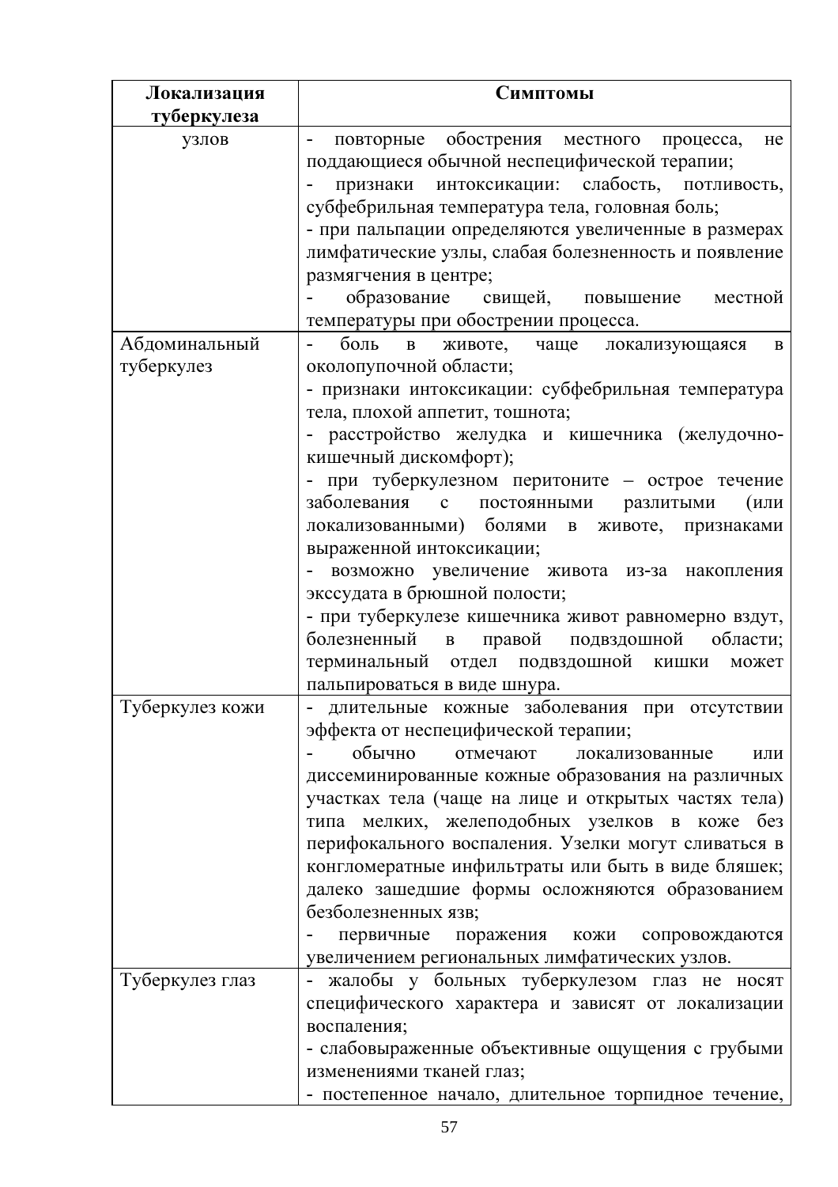| Локализация туберкулеза | Симптомы |
|---|---|
| узлов | - повторные обострения местного процесса, не поддающиеся обычной неспецифической терапии;<br>- признаки интоксикации: слабость, потливость, субфебрильная температура тела, головная боль;<br>- при пальпации определяются увеличенные в размерах лимфатические узлы, слабая болезненность и появление размягчения в центре;<br>- образование свищей, повышение местной температуры при обострении процесса. |
| Абдоминальный туберкулез | - боль в животе, чаще локализующаяся в околопупочной области;<br>- признаки интоксикации: субфебрильная температура тела, плохой аппетит, тошнота;<br>- расстройство желудка и кишечника (желудочно-кишечный дискомфорт);<br>- при туберкулезном перитоните – острое течение заболевания с постоянными разлитыми (или локализованными) болями в животе, признаками выраженной интоксикации;<br>- возможно увеличение живота из-за накопления экссудата в брюшной полости;<br>- при туберкулезе кишечника живот равномерно вздут, болезненный в правой подвздошной области; терминальный отдел подвздошной кишки может пальпироваться в виде шнура. |
| Туберкулез кожи | - длительные кожные заболевания при отсутствии эффекта от неспецифической терапии;<br>- обычно отмечают локализованные или диссеминированные кожные образования на различных участках тела (чаще на лице и открытых частях тела) типа мелких, желеподобных узелков в коже без перифокального воспаления. Узелки могут сливаться в конгломератные инфильтраты или быть в виде бляшек; далеко зашедшие формы осложняются образованием безболезненных язв;<br>- первичные поражения кожи сопровождаются увеличением региональных лимфатических узлов. |
| Туберкулез глаз | - жалобы у больных туберкулезом глаз не носят специфического характера и зависят от локализации воспаления;<br>- слабовыраженные объективные ощущения с грубыми изменениями тканей глаз;<br>- постепенное начало, длительное торпидное течение, |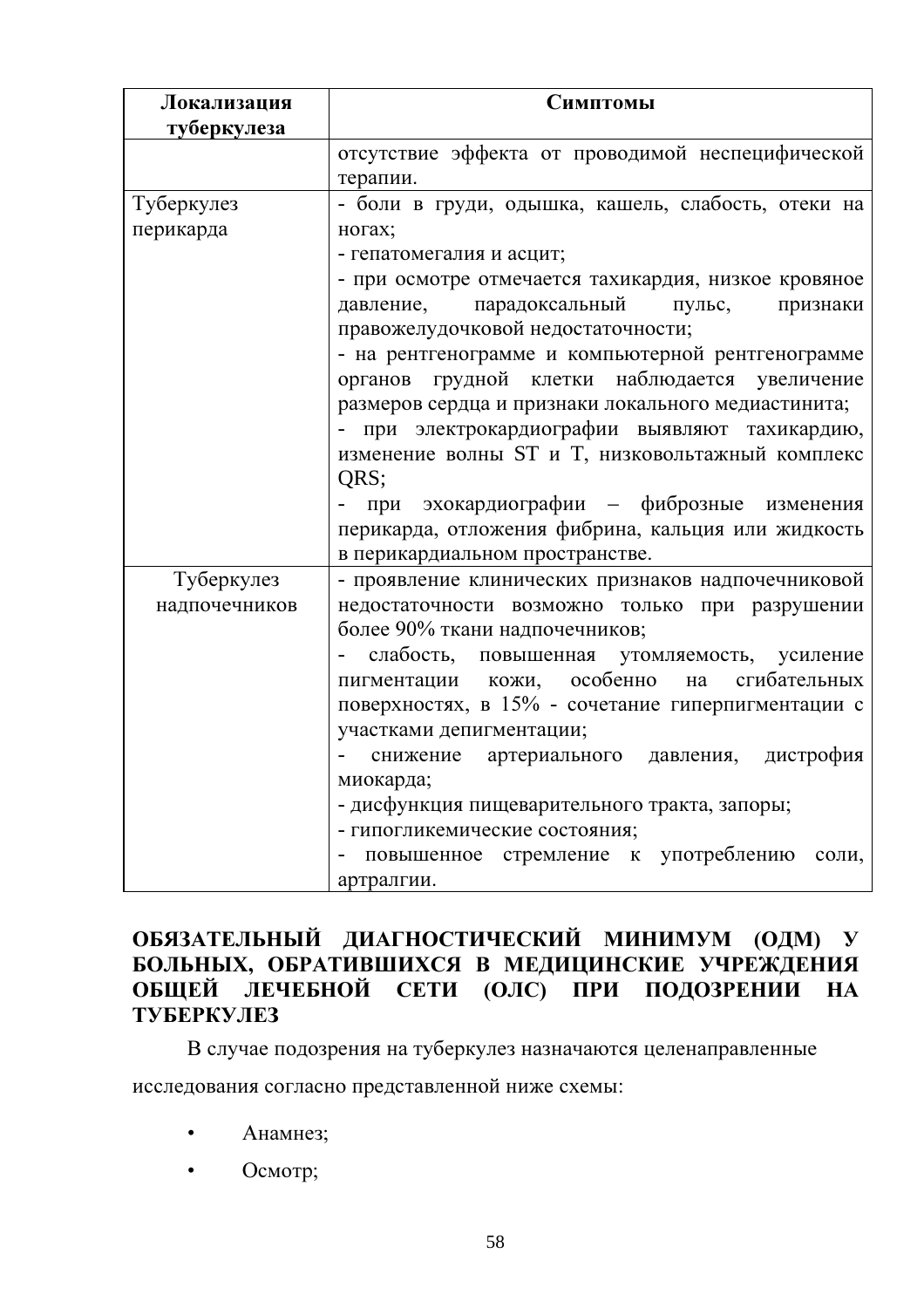| Локализация туберкулеза | Симптомы |
|---|---|
| | отсутствие эффекта от проводимой неспецифической терапии. |
| Туберкулез перикарда | - боли в груди, одышка, кашель, слабость, отеки на ногах;<br>- гепатомегалия и асцит;<br>- при осмотре отмечается тахикардия, низкое кровяное давление, парадоксальный пульс, признаки правожелудочковой недостаточности;<br>- на рентгенограмме и компьютерной рентгенограмме органов грудной клетки наблюдается увеличение размеров сердца и признаки локального медиастинита;<br>- при электрокардиографии выявляют тахикардию, изменение волны ST и T, низковольтажный комплекс QRS;<br>- при эхокардиографии – фиброзные изменения перикарда, отложения фибрина, кальция или жидкость в перикардиальном пространстве. |
| Туберкулез надпочечников | - проявление клинических признаков надпочечниковой недостаточности возможно только при разрушении более 90% ткани надпочечников;<br>- слабость, повышенная утомляемость, усиление пигментации кожи, особенно на сгибательных поверхностях, в 15% - сочетание гиперпигментации с участками депигментации;<br>- снижение артериального давления, дистрофия миокарда;<br>- дисфункция пищеварительного тракта, запоры;<br>- гипогликемические состояния;<br>- повышенное стремление к употреблению соли, артралгии. |

## ОБЯЗАТЕЛЬНЫЙ ДИАГНОСТИЧЕСКИЙ МИНИМУМ (ОДМ) У БОЛЬНЫХ, ОБРАТИВШИХСЯ В МЕДИЦИНСКИЕ УЧРЕЖДЕНИЯ ОБЩЕЙ ЛЕЧЕБНОЙ СЕТИ (ОЛС) ПРИ ПОДОЗРЕНИИ НА ТУБЕРКУЛЕЗ

В случае подозрения на туберкулез назначаются целенаправленные исследования согласно представленной ниже схемы:

- Анамнез;
- Осмотр;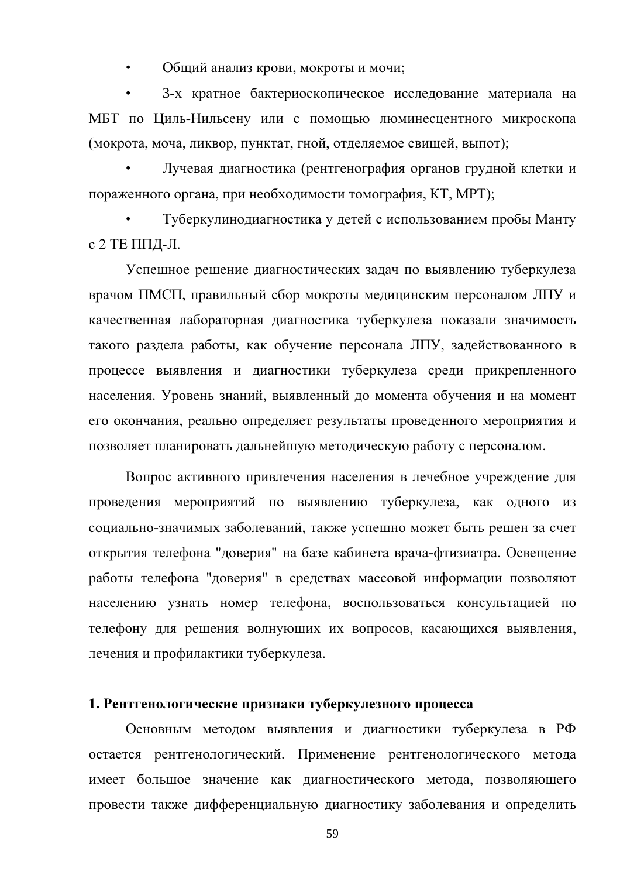- Общий анализ крови, мокроты и мочи;
- 3-х кратное бактериоскопическое исследование материала на МБТ по Циль-Нильсену или с помощью люминесцентного микроскопа (мокрота, моча, ликвор, пунктат, гной, отделяемое свищей, выпот);
- Лучевая диагностика (рентгенография органов грудной клетки и пораженного органа, при необходимости томография, КТ, МРТ);
- Туберкулинодиагностика у детей с использованием пробы Манту с 2 ТЕ ППД-Л.

Успешное решение диагностических задач по выявлению туберкулеза врачом ПМСП, правильный сбор мокроты медицинским персоналом ЛПУ и качественная лабораторная диагностика туберкулеза показали значимость такого раздела работы, как обучение персонала ЛПУ, задействованного в процессе выявления и диагностики туберкулеза среди прикрепленного населения. Уровень знаний, выявленный до момента обучения и на момент его окончания, реально определяет результаты проведенного мероприятия и позволяет планировать дальнейшую методическую работу с персоналом.

Вопрос активного привлечения населения в лечебное учреждение для проведения мероприятий по выявлению туберкулеза, как одного из социально-значимых заболеваний, также успешно может быть решен за счет открытия телефона "доверия" на базе кабинета врача-фтизиатра. Освещение работы телефона "доверия" в средствах массовой информации позволяют населению узнать номер телефона, воспользоваться консультацией по телефону для решения волнующих их вопросов, касающихся выявления, лечения и профилактики туберкулеза.

## 1. Рентгенологические признаки туберкулезного процесса

Основным методом выявления и диагностики туберкулеза в РФ остается рентгенологический. Применение рентгенологического метода имеет большое значение как диагностического метода, позволяющего провести также дифференциальную диагностику заболевания и определить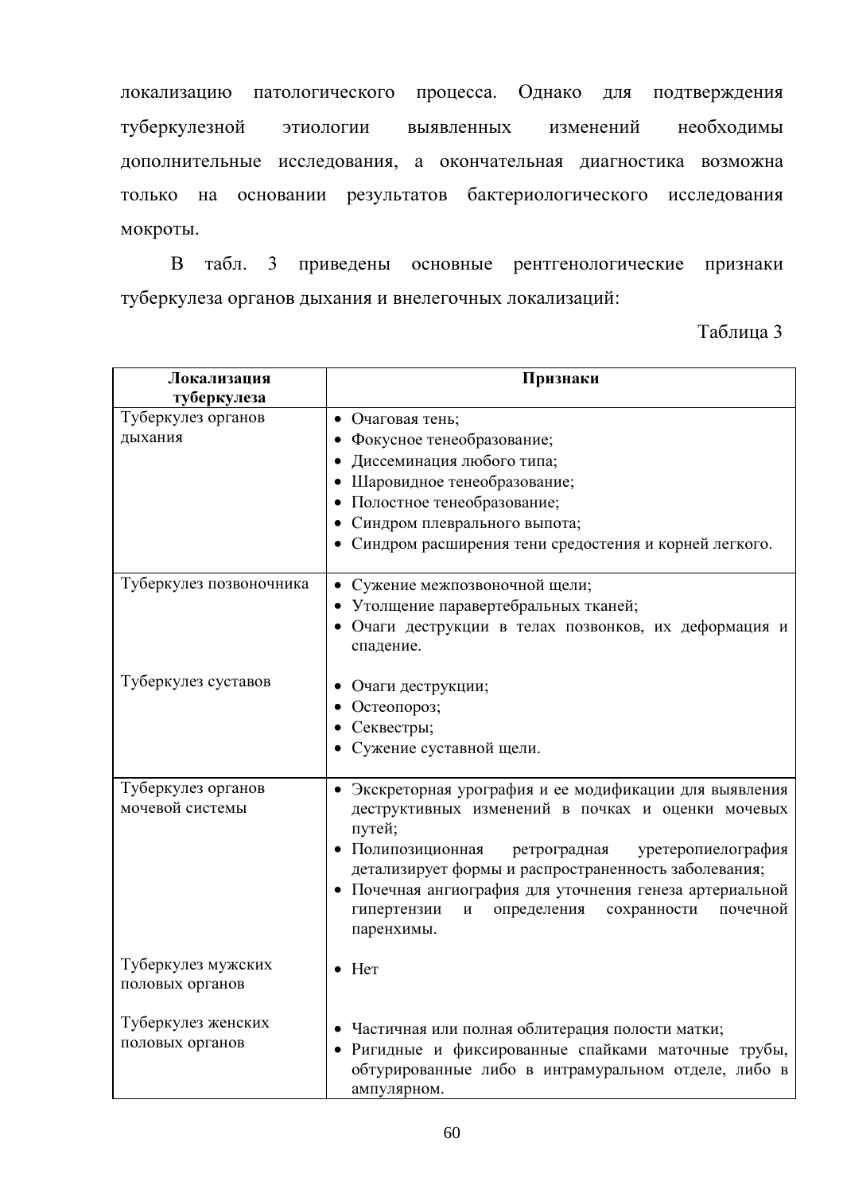локализацию патологического процесса. Однако для подтверждения туберкулезной этиологии выявленных изменений необходимы дополнительные исследования, а окончательная диагностика возможна только на основании результатов бактериологического исследования мокроты.

В табл. 3 приведены основные рентгенологические признаки туберкулеза органов дыхания и внелегочных локализаций:

Таблица 3

| **Локализация туберкулеза** | **Признаки** |
|---|---|
| Туберкулез органов дыхания | • Очаговая тень;<br>• Фокусное тенеобразование;<br>• Диссеминация любого типа;<br>• Шаровидное тенеобразование;<br>• Полостное тенеобразование;<br>• Синдром плеврального выпота;<br>• Синдром расширения тени средостения и корней легкого. |
| Туберкулез позвоночника | • Сужение межпозвоночной щели;<br>• Утолщение паравертебральных тканей;<br>• Очаги деструкции в телах позвонков, их деформация и спадение. |
| Туберкулез суставов | • Очаги деструкции;<br>• Остеопороз;<br>• Секвестры;<br>• Сужение суставной щели. |
| Туберкулез органов мочевой системы | • Экскреторная урография и ее модификации для выявления деструктивных изменений в почках и оценки мочевых путей;<br>• Полипозиционная ретроградная уретеропиелография детализирует формы и распространенность заболевания;<br>• Почечная ангиография для уточнения генеза артериальной гипертензии и определения сохранности почечной паренхимы. |
| Туберкулез мужских половых органов | • Нет |
| Туберкулез женских половых органов | • Частичная или полная облитерация полости матки;<br>• Ригидные и фиксированные спайками маточные трубы, обтурированные либо в интрамуральном отделе, либо в ампулярном. |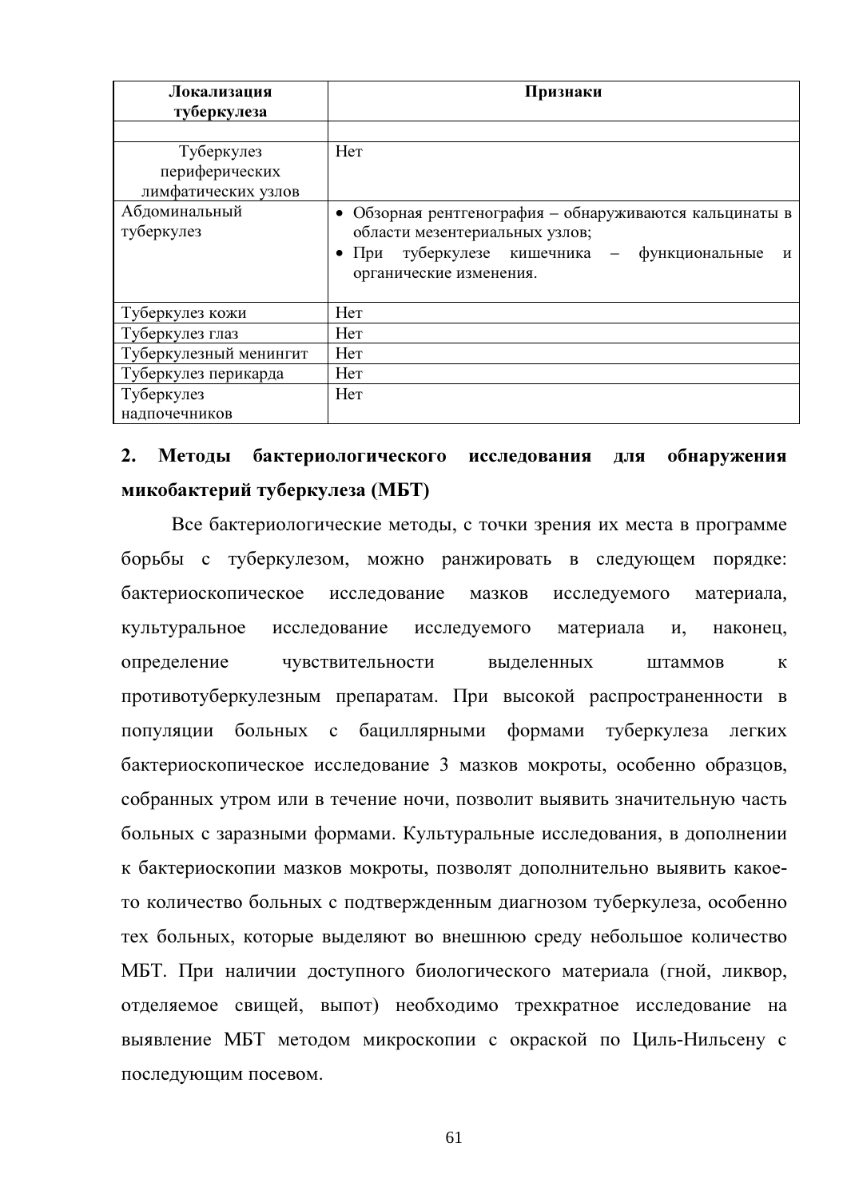| Локализация туберкулеза | Признаки |
|---|---|
| | |
| Туберкулез периферических лимфатических узлов | Нет |
| Абдоминальный туберкулез | • Обзорная рентгенография – обнаруживаются кальцинаты в области мезентериальных узлов; • При туберкулезе кишечника – функциональные и органические изменения. |
| Туберкулез кожи | Нет |
| Туберкулез глаз | Нет |
| Туберкулезный менингит | Нет |
| Туберкулез перикарда | Нет |
| Туберкулез надпочечников | Нет |

## 2. Методы бактериологического исследования для обнаружения микобактерий туберкулеза (МБТ)

Все бактериологические методы, с точки зрения их места в программе борьбы с туберкулезом, можно ранжировать в следующем порядке: бактериоскопическое исследование мазков исследуемого материала, культуральное исследование исследуемого материала и, наконец, определение чувствительности выделенных штаммов к противотуберкулезным препаратам. При высокой распространенности в популяции больных с бациллярными формами туберкулеза легких бактериоскопическое исследование 3 мазков мокроты, особенно образцов, собранных утром или в течение ночи, позволит выявить значительную часть больных с заразными формами. Культуральные исследования, в дополнении к бактериоскопии мазков мокроты, позволят дополнительно выявить какое-то количество больных с подтвержденным диагнозом туберкулеза, особенно тех больных, которые выделяют во внешнюю среду небольшое количество МБТ. При наличии доступного биологического материала (гной, ликвор, отделяемое свищей, выпот) необходимо трехкратное исследование на выявление МБТ методом микроскопии с окраской по Циль-Нильсену с последующим посевом.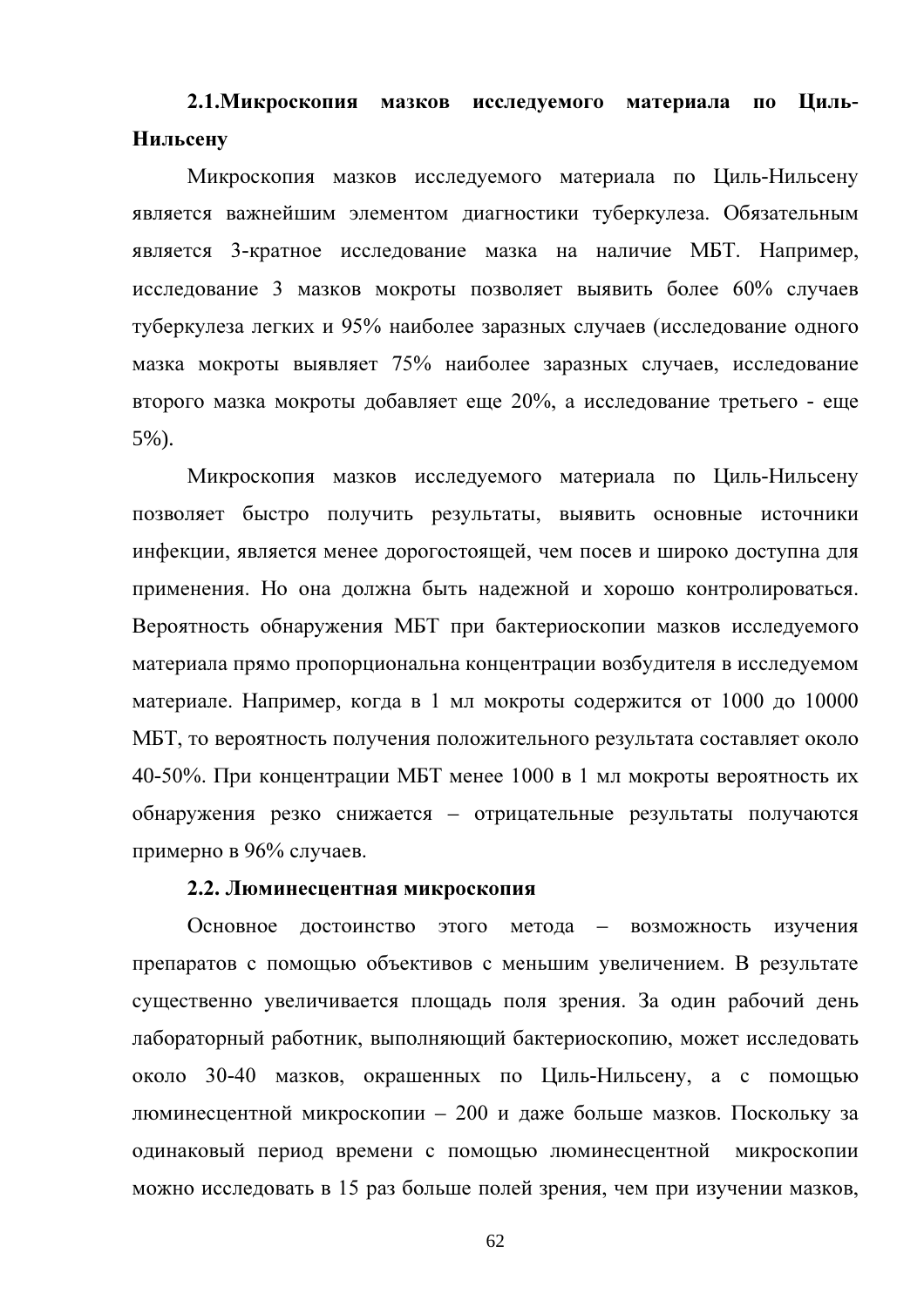### 2.1.Микроскопия мазков исследуемого материала по Циль-Нильсену

Микроскопия мазков исследуемого материала по Циль-Нильсену является важнейшим элементом диагностики туберкулеза. Обязательным является 3-кратное исследование мазка на наличие МБТ. Например, исследование 3 мазков мокроты позволяет выявить более 60% случаев туберкулеза легких и 95% наиболее заразных случаев (исследование одного мазка мокроты выявляет 75% наиболее заразных случаев, исследование второго мазка мокроты добавляет еще 20%, а исследование третьего - еще 5%).

Микроскопия мазков исследуемого материала по Циль-Нильсену позволяет быстро получить результаты, выявить основные источники инфекции, является менее дорогостоящей, чем посев и широко доступна для применения. Но она должна быть надежной и хорошо контролироваться. Вероятность обнаружения МБТ при бактериоскопии мазков исследуемого материала прямо пропорциональна концентрации возбудителя в исследуемом материале. Например, когда в 1 мл мокроты содержится от 1000 до 10000 МБТ, то вероятность получения положительного результата составляет около 40-50%. При концентрации МБТ менее 1000 в 1 мл мокроты вероятность их обнаружения резко снижается – отрицательные результаты получаются примерно в 96% случаев.

### 2.2. Люминесцентная микроскопия

Основное достоинство этого метода – возможность изучения препаратов с помощью объективов с меньшим увеличением. В результате существенно увеличивается площадь поля зрения. За один рабочий день лабораторный работник, выполняющий бактериоскопию, может исследовать около 30-40 мазков, окрашенных по Циль-Нильсену, а с помощью люминесцентной микроскопии – 200 и даже больше мазков. Поскольку за одинаковый период времени с помощью люминесцентной микроскопии можно исследовать в 15 раз больше полей зрения, чем при изучении мазков,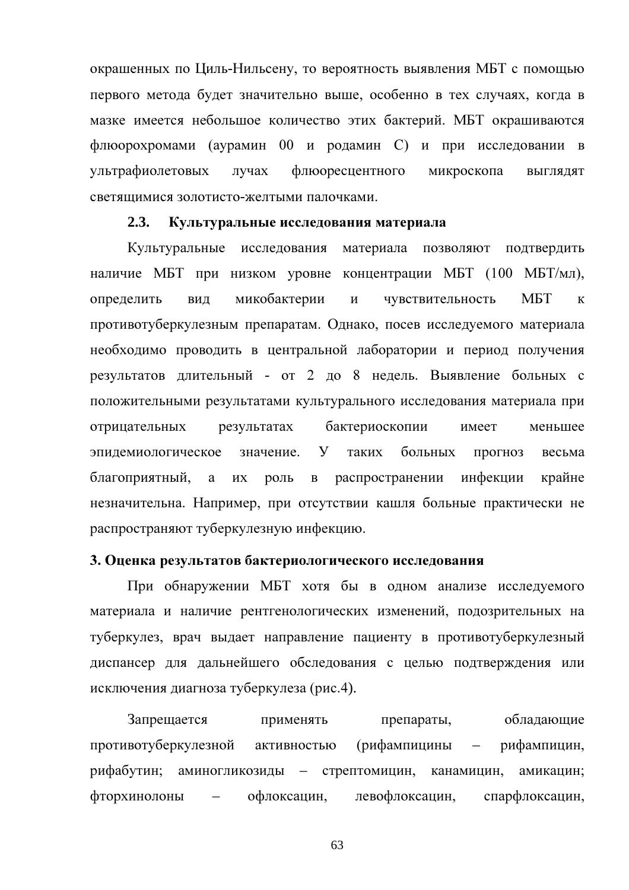окрашенных по Циль-Нильсену, то вероятность выявления МБТ с помощью первого метода будет значительно выше, особенно в тех случаях, когда в мазке имеется небольшое количество этих бактерий. МБТ окрашиваются флюорохромами (аурамин 00 и родамин С) и при исследовании в ультрафиолетовых лучах флюоресцентного микроскопа выглядят светящимися золотисто-желтыми палочками.

### 2.3. Культуральные исследования материала

Культуральные исследования материала позволяют подтвердить наличие МБТ при низком уровне концентрации МБТ (100 МБТ/мл), определить вид микобактерии и чувствительность МБТ к противотуберкулезным препаратам. Однако, посев исследуемого материала необходимо проводить в центральной лаборатории и период получения результатов длительный - от 2 до 8 недель. Выявление больных с положительными результатами культурального исследования материала при отрицательных результатах бактериоскопии имеет меньшее эпидемиологическое значение. У таких больных прогноз весьма благоприятный, а их роль в распространении инфекции крайне незначительна. Например, при отсутствии кашля больные практически не распространяют туберкулезную инфекцию.

## 3. Оценка результатов бактериологического исследования

При обнаружении МБТ хотя бы в одном анализе исследуемого материала и наличие рентгенологических изменений, подозрительных на туберкулез, врач выдает направление пациенту в противотуберкулезный диспансер для дальнейшего обследования с целью подтверждения или исключения диагноза туберкулеза (рис.4).

Запрещается применять препараты, обладающие противотуберкулезной активностью (рифампицины – рифампицин, рифабутин; аминогликозиды – стрептомицин, канамицин, амикацин; фторхинолоны – офлоксацин, левофлоксацин, спарфлоксацин,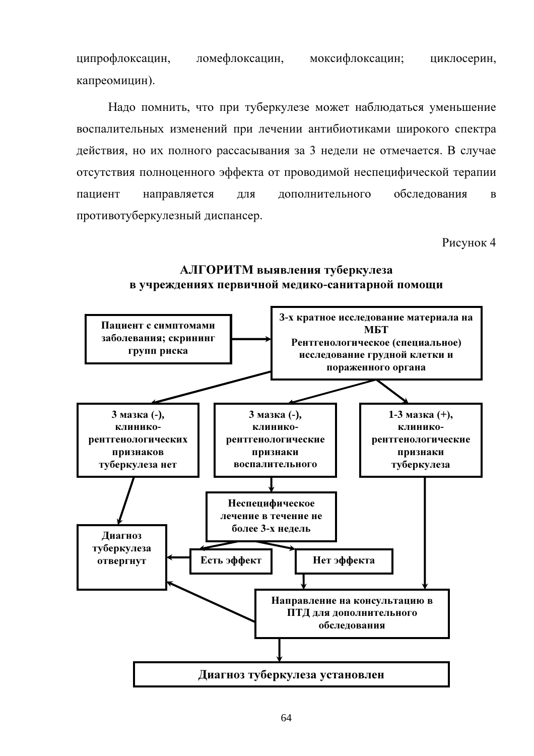ципрофлоксацин, ломефлоксацин, моксифлоксацин; циклосерин, капреомицин).

Надо помнить, что при туберкулезе может наблюдаться уменьшение воспалительных изменений при лечении антибиотиками широкого спектра действия, но их полного рассасывания за 3 недели не отмечается. В случае отсутствия полноценного эффекта от проводимой неспецифической терапии пациент направляется для дополнительного обследования в противотуберкулезный диспансер.

Рисунок 4

**АЛГОРИТМ выявления туберкулеза в учреждениях первичной медико-санитарной помощи**

**Пациент с симптомами заболевания; скрининг групп риска** → **3-х кратное исследование материала на МБТ. Рентгенологическое (специальное) исследование грудной клетки и пораженного органа**

Далее — три варианта:

1. **3 мазка (-), клинико-рентгенологических признаков туберкулеза нет** → **Диагноз туберкулеза отвергнут**
2. **3 мазка (-), клинико-рентгенологические признаки воспалительного** → **Неспецифическое лечение в течение не более 3-х недель**
   - **Есть эффект** → **Диагноз туберкулеза отвергнут**
   - **Нет эффекта** → **Направление на консультацию в ПТД для дополнительного обследования**
3. **1-3 мазка (+), клинико-рентгенологические признаки туберкулеза** → **Направление на консультацию в ПТД для дополнительного обследования**

**Направление на консультацию в ПТД для дополнительного обследования** → **Диагноз туберкулеза отвергнут** или **Диагноз туберкулеза установлен**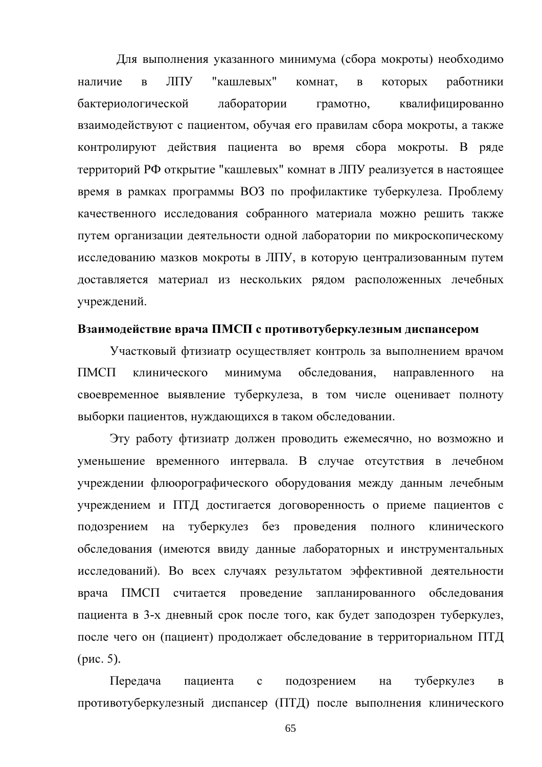Для выполнения указанного минимума (сбора мокроты) необходимо наличие в ЛПУ "кашлевых" комнат, в которых работники бактериологической лаборатории грамотно, квалифицированно взаимодействуют с пациентом, обучая его правилам сбора мокроты, а также контролируют действия пациента во время сбора мокроты. В ряде территорий РФ открытие "кашлевых" комнат в ЛПУ реализуется в настоящее время в рамках программы ВОЗ по профилактике туберкулеза. Проблему качественного исследования собранного материала можно решить также путем организации деятельности одной лаборатории по микроскопическому исследованию мазков мокроты в ЛПУ, в которую централизованным путем доставляется материал из нескольких рядом расположенных лечебных учреждений.

**Взаимодействие врача ПМСП с противотуберкулезным диспансером**

Участковый фтизиатр осуществляет контроль за выполнением врачом ПМСП клинического минимума обследования, направленного на своевременное выявление туберкулеза, в том числе оценивает полноту выборки пациентов, нуждающихся в таком обследовании.

Эту работу фтизиатр должен проводить ежемесячно, но возможно и уменьшение временного интервала. В случае отсутствия в лечебном учреждении флюорографического оборудования между данным лечебным учреждением и ПТД достигается договоренность о приеме пациентов с подозрением на туберкулез без проведения полного клинического обследования (имеются ввиду данные лабораторных и инструментальных исследований). Во всех случаях результатом эффективной деятельности врача ПМСП считается проведение запланированного обследования пациента в 3-х дневный срок после того, как будет заподозрен туберкулез, после чего он (пациент) продолжает обследование в территориальном ПТД (рис. 5).

Передача пациента с подозрением на туберкулез в противотуберкулезный диспансер (ПТД) после выполнения клинического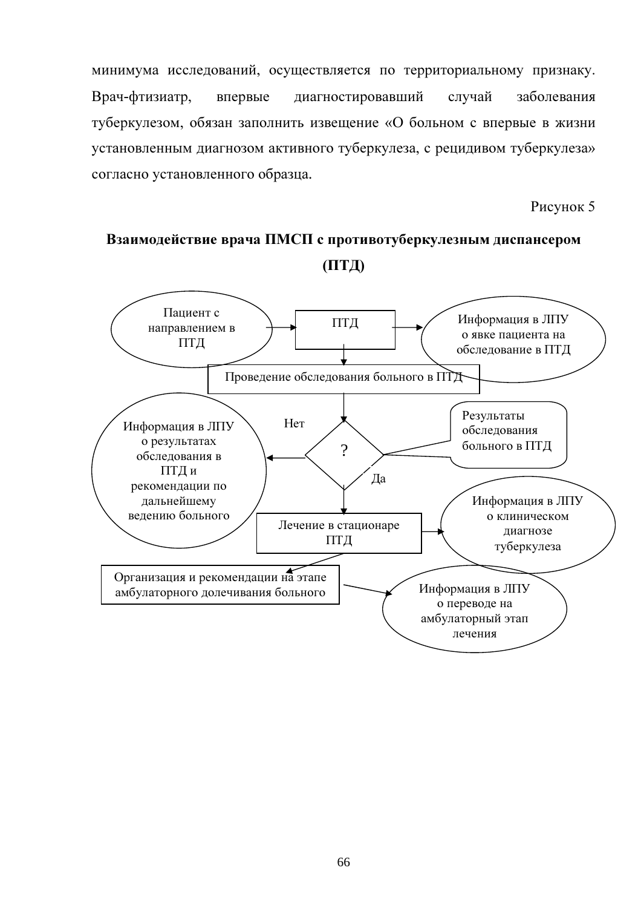минимума исследований, осуществляется по территориальному признаку. Врач-фтизиатр, впервые диагностировавший случай заболевания туберкулезом, обязан заполнить извещение «О больном с впервые в жизни установленным диагнозом активного туберкулеза, с рецидивом туберкулеза» согласно установленного образца.

Рисунок 5

**Взаимодействие врача ПМСП с противотуберкулезным диспансером (ПТД)**

Пациент с направлением в ПТД

ПТД

Информация в ЛПУ о явке пациента на обследование в ПТД

Проведение обследования больного в ПТД

Нет

?

Да

Результаты обследования больного в ПТД

Информация в ЛПУ о результатах обследования в ПТД и рекомендации по дальнейшему ведению больного

Лечение в стационаре ПТД

Информация в ЛПУ о клиническом диагнозе туберкулеза

Организация и рекомендации на этапе амбулаторного долечивания больного

Информация в ЛПУ о переводе на амбулаторный этап лечения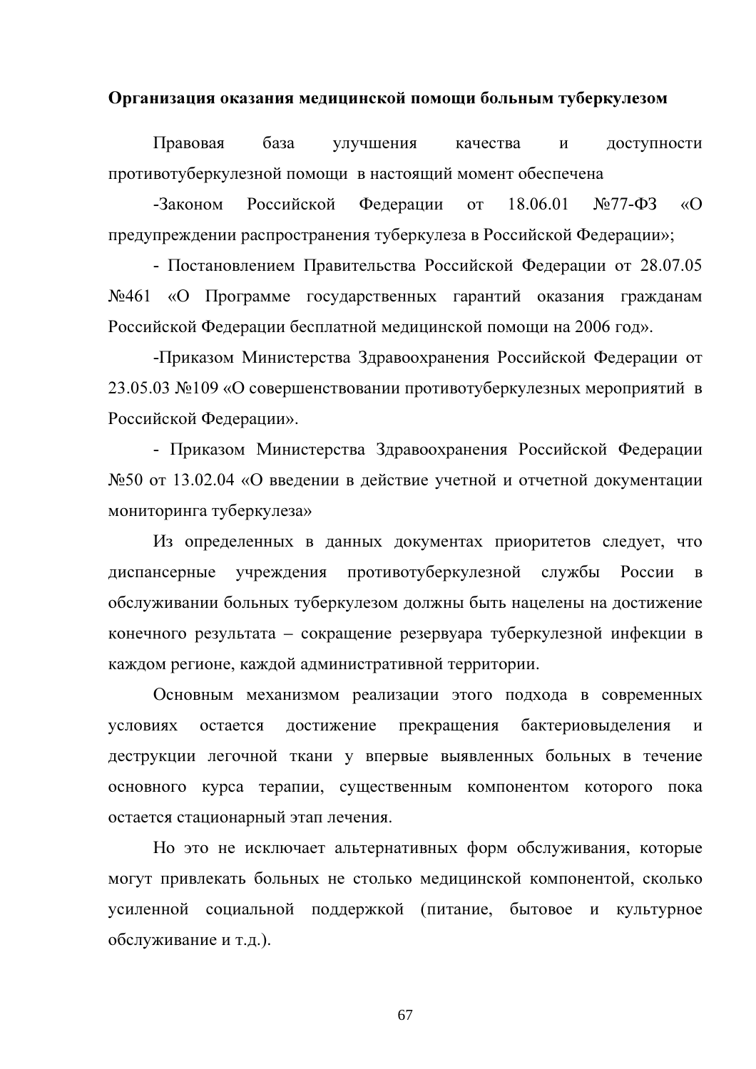**Организация оказания медицинской помощи больным туберкулезом**

Правовая база улучшения качества и доступности противотуберкулезной помощи в настоящий момент обеспечена

-Законом Российской Федерации от 18.06.01 №77-ФЗ «О предупреждении распространения туберкулеза в Российской Федерации»;

- Постановлением Правительства Российской Федерации от 28.07.05 №461 «О Программе государственных гарантий оказания гражданам Российской Федерации бесплатной медицинской помощи на 2006 год».

-Приказом Министерства Здравоохранения Российской Федерации от 23.05.03 №109 «О совершенствовании противотуберкулезных мероприятий в Российской Федерации».

- Приказом Министерства Здравоохранения Российской Федерации №50 от 13.02.04 «О введении в действие учетной и отчетной документации мониторинга туберкулеза»

Из определенных в данных документах приоритетов следует, что диспансерные учреждения противотуберкулезной службы России в обслуживании больных туберкулезом должны быть нацелены на достижение конечного результата – сокращение резервуара туберкулезной инфекции в каждом регионе, каждой административной территории.

Основным механизмом реализации этого подхода в современных условиях остается достижение прекращения бактериовыделения и деструкции легочной ткани у впервые выявленных больных в течение основного курса терапии, существенным компонентом которого пока остается стационарный этап лечения.

Но это не исключает альтернативных форм обслуживания, которые могут привлекать больных не столько медицинской компонентой, сколько усиленной социальной поддержкой (питание, бытовое и культурное обслуживание и т.д.).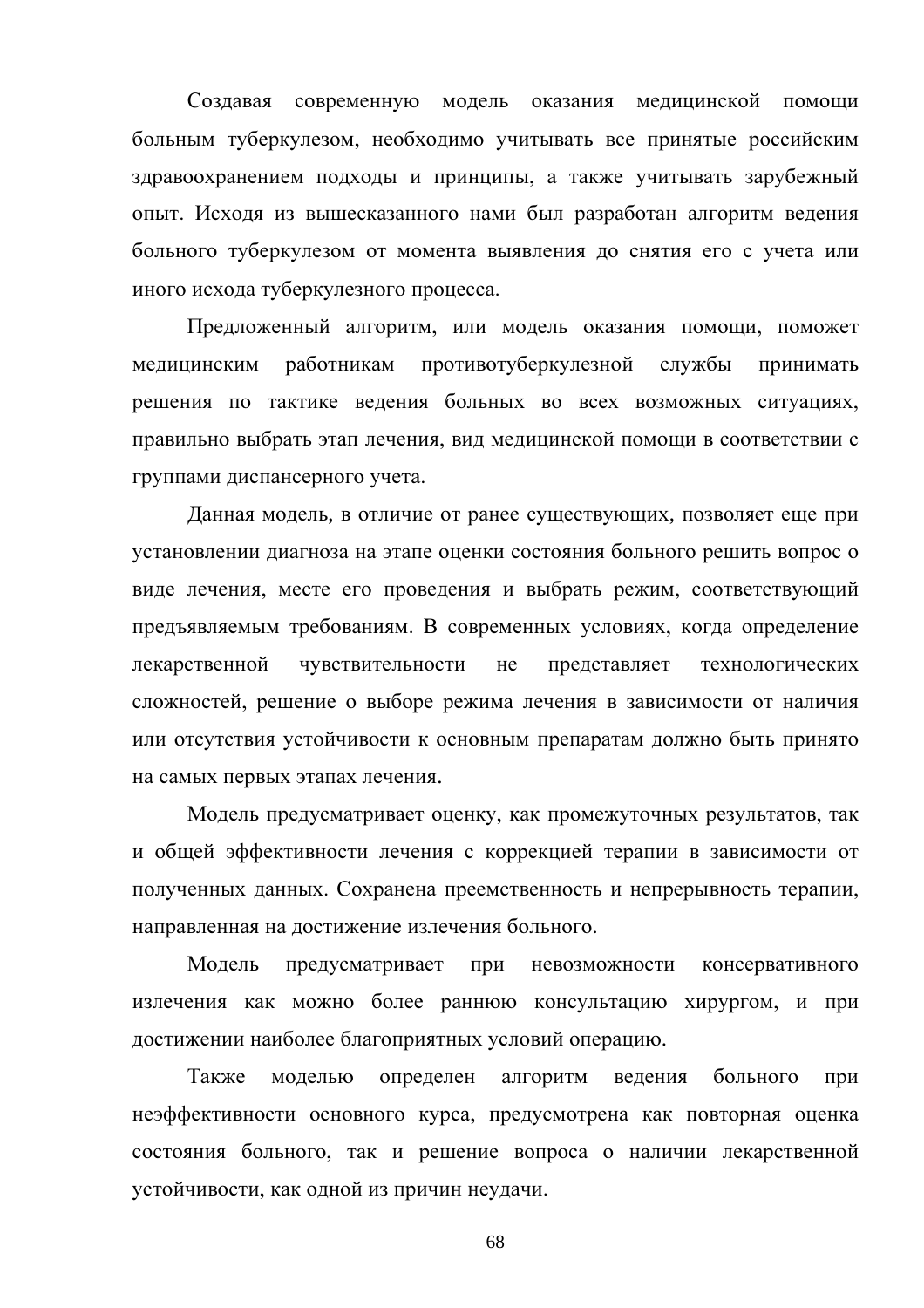Создавая современную модель оказания медицинской помощи больным туберкулезом, необходимо учитывать все принятые российским здравоохранением подходы и принципы, а также учитывать зарубежный опыт. Исходя из вышесказанного нами был разработан алгоритм ведения больного туберкулезом от момента выявления до снятия его с учета или иного исхода туберкулезного процесса.

Предложенный алгоритм, или модель оказания помощи, поможет медицинским работникам противотуберкулезной службы принимать решения по тактике ведения больных во всех возможных ситуациях, правильно выбрать этап лечения, вид медицинской помощи в соответствии с группами диспансерного учета.

Данная модель, в отличие от ранее существующих, позволяет еще при установлении диагноза на этапе оценки состояния больного решить вопрос о виде лечения, месте его проведения и выбрать режим, соответствующий предъявляемым требованиям. В современных условиях, когда определение лекарственной чувствительности не представляет технологических сложностей, решение о выборе режима лечения в зависимости от наличия или отсутствия устойчивости к основным препаратам должно быть принято на самых первых этапах лечения.

Модель предусматривает оценку, как промежуточных результатов, так и общей эффективности лечения с коррекцией терапии в зависимости от полученных данных. Сохранена преемственность и непрерывность терапии, направленная на достижение излечения больного.

Модель предусматривает при невозможности консервативного излечения как можно более раннюю консультацию хирургом, и при достижении наиболее благоприятных условий операцию.

Также моделью определен алгоритм ведения больного при неэффективности основного курса, предусмотрена как повторная оценка состояния больного, так и решение вопроса о наличии лекарственной устойчивости, как одной из причин неудачи.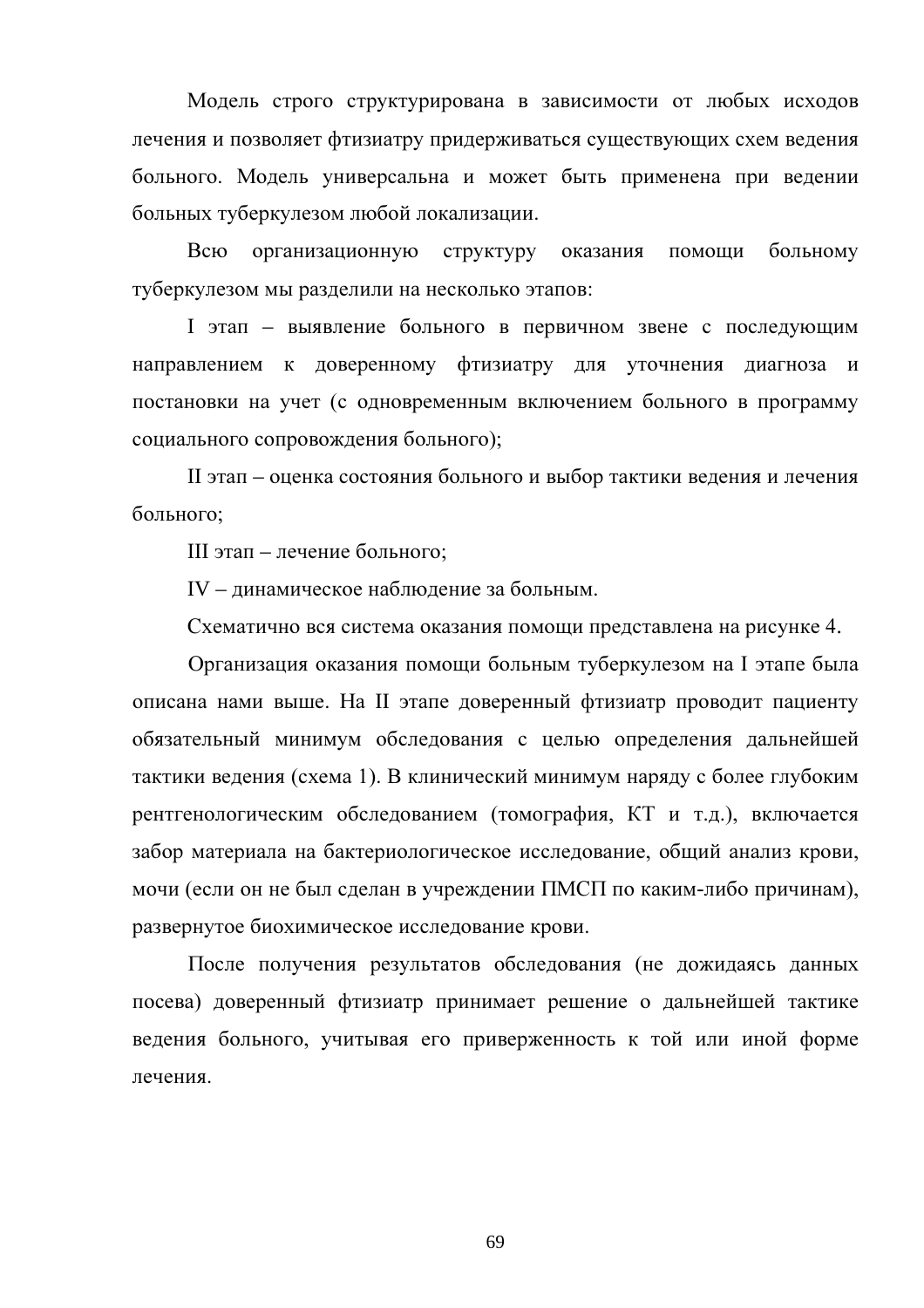Модель строго структурирована в зависимости от любых исходов лечения и позволяет фтизиатру придерживаться существующих схем ведения больного. Модель универсальна и может быть применена при ведении больных туберкулезом любой локализации.

Всю организационную структуру оказания помощи больному туберкулезом мы разделили на несколько этапов:

I этап – выявление больного в первичном звене с последующим направлением к доверенному фтизиатру для уточнения диагноза и постановки на учет (с одновременным включением больного в программу социального сопровождения больного);

II этап – оценка состояния больного и выбор тактики ведения и лечения больного;

III этап – лечение больного;

IV – динамическое наблюдение за больным.

Схематично вся система оказания помощи представлена на рисунке 4.

Организация оказания помощи больным туберкулезом на I этапе была описана нами выше. На II этапе доверенный фтизиатр проводит пациенту обязательный минимум обследования с целью определения дальнейшей тактики ведения (схема 1). В клинический минимум наряду с более глубоким рентгенологическим обследованием (томография, КТ и т.д.), включается забор материала на бактериологическое исследование, общий анализ крови, мочи (если он не был сделан в учреждении ПМСП по каким-либо причинам), развернутое биохимическое исследование крови.

После получения результатов обследования (не дожидаясь данных посева) доверенный фтизиатр принимает решение о дальнейшей тактике ведения больного, учитывая его приверженность к той или иной форме лечения.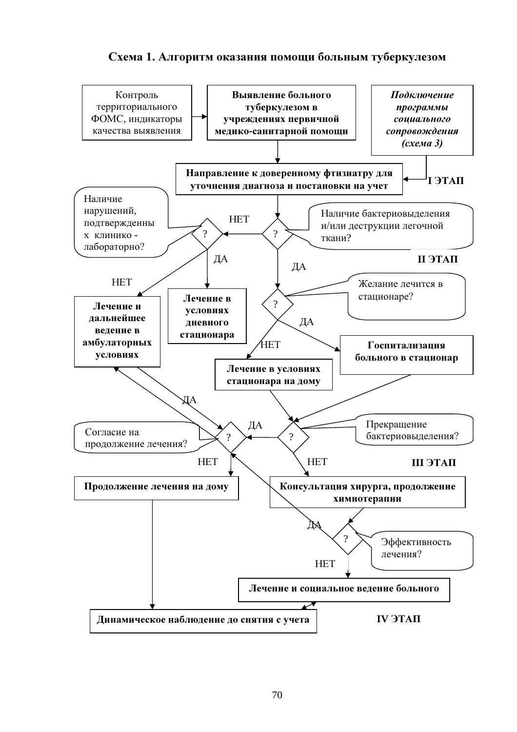**Схема 1. Алгоритм оказания помощи больным туберкулезом**

Контроль территориального ФОМС, индикаторы качества выявления

**Выявление больного туберкулезом в учреждениях первичной медико-санитарной помощи**

***Подключение программы социального сопровождения (схема 3)***

**Направление к доверенному фтизиатру для уточнения диагноза и постановки на учет**

**I ЭТАП**

Наличие бактериовыделения и/или деструкции легочной ткани?

НЕТ

Наличие нарушений, подтвержденны х клинико - лабораторно?

ДА

ДА

**II ЭТАП**

НЕТ

Желание лечится в стационаре?

**Лечение и дальнейшее ведение в амбулаторных условиях**

**Лечение в условиях дневного стационара**

ДА

НЕТ

**Госпитализация больного в стационар**

**Лечение в условиях стационара на дому**

ДА

ДА

Согласие на продолжение лечения?

Прекращение бактериовыделения?

НЕТ

НЕТ

**III ЭТАП**

**Продолжение лечения на дому**

**Консультация хирурга, продолжение химиотерапии**

ДА

Эффективность лечения?

НЕТ

**Лечение и социальное ведение больного**

**Динамическое наблюдение до снятия с учета**

**IV ЭТАП**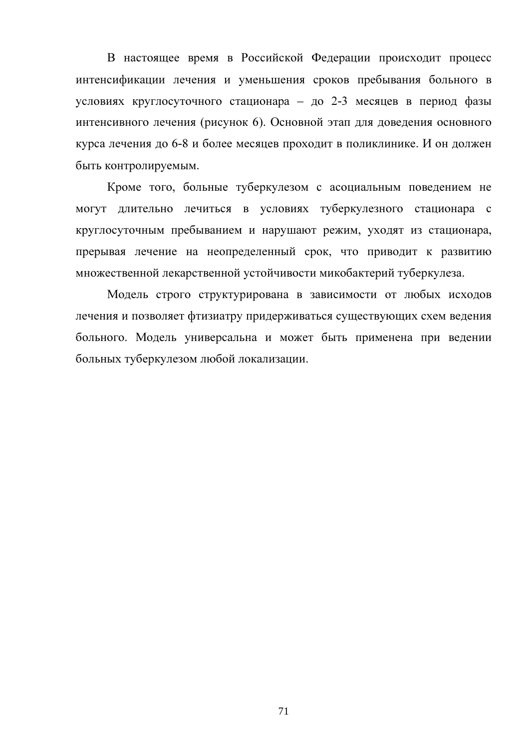В настоящее время в Российской Федерации происходит процесс интенсификации лечения и уменьшения сроков пребывания больного в условиях круглосуточного стационара – до 2-3 месяцев в период фазы интенсивного лечения (рисунок 6). Основной этап для доведения основного курса лечения до 6-8 и более месяцев проходит в поликлинике. И он должен быть контролируемым.

Кроме того, больные туберкулезом с асоциальным поведением не могут длительно лечиться в условиях туберкулезного стационара с круглосуточным пребыванием и нарушают режим, уходят из стационара, прерывая лечение на неопределенный срок, что приводит к развитию множественной лекарственной устойчивости микобактерий туберкулеза.

Модель строго структурирована в зависимости от любых исходов лечения и позволяет фтизиатру придерживаться существующих схем ведения больного. Модель универсальна и может быть применена при ведении больных туберкулезом любой локализации.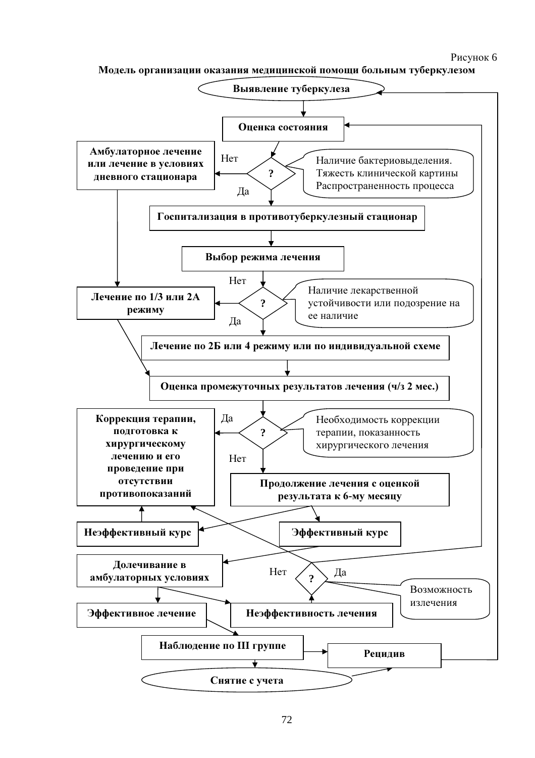Рисунок 6

**Модель организации оказания медицинской помощи больным туберкулезом**

**Выявление туберкулеза**

**Оценка состояния**

? — Наличие бактериовыделения. Тяжесть клинической картины. Распространенность процесса

Нет → **Амбулаторное лечение или лечение в условиях дневного стационара**

Да → **Госпитализация в противотуберкулезный стационар**

**Выбор режима лечения**

? — Наличие лекарственной устойчивости или подозрение на ее наличие

Нет → **Лечение по 1/3 или 2А режиму**

Да → **Лечение по 2Б или 4 режиму или по индивидуальной схеме**

**Оценка промежуточных результатов лечения (ч/з 2 мес.)**

? — Необходимость коррекции терапии, показанность хирургического лечения

Да → **Коррекция терапии, подготовка к хирургическому лечению и его проведение при отсутствии противопоказаний**

Нет → **Продолжение лечения с оценкой результата к 6-му месяцу**

**Неэффективный курс**

**Эффективный курс**

**Долечивание в амбулаторных условиях**

? — Возможность излечения (Нет / Да)

**Эффективное лечение**

**Неэффективность лечения**

**Наблюдение по III группе**

**Рецидив**

**Снятие с учета**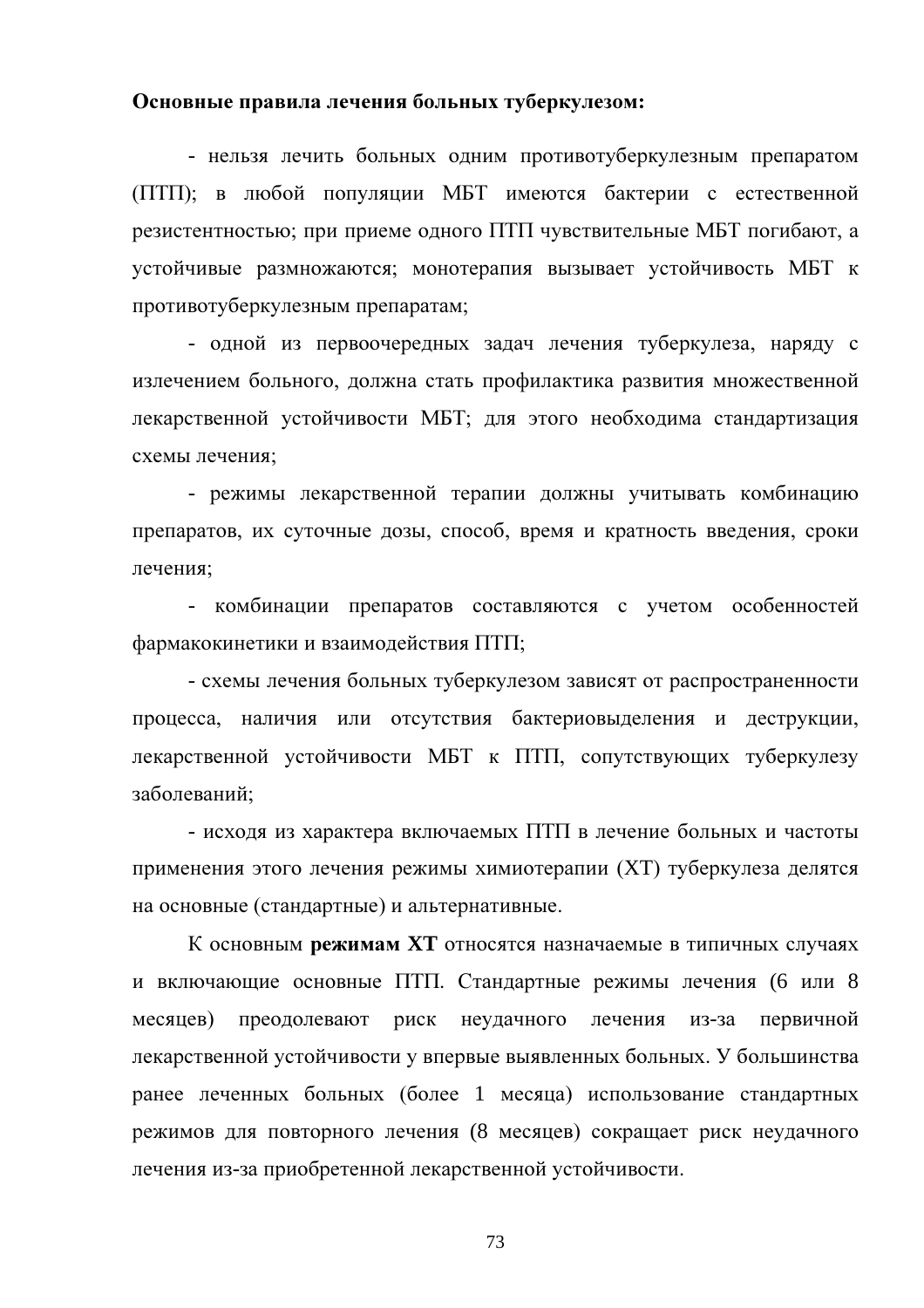**Основные правила лечения больных туберкулезом:**

- нельзя лечить больных одним противотуберкулезным препаратом (ПТП); в любой популяции МБТ имеются бактерии с естественной резистентностью; при приеме одного ПТП чувствительные МБТ погибают, а устойчивые размножаются; монотерапия вызывает устойчивость МБТ к противотуберкулезным препаратам;
- одной из первоочередных задач лечения туберкулеза, наряду с излечением больного, должна стать профилактика развития множественной лекарственной устойчивости МБТ; для этого необходима стандартизация схемы лечения;
- режимы лекарственной терапии должны учитывать комбинацию препаратов, их суточные дозы, способ, время и кратность введения, сроки лечения;
- комбинации препаратов составляются с учетом особенностей фармакокинетики и взаимодействия ПТП;
- схемы лечения больных туберкулезом зависят от распространенности процесса, наличия или отсутствия бактериовыделения и деструкции, лекарственной устойчивости МБТ к ПТП, сопутствующих туберкулезу заболеваний;
- исходя из характера включаемых ПТП в лечение больных и частоты применения этого лечения режимы химиотерапии (ХТ) туберкулеза делятся на основные (стандартные) и альтернативные.

К основным **режимам ХТ** относятся назначаемые в типичных случаях и включающие основные ПТП. Стандартные режимы лечения (6 или 8 месяцев) преодолевают риск неудачного лечения из-за первичной лекарственной устойчивости у впервые выявленных больных. У большинства ранее леченных больных (более 1 месяца) использование стандартных режимов для повторного лечения (8 месяцев) сокращает риск неудачного лечения из-за приобретенной лекарственной устойчивости.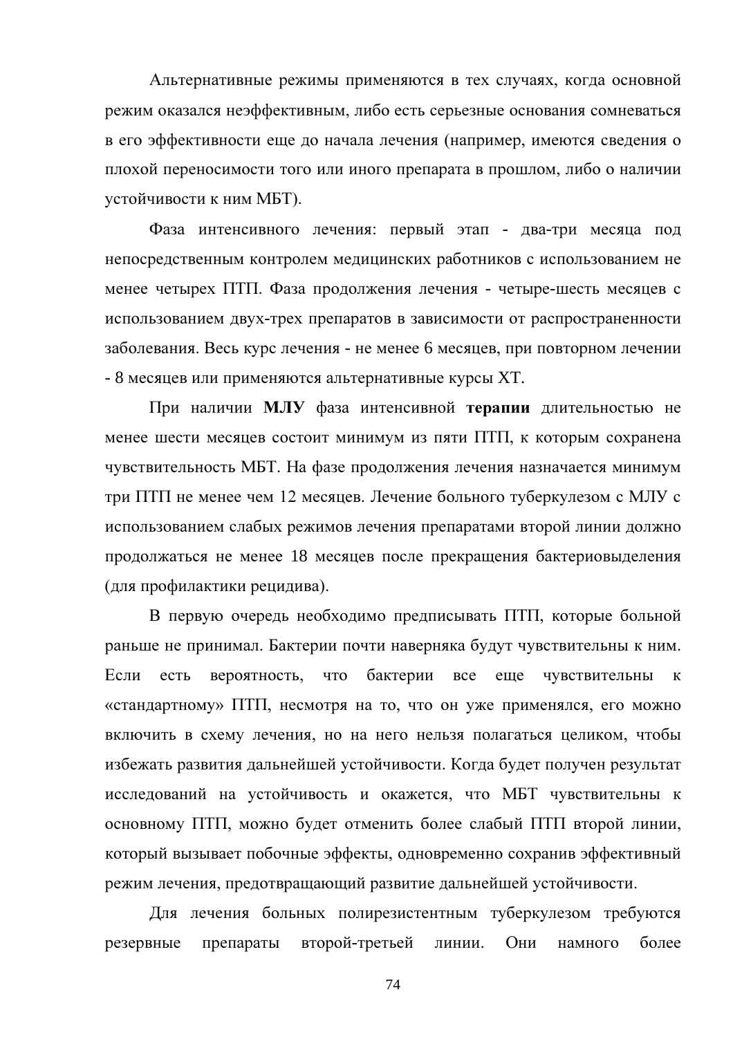Альтернативные режимы применяются в тех случаях, когда основной режим оказался неэффективным, либо есть серьезные основания сомневаться в его эффективности еще до начала лечения (например, имеются сведения о плохой переносимости того или иного препарата в прошлом, либо о наличии устойчивости к ним МБТ).

Фаза интенсивного лечения: первый этап - два-три месяца под непосредственным контролем медицинских работников с использованием не менее четырех ПТП. Фаза продолжения лечения - четыре-шесть месяцев с использованием двух-трех препаратов в зависимости от распространенности заболевания. Весь курс лечения - не менее 6 месяцев, при повторном лечении - 8 месяцев или применяются альтернативные курсы ХТ.

При наличии **МЛУ** фаза интенсивной **терапии** длительностью не менее шести месяцев состоит минимум из пяти ПТП, к которым сохранена чувствительность МБТ. На фазе продолжения лечения назначается минимум три ПТП не менее чем 12 месяцев. Лечение больного туберкулезом с МЛУ с использованием слабых режимов лечения препаратами второй линии должно продолжаться не менее 18 месяцев после прекращения бактериовыделения (для профилактики рецидива).

В первую очередь необходимо предписывать ПТП, которые больной раньше не принимал. Бактерии почти наверняка будут чувствительны к ним. Если есть вероятность, что бактерии все еще чувствительны к «стандартному» ПТП, несмотря на то, что он уже применялся, его можно включить в схему лечения, но на него нельзя полагаться целиком, чтобы избежать развития дальнейшей устойчивости. Когда будет получен результат исследований на устойчивость и окажется, что МБТ чувствительны к основному ПТП, можно будет отменить более слабый ПТП второй линии, который вызывает побочные эффекты, одновременно сохранив эффективный режим лечения, предотвращающий развитие дальнейшей устойчивости.

Для лечения больных полирезистентным туберкулезом требуются резервные препараты второй-третьей линии. Они намного более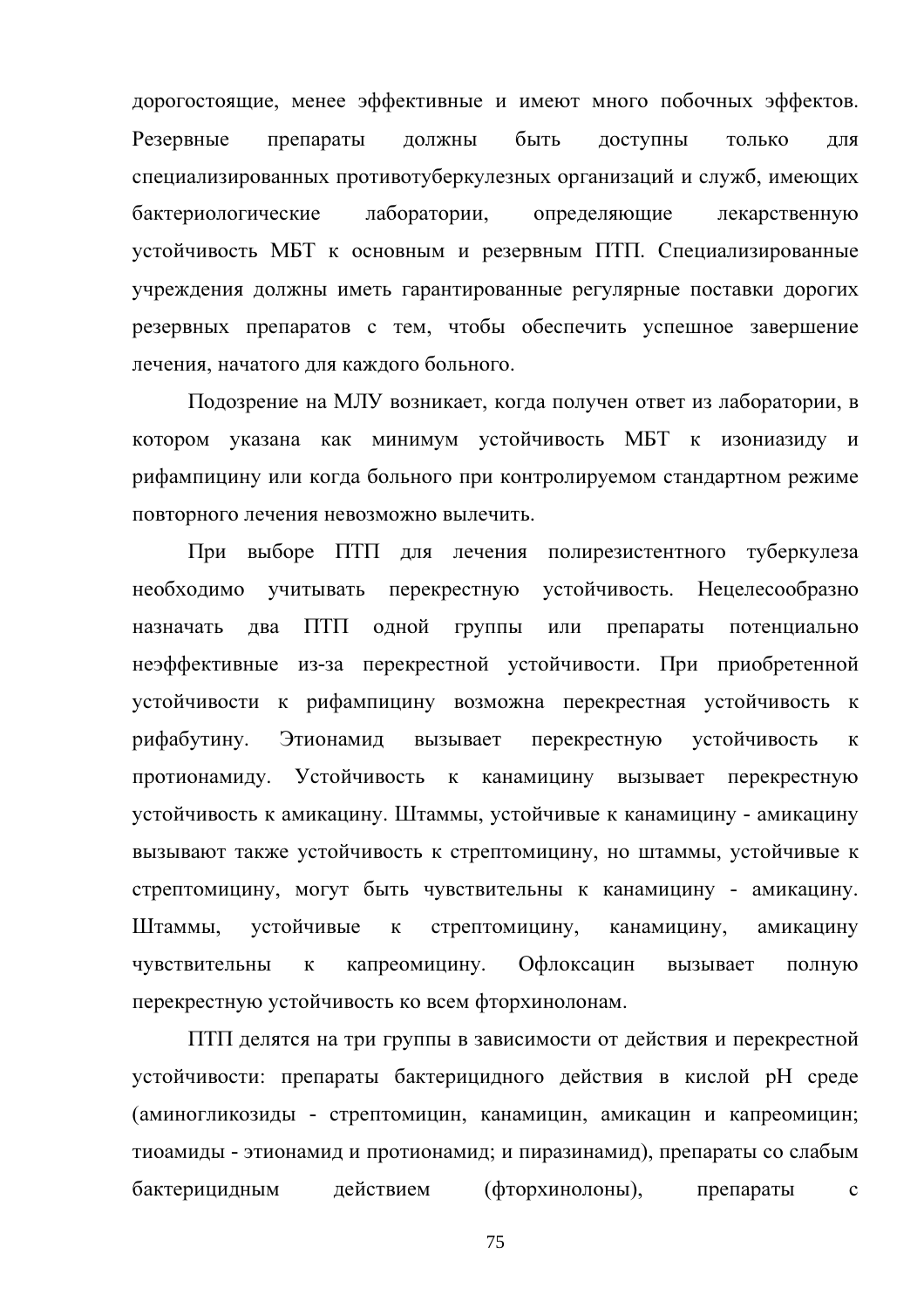дорогостоящие, менее эффективные и имеют много побочных эффектов. Резервные препараты должны быть доступны только для специализированных противотуберкулезных организаций и служб, имеющих бактериологические лаборатории, определяющие лекарственную устойчивость МБТ к основным и резервным ПТП. Специализированные учреждения должны иметь гарантированные регулярные поставки дорогих резервных препаратов с тем, чтобы обеспечить успешное завершение лечения, начатого для каждого больного.

Подозрение на МЛУ возникает, когда получен ответ из лаборатории, в котором указана как минимум устойчивость МБТ к изониазиду и рифампицину или когда больного при контролируемом стандартном режиме повторного лечения невозможно вылечить.

При выборе ПТП для лечения полирезистентного туберкулеза необходимо учитывать перекрестную устойчивость. Нецелесообразно назначать два ПТП одной группы или препараты потенциально неэффективные из-за перекрестной устойчивости. При приобретенной устойчивости к рифампицину возможна перекрестная устойчивость к рифабутину. Этионамид вызывает перекрестную устойчивость к протионамиду. Устойчивость к канамицину вызывает перекрестную устойчивость к амикацину. Штаммы, устойчивые к канамицину - амикацину вызывают также устойчивость к стрептомицину, но штаммы, устойчивые к стрептомицину, могут быть чувствительны к канамицину - амикацину. Штаммы, устойчивые к стрептомицину, канамицину, амикацину чувствительны к капреомицину. Офлоксацин вызывает полную перекрестную устойчивость ко всем фторхинолонам.

ПТП делятся на три группы в зависимости от действия и перекрестной устойчивости: препараты бактерицидного действия в кислой pH среде (аминогликозиды - стрептомицин, канамицин, амикацин и капреомицин; тиоамиды - этионамид и протионамид; и пиразинамид), препараты со слабым бактерицидным действием (фторхинолоны), препараты с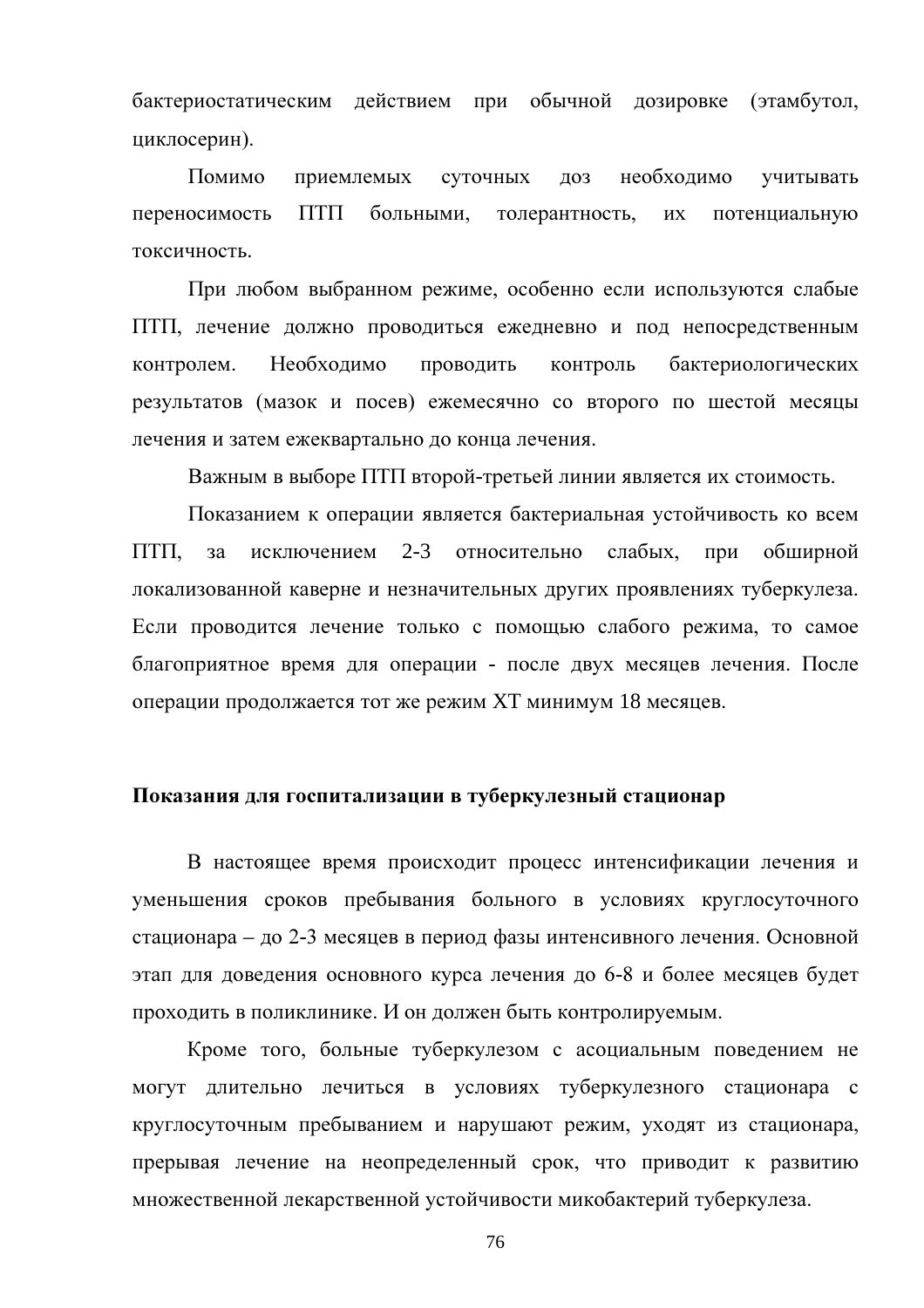бактериостатическим действием при обычной дозировке (этамбутол, циклосерин).

Помимо приемлемых суточных доз необходимо учитывать переносимость ПТП больными, толерантность, их потенциальную токсичность.

При любом выбранном режиме, особенно если используются слабые ПТП, лечение должно проводиться ежедневно и под непосредственным контролем. Необходимо проводить контроль бактериологических результатов (мазок и посев) ежемесячно со второго по шестой месяцы лечения и затем ежеквартально до конца лечения.

Важным в выборе ПТП второй-третьей линии является их стоимость.

Показанием к операции является бактериальная устойчивость ко всем ПТП, за исключением 2-3 относительно слабых, при обширной локализованной каверне и незначительных других проявлениях туберкулеза. Если проводится лечение только с помощью слабого режима, то самое благоприятное время для операции - после двух месяцев лечения. После операции продолжается тот же режим ХТ минимум 18 месяцев.

**Показания для госпитализации в туберкулезный стационар**

В настоящее время происходит процесс интенсификации лечения и уменьшения сроков пребывания больного в условиях круглосуточного стационара – до 2-3 месяцев в период фазы интенсивного лечения. Основной этап для доведения основного курса лечения до 6-8 и более месяцев будет проходить в поликлинике. И он должен быть контролируемым.

Кроме того, больные туберкулезом с асоциальным поведением не могут длительно лечиться в условиях туберкулезного стационара с круглосуточным пребыванием и нарушают режим, уходят из стационара, прерывая лечение на неопределенный срок, что приводит к развитию множественной лекарственной устойчивости микобактерий туберкулеза.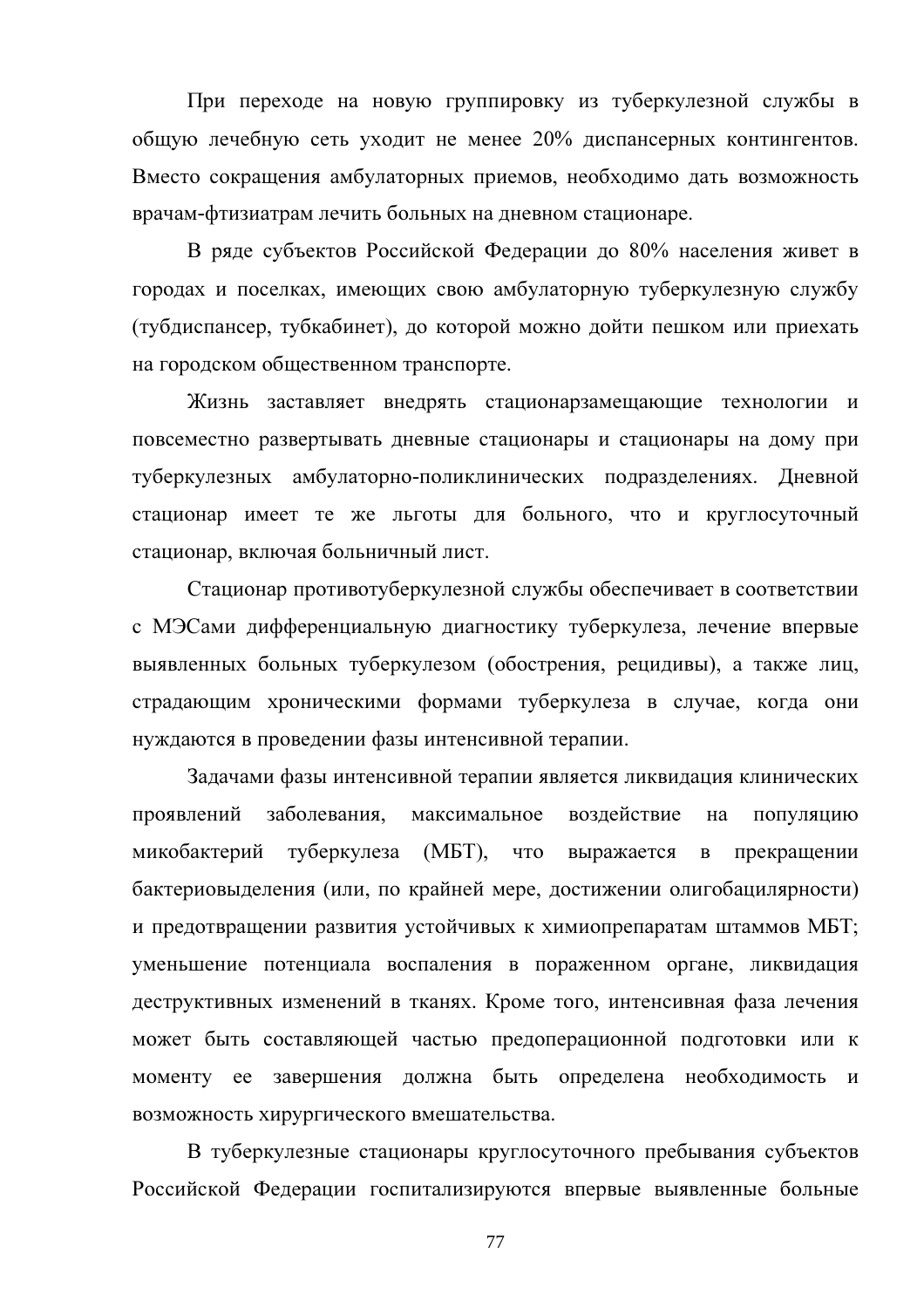При переходе на новую группировку из туберкулезной службы в общую лечебную сеть уходит не менее 20% диспансерных контингентов. Вместо сокращения амбулаторных приемов, необходимо дать возможность врачам-фтизиатрам лечить больных на дневном стационаре.

В ряде субъектов Российской Федерации до 80% населения живет в городах и поселках, имеющих свою амбулаторную туберкулезную службу (тубдиспансер, тубкабинет), до которой можно дойти пешком или приехать на городском общественном транспорте.

Жизнь заставляет внедрять стационарзамещающие технологии и повсеместно развертывать дневные стационары и стационары на дому при туберкулезных амбулаторно-поликлинических подразделениях. Дневной стационар имеет те же льготы для больного, что и круглосуточный стационар, включая больничный лист.

Стационар противотуберкулезной службы обеспечивает в соответствии с МЭСами дифференциальную диагностику туберкулеза, лечение впервые выявленных больных туберкулезом (обострения, рецидивы), а также лиц, страдающим хроническими формами туберкулеза в случае, когда они нуждаются в проведении фазы интенсивной терапии.

Задачами фазы интенсивной терапии является ликвидация клинических проявлений заболевания, максимальное воздействие на популяцию микобактерий туберкулеза (МБТ), что выражается в прекращении бактериовыделения (или, по крайней мере, достижении олигобацилярности) и предотвращении развития устойчивых к химиопрепаратам штаммов МБТ; уменьшение потенциала воспаления в пораженном органе, ликвидация деструктивных изменений в тканях. Кроме того, интенсивная фаза лечения может быть составляющей частью предоперационной подготовки или к моменту ее завершения должна быть определена необходимость и возможность хирургического вмешательства.

В туберкулезные стационары круглосуточного пребывания субъектов Российской Федерации госпитализируются впервые выявленные больные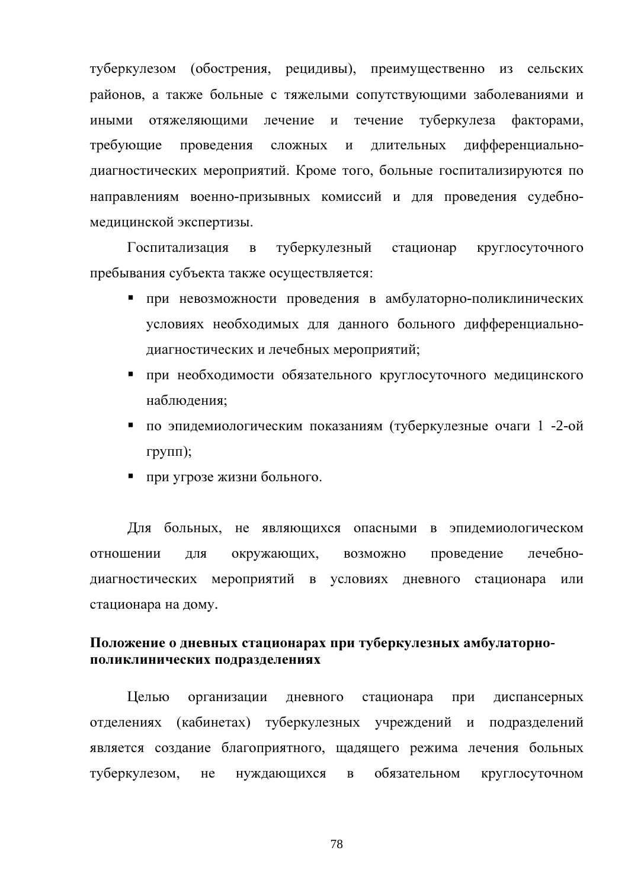туберкулезом (обострения, рецидивы), преимущественно из сельских районов, а также больные с тяжелыми сопутствующими заболеваниями и иными отягчающими лечение и течение туберкулеза факторами, требующие проведения сложных и длительных дифференциально-диагностических мероприятий. Кроме того, больные госпитализируются по направлениям военно-призывных комиссий и для проведения судебно-медицинской экспертизы.

Госпитализация в туберкулезный стационар круглосуточного пребывания субъекта также осуществляется:

- при невозможности проведения в амбулаторно-поликлинических условиях необходимых для данного больного дифференциально-диагностических и лечебных мероприятий;
- при необходимости обязательного круглосуточного медицинского наблюдения;
- по эпидемиологическим показаниям (туберкулезные очаги 1 -2-ой групп);
- при угрозе жизни больного.

Для больных, не являющихся опасными в эпидемиологическом отношении для окружающих, возможно проведение лечебно-диагностических мероприятий в условиях дневного стационара или стационара на дому.

**Положение о дневных стационарах при туберкулезных амбулаторно-поликлинических подразделениях**

Целью организации дневного стационара при диспансерных отделениях (кабинетах) туберкулезных учреждений и подразделений является создание благоприятного, щадящего режима лечения больных туберкулезом, не нуждающихся в обязательном круглосуточном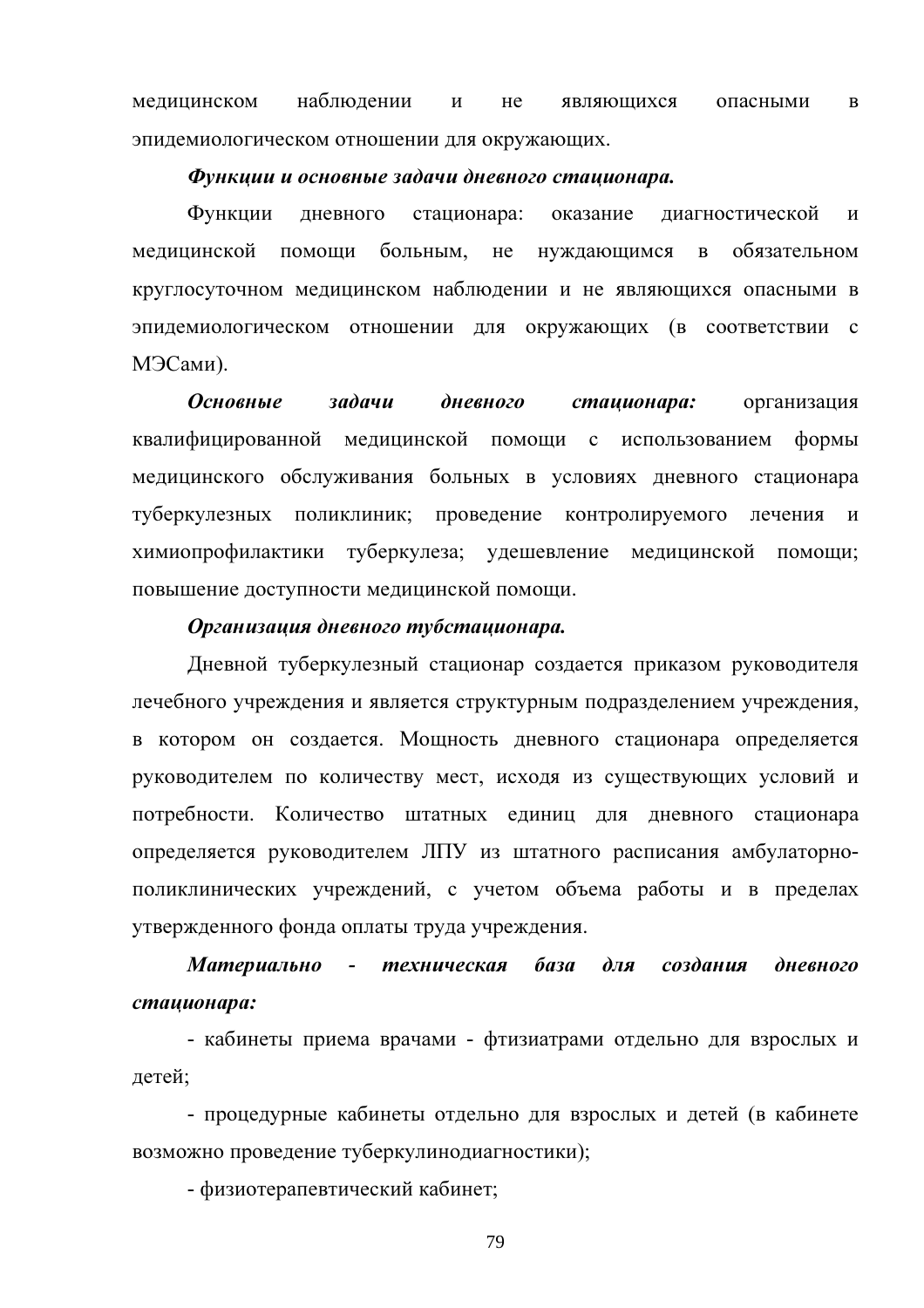медицинском наблюдении и не являющихся опасными в эпидемиологическом отношении для окружающих.

***Функции и основные задачи дневного стационара.***

Функции дневного стационара: оказание диагностической и медицинской помощи больным, не нуждающимся в обязательном круглосуточном медицинском наблюдении и не являющихся опасными в эпидемиологическом отношении для окружающих (в соответствии с МЭСами).

***Основные задачи дневного стационара:*** организация квалифицированной медицинской помощи с использованием формы медицинского обслуживания больных в условиях дневного стационара туберкулезных поликлиник; проведение контролируемого лечения и химиопрофилактики туберкулеза; удешевление медицинской помощи; повышение доступности медицинской помощи.

***Организация дневного тубстационара.***

Дневной туберкулезный стационар создается приказом руководителя лечебного учреждения и является структурным подразделением учреждения, в котором он создается. Мощность дневного стационара определяется руководителем по количеству мест, исходя из существующих условий и потребности. Количество штатных единиц для дневного стационара определяется руководителем ЛПУ из штатного расписания амбулаторно-поликлинических учреждений, с учетом объема работы и в пределах утвержденного фонда оплаты труда учреждения.

***Материально - техническая база для создания дневного стационара:***

- кабинеты приема врачами - фтизиатрами отдельно для взрослых и детей;
- процедурные кабинеты отдельно для взрослых и детей (в кабинете возможно проведение туберкулинодиагностики);
- физиотерапевтический кабинет;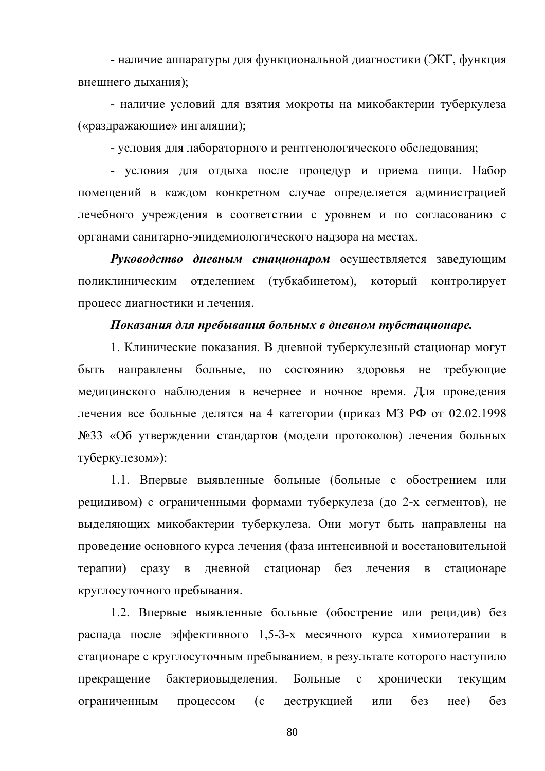- наличие аппаратуры для функциональной диагностики (ЭКГ, функция внешнего дыхания);

- наличие условий для взятия мокроты на микобактерии туберкулеза («раздражающие» ингаляции);

- условия для лабораторного и рентгенологического обследования;

- условия для отдыха после процедур и приема пищи. Набор помещений в каждом конкретном случае определяется администрацией лечебного учреждения в соответствии с уровнем и по согласованию с органами санитарно-эпидемиологического надзора на местах.

***Руководство дневным стационаром*** осуществляется заведующим поликлиническим отделением (тубкабинетом), который контролирует процесс диагностики и лечения.

***Показания для пребывания больных в дневном тубстационаре.***

1. Клинические показания. В дневной туберкулезный стационар могут быть направлены больные, по состоянию здоровья не требующие медицинского наблюдения в вечернее и ночное время. Для проведения лечения все больные делятся на 4 категории (приказ МЗ РФ от 02.02.1998 №33 «Об утверждении стандартов (модели протоколов) лечения больных туберкулезом»):

1.1. Впервые выявленные больные (больные с обострением или рецидивом) с ограниченными формами туберкулеза (до 2-х сегментов), не выделяющих микобактерии туберкулеза. Они могут быть направлены на проведение основного курса лечения (фаза интенсивной и восстановительной терапии) сразу в дневной стационар без лечения в стационаре круглосуточного пребывания.

1.2. Впервые выявленные больные (обострение или рецидив) без распада после эффективного 1,5-3-х месячного курса химиотерапии в стационаре с круглосуточным пребыванием, в результате которого наступило прекращение бактериовыделения. Больные с хронически текущим ограниченным процессом (с деструкцией или без нее) без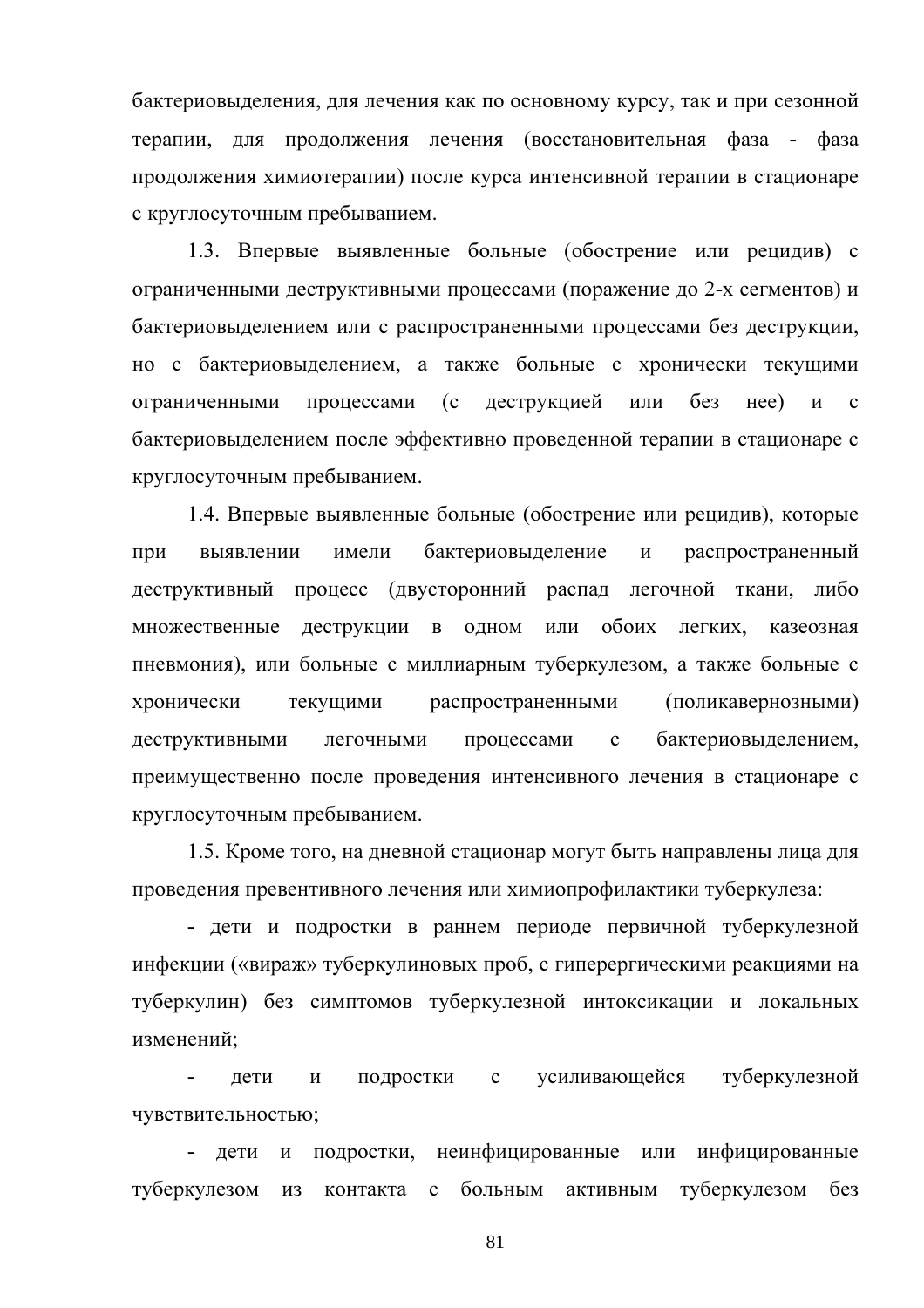бактериовыделения, для лечения как по основному курсу, так и при сезонной терапии, для продолжения лечения (восстановительная фаза - фаза продолжения химиотерапии) после курса интенсивной терапии в стационаре с круглосуточным пребыванием.

1.3. Впервые выявленные больные (обострение или рецидив) с ограниченными деструктивными процессами (поражение до 2-х сегментов) и бактериовыделением или с распространенными процессами без деструкции, но с бактериовыделением, а также больные с хронически текущими ограниченными процессами (с деструкцией или без нее) и с бактериовыделением после эффективно проведенной терапии в стационаре с круглосуточным пребыванием.

1.4. Впервые выявленные больные (обострение или рецидив), которые при выявлении имели бактериовыделение и распространенный деструктивный процесс (двусторонний распад легочной ткани, либо множественные деструкции в одном или обоих легких, казеозная пневмония), или больные с миллиарным туберкулезом, а также больные с хронически текущими распространенными (поликавернозными) деструктивными легочными процессами с бактериовыделением, преимущественно после проведения интенсивного лечения в стационаре с круглосуточным пребыванием.

1.5. Кроме того, на дневной стационар могут быть направлены лица для проведения превентивного лечения или химиопрофилактики туберкулеза:

- дети и подростки в раннем периоде первичной туберкулезной инфекции («вираж» туберкулиновых проб, с гиперергическими реакциями на туберкулин) без симптомов туберкулезной интоксикации и локальных изменений;
- дети и подростки с усиливающейся туберкулезной чувствительностью;
- дети и подростки, неинфицированные или инфицированные туберкулезом из контакта с больным активным туберкулезом без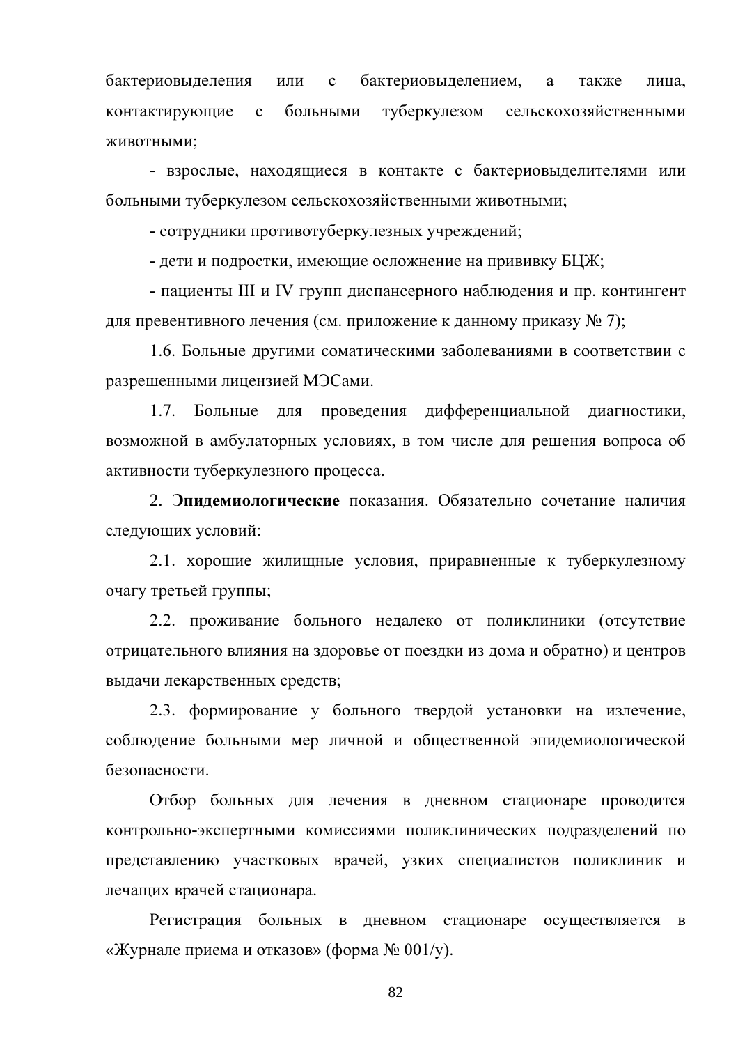бактериовыделения или с бактериовыделением, а также лица, контактирующие с больными туберкулезом сельскохозяйственными животными;

- взрослые, находящиеся в контакте с бактериовыделителями или больными туберкулезом сельскохозяйственными животными;
- сотрудники противотуберкулезных учреждений;
- дети и подростки, имеющие осложнение на прививку БЦЖ;
- пациенты III и IV групп диспансерного наблюдения и пр. контингент для превентивного лечения (см. приложение к данному приказу № 7);

1.6. Больные другими соматическими заболеваниями в соответствии с разрешенными лицензией МЭСами.

1.7. Больные для проведения дифференциальной диагностики, возможной в амбулаторных условиях, в том числе для решения вопроса об активности туберкулезного процесса.

2. **Эпидемиологические** показания. Обязательно сочетание наличия следующих условий:

2.1. хорошие жилищные условия, приравненные к туберкулезному очагу третьей группы;

2.2. проживание больного недалеко от поликлиники (отсутствие отрицательного влияния на здоровье от поездки из дома и обратно) и центров выдачи лекарственных средств;

2.3. формирование у больного твердой установки на излечение, соблюдение больными мер личной и общественной эпидемиологической безопасности.

Отбор больных для лечения в дневном стационаре проводится контрольно-экспертными комиссиями поликлинических подразделений по представлению участковых врачей, узких специалистов поликлиник и лечащих врачей стационара.

Регистрация больных в дневном стационаре осуществляется в «Журнале приема и отказов» (форма № 001/у).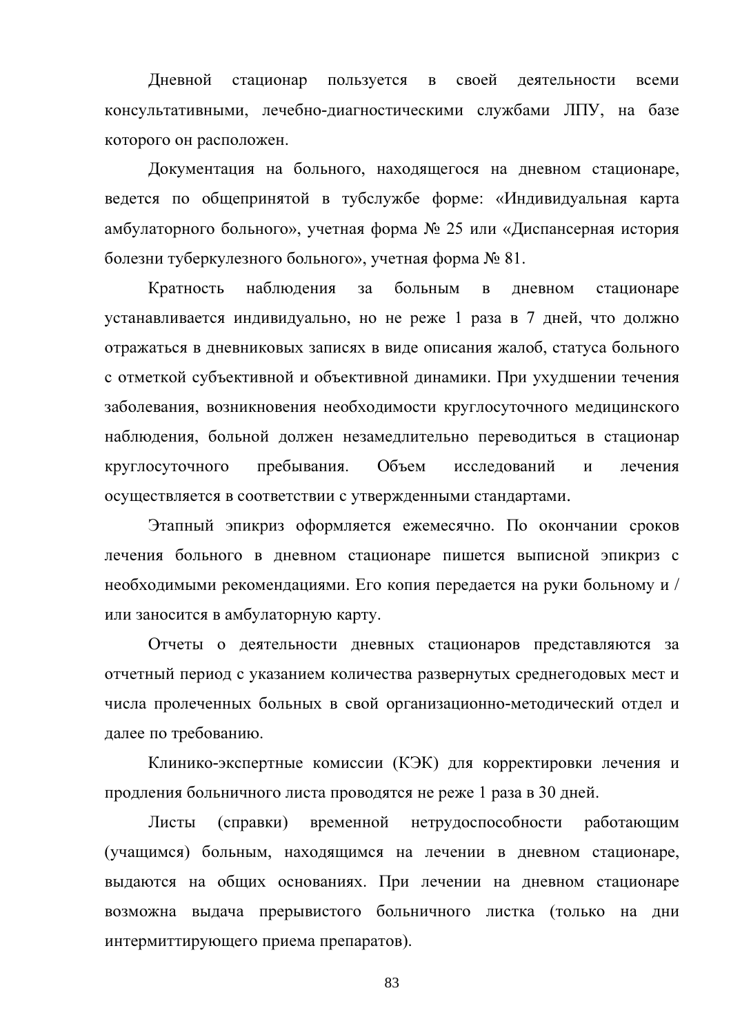Дневной стационар пользуется в своей деятельности всеми консультативными, лечебно-диагностическими службами ЛПУ, на базе которого он расположен.

Документация на больного, находящегося на дневном стационаре, ведется по общепринятой в тубслужбе форме: «Индивидуальная карта амбулаторного больного», учетная форма № 25 или «Диспансерная история болезни туберкулезного больного», учетная форма № 81.

Кратность наблюдения за больным в дневном стационаре устанавливается индивидуально, но не реже 1 раза в 7 дней, что должно отражаться в дневниковых записях в виде описания жалоб, статуса больного с отметкой субъективной и объективной динамики. При ухудшении течения заболевания, возникновения необходимости круглосуточного медицинского наблюдения, больной должен незамедлительно переводиться в стационар круглосуточного пребывания. Объем исследований и лечения осуществляется в соответствии с утвержденными стандартами.

Этапный эпикриз оформляется ежемесячно. По окончании сроков лечения больного в дневном стационаре пишется выписной эпикриз с необходимыми рекомендациями. Его копия передается на руки больному и / или заносится в амбулаторную карту.

Отчеты о деятельности дневных стационаров представляются за отчетный период с указанием количества развернутых среднегодовых мест и числа пролеченных больных в свой организационно-методический отдел и далее по требованию.

Клинико-экспертные комиссии (КЭК) для корректировки лечения и продления больничного листа проводятся не реже 1 раза в 30 дней.

Листы (справки) временной нетрудоспособности работающим (учащимся) больным, находящимся на лечении в дневном стационаре, выдаются на общих основаниях. При лечении на дневном стационаре возможна выдача прерывистого больничного листка (только на дни интермиттирующего приема препаратов).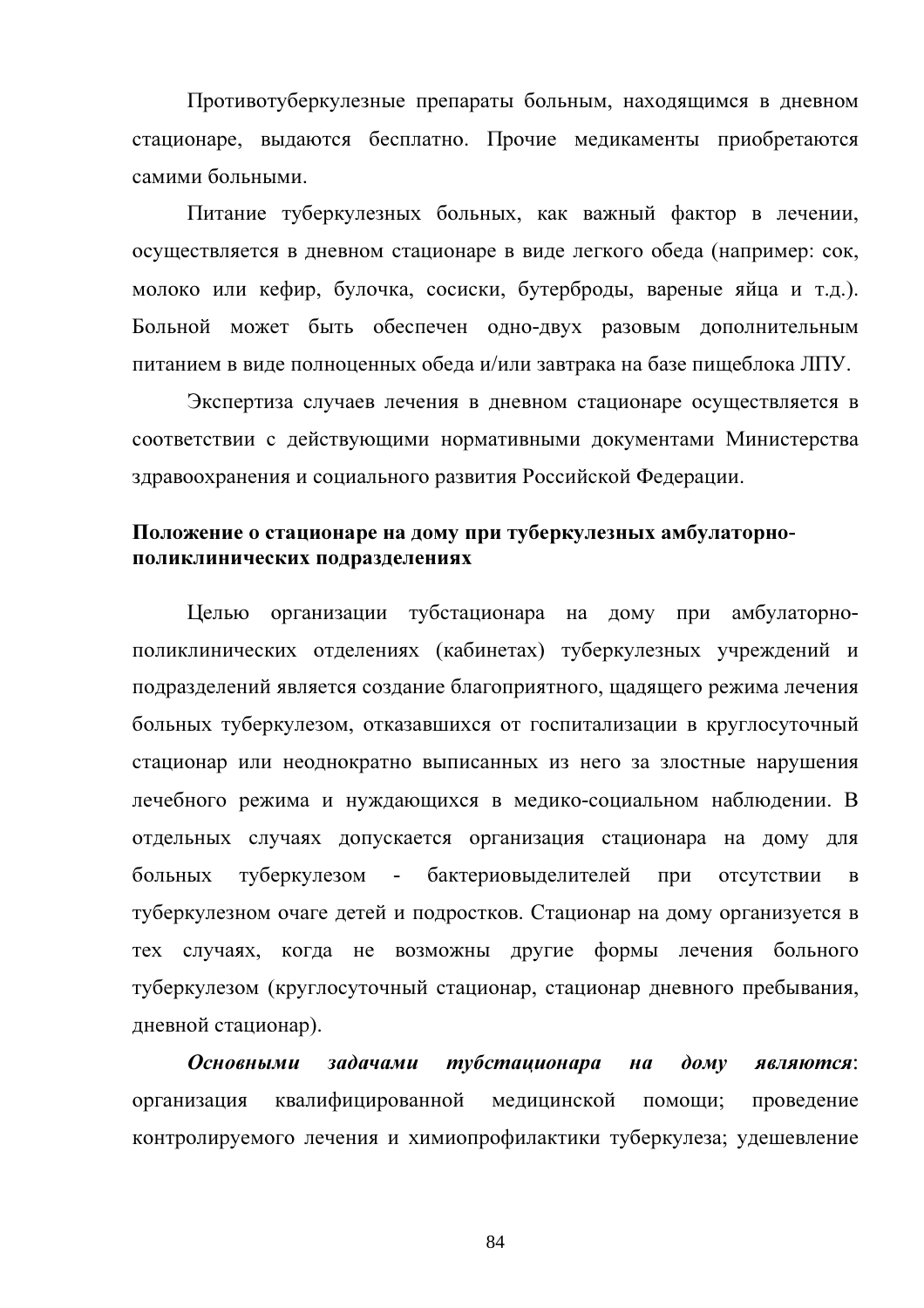Противотуберкулезные препараты больным, находящимся в дневном стационаре, выдаются бесплатно. Прочие медикаменты приобретаются самими больными.

Питание туберкулезных больных, как важный фактор в лечении, осуществляется в дневном стационаре в виде легкого обеда (например: сок, молоко или кефир, булочка, сосиски, бутерброды, вареные яйца и т.д.). Больной может быть обеспечен одно-двух разовым дополнительным питанием в виде полноценных обеда и/или завтрака на базе пищеблока ЛПУ.

Экспертиза случаев лечения в дневном стационаре осуществляется в соответствии с действующими нормативными документами Министерства здравоохранения и социального развития Российской Федерации.

**Положение о стационаре на дому при туберкулезных амбулаторно-поликлинических подразделениях**

Целью организации тубстационара на дому при амбулаторно-поликлинических отделениях (кабинетах) туберкулезных учреждений и подразделений является создание благоприятного, щадящего режима лечения больных туберкулезом, отказавшихся от госпитализации в круглосуточный стационар или неоднократно выписанных из него за злостные нарушения лечебного режима и нуждающихся в медико-социальном наблюдении. В отдельных случаях допускается организация стационара на дому для больных туберкулезом - бактериовыделителей при отсутствии в туберкулезном очаге детей и подростков. Стационар на дому организуется в тех случаях, когда не возможны другие формы лечения больного туберкулезом (круглосуточный стационар, стационар дневного пребывания, дневной стационар).

***Основными задачами тубстационара на дому являются***: организация квалифицированной медицинской помощи; проведение контролируемого лечения и химиопрофилактики туберкулеза; удешевление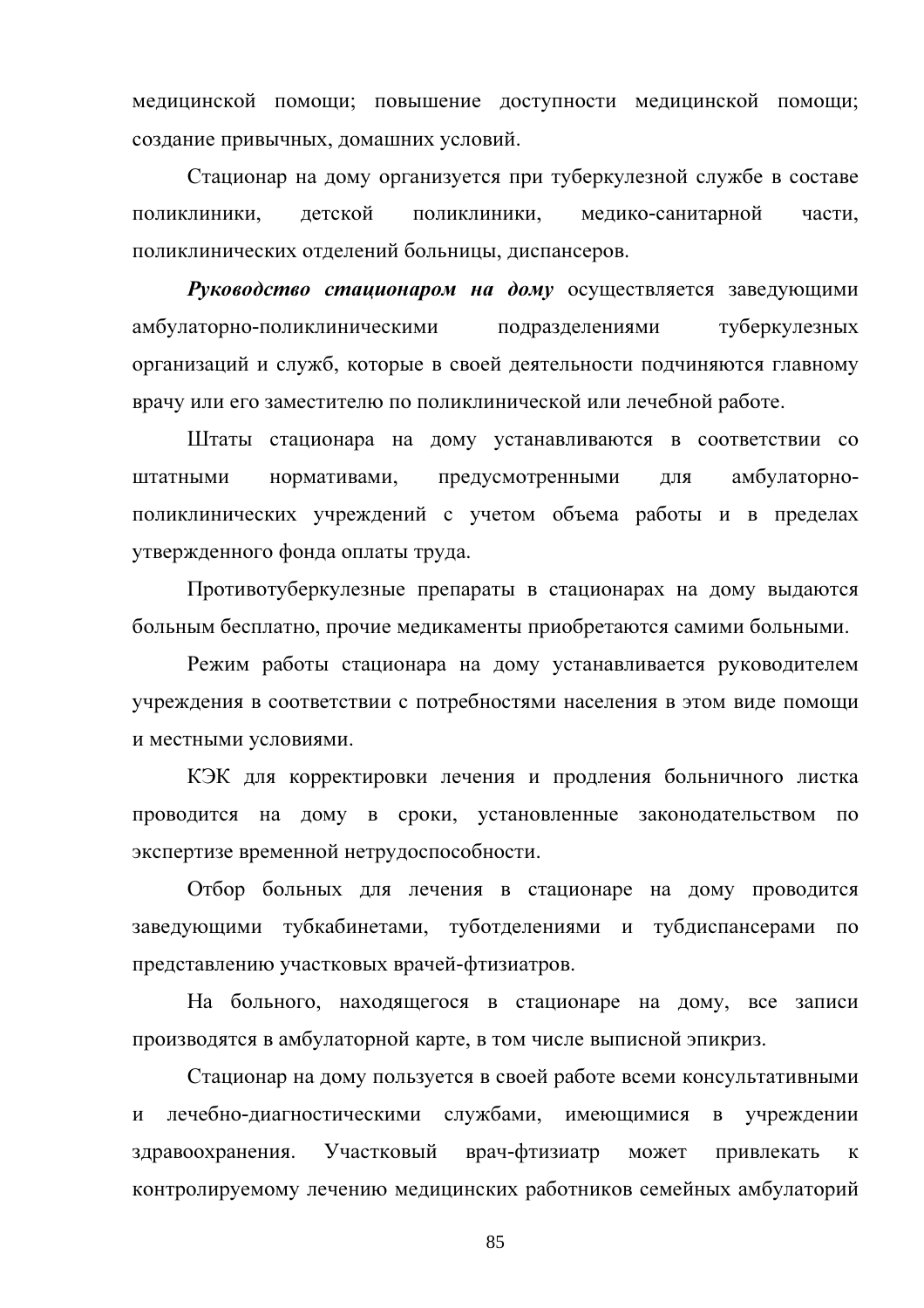медицинской помощи; повышение доступности медицинской помощи; создание привычных, домашних условий.

Стационар на дому организуется при туберкулезной службе в составе поликлиники, детской поликлиники, медико-санитарной части, поликлинических отделений больницы, диспансеров.

***Руководство стационаром на дому*** осуществляется заведующими амбулаторно-поликлиническими подразделениями туберкулезных организаций и служб, которые в своей деятельности подчиняются главному врачу или его заместителю по поликлинической или лечебной работе.

Штаты стационара на дому устанавливаются в соответствии со штатными нормативами, предусмотренными для амбулаторно-поликлинических учреждений с учетом объема работы и в пределах утвержденного фонда оплаты труда.

Противотуберкулезные препараты в стационарах на дому выдаются больным бесплатно, прочие медикаменты приобретаются самими больными.

Режим работы стационара на дому устанавливается руководителем учреждения в соответствии с потребностями населения в этом виде помощи и местными условиями.

КЭК для корректировки лечения и продления больничного листка проводится на дому в сроки, установленные законодательством по экспертизе временной нетрудоспособности.

Отбор больных для лечения в стационаре на дому проводится заведующими тубкабинетами, туботделениями и тубдиспансерами по представлению участковых врачей-фтизиатров.

На больного, находящегося в стационаре на дому, все записи производятся в амбулаторной карте, в том числе выписной эпикриз.

Стационар на дому пользуется в своей работе всеми консультативными и лечебно-диагностическими службами, имеющимися в учреждении здравоохранения. Участковый врач-фтизиатр может привлекать к контролируемому лечению медицинских работников семейных амбулаторий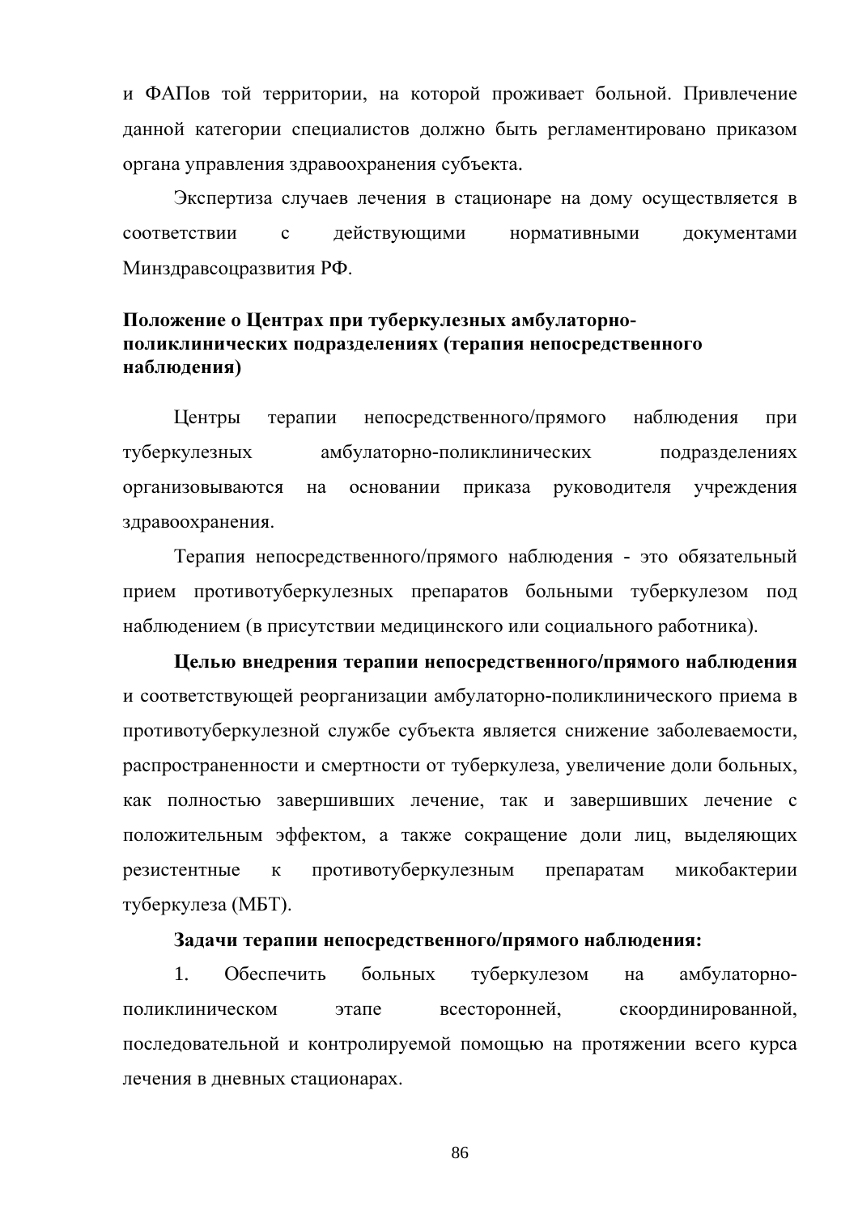и ФАПов той территории, на которой проживает больной. Привлечение данной категории специалистов должно быть регламентировано приказом органа управления здравоохранения субъекта.

Экспертиза случаев лечения в стационаре на дому осуществляется в соответствии с действующими нормативными документами Минздравсоцразвития РФ.

**Положение о Центрах при туберкулезных амбулаторно-поликлинических подразделениях (терапия непосредственного наблюдения)**

Центры терапии непосредственного/прямого наблюдения при туберкулезных амбулаторно-поликлинических подразделениях организовываются на основании приказа руководителя учреждения здравоохранения.

Терапия непосредственного/прямого наблюдения - это обязательный прием противотуберкулезных препаратов больными туберкулезом под наблюдением (в присутствии медицинского или социального работника).

**Целью внедрения терапии непосредственного/прямого наблюдения** и соответствующей реорганизации амбулаторно-поликлинического приема в противотуберкулезной службе субъекта является снижение заболеваемости, распространенности и смертности от туберкулеза, увеличение доли больных, как полностью завершивших лечение, так и завершивших лечение с положительным эффектом, а также сокращение доли лиц, выделяющих резистентные к противотуберкулезным препаратам микобактерии туберкулеза (МБТ).

**Задачи терапии непосредственного/прямого наблюдения:**

1. Обеспечить больных туберкулезом на амбулаторно-поликлиническом этапе всесторонней, скоординированной, последовательной и контролируемой помощью на протяжении всего курса лечения в дневных стационарах.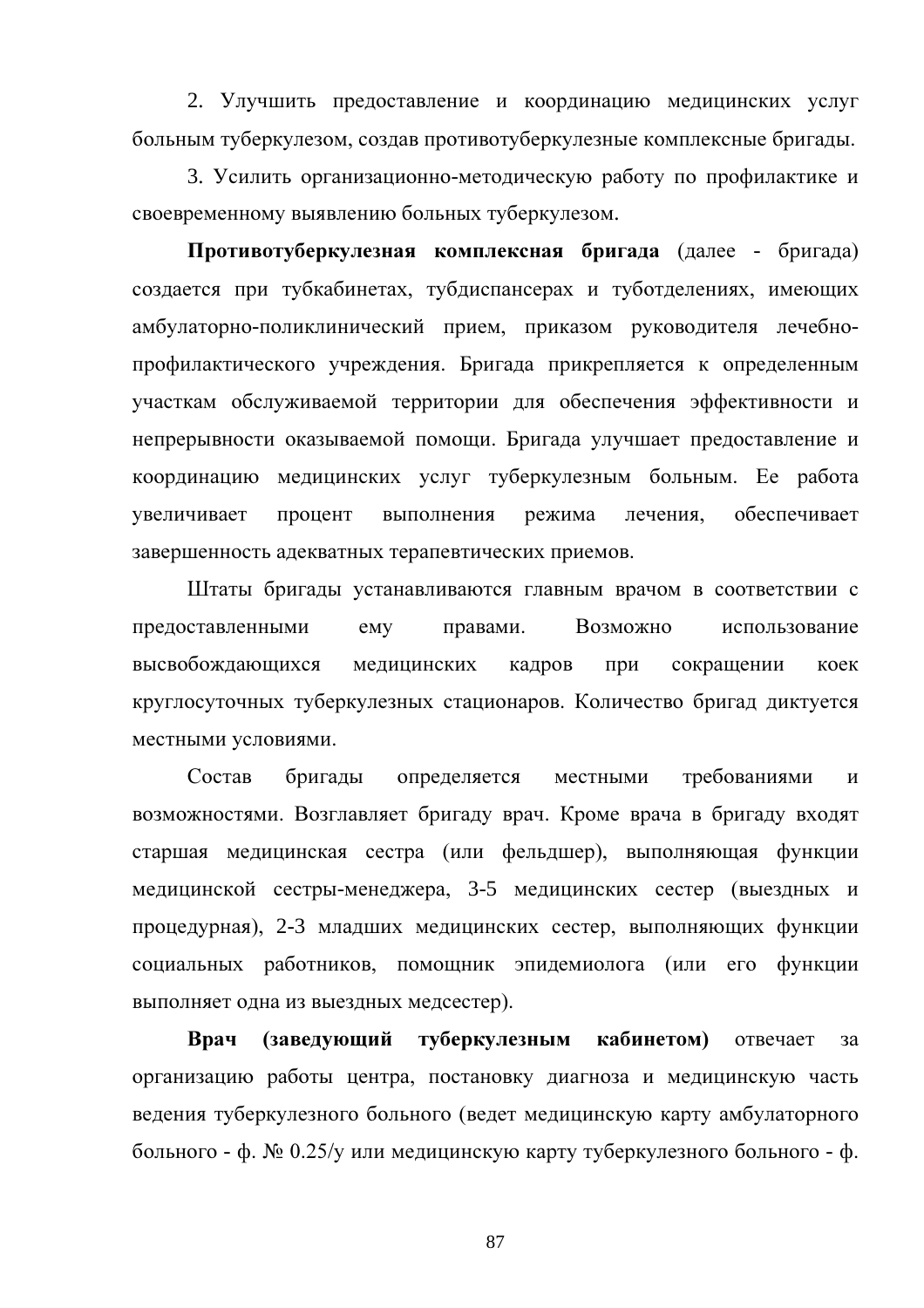2. Улучшить предоставление и координацию медицинских услуг больным туберкулезом, создав противотуберкулезные комплексные бригады.

3. Усилить организационно-методическую работу по профилактике и своевременному выявлению больных туберкулезом.

**Противотуберкулезная комплексная бригада** (далее - бригада) создается при тубкабинетах, тубдиспансерах и туботделениях, имеющих амбулаторно-поликлинический прием, приказом руководителя лечебно-профилактического учреждения. Бригада прикрепляется к определенным участкам обслуживаемой территории для обеспечения эффективности и непрерывности оказываемой помощи. Бригада улучшает предоставление и координацию медицинских услуг туберкулезным больным. Ее работа увеличивает процент выполнения режима лечения, обеспечивает завершенность адекватных терапевтических приемов.

Штаты бригады устанавливаются главным врачом в соответствии с предоставленными ему правами. Возможно использование высвобождающихся медицинских кадров при сокращении коек круглосуточных туберкулезных стационаров. Количество бригад диктуется местными условиями.

Состав бригады определяется местными требованиями и возможностями. Возглавляет бригаду врач. Кроме врача в бригаду входят старшая медицинская сестра (или фельдшер), выполняющая функции медицинской сестры-менеджера, 3-5 медицинских сестер (выездных и процедурная), 2-3 младших медицинских сестер, выполняющих функции социальных работников, помощник эпидемиолога (или его функции выполняет одна из выездных медсестер).

**Врач (заведующий туберкулезным кабинетом)** отвечает за организацию работы центра, постановку диагноза и медицинскую часть ведения туберкулезного больного (ведет медицинскую карту амбулаторного больного - ф. № 0.25/у или медицинскую карту туберкулезного больного - ф.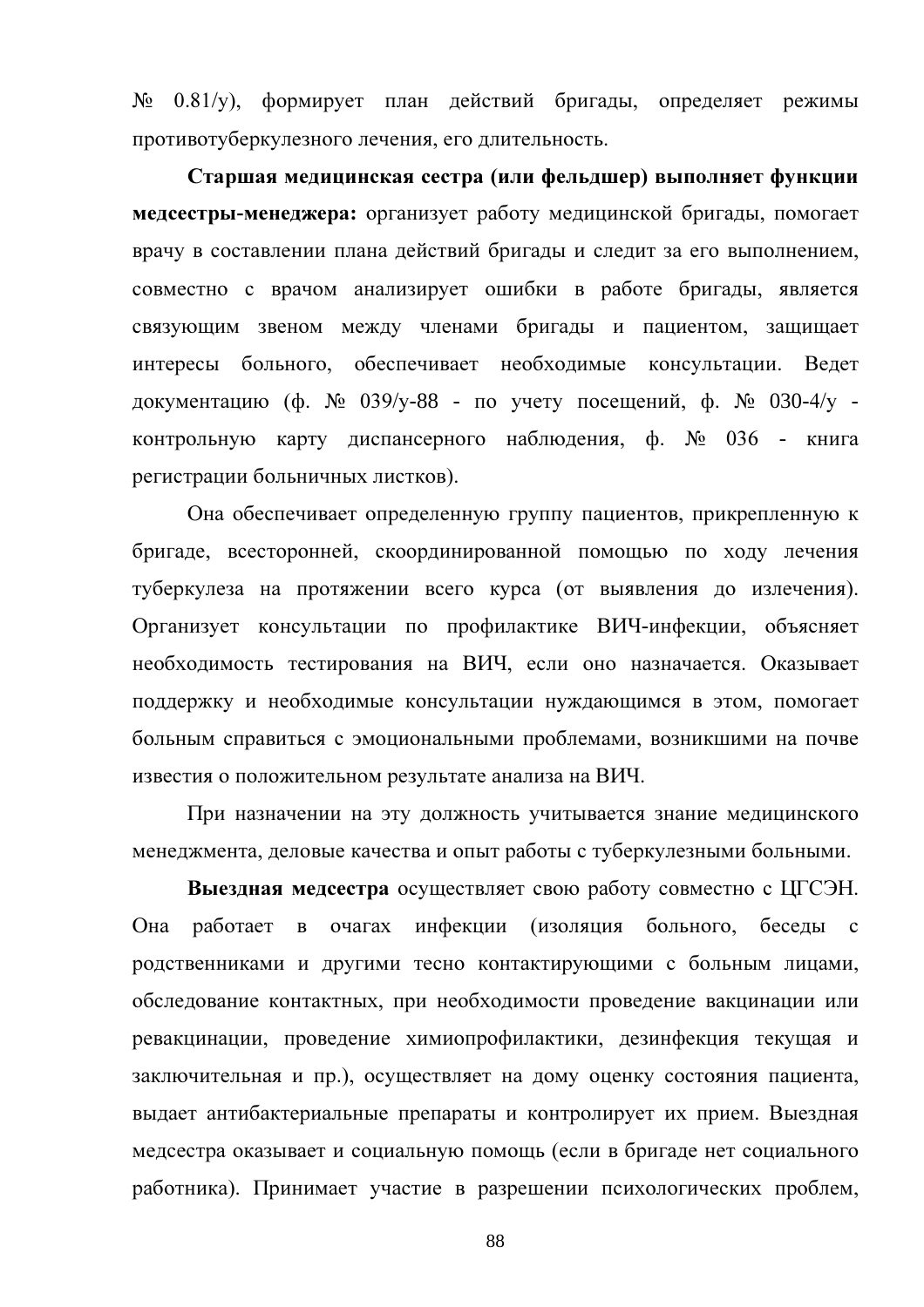№ 0.81/у), формирует план действий бригады, определяет режимы противотуберкулезного лечения, его длительность.

**Старшая медицинская сестра (или фельдшер) выполняет функции медсестры-менеджера:** организует работу медицинской бригады, помогает врачу в составлении плана действий бригады и следит за его выполнением, совместно с врачом анализирует ошибки в работе бригады, является связующим звеном между членами бригады и пациентом, защищает интересы больного, обеспечивает необходимые консультации. Ведет документацию (ф. № 039/у-88 - по учету посещений, ф. № 030-4/у - контрольную карту диспансерного наблюдения, ф. № 036 - книга регистрации больничных листков).

Она обеспечивает определенную группу пациентов, прикрепленную к бригаде, всесторонней, скоординированной помощью по ходу лечения туберкулеза на протяжении всего курса (от выявления до излечения). Организует консультации по профилактике ВИЧ-инфекции, объясняет необходимость тестирования на ВИЧ, если оно назначается. Оказывает поддержку и необходимые консультации нуждающимся в этом, помогает больным справиться с эмоциональными проблемами, возникшими на почве известия о положительном результате анализа на ВИЧ.

При назначении на эту должность учитывается знание медицинского менеджмента, деловые качества и опыт работы с туберкулезными больными.

**Выездная медсестра** осуществляет свою работу совместно с ЦГСЭН. Она работает в очагах инфекции (изоляция больного, беседы с родственниками и другими тесно контактирующими с больным лицами, обследование контактных, при необходимости проведение вакцинации или ревакцинации, проведение химиопрофилактики, дезинфекция текущая и заключительная и пр.), осуществляет на дому оценку состояния пациента, выдает антибактериальные препараты и контролирует их прием. Выездная медсестра оказывает и социальную помощь (если в бригаде нет социального работника). Принимает участие в разрешении психологических проблем,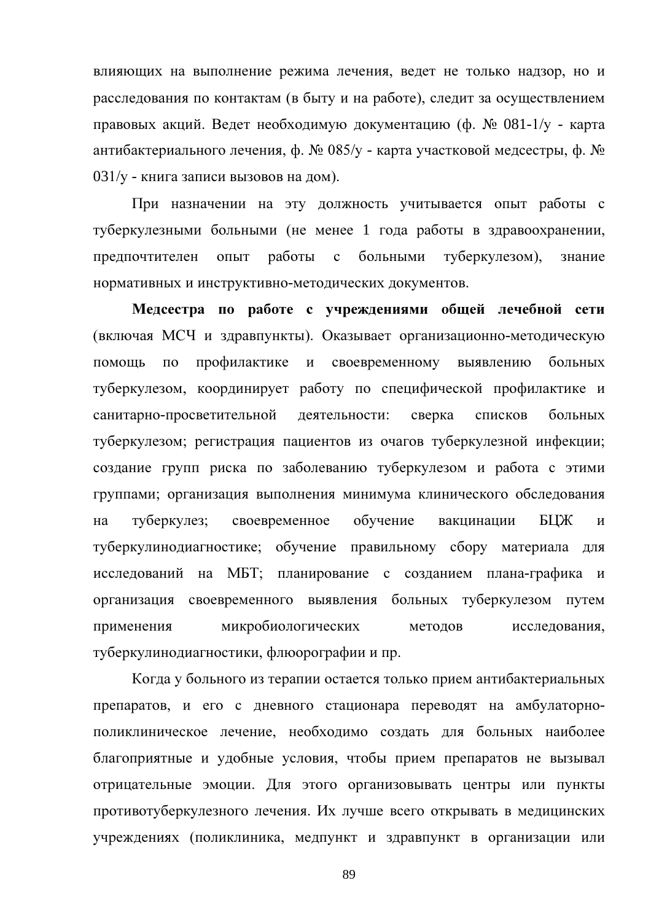влияющих на выполнение режима лечения, ведет не только надзор, но и расследования по контактам (в быту и на работе), следит за осуществлением правовых акций. Ведет необходимую документацию (ф. № 081-1/у - карта антибактериального лечения, ф. № 085/у - карта участковой медсестры, ф. № 031/у - книга записи вызовов на дом).

При назначении на эту должность учитывается опыт работы с туберкулезными больными (не менее 1 года работы в здравоохранении, предпочтителен опыт работы с больными туберкулезом), знание нормативных и инструктивно-методических документов.

**Медсестра по работе с учреждениями общей лечебной сети** (включая МСЧ и здравпункты). Оказывает организационно-методическую помощь по профилактике и своевременному выявлению больных туберкулезом, координирует работу по специфической профилактике и санитарно-просветительной деятельности: сверка списков больных туберкулезом; регистрация пациентов из очагов туберкулезной инфекции; создание групп риска по заболеванию туберкулезом и работа с этими группами; организация выполнения минимума клинического обследования на туберкулез; своевременное обучение вакцинации БЦЖ и туберкулинодиагностике; обучение правильному сбору материала для исследований на МБТ; планирование с созданием плана-графика и организация своевременного выявления больных туберкулезом путем применения микробиологических методов исследования, туберкулинодиагностики, флюорографии и пр.

Когда у больного из терапии остается только прием антибактериальных препаратов, и его с дневного стационара переводят на амбулаторно-поликлиническое лечение, необходимо создать для больных наиболее благоприятные и удобные условия, чтобы прием препаратов не вызывал отрицательные эмоции. Для этого организовывать центры или пункты противотуберкулезного лечения. Их лучше всего открывать в медицинских учреждениях (поликлиника, медпункт и здравпункт в организации или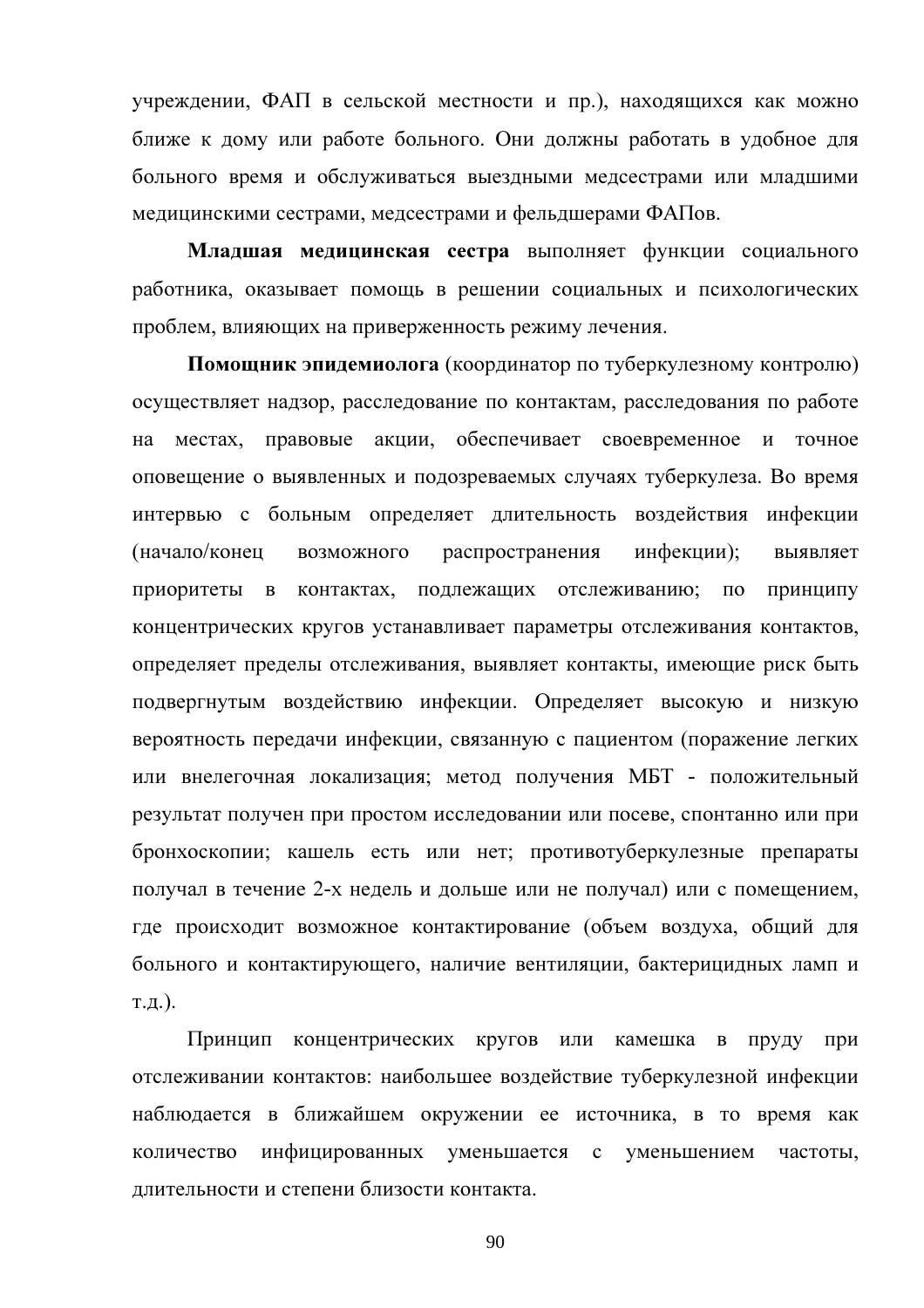учреждении, ФАП в сельской местности и пр.), находящихся как можно ближе к дому или работе больного. Они должны работать в удобное для больного время и обслуживаться выездными медсестрами или младшими медицинскими сестрами, медсестрами и фельдшерами ФАПов.

**Младшая медицинская сестра** выполняет функции социального работника, оказывает помощь в решении социальных и психологических проблем, влияющих на приверженность режиму лечения.

**Помощник эпидемиолога** (координатор по туберкулезному контролю) осуществляет надзор, расследование по контактам, расследования по работе на местах, правовые акции, обеспечивает своевременное и точное оповещение о выявленных и подозреваемых случаях туберкулеза. Во время интервью с больным определяет длительность воздействия инфекции (начало/конец возможного распространения инфекции); выявляет приоритеты в контактах, подлежащих отслеживанию; по принципу концентрических кругов устанавливает параметры отслеживания контактов, определяет пределы отслеживания, выявляет контакты, имеющие риск быть подвергнутым воздействию инфекции. Определяет высокую и низкую вероятность передачи инфекции, связанную с пациентом (поражение легких или внелегочная локализация; метод получения МБТ - положительный результат получен при простом исследовании или посеве, спонтанно или при бронхоскопии; кашель есть или нет; противотуберкулезные препараты получал в течение 2-х недель и дольше или не получал) или с помещением, где происходит возможное контактирование (объем воздуха, общий для больного и контактирующего, наличие вентиляции, бактерицидных ламп и т.д.).

Принцип концентрических кругов или камешка в пруду при отслеживании контактов: наибольшее воздействие туберкулезной инфекции наблюдается в ближайшем окружении ее источника, в то время как количество инфицированных уменьшается с уменьшением частоты, длительности и степени близости контакта.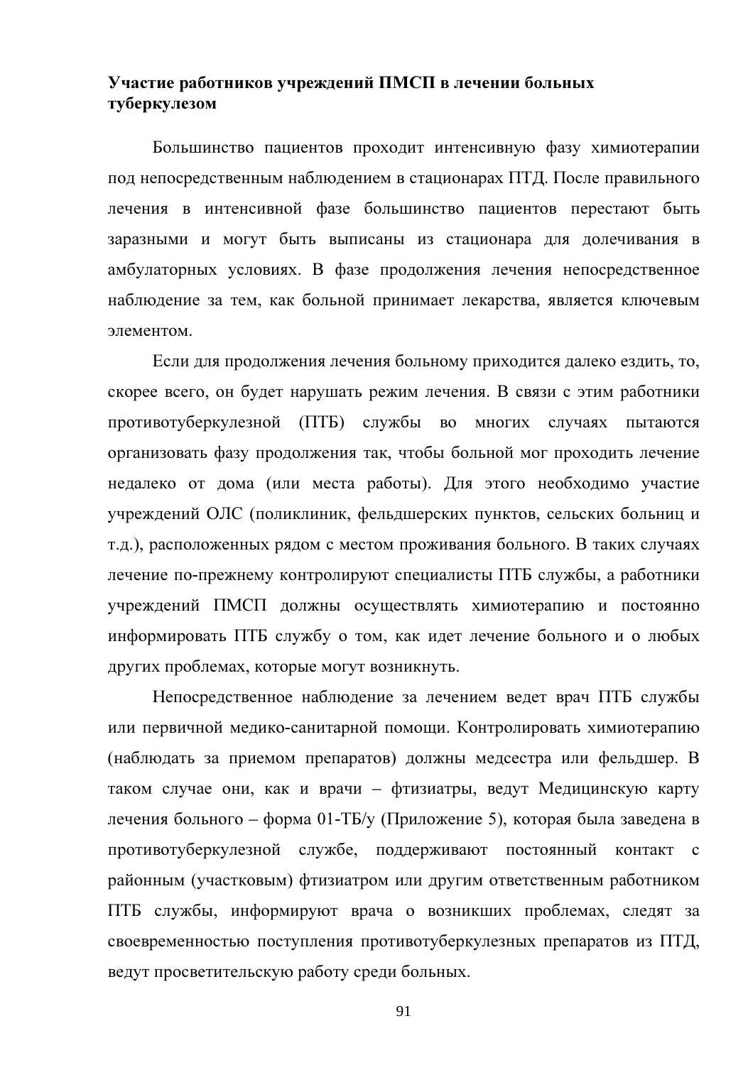**Участие работников учреждений ПМСП в лечении больных туберкулезом**

Большинство пациентов проходит интенсивную фазу химиотерапии под непосредственным наблюдением в стационарах ПТД. После правильного лечения в интенсивной фазе большинство пациентов перестают быть заразными и могут быть выписаны из стационара для долечивания в амбулаторных условиях. В фазе продолжения лечения непосредственное наблюдение за тем, как больной принимает лекарства, является ключевым элементом.

Если для продолжения лечения больному приходится далеко ездить, то, скорее всего, он будет нарушать режим лечения. В связи с этим работники противотуберкулезной (ПТБ) службы во многих случаях пытаются организовать фазу продолжения так, чтобы больной мог проходить лечение недалеко от дома (или места работы). Для этого необходимо участие учреждений ОЛС (поликлиник, фельдшерских пунктов, сельских больниц и т.д.), расположенных рядом с местом проживания больного. В таких случаях лечение по-прежнему контролируют специалисты ПТБ службы, а работники учреждений ПМСП должны осуществлять химиотерапию и постоянно информировать ПТБ службу о том, как идет лечение больного и о любых других проблемах, которые могут возникнуть.

Непосредственное наблюдение за лечением ведет врач ПТБ службы или первичной медико-санитарной помощи. Контролировать химиотерапию (наблюдать за приемом препаратов) должны медсестра или фельдшер. В таком случае они, как и врачи – фтизиатры, ведут Медицинскую карту лечения больного – форма 01-ТБ/у (Приложение 5), которая была заведена в противотуберкулезной службе, поддерживают постоянный контакт с районным (участковым) фтизиатром или другим ответственным работником ПТБ службы, информируют врача о возникших проблемах, следят за своевременностью поступления противотуберкулезных препаратов из ПТД, ведут просветительскую работу среди больных.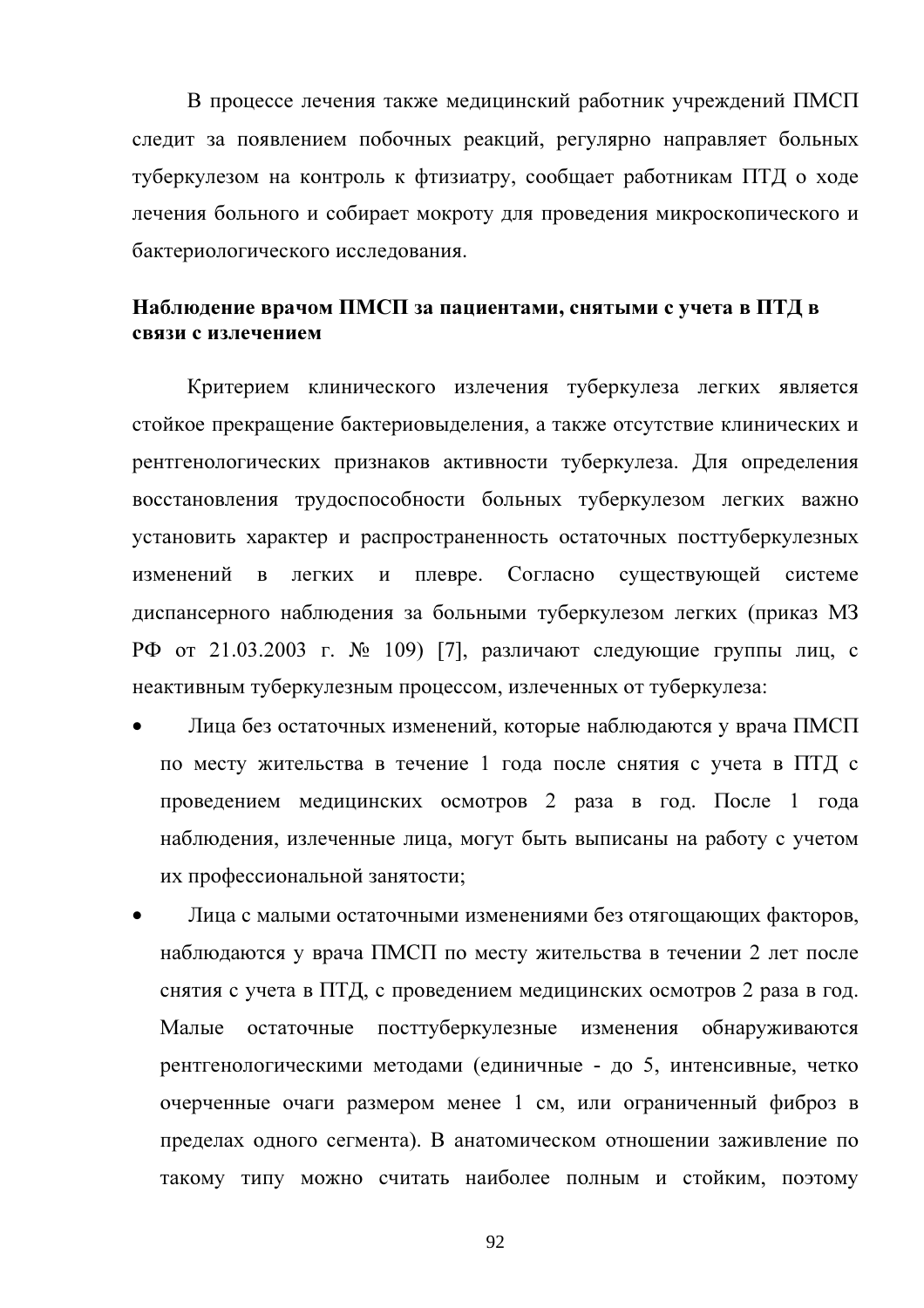В процессе лечения также медицинский работник учреждений ПМСП следит за появлением побочных реакций, регулярно направляет больных туберкулезом на контроль к фтизиатру, сообщает работникам ПТД о ходе лечения больного и собирает мокроту для проведения микроскопического и бактериологического исследования.

### Наблюдение врачом ПМСП за пациентами, снятыми с учета в ПТД в связи с излечением

Критерием клинического излечения туберкулеза легких является стойкое прекращение бактериовыделения, а также отсутствие клинических и рентгенологических признаков активности туберкулеза. Для определения восстановления трудоспособности больных туберкулезом легких важно установить характер и распространенность остаточных посттуберкулезных изменений в легких и плевре. Согласно существующей системе диспансерного наблюдения за больными туберкулезом легких (приказ МЗ РФ от 21.03.2003 г. № 109) [7], различают следующие группы лиц, с неактивным туберкулезным процессом, излеченных от туберкулеза:

- Лица без остаточных изменений, которые наблюдаются у врача ПМСП по месту жительства в течение 1 года после снятия с учета в ПТД с проведением медицинских осмотров 2 раза в год. После 1 года наблюдения, излеченные лица, могут быть выписаны на работу с учетом их профессиональной занятости;
- Лица с малыми остаточными изменениями без отягощающих факторов, наблюдаются у врача ПМСП по месту жительства в течении 2 лет после снятия с учета в ПТД, с проведением медицинских осмотров 2 раза в год. Малые остаточные посттуберкулезные изменения обнаруживаются рентгенологическими методами (единичные - до 5, интенсивные, четко очерченные очаги размером менее 1 см, или ограниченный фиброз в пределах одного сегмента). В анатомическом отношении заживление по такому типу можно считать наиболее полным и стойким, поэтому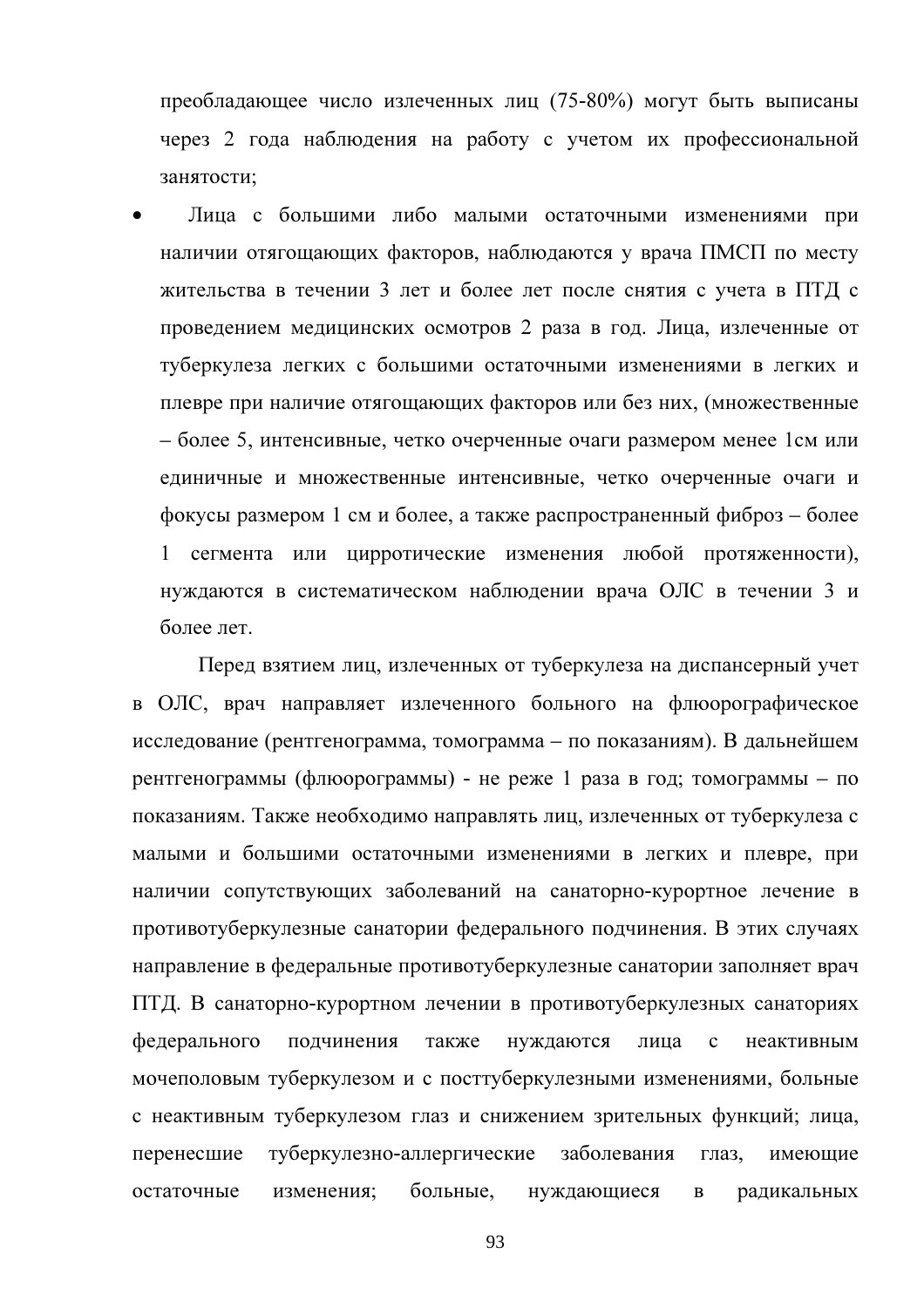преобладающее число излеченных лиц (75-80%) могут быть выписаны через 2 года наблюдения на работу с учетом их профессиональной занятости;

- Лица с большими либо малыми остаточными изменениями при наличии отягощающих факторов, наблюдаются у врача ПМСП по месту жительства в течении 3 лет и более лет после снятия с учета в ПТД с проведением медицинских осмотров 2 раза в год. Лица, излеченные от туберкулеза легких с большими остаточными изменениями в легких и плевре при наличие отягощающих факторов или без них, (множественные – более 5, интенсивные, четко очерченные очаги размером менее 1см или единичные и множественные интенсивные, четко очерченные очаги и фокусы размером 1 см и более, а также распространенный фиброз – более 1 сегмента или цирротические изменения любой протяженности), нуждаются в систематическом наблюдении врача ОЛС в течении 3 и более лет.

Перед взятием лиц, излеченных от туберкулеза на диспансерный учет в ОЛС, врач направляет излеченного больного на флюорографическое исследование (рентгенограмма, томограмма – по показаниям). В дальнейшем рентгенограммы (флюорограммы) - не реже 1 раза в год; томограммы – по показаниям. Также необходимо направлять лиц, излеченных от туберкулеза с малыми и большими остаточными изменениями в легких и плевре, при наличии сопутствующих заболеваний на санаторно-курортное лечение в противотуберкулезные санатории федерального подчинения. В этих случаях направление в федеральные противотуберкулезные санатории заполняет врач ПТД. В санаторно-курортном лечении в противотуберкулезных санаториях федерального подчинения также нуждаются лица с неактивным мочеполовым туберкулезом и с посттуберкулезными изменениями, больные с неактивным туберкулезом глаз и снижением зрительных функций; лица, перенесшие туберкулезно-аллергические заболевания глаз, имеющие остаточные изменения; больные, нуждающиеся в радикальных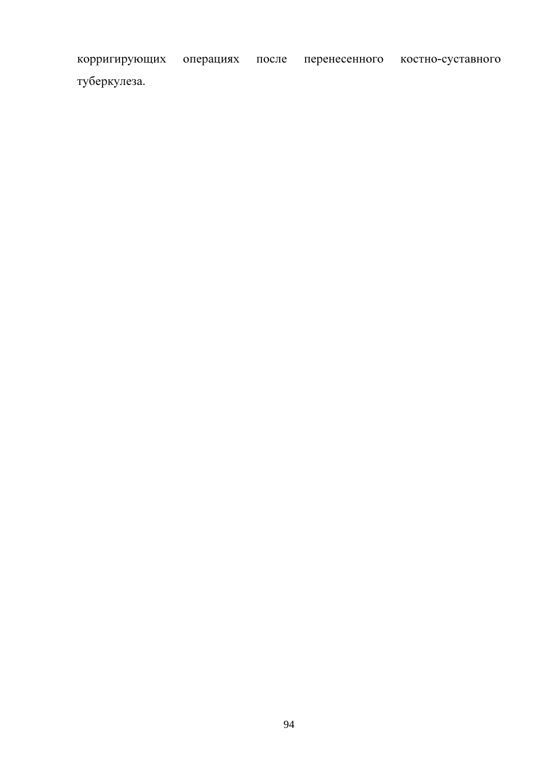корригирующих операциях после перенесенного костно-суставного туберкулеза.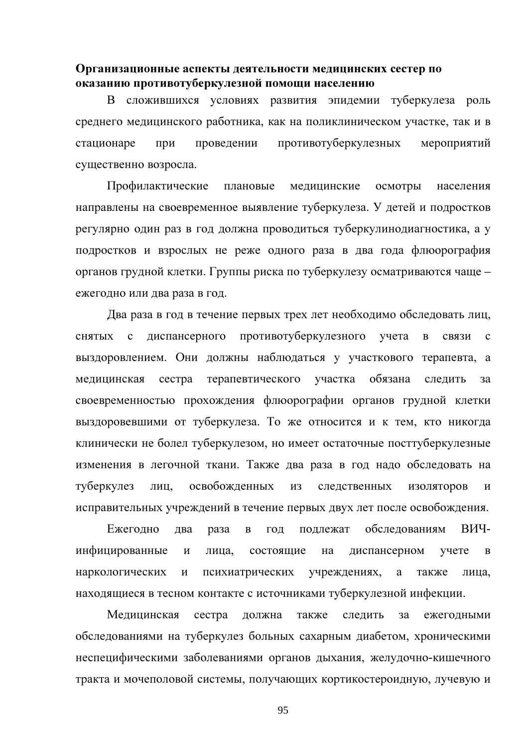**Организационные аспекты деятельности медицинских сестер по оказанию противотуберкулезной помощи населению**

В сложившихся условиях развития эпидемии туберкулеза роль среднего медицинского работника, как на поликлиническом участке, так и в стационаре при проведении противотуберкулезных мероприятий существенно возросла.

Профилактические плановые медицинские осмотры населения направлены на своевременное выявление туберкулеза. У детей и подростков регулярно один раз в год должна проводиться туберкулинодиагностика, а у подростков и взрослых не реже одного раза в два года флюорография органов грудной клетки. Группы риска по туберкулезу осматриваются чаще – ежегодно или два раза в год.

Два раза в год в течение первых трех лет необходимо обследовать лиц, снятых с диспансерного противотуберкулезного учета в связи с выздоровлением. Они должны наблюдаться у участкового терапевта, а медицинская сестра терапевтического участка обязана следить за своевременностью прохождения флюорографии органов грудной клетки выздоровевшими от туберкулеза. То же относится и к тем, кто никогда клинически не болел туберкулезом, но имеет остаточные посттуберкулезные изменения в легочной ткани. Также два раза в год надо обследовать на туберкулез лиц, освобожденных из следственных изоляторов и исправительных учреждений в течение первых двух лет после освобождения.

Ежегодно два раза в год подлежат обследованиям ВИЧ-инфицированные и лица, состоящие на диспансерном учете в наркологических и психиатрических учреждениях, а также лица, находящиеся в тесном контакте с источниками туберкулезной инфекции.

Медицинская сестра должна также следить за ежегодными обследованиями на туберкулез больных сахарным диабетом, хроническими неспецифическими заболеваниями органов дыхания, желудочно-кишечного тракта и мочеполовой системы, получающих кортикостероидную, лучевую и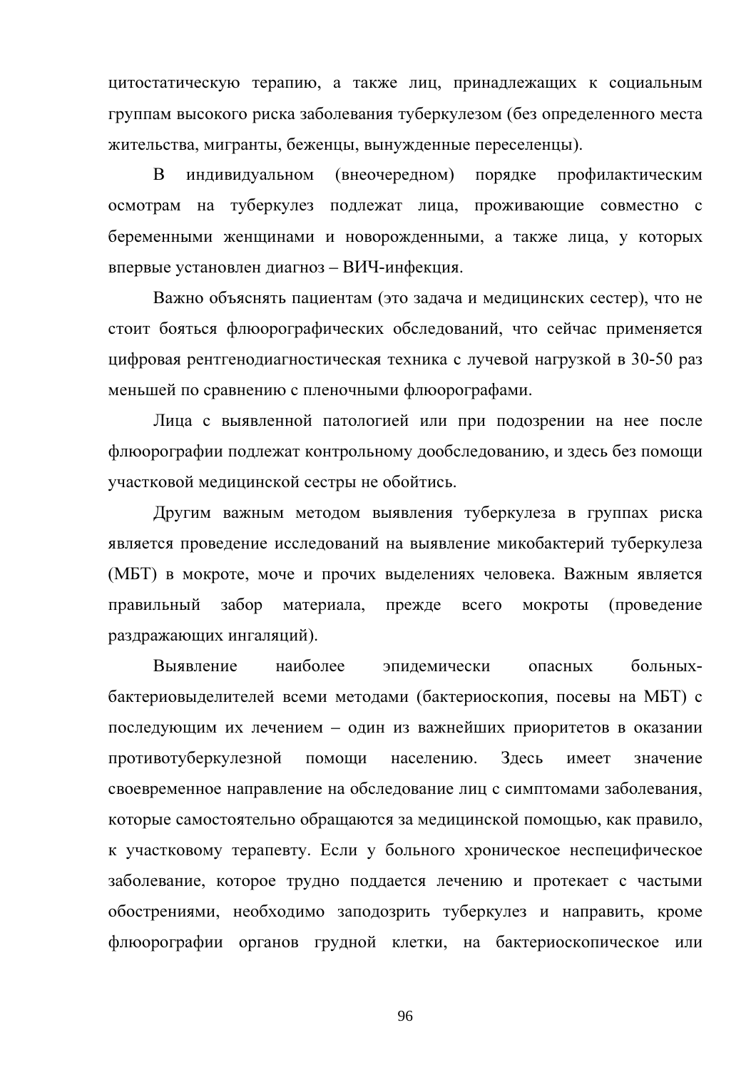цитостатическую терапию, а также лиц, принадлежащих к социальным группам высокого риска заболевания туберкулезом (без определенного места жительства, мигранты, беженцы, вынужденные переселенцы).

В индивидуальном (внеочередном) порядке профилактическим осмотрам на туберкулез подлежат лица, проживающие совместно с беременными женщинами и новорожденными, а также лица, у которых впервые установлен диагноз – ВИЧ-инфекция.

Важно объяснять пациентам (это задача и медицинских сестер), что не стоит бояться флюорографических обследований, что сейчас применяется цифровая рентгенодиагностическая техника с лучевой нагрузкой в 30-50 раз меньшей по сравнению с пленочными флюорографами.

Лица с выявленной патологией или при подозрении на нее после флюорографии подлежат контрольному дообследованию, и здесь без помощи участковой медицинской сестры не обойтись.

Другим важным методом выявления туберкулеза в группах риска является проведение исследований на выявление микобактерий туберкулеза (МБТ) в мокроте, моче и прочих выделениях человека. Важным является правильный забор материала, прежде всего мокроты (проведение раздражающих ингаляций).

Выявление наиболее эпидемически опасных больных-бактериовыделителей всеми методами (бактериоскопия, посевы на МБТ) с последующим их лечением – один из важнейших приоритетов в оказании противотуберкулезной помощи населению. Здесь имеет значение своевременное направление на обследование лиц с симптомами заболевания, которые самостоятельно обращаются за медицинской помощью, как правило, к участковому терапевту. Если у больного хроническое неспецифическое заболевание, которое трудно поддается лечению и протекает с частыми обострениями, необходимо заподозрить туберкулез и направить, кроме флюорографии органов грудной клетки, на бактериоскопическое или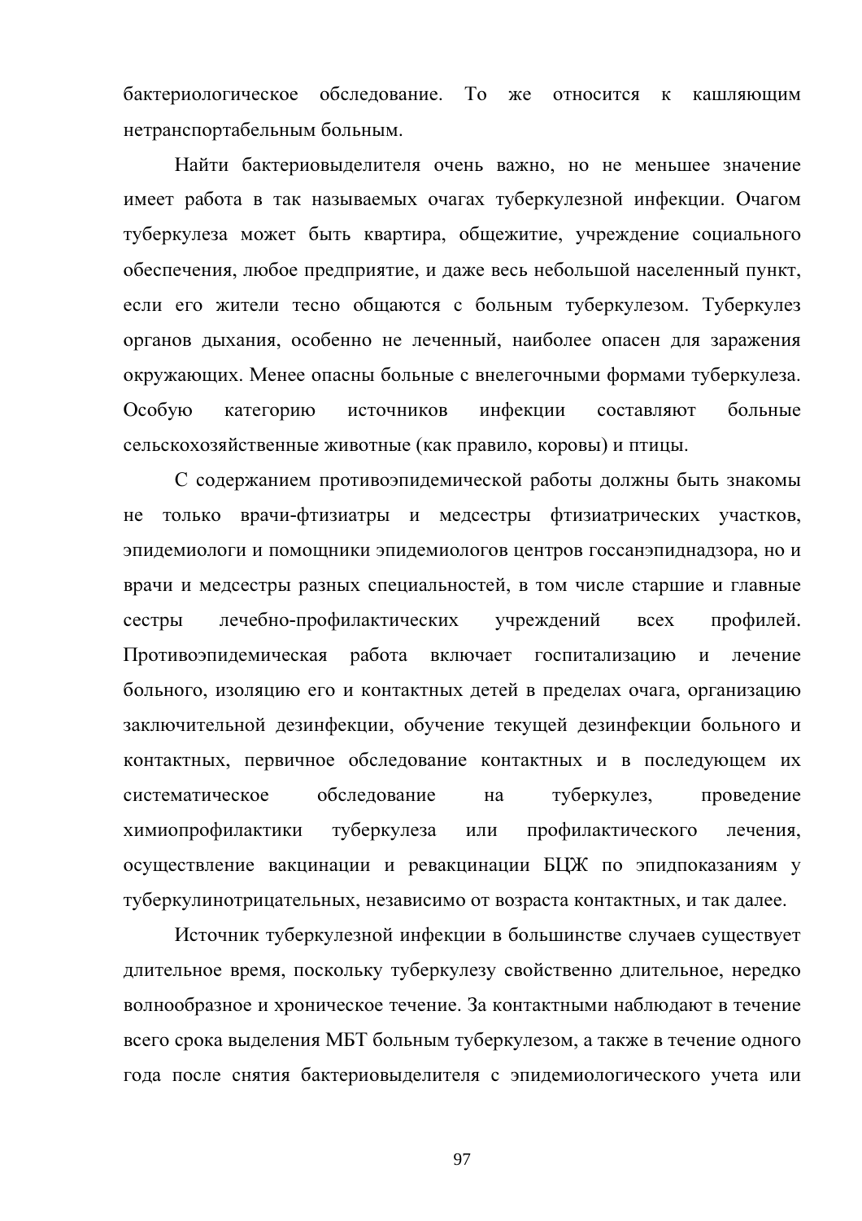бактериологическое обследование. То же относится к кашляющим нетранспортабельным больным.

Найти бактериовыделителя очень важно, но не меньшее значение имеет работа в так называемых очагах туберкулезной инфекции. Очагом туберкулеза может быть квартира, общежитие, учреждение социального обеспечения, любое предприятие, и даже весь небольшой населенный пункт, если его жители тесно общаются с больным туберкулезом. Туберкулез органов дыхания, особенно не леченный, наиболее опасен для заражения окружающих. Менее опасны больные с внелегочными формами туберкулеза. Особую категорию источников инфекции составляют больные сельскохозяйственные животные (как правило, коровы) и птицы.

С содержанием противоэпидемической работы должны быть знакомы не только врачи-фтизиатры и медсестры фтизиатрических участков, эпидемиологи и помощники эпидемиологов центров госсанэпиднадзора, но и врачи и медсестры разных специальностей, в том числе старшие и главные сестры лечебно-профилактических учреждений всех профилей. Противоэпидемическая работа включает госпитализацию и лечение больного, изоляцию его и контактных детей в пределах очага, организацию заключительной дезинфекции, обучение текущей дезинфекции больного и контактных, первичное обследование контактных и в последующем их систематическое обследование на туберкулез, проведение химиопрофилактики туберкулеза или профилактического лечения, осуществление вакцинации и ревакцинации БЦЖ по эпидпоказаниям у туберкулинотрицательных, независимо от возраста контактных, и так далее.

Источник туберкулезной инфекции в большинстве случаев существует длительное время, поскольку туберкулезу свойственно длительное, нередко волнообразное и хроническое течение. За контактными наблюдают в течение всего срока выделения МБТ больным туберкулезом, а также в течение одного года после снятия бактериовыделителя с эпидемиологического учета или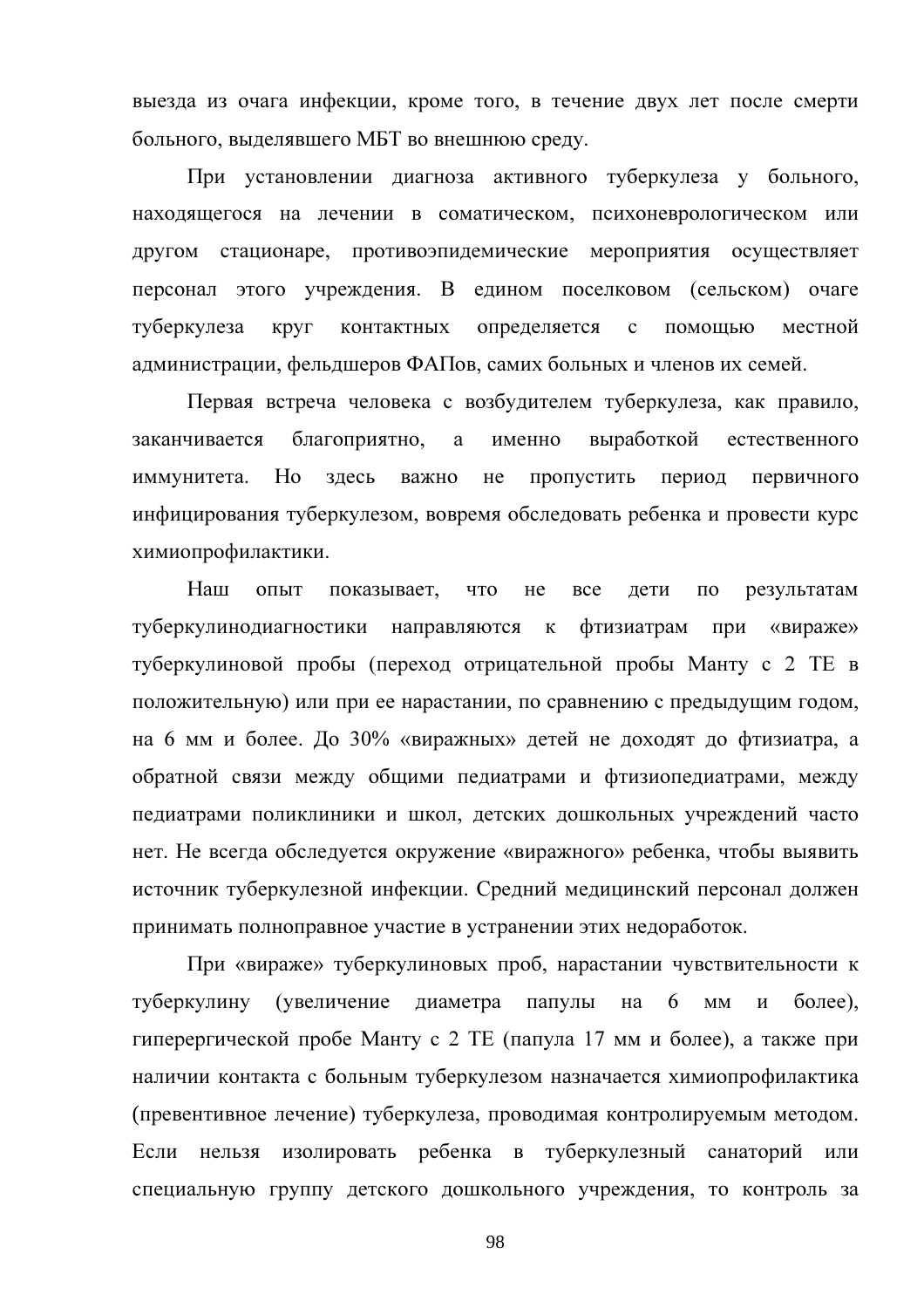выезда из очага инфекции, кроме того, в течение двух лет после смерти больного, выделявшего МБТ во внешнюю среду.

При установлении диагноза активного туберкулеза у больного, находящегося на лечении в соматическом, психоневрологическом или другом стационаре, противоэпидемические мероприятия осуществляет персонал этого учреждения. В едином поселковом (сельском) очаге туберкулеза круг контактных определяется с помощью местной администрации, фельдшеров ФАПов, самих больных и членов их семей.

Первая встреча человека с возбудителем туберкулеза, как правило, заканчивается благоприятно, а именно выработкой естественного иммунитета. Но здесь важно не пропустить период первичного инфицирования туберкулезом, вовремя обследовать ребенка и провести курс химиопрофилактики.

Наш опыт показывает, что не все дети по результатам туберкулинодиагностики направляются к фтизиатрам при «вираже» туберкулиновой пробы (переход отрицательной пробы Манту с 2 ТЕ в положительную) или при ее нарастании, по сравнению с предыдущим годом, на 6 мм и более. До 30% «виражных» детей не доходят до фтизиатра, а обратной связи между общими педиатрами и фтизиопедиатрами, между педиатрами поликлиники и школ, детских дошкольных учреждений часто нет. Не всегда обследуется окружение «виражного» ребенка, чтобы выявить источник туберкулезной инфекции. Средний медицинский персонал должен принимать полноправное участие в устранении этих недоработок.

При «вираже» туберкулиновых проб, нарастании чувствительности к туберкулину (увеличение диаметра папулы на 6 мм и более), гиперергической пробе Манту с 2 ТЕ (папула 17 мм и более), а также при наличии контакта с больным туберкулезом назначается химиопрофилактика (превентивное лечение) туберкулеза, проводимая контролируемым методом. Если нельзя изолировать ребенка в туберкулезный санаторий или специальную группу детского дошкольного учреждения, то контроль за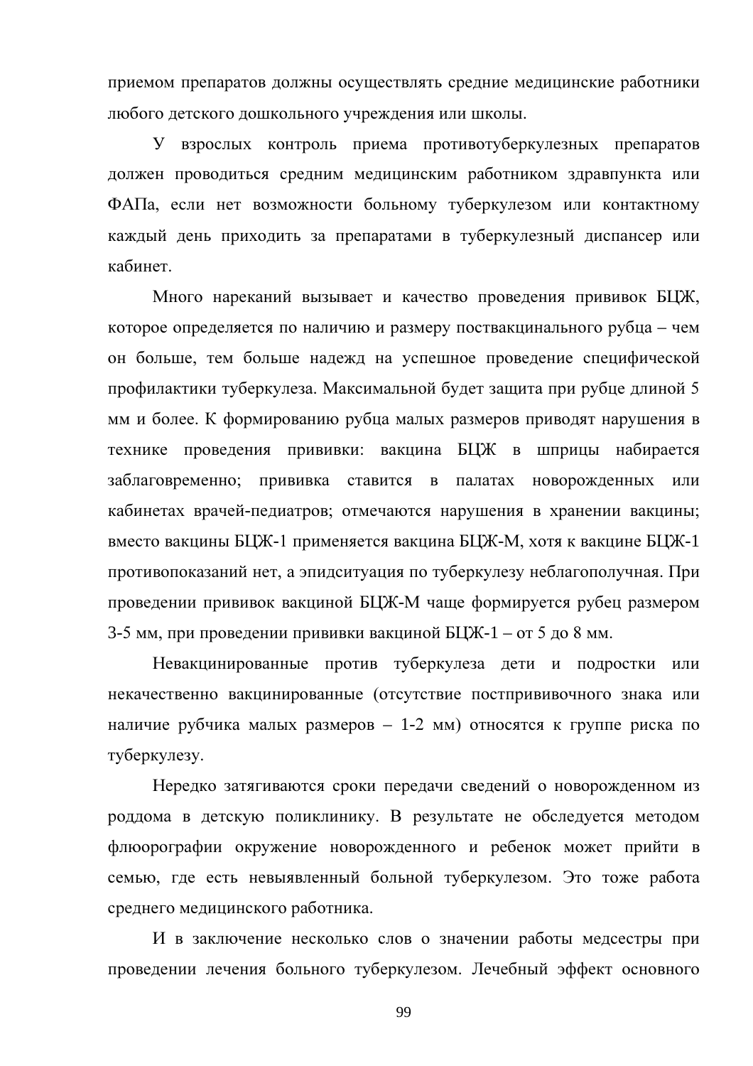приемом препаратов должны осуществлять средние медицинские работники любого детского дошкольного учреждения или школы.

У взрослых контроль приема противотуберкулезных препаратов должен проводиться средним медицинским работником здравпункта или ФАПа, если нет возможности больному туберкулезом или контактному каждый день приходить за препаратами в туберкулезный диспансер или кабинет.

Много нареканий вызывает и качество проведения прививок БЦЖ, которое определяется по наличию и размеру поствакцинального рубца – чем он больше, тем больше надежд на успешное проведение специфической профилактики туберкулеза. Максимальной будет защита при рубце длиной 5 мм и более. К формированию рубца малых размеров приводят нарушения в технике проведения прививки: вакцина БЦЖ в шприцы набирается заблаговременно; прививка ставится в палатах новорожденных или кабинетах врачей-педиатров; отмечаются нарушения в хранении вакцины; вместо вакцины БЦЖ-1 применяется вакцина БЦЖ-М, хотя к вакцине БЦЖ-1 противопоказаний нет, а эпидситуация по туберкулезу неблагополучная. При проведении прививок вакциной БЦЖ-М чаще формируется рубец размером 3-5 мм, при проведении прививки вакциной БЦЖ-1 – от 5 до 8 мм.

Невакцинированные против туберкулеза дети и подростки или некачественно вакцинированные (отсутствие постпрививочного знака или наличие рубчика малых размеров – 1-2 мм) относятся к группе риска по туберкулезу.

Нередко затягиваются сроки передачи сведений о новорожденном из роддома в детскую поликлинику. В результате не обследуется методом флюорографии окружение новорожденного и ребенок может прийти в семью, где есть невыявленный больной туберкулезом. Это тоже работа среднего медицинского работника.

И в заключение несколько слов о значении работы медсестры при проведении лечения больного туберкулезом. Лечебный эффект основного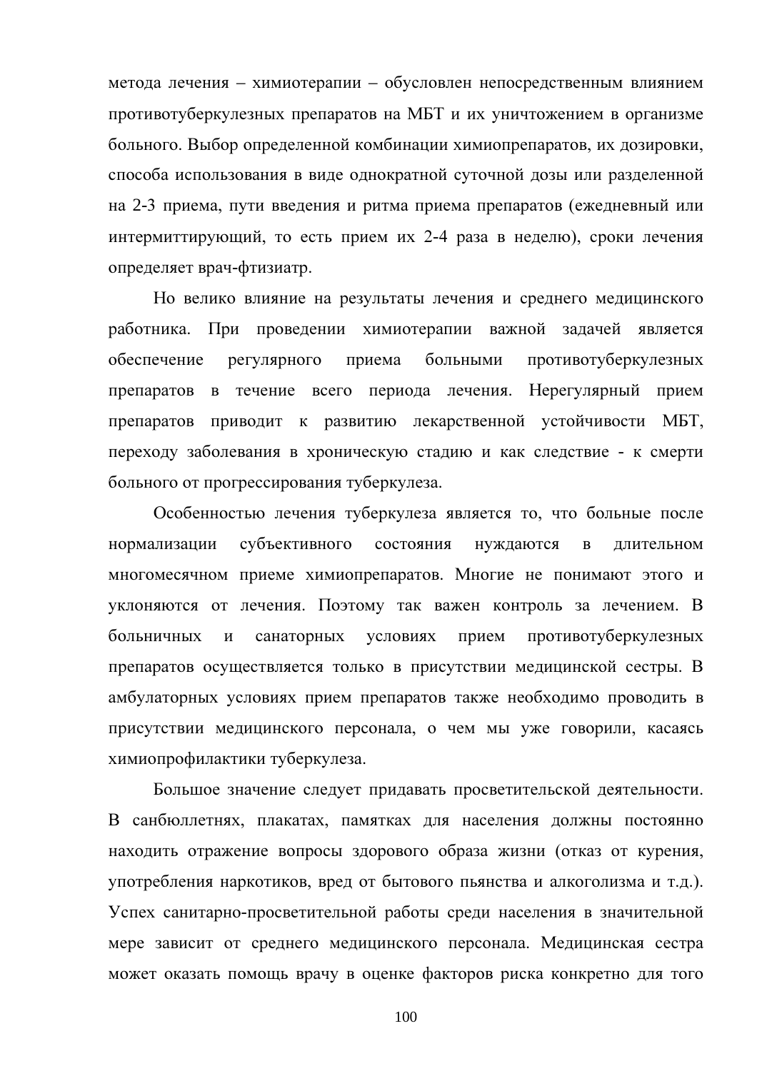метода лечения – химиотерапии – обусловлен непосредственным влиянием противотуберкулезных препаратов на МБТ и их уничтожением в организме больного. Выбор определенной комбинации химиопрепаратов, их дозировки, способа использования в виде однократной суточной дозы или разделенной на 2-3 приема, пути введения и ритма приема препаратов (ежедневный или интермиттирующий, то есть прием их 2-4 раза в неделю), сроки лечения определяет врач-фтизиатр.

Но велико влияние на результаты лечения и среднего медицинского работника. При проведении химиотерапии важной задачей является обеспечение регулярного приема больными противотуберкулезных препаратов в течение всего периода лечения. Нерегулярный прием препаратов приводит к развитию лекарственной устойчивости МБТ, переходу заболевания в хроническую стадию и как следствие - к смерти больного от прогрессирования туберкулеза.

Особенностью лечения туберкулеза является то, что больные после нормализации субъективного состояния нуждаются в длительном многомесячном приеме химиопрепаратов. Многие не понимают этого и уклоняются от лечения. Поэтому так важен контроль за лечением. В больничных и санаторных условиях прием противотуберкулезных препаратов осуществляется только в присутствии медицинской сестры. В амбулаторных условиях прием препаратов также необходимо проводить в присутствии медицинского персонала, о чем мы уже говорили, касаясь химиопрофилактики туберкулеза.

Большое значение следует придавать просветительской деятельности. В санбюллетнях, плакатах, памятках для населения должны постоянно находить отражение вопросы здорового образа жизни (отказ от курения, употребления наркотиков, вред от бытового пьянства и алкоголизма и т.д.). Успех санитарно-просветительной работы среди населения в значительной мере зависит от среднего медицинского персонала. Медицинская сестра может оказать помощь врачу в оценке факторов риска конкретно для того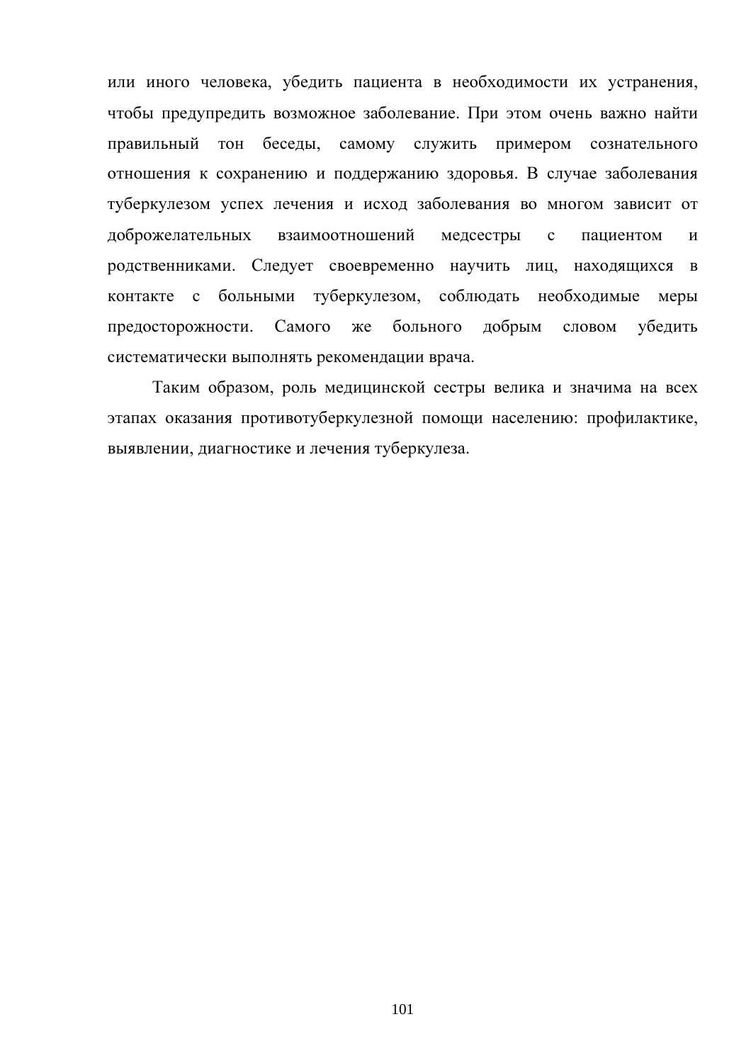или иного человека, убедить пациента в необходимости их устранения, чтобы предупредить возможное заболевание. При этом очень важно найти правильный тон беседы, самому служить примером сознательного отношения к сохранению и поддержанию здоровья. В случае заболевания туберкулезом успех лечения и исход заболевания во многом зависит от доброжелательных взаимоотношений медсестры с пациентом и родственниками. Следует своевременно научить лиц, находящихся в контакте с больными туберкулезом, соблюдать необходимые меры предосторожности. Самого же больного добрым словом убедить систематически выполнять рекомендации врача.

Таким образом, роль медицинской сестры велика и значима на всех этапах оказания противотуберкулезной помощи населению: профилактике, выявлении, диагностике и лечения туберкулеза.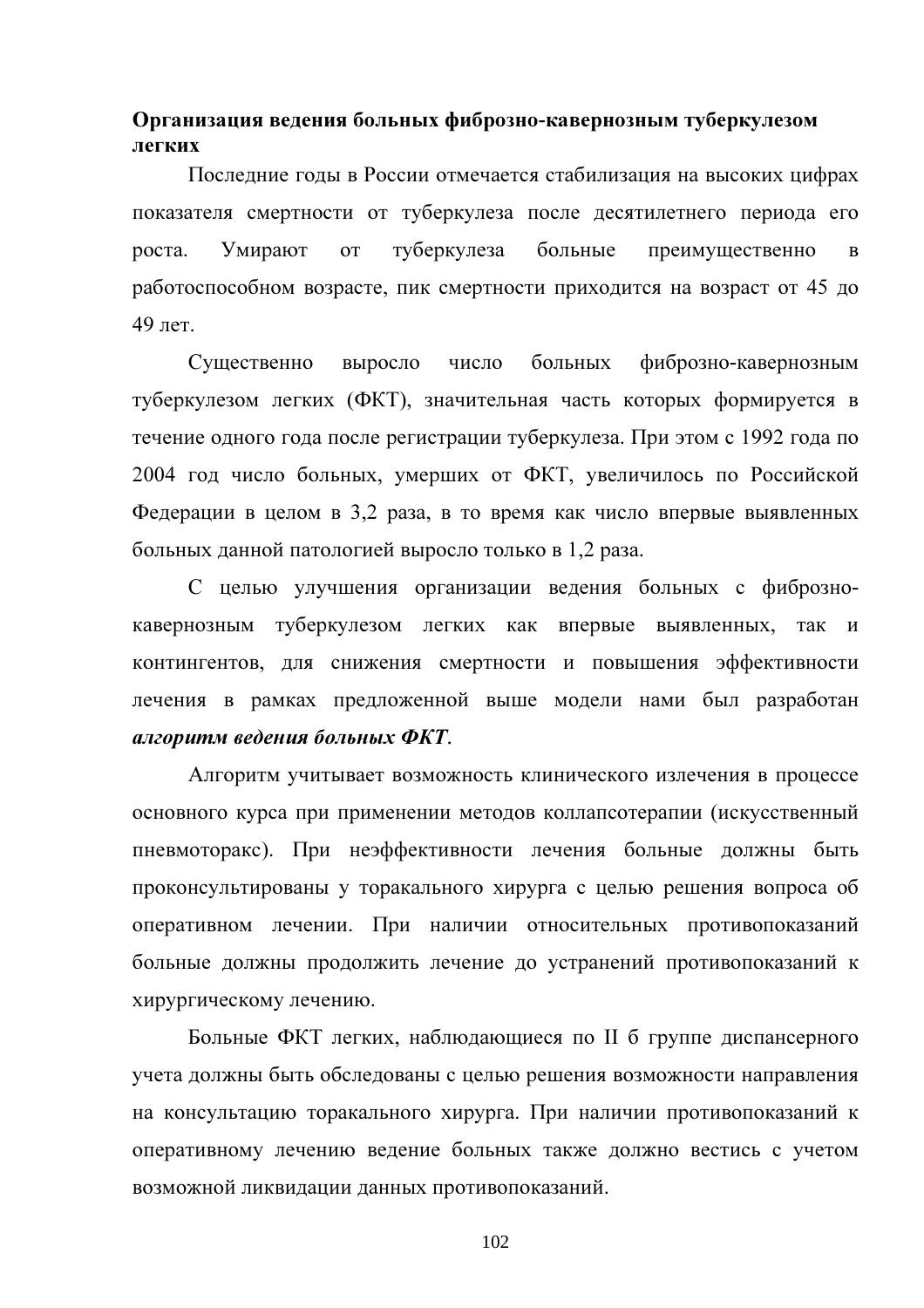**Организация ведения больных фиброзно-кавернозным туберкулезом легких**

Последние годы в России отмечается стабилизация на высоких цифрах показателя смертности от туберкулеза после десятилетнего периода его роста. Умирают от туберкулеза больные преимущественно в работоспособном возрасте, пик смертности приходится на возраст от 45 до 49 лет.

Существенно выросло число больных фиброзно-кавернозным туберкулезом легких (ФКТ), значительная часть которых формируется в течение одного года после регистрации туберкулеза. При этом с 1992 года по 2004 год число больных, умерших от ФКТ, увеличилось по Российской Федерации в целом в 3,2 раза, в то время как число впервые выявленных больных данной патологией выросло только в 1,2 раза.

С целью улучшения организации ведения больных с фиброзно-кавернозным туберкулезом легких как впервые выявленных, так и контингентов, для снижения смертности и повышения эффективности лечения в рамках предложенной выше модели нами был разработан ***алгоритм ведения больных ФКТ***.

Алгоритм учитывает возможность клинического излечения в процессе основного курса при применении методов коллапсотерапии (искусственный пневмоторакс). При неэффективности лечения больные должны быть проконсультированы у торакального хирурга с целью решения вопроса об оперативном лечении. При наличии относительных противопоказаний больные должны продолжить лечение до устранений противопоказаний к хирургическому лечению.

Больные ФКТ легких, наблюдающиеся по II б группе диспансерного учета должны быть обследованы с целью решения возможности направления на консультацию торакального хирурга. При наличии противопоказаний к оперативному лечению ведение больных также должно вестись с учетом возможной ликвидации данных противопоказаний.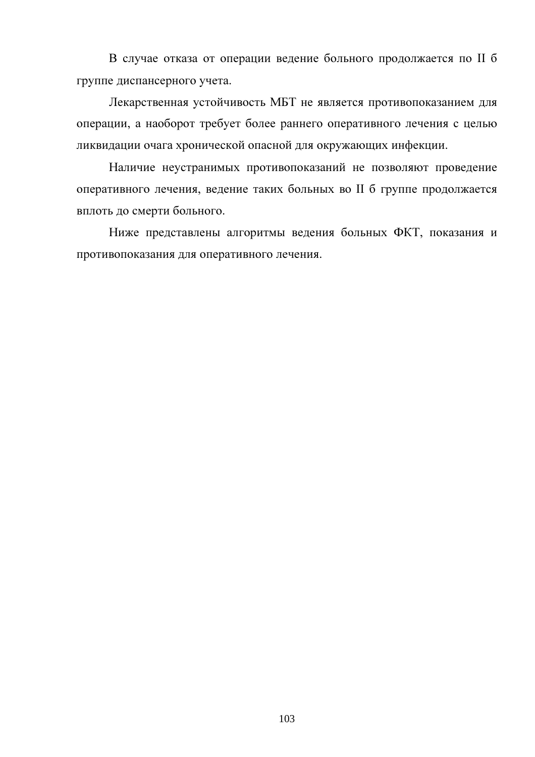В случае отказа от операции ведение больного продолжается по II б группе диспансерного учета.

Лекарственная устойчивость МБТ не является противопоказанием для операции, а наоборот требует более раннего оперативного лечения с целью ликвидации очага хронической опасной для окружающих инфекции.

Наличие неустранимых противопоказаний не позволяют проведение оперативного лечения, ведение таких больных во II б группе продолжается вплоть до смерти больного.

Ниже представлены алгоритмы ведения больных ФКТ, показания и противопоказания для оперативного лечения.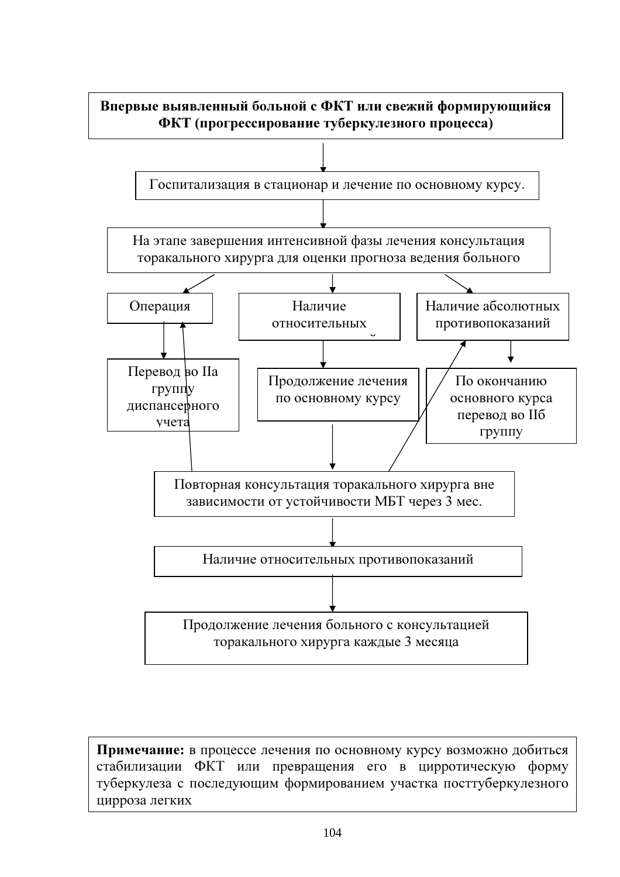**Впервые выявленный больной с ФКТ или свежий формирующийся ФКТ (прогрессирование туберкулезного процесса)**

↓

Госпитализация в стационар и лечение по основному курсу.

↓

На этапе завершения интенсивной фазы лечения консультация торакального хирурга для оценки прогноза ведения больного

↓

- Операция → Перевод во IIа группу диспансерного учета
- Наличие относительных → Продолжение лечения по основному курсу
- Наличие абсолютных противопоказаний → По окончанию основного курса перевод во IIб группу

↓

Повторная консультация торакального хирурга вне зависимости от устойчивости МБТ через 3 мес. (→ Операция; → Наличие абсолютных противопоказаний)

↓

Наличие относительных противопоказаний

↓

Продолжение лечения больного с консультацией торакального хирурга каждые 3 месяца

**Примечание:** в процессе лечения по основному курсу возможно добиться стабилизации ФКТ или превращения его в цирротическую форму туберкулеза с последующим формированием участка посттуберкулезного цирроза легких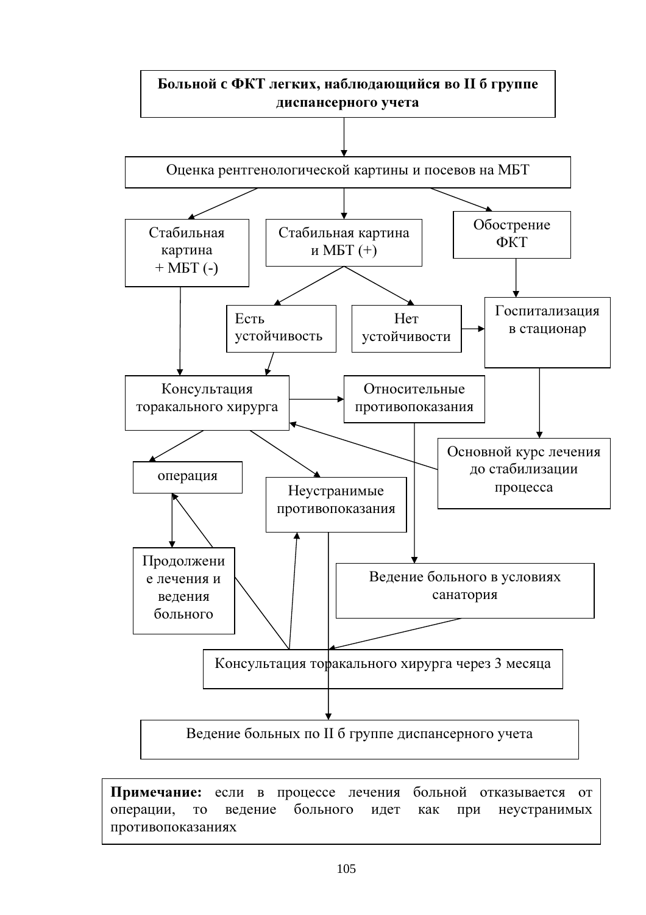**Больной с ФКТ легких, наблюдающийся во II б группе диспансерного учета**

Оценка рентгенологической картины и посевов на МБТ

Стабильная картина + МБТ (-)

Стабильная картина и МБТ (+)

Обострение ФКТ

Есть устойчивость

Нет устойчивости

Госпитализация в стационар

Консультация торакального хирурга

Относительные противопоказания

Основной курс лечения до стабилизации процесса

операция

Неустранимые противопоказания

Продолжение лечения и ведения больного

Ведение больного в условиях санатория

Консультация торакального хирурга через 3 месяца

Ведение больных по II б группе диспансерного учета

**Примечание:** если в процессе лечения больной отказывается от операции, то ведение больного идет как при неустранимых противопоказаниях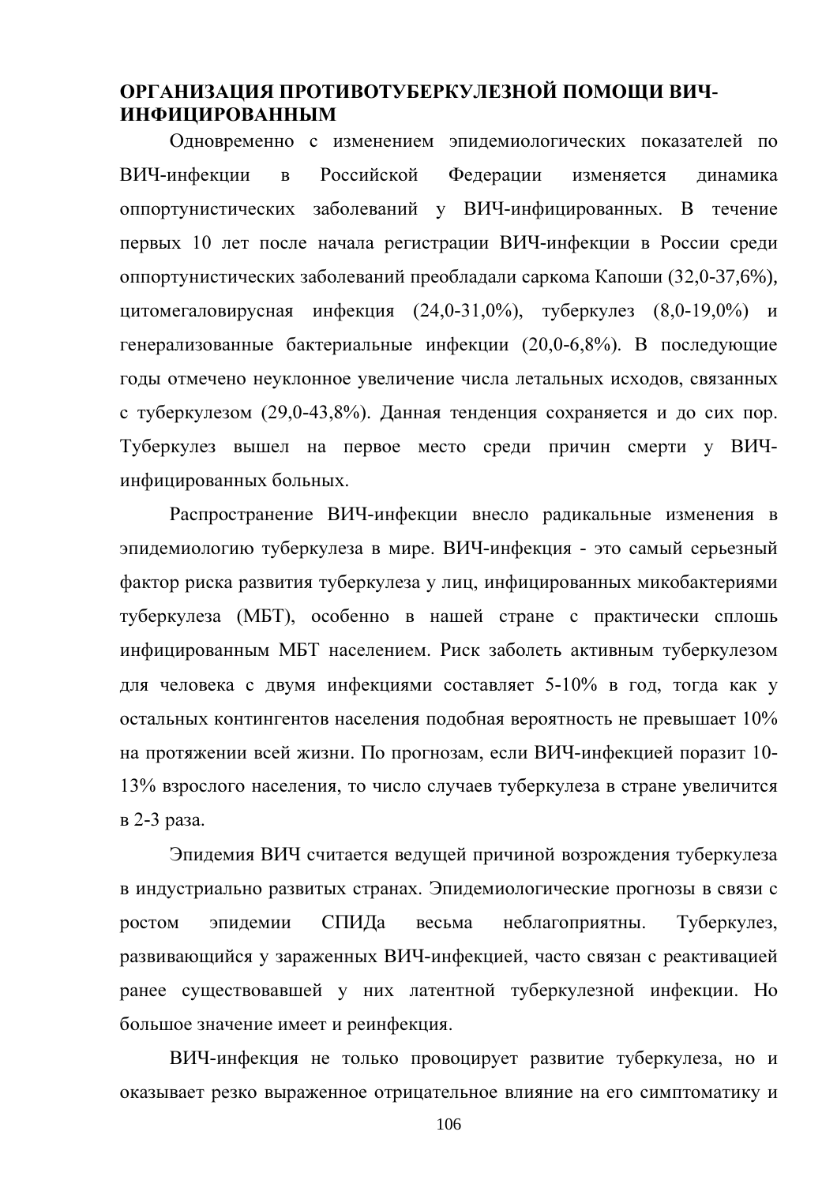## ОРГАНИЗАЦИЯ ПРОТИВОТУБЕРКУЛЕЗНОЙ ПОМОЩИ ВИЧ-ИНФИЦИРОВАННЫМ

Одновременно с изменением эпидемиологических показателей по ВИЧ-инфекции в Российской Федерации изменяется динамика оппортунистических заболеваний у ВИЧ-инфицированных. В течение первых 10 лет после начала регистрации ВИЧ-инфекции в России среди оппортунистических заболеваний преобладали саркома Капоши (32,0-37,6%), цитомегаловирусная инфекция (24,0-31,0%), туберкулез (8,0-19,0%) и генерализованные бактериальные инфекции (20,0-6,8%). В последующие годы отмечено неуклонное увеличение числа летальных исходов, связанных с туберкулезом (29,0-43,8%). Данная тенденция сохраняется и до сих пор. Туберкулез вышел на первое место среди причин смерти у ВИЧ-инфицированных больных.

Распространение ВИЧ-инфекции внесло радикальные изменения в эпидемиологию туберкулеза в мире. ВИЧ-инфекция - это самый серьезный фактор риска развития туберкулеза у лиц, инфицированных микобактериями туберкулеза (МБТ), особенно в нашей стране с практически сплошь инфицированным МБТ населением. Риск заболеть активным туберкулезом для человека с двумя инфекциями составляет 5-10% в год, тогда как у остальных контингентов населения подобная вероятность не превышает 10% на протяжении всей жизни. По прогнозам, если ВИЧ-инфекцией поразит 10-13% взрослого населения, то число случаев туберкулеза в стране увеличится в 2-3 раза.

Эпидемия ВИЧ считается ведущей причиной возрождения туберкулеза в индустриально развитых странах. Эпидемиологические прогнозы в связи с ростом эпидемии СПИДа весьма неблагоприятны. Туберкулез, развивающийся у зараженных ВИЧ-инфекцией, часто связан с реактивацией ранее существовавшей у них латентной туберкулезной инфекции. Но большое значение имеет и реинфекция.

ВИЧ-инфекция не только провоцирует развитие туберкулеза, но и оказывает резко выраженное отрицательное влияние на его симптоматику и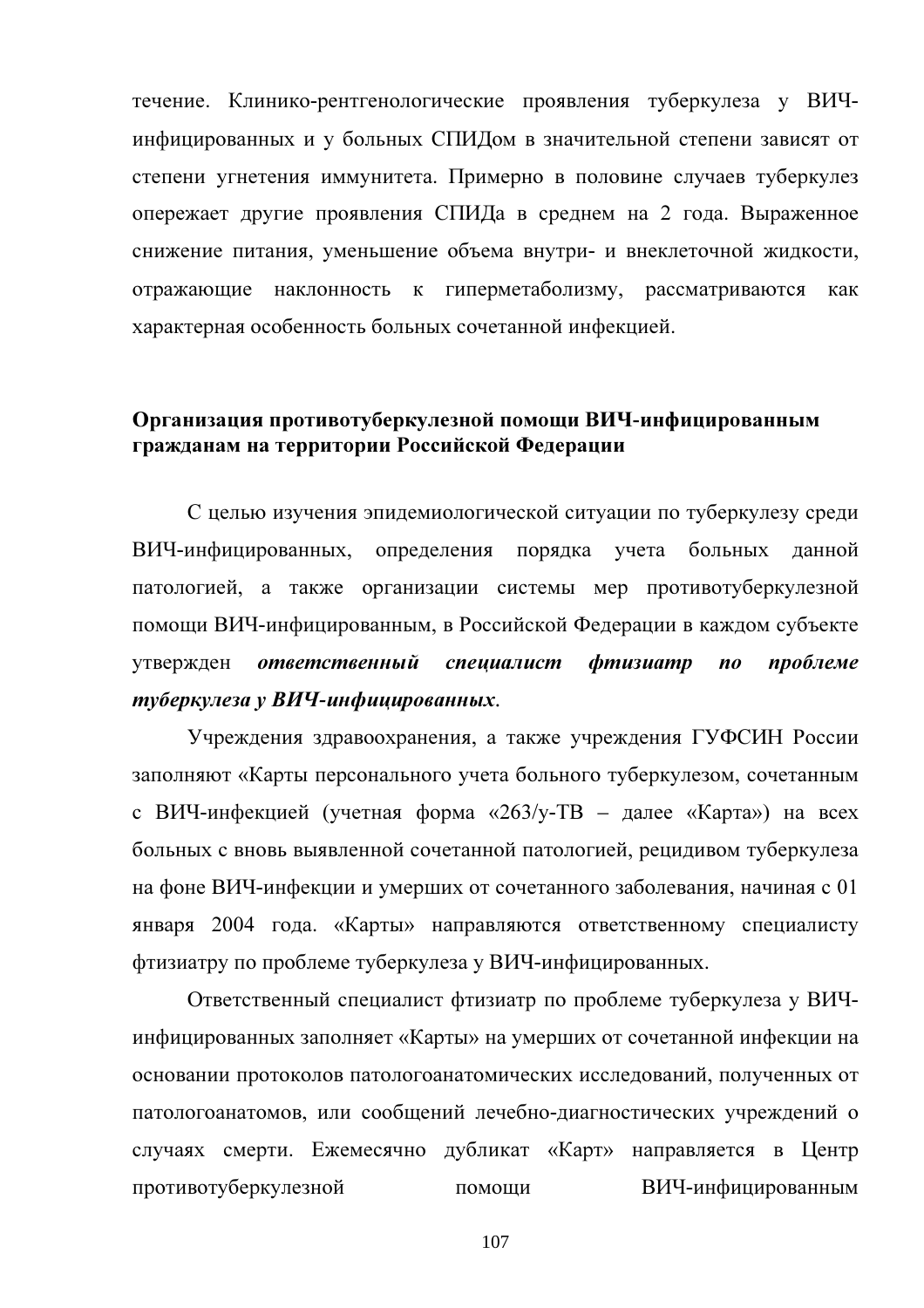течение. Клинико-рентгенологические проявления туберкулеза у ВИЧ-инфицированных и у больных СПИДом в значительной степени зависят от степени угнетения иммунитета. Примерно в половине случаев туберкулез опережает другие проявления СПИДа в среднем на 2 года. Выраженное снижение питания, уменьшение объема внутри- и внеклеточной жидкости, отражающие наклонность к гиперметаболизму, рассматриваются как характерная особенность больных сочетанной инфекцией.

## Организация противотуберкулезной помощи ВИЧ-инфицированным гражданам на территории Российской Федерации

С целью изучения эпидемиологической ситуации по туберкулезу среди ВИЧ-инфицированных, определения порядка учета больных данной патологией, а также организации системы мер противотуберкулезной помощи ВИЧ-инфицированным, в Российской Федерации в каждом субъекте утвержден ***ответственный специалист фтизиатр по проблеме туберкулеза у ВИЧ-инфицированных***.

Учреждения здравоохранения, а также учреждения ГУФСИН России заполняют «Карты персонального учета больного туберкулезом, сочетанным с ВИЧ-инфекцией (учетная форма «263/у-ТВ – далее «Карта») на всех больных с вновь выявленной сочетанной патологией, рецидивом туберкулеза на фоне ВИЧ-инфекции и умерших от сочетанного заболевания, начиная с 01 января 2004 года. «Карты» направляются ответственному специалисту фтизиатру по проблеме туберкулеза у ВИЧ-инфицированных.

Ответственный специалист фтизиатр по проблеме туберкулеза у ВИЧ-инфицированных заполняет «Карты» на умерших от сочетанной инфекции на основании протоколов патологоанатомических исследований, полученных от патологоанатомов, или сообщений лечебно-диагностических учреждений о случаях смерти. Ежемесячно дубликат «Карт» направляется в Центр противотуберкулезной помощи ВИЧ-инфицированным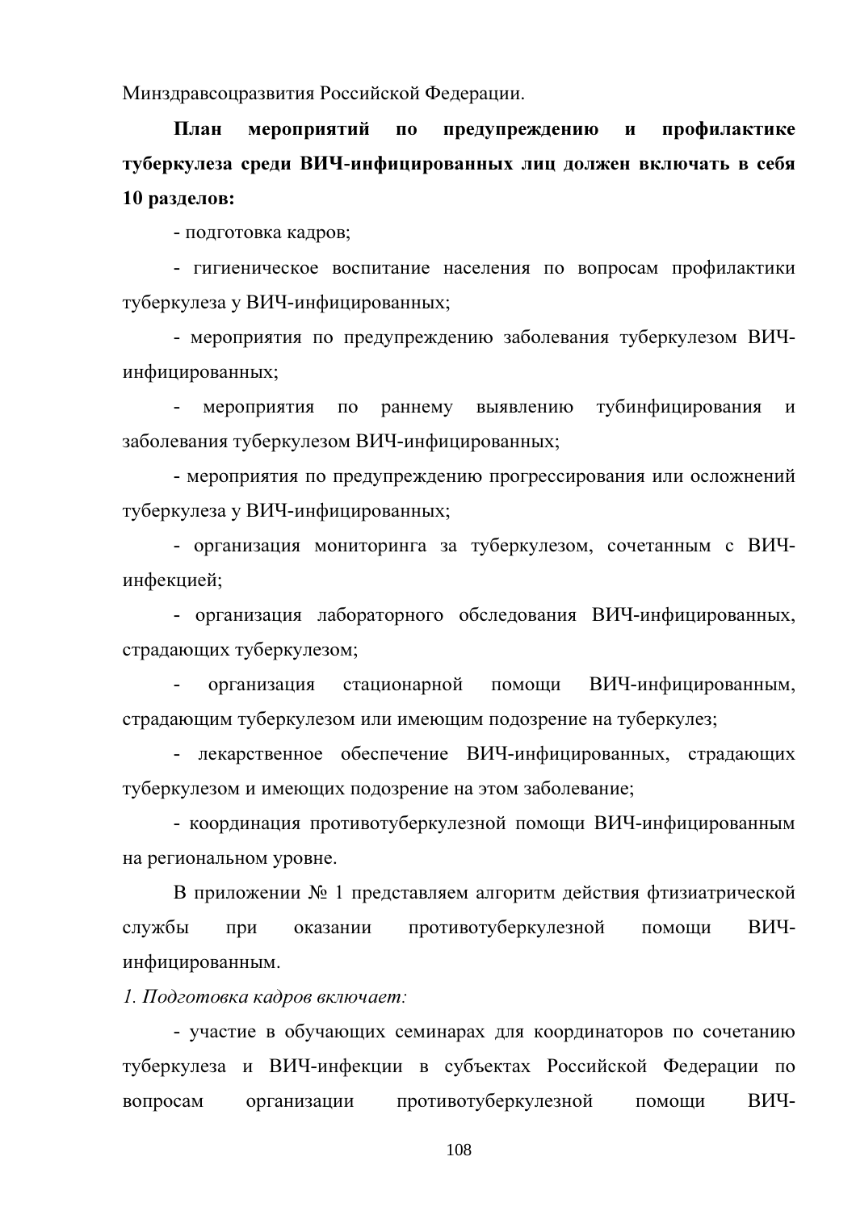Минздравсоцразвития Российской Федерации.

**План мероприятий по предупреждению и профилактике туберкулеза среди ВИЧ-инфицированных лиц должен включать в себя 10 разделов:**

- подготовка кадров;
- гигиеническое воспитание населения по вопросам профилактики туберкулеза у ВИЧ-инфицированных;
- мероприятия по предупреждению заболевания туберкулезом ВИЧ-инфицированных;
- мероприятия по раннему выявлению тубинфицирования и заболевания туберкулезом ВИЧ-инфицированных;
- мероприятия по предупреждению прогрессирования или осложнений туберкулеза у ВИЧ-инфицированных;
- организация мониторинга за туберкулезом, сочетанным с ВИЧ-инфекцией;
- организация лабораторного обследования ВИЧ-инфицированных, страдающих туберкулезом;
- организация стационарной помощи ВИЧ-инфицированным, страдающим туберкулезом или имеющим подозрение на туберкулез;
- лекарственное обеспечение ВИЧ-инфицированных, страдающих туберкулезом и имеющих подозрение на этом заболевание;
- координация противотуберкулезной помощи ВИЧ-инфицированным на региональном уровне.

В приложении № 1 представляем алгоритм действия фтизиатрической службы при оказании противотуберкулезной помощи ВИЧ-инфицированным.

*1. Подготовка кадров включает:*

- участие в обучающих семинарах для координаторов по сочетанию туберкулеза и ВИЧ-инфекции в субъектах Российской Федерации по вопросам организации противотуберкулезной помощи ВИЧ-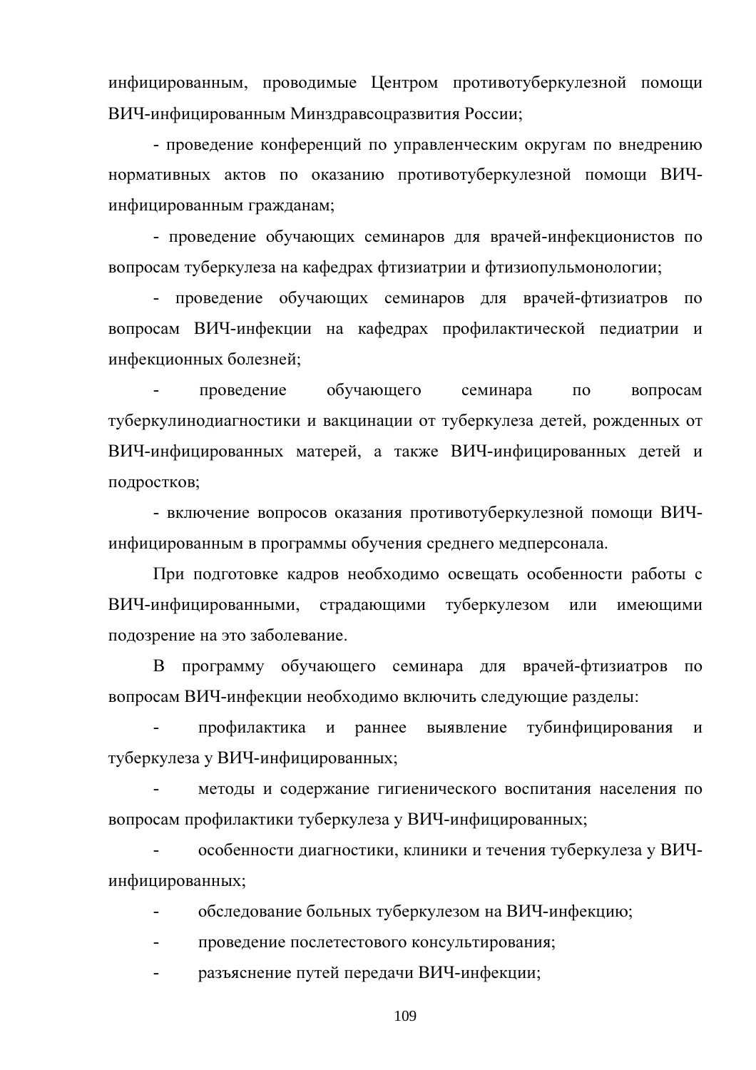инфицированным, проводимые Центром противотуберкулезной помощи ВИЧ-инфицированным Минздравсоцразвития России;

- проведение конференций по управленческим округам по внедрению нормативных актов по оказанию противотуберкулезной помощи ВИЧ-инфицированным гражданам;
- проведение обучающих семинаров для врачей-инфекционистов по вопросам туберкулеза на кафедрах фтизиатрии и фтизиопульмонологии;
- проведение обучающих семинаров для врачей-фтизиатров по вопросам ВИЧ-инфекции на кафедрах профилактической педиатрии и инфекционных болезней;
- проведение обучающего семинара по вопросам туберкулинодиагностики и вакцинации от туберкулеза детей, рожденных от ВИЧ-инфицированных матерей, а также ВИЧ-инфицированных детей и подростков;
- включение вопросов оказания противотуберкулезной помощи ВИЧ-инфицированным в программы обучения среднего медперсонала.

При подготовке кадров необходимо освещать особенности работы с ВИЧ-инфицированными, страдающими туберкулезом или имеющими подозрение на это заболевание.

В программу обучающего семинара для врачей-фтизиатров по вопросам ВИЧ-инфекции необходимо включить следующие разделы:

- профилактика и раннее выявление тубинфицирования и туберкулеза у ВИЧ-инфицированных;
- методы и содержание гигиенического воспитания населения по вопросам профилактики туберкулеза у ВИЧ-инфицированных;
- особенности диагностики, клиники и течения туберкулеза у ВИЧ-инфицированных;
- обследование больных туберкулезом на ВИЧ-инфекцию;
- проведение послетестового консультирования;
- разъяснение путей передачи ВИЧ-инфекции;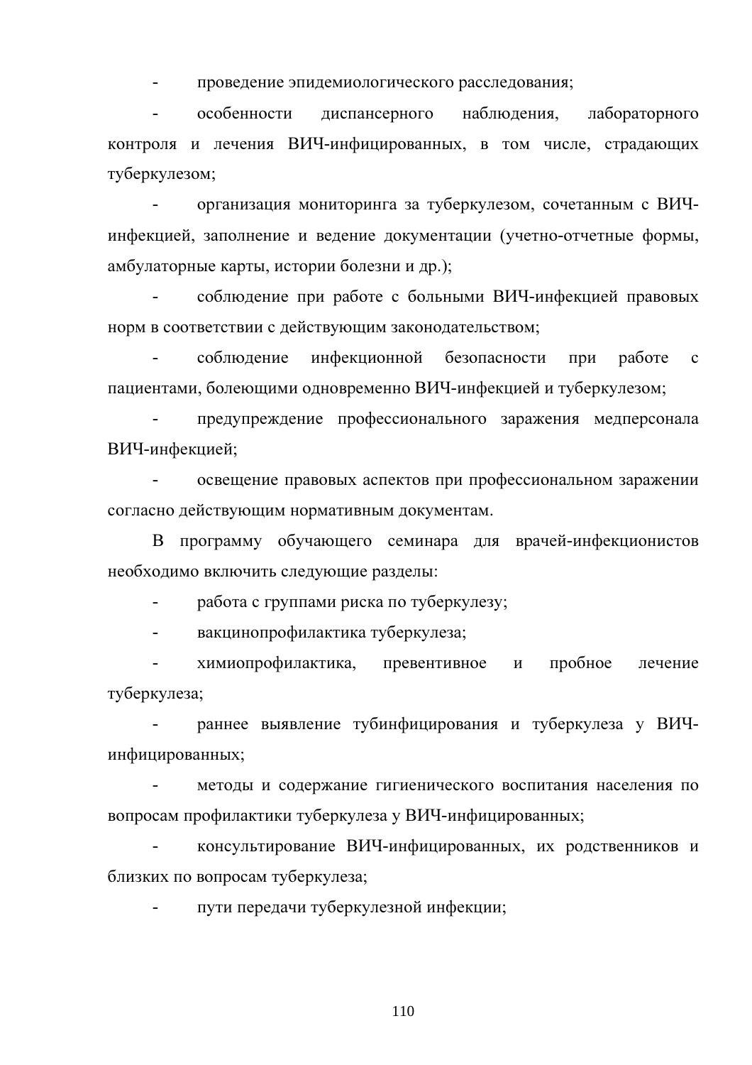- проведение эпидемиологического расследования;
- особенности диспансерного наблюдения, лабораторного контроля и лечения ВИЧ-инфицированных, в том числе, страдающих туберкулезом;
- организация мониторинга за туберкулезом, сочетанным с ВИЧ-инфекцией, заполнение и ведение документации (учетно-отчетные формы, амбулаторные карты, истории болезни и др.);
- соблюдение при работе с больными ВИЧ-инфекцией правовых норм в соответствии с действующим законодательством;
- соблюдение инфекционной безопасности при работе с пациентами, болеющими одновременно ВИЧ-инфекцией и туберкулезом;
- предупреждение профессионального заражения медперсонала ВИЧ-инфекцией;
- освещение правовых аспектов при профессиональном заражении согласно действующим нормативным документам.

В программу обучающего семинара для врачей-инфекционистов необходимо включить следующие разделы:

- работа с группами риска по туберкулезу;
- вакцинопрофилактика туберкулеза;
- химиопрофилактика, превентивное и пробное лечение туберкулеза;
- раннее выявление тубинфицирования и туберкулеза у ВИЧ-инфицированных;
- методы и содержание гигиенического воспитания населения по вопросам профилактики туберкулеза у ВИЧ-инфицированных;
- консультирование ВИЧ-инфицированных, их родственников и близких по вопросам туберкулеза;
- пути передачи туберкулезной инфекции;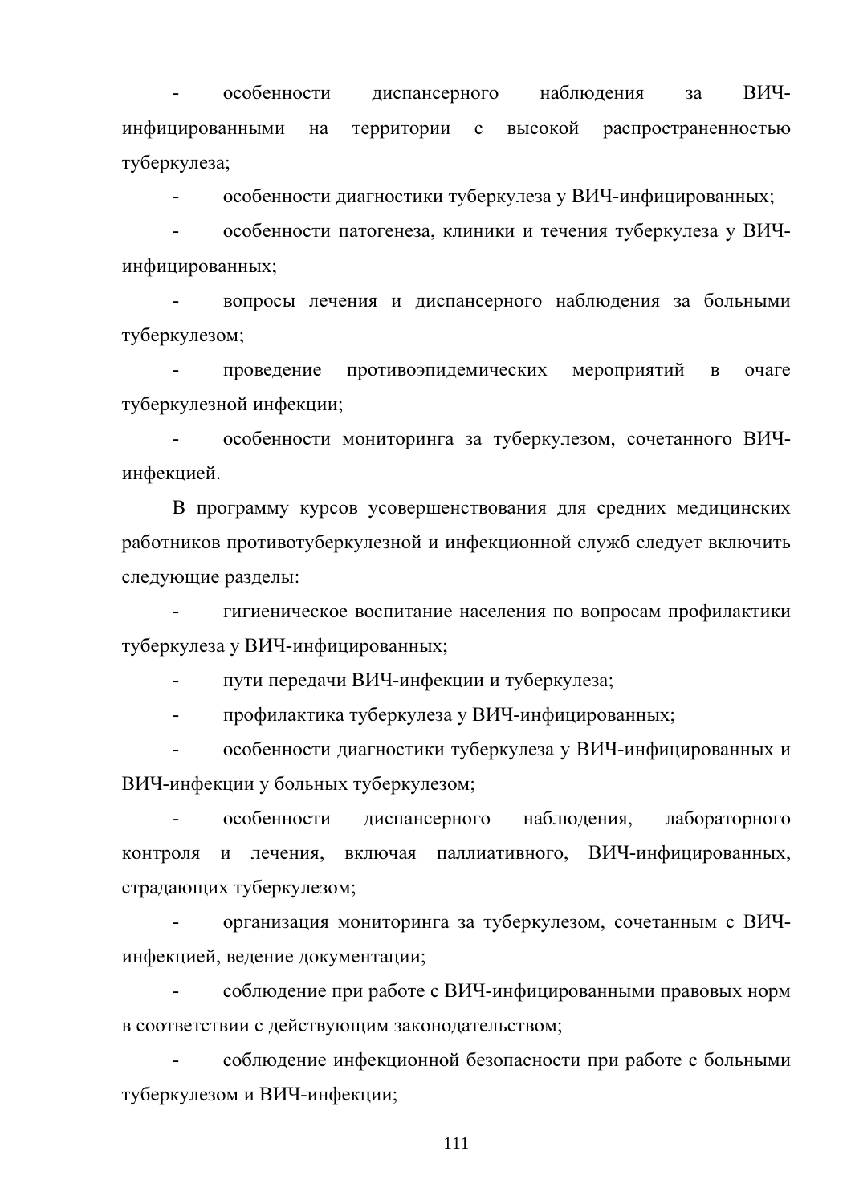- особенности диспансерного наблюдения за ВИЧ-инфицированными на территории с высокой распространенностью туберкулеза;
- особенности диагностики туберкулеза у ВИЧ-инфицированных;
- особенности патогенеза, клиники и течения туберкулеза у ВИЧ-инфицированных;
- вопросы лечения и диспансерного наблюдения за больными туберкулезом;
- проведение противоэпидемических мероприятий в очаге туберкулезной инфекции;
- особенности мониторинга за туберкулезом, сочетанного ВИЧ-инфекцией.

В программу курсов усовершенствования для средних медицинских работников противотуберкулезной и инфекционной служб следует включить следующие разделы:

- гигиеническое воспитание населения по вопросам профилактики туберкулеза у ВИЧ-инфицированных;
- пути передачи ВИЧ-инфекции и туберкулеза;
- профилактика туберкулеза у ВИЧ-инфицированных;
- особенности диагностики туберкулеза у ВИЧ-инфицированных и ВИЧ-инфекции у больных туберкулезом;
- особенности диспансерного наблюдения, лабораторного контроля и лечения, включая паллиативного, ВИЧ-инфицированных, страдающих туберкулезом;
- организация мониторинга за туберкулезом, сочетанным с ВИЧ-инфекцией, ведение документации;
- соблюдение при работе с ВИЧ-инфицированными правовых норм в соответствии с действующим законодательством;
- соблюдение инфекционной безопасности при работе с больными туберкулезом и ВИЧ-инфекции;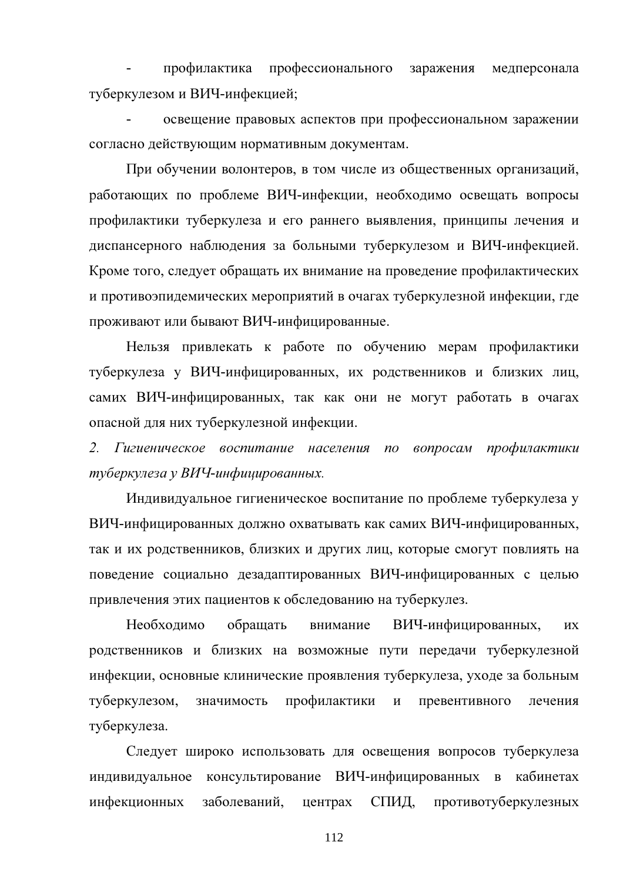- профилактика профессионального заражения медперсонала туберкулезом и ВИЧ-инфекцией;
- освещение правовых аспектов при профессиональном заражении согласно действующим нормативным документам.

При обучении волонтеров, в том числе из общественных организаций, работающих по проблеме ВИЧ-инфекции, необходимо освещать вопросы профилактики туберкулеза и его раннего выявления, принципы лечения и диспансерного наблюдения за больными туберкулезом и ВИЧ-инфекцией. Кроме того, следует обращать их внимание на проведение профилактических и противоэпидемических мероприятий в очагах туберкулезной инфекции, где проживают или бывают ВИЧ-инфицированные.

Нельзя привлекать к работе по обучению мерам профилактики туберкулеза у ВИЧ-инфицированных, их родственников и близких лиц, самих ВИЧ-инфицированных, так как они не могут работать в очагах опасной для них туберкулезной инфекции.

*2. Гигиеническое воспитание населения по вопросам профилактики туберкулеза у ВИЧ-инфицированных.*

Индивидуальное гигиеническое воспитание по проблеме туберкулеза у ВИЧ-инфицированных должно охватывать как самих ВИЧ-инфицированных, так и их родственников, близких и других лиц, которые смогут повлиять на поведение социально дезадаптированных ВИЧ-инфицированных с целью привлечения этих пациентов к обследованию на туберкулез.

Необходимо обращать внимание ВИЧ-инфицированных, их родственников и близких на возможные пути передачи туберкулезной инфекции, основные клинические проявления туберкулеза, уходе за больным туберкулезом, значимость профилактики и превентивного лечения туберкулеза.

Следует широко использовать для освещения вопросов туберкулеза индивидуальное консультирование ВИЧ-инфицированных в кабинетах инфекционных заболеваний, центрах СПИД, противотуберкулезных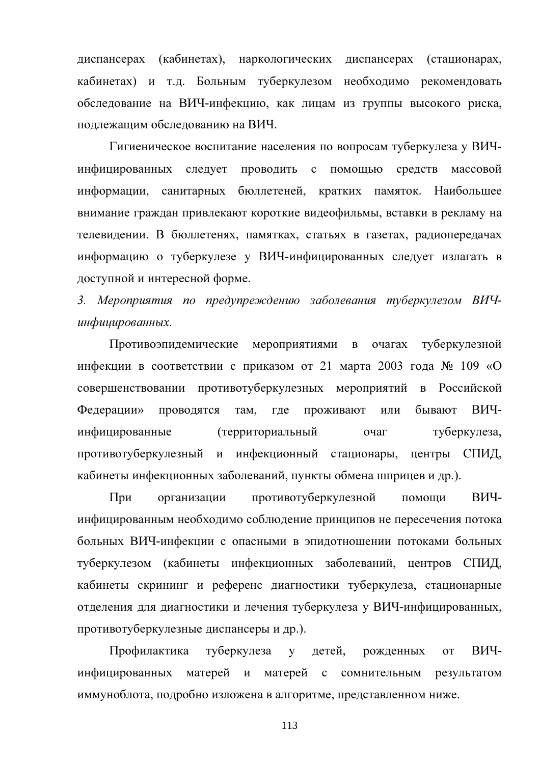диспансерах (кабинетах), наркологических диспансерах (стационарах, кабинетах) и т.д. Больным туберкулезом необходимо рекомендовать обследование на ВИЧ-инфекцию, как лицам из группы высокого риска, подлежащим обследованию на ВИЧ.

Гигиеническое воспитание населения по вопросам туберкулеза у ВИЧ-инфицированных следует проводить с помощью средств массовой информации, санитарных бюллетеней, кратких памяток. Наибольшее внимание граждан привлекают короткие видеофильмы, вставки в рекламу на телевидении. В бюллетенях, памятках, статьях в газетах, радиопередачах информацию о туберкулезе у ВИЧ-инфицированных следует излагать в доступной и интересной форме.

*3. Мероприятия по предупреждению заболевания туберкулезом ВИЧ-инфицированных.*

Противоэпидемические мероприятиями в очагах туберкулезной инфекции в соответствии с приказом от 21 марта 2003 года № 109 «О совершенствовании противотуберкулезных мероприятий в Российской Федерации» проводятся там, где проживают или бывают ВИЧ-инфицированные (территориальный очаг туберкулеза, противотуберкулезный и инфекционный стационары, центры СПИД, кабинеты инфекционных заболеваний, пункты обмена шприцев и др.).

При организации противотуберкулезной помощи ВИЧ-инфицированным необходимо соблюдение принципов не пересечения потока больных ВИЧ-инфекции с опасными в эпидотношении потоками больных туберкулезом (кабинеты инфекционных заболеваний, центров СПИД, кабинеты скрининг и референс диагностики туберкулеза, стационарные отделения для диагностики и лечения туберкулеза у ВИЧ-инфицированных, противотуберкулезные диспансеры и др.).

Профилактика туберкулеза у детей, рожденных от ВИЧ-инфицированных матерей и матерей с сомнительным результатом иммуноблота, подробно изложена в алгоритме, представленном ниже.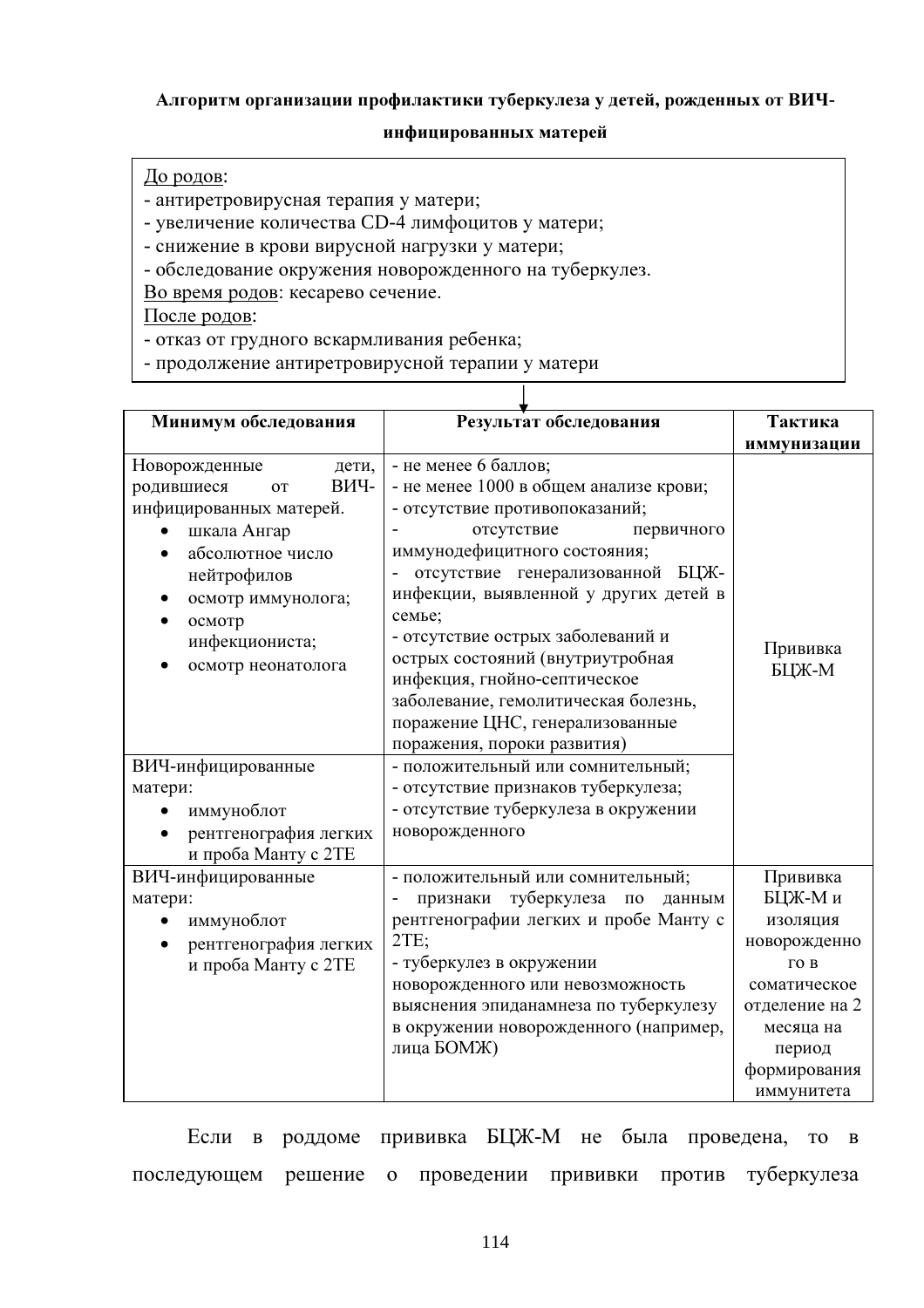**Алгоритм организации профилактики туберкулеза у детей, рожденных от ВИЧ-инфицированных матерей**

<u>До родов</u>:
- антиретровирусная терапия у матери;
- увеличение количества CD-4 лимфоцитов у матери;
- снижение в крови вирусной нагрузки у матери;
- обследование окружения новорожденного на туберкулез.

<u>Во время родов</u>: кесарево сечение.

<u>После родов</u>:
- отказ от грудного вскармливания ребенка;
- продолжение антиретровирусной терапии у матери

↓

| Минимум обследования | Результат обследования | Тактика иммунизации |
|---|---|---|
| Новорожденные дети, родившиеся от ВИЧ-инфицированных матерей.<br>• шкала Ангар<br>• абсолютное число нейтрофилов<br>• осмотр иммунолога;<br>• осмотр инфекциониста;<br>• осмотр неонатолога | - не менее 6 баллов;<br>- не менее 1000 в общем анализе крови;<br>- отсутствие противопоказаний;<br>- отсутствие первичного иммунодефицитного состояния;<br>- отсутствие генерализованной БЦЖ-инфекции, выявленной у других детей в семье;<br>- отсутствие острых заболеваний и острых состояний (внутриутробная инфекция, гнойно-септическое заболевание, гемолитическая болезнь, поражение ЦНС, генерализованные поражения, пороки развития) | Прививка БЦЖ-М |
| ВИЧ-инфицированные матери:<br>• иммуноблот<br>• рентгенография легких и проба Манту с 2ТЕ | - положительный или сомнительный;<br>- отсутствие признаков туберкулеза;<br>- отсутствие туберкулеза в окружении новорожденного | |
| ВИЧ-инфицированные матери:<br>• иммуноблот<br>• рентгенография легких и проба Манту с 2ТЕ | - положительный или сомнительный;<br>- признаки туберкулеза по данным рентгенографии легких и пробе Манту с 2ТЕ;<br>- туберкулез в окружении новорожденного или невозможность выяснения эпиданамнеза по туберкулезу в окружении новорожденного (например, лица БОМЖ) | Прививка БЦЖ-М и изоляция новорожденного в соматическое отделение на 2 месяца на период формирования иммунитета |

Если в роддоме прививка БЦЖ-М не была проведена, то в последующем решение о проведении прививки против туберкулеза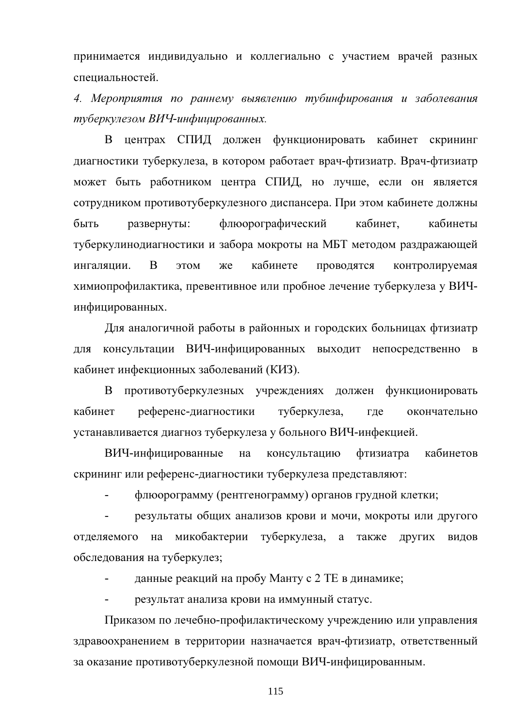принимается индивидуально и коллегиально с участием врачей разных специальностей.

*4. Мероприятия по раннему выявлению тубинфирования и заболевания туберкулезом ВИЧ-инфицированных.*

В центрах СПИД должен функционировать кабинет скрининг диагностики туберкулеза, в котором работает врач-фтизиатр. Врач-фтизиатр может быть работником центра СПИД, но лучше, если он является сотрудником противотуберкулезного диспансера. При этом кабинете должны быть развернуты: флюорографический кабинет, кабинеты туберкулинодиагностики и забора мокроты на МБТ методом раздражающей ингаляции. В этом же кабинете проводятся контролируемая химиопрофилактика, превентивное или пробное лечение туберкулеза у ВИЧ-инфицированных.

Для аналогичной работы в районных и городских больницах фтизиатр для консультации ВИЧ-инфицированных выходит непосредственно в кабинет инфекционных заболеваний (КИЗ).

В противотуберкулезных учреждениях должен функционировать кабинет референс-диагностики туберкулеза, где окончательно устанавливается диагноз туберкулеза у больного ВИЧ-инфекцией.

ВИЧ-инфицированные на консультацию фтизиатра кабинетов скрининг или референс-диагностики туберкулеза представляют:

- флюорограмму (рентгенограмму) органов грудной клетки;
- результаты общих анализов крови и мочи, мокроты или другого отделяемого на микобактерии туберкулеза, а также других видов обследования на туберкулез;
- данные реакций на пробу Манту с 2 ТЕ в динамике;
- результат анализа крови на иммунный статус.

Приказом по лечебно-профилактическому учреждению или управления здравоохранением в территории назначается врач-фтизиатр, ответственный за оказание противотуберкулезной помощи ВИЧ-инфицированным.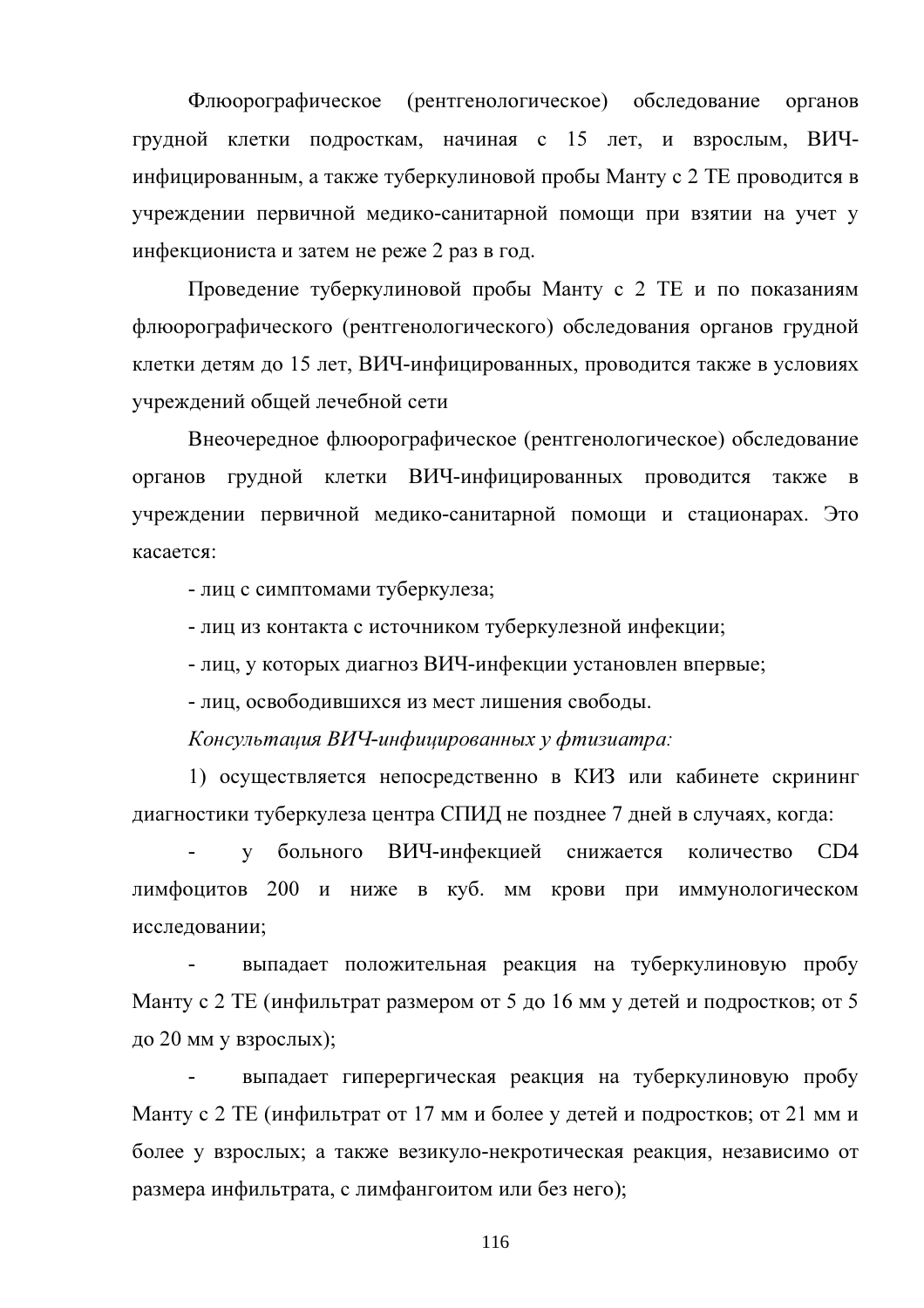Флюорографическое (рентгенологическое) обследование органов грудной клетки подросткам, начиная с 15 лет, и взрослым, ВИЧ-инфицированным, а также туберкулиновой пробы Манту с 2 ТЕ проводится в учреждении первичной медико-санитарной помощи при взятии на учет у инфекциониста и затем не реже 2 раз в год.

Проведение туберкулиновой пробы Манту с 2 ТЕ и по показаниям флюорографического (рентгенологического) обследования органов грудной клетки детям до 15 лет, ВИЧ-инфицированных, проводится также в условиях учреждений общей лечебной сети

Внеочередное флюорографическое (рентгенологическое) обследование органов грудной клетки ВИЧ-инфицированных проводится также в учреждении первичной медико-санитарной помощи и стационарах. Это касается:

- лиц с симптомами туберкулеза;
- лиц из контакта с источником туберкулезной инфекции;
- лиц, у которых диагноз ВИЧ-инфекции установлен впервые;
- лиц, освободившихся из мест лишения свободы.

*Консультация ВИЧ-инфицированных у фтизиатра:*

1) осуществляется непосредственно в КИЗ или кабинете скрининг диагностики туберкулеза центра СПИД не позднее 7 дней в случаях, когда:

- у больного ВИЧ-инфекцией снижается количество CD4 лимфоцитов 200 и ниже в куб. мм крови при иммунологическом исследовании;
- выпадает положительная реакция на туберкулиновую пробу Манту с 2 ТЕ (инфильтрат размером от 5 до 16 мм у детей и подростков; от 5 до 20 мм у взрослых);
- выпадает гиперергическая реакция на туберкулиновую пробу Манту с 2 ТЕ (инфильтрат от 17 мм и более у детей и подростков; от 21 мм и более у взрослых; а также везикуло-некротическая реакция, независимо от размера инфильтрата, с лимфангоитом или без него);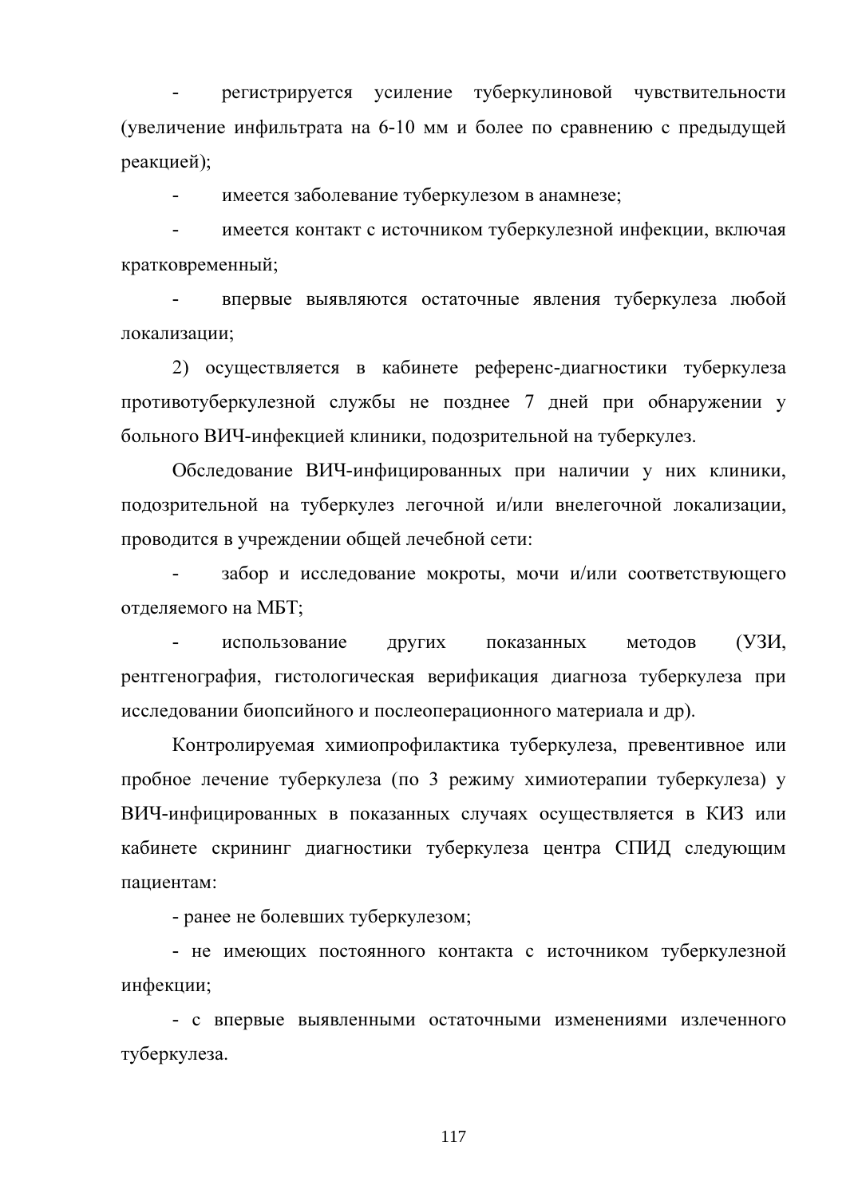- регистрируется усиление туберкулиновой чувствительности (увеличение инфильтрата на 6-10 мм и более по сравнению с предыдущей реакцией);

- имеется заболевание туберкулезом в анамнезе;

- имеется контакт с источником туберкулезной инфекции, включая кратковременный;

- впервые выявляются остаточные явления туберкулеза любой локализации;

2) осуществляется в кабинете референс-диагностики туберкулеза противотуберкулезной службы не позднее 7 дней при обнаружении у больного ВИЧ-инфекцией клиники, подозрительной на туберкулез.

Обследование ВИЧ-инфицированных при наличии у них клиники, подозрительной на туберкулез легочной и/или внелегочной локализации, проводится в учреждении общей лечебной сети:

- забор и исследование мокроты, мочи и/или соответствующего отделяемого на МБТ;

- использование других показанных методов (УЗИ, рентгенография, гистологическая верификация диагноза туберкулеза при исследовании биопсийного и послеоперационного материала и др).

Контролируемая химиопрофилактика туберкулеза, превентивное или пробное лечение туберкулеза (по 3 режиму химиотерапии туберкулеза) у ВИЧ-инфицированных в показанных случаях осуществляется в КИЗ или кабинете скрининг диагностики туберкулеза центра СПИД следующим пациентам:

- ранее не болевших туберкулезом;

- не имеющих постоянного контакта с источником туберкулезной инфекции;

- с впервые выявленными остаточными изменениями излеченного туберкулеза.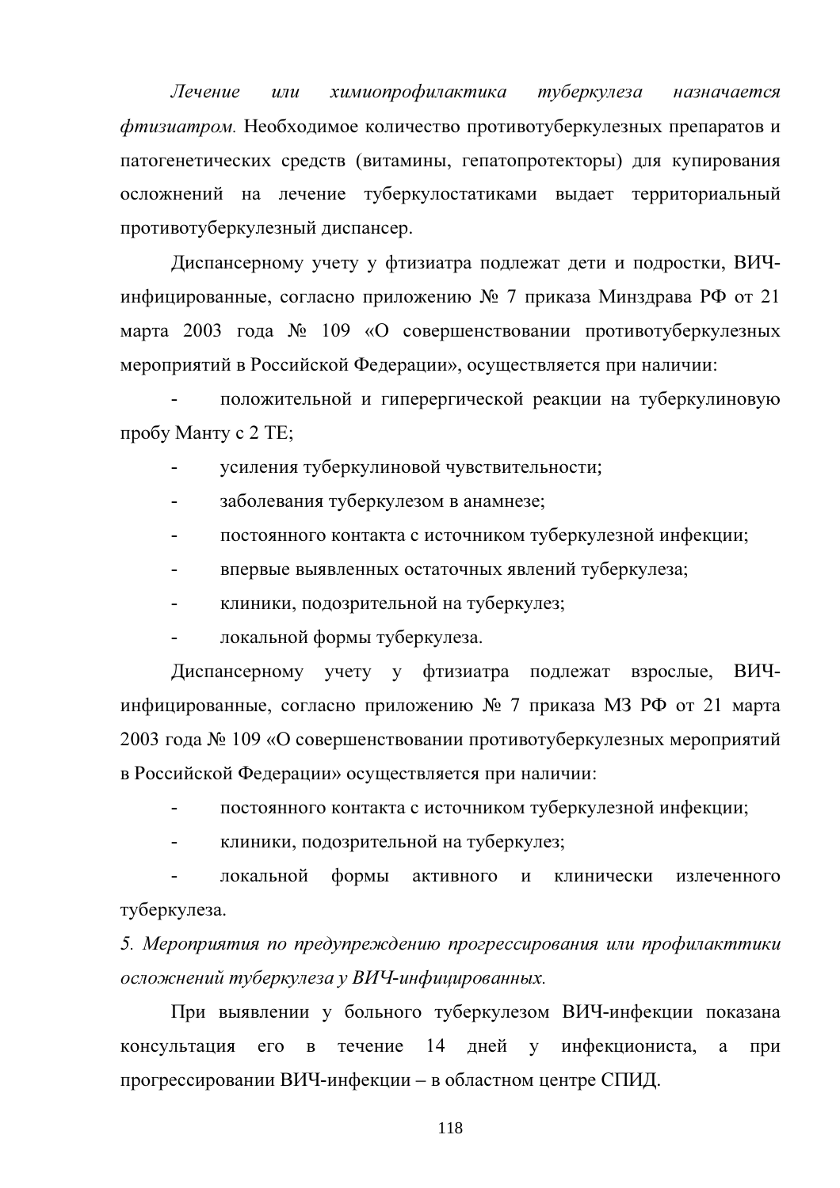*Лечение или химиопрофилактика туберкулеза назначается фтизиатром.* Необходимое количество противотуберкулезных препаратов и патогенетических средств (витамины, гепатопротекторы) для купирования осложнений на лечение туберкулостатиками выдает территориальный противотуберкулезный диспансер.

Диспансерному учету у фтизиатра подлежат дети и подростки, ВИЧ-инфицированные, согласно приложению № 7 приказа Минздрава РФ от 21 марта 2003 года № 109 «О совершенствовании противотуберкулезных мероприятий в Российской Федерации», осуществляется при наличии:

- положительной и гиперергической реакции на туберкулиновую пробу Манту с 2 ТЕ;
- усиления туберкулиновой чувствительности;
- заболевания туберкулезом в анамнезе;
- постоянного контакта с источником туберкулезной инфекции;
- впервые выявленных остаточных явлений туберкулеза;
- клиники, подозрительной на туберкулез;
- локальной формы туберкулеза.

Диспансерному учету у фтизиатра подлежат взрослые, ВИЧ-инфицированные, согласно приложению № 7 приказа МЗ РФ от 21 марта 2003 года № 109 «О совершенствовании противотуберкулезных мероприятий в Российской Федерации» осуществляется при наличии:

- постоянного контакта с источником туберкулезной инфекции;
- клиники, подозрительной на туберкулез;
- локальной формы активного и клинически излеченного туберкулеза.

*5. Мероприятия по предупреждению прогрессирования или профилакттики осложнений туберкулеза у ВИЧ-инфицированных.*

При выявлении у больного туберкулезом ВИЧ-инфекции показана консультация его в течение 14 дней у инфекциониста, а при прогрессировании ВИЧ-инфекции – в областном центре СПИД.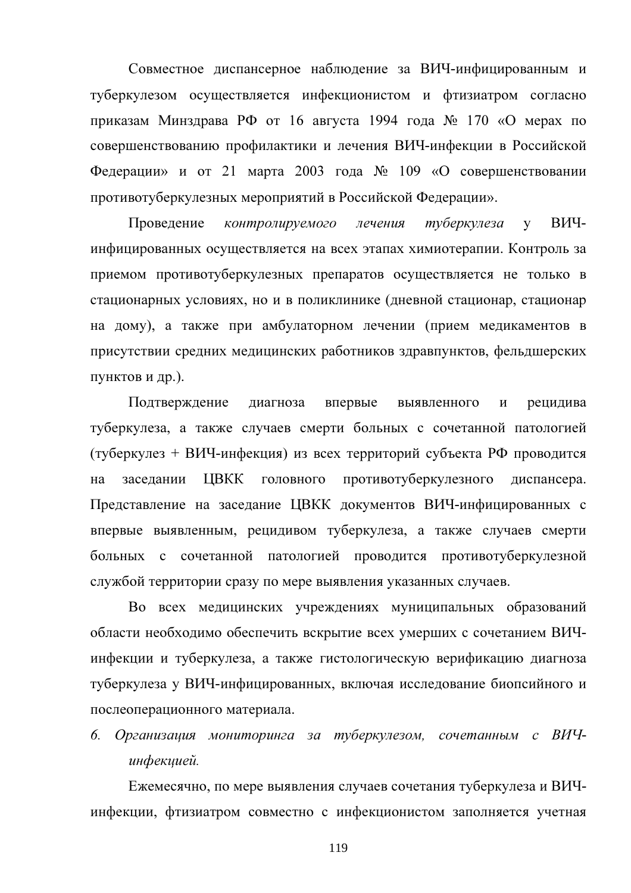Совместное диспансерное наблюдение за ВИЧ-инфицированным и туберкулезом осуществляется инфекционистом и фтизиатром согласно приказам Минздрава РФ от 16 августа 1994 года № 170 «О мерах по совершенствованию профилактики и лечения ВИЧ-инфекции в Российской Федерации» и от 21 марта 2003 года № 109 «О совершенствовании противотуберкулезных мероприятий в Российской Федерации».

Проведение *контролируемого лечения туберкулеза* у ВИЧ-инфицированных осуществляется на всех этапах химиотерапии. Контроль за приемом противотуберкулезных препаратов осуществляется не только в стационарных условиях, но и в поликлинике (дневной стационар, стационар на дому), а также при амбулаторном лечении (прием медикаментов в присутствии средних медицинских работников здравпунктов, фельдшерских пунктов и др.).

Подтверждение диагноза впервые выявленного и рецидива туберкулеза, а также случаев смерти больных с сочетанной патологией (туберкулез + ВИЧ-инфекция) из всех территорий субъекта РФ проводится на заседании ЦВКК головного противотуберкулезного диспансера. Представление на заседание ЦВКК документов ВИЧ-инфицированных с впервые выявленным, рецидивом туберкулеза, а также случаев смерти больных с сочетанной патологией проводится противотуберкулезной службой территории сразу по мере выявления указанных случаев.

Во всех медицинских учреждениях муниципальных образований области необходимо обеспечить вскрытие всех умерших с сочетанием ВИЧ-инфекции и туберкулеза, а также гистологическую верификацию диагноза туберкулеза у ВИЧ-инфицированных, включая исследование биопсийного и послеоперационного материала.

*6. Организация мониторинга за туберкулезом, сочетанным с ВИЧ-инфекцией.*

Ежемесячно, по мере выявления случаев сочетания туберкулеза и ВИЧ-инфекции, фтизиатром совместно с инфекционистом заполняется учетная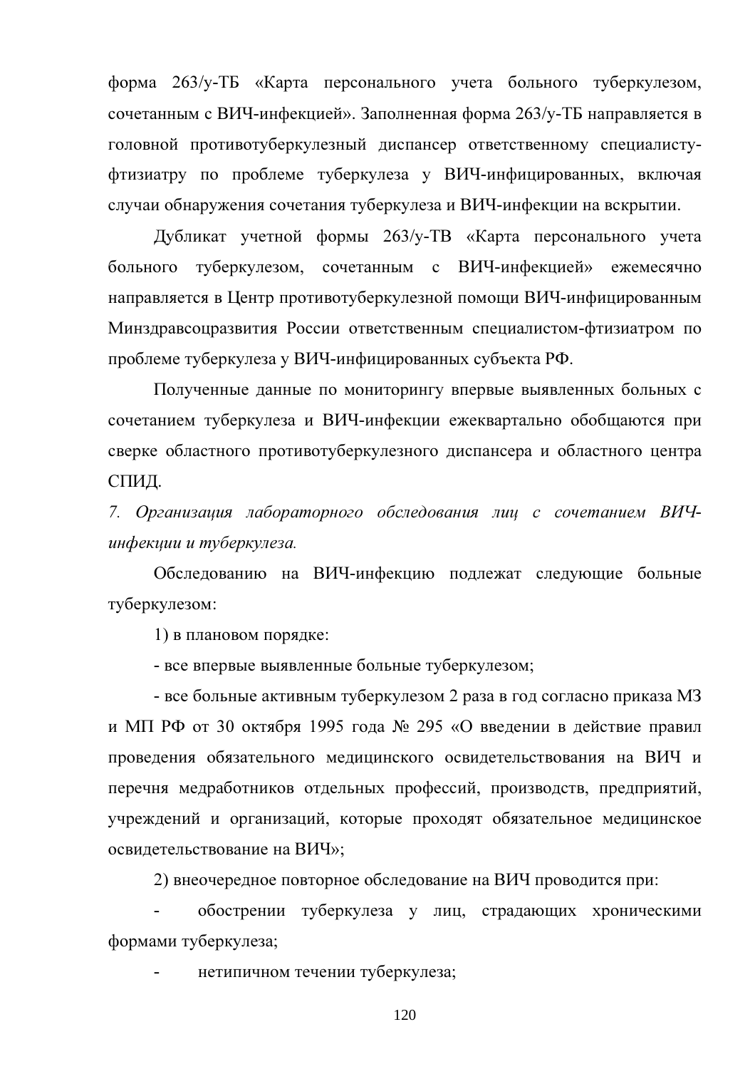форма 263/у-ТБ «Карта персонального учета больного туберкулезом, сочетанным с ВИЧ-инфекцией». Заполненная форма 263/у-ТБ направляется в головной противотуберкулезный диспансер ответственному специалисту-фтизиатру по проблеме туберкулеза у ВИЧ-инфицированных, включая случаи обнаружения сочетания туберкулеза и ВИЧ-инфекции на вскрытии.

Дубликат учетной формы 263/у-ТВ «Карта персонального учета больного туберкулезом, сочетанным с ВИЧ-инфекцией» ежемесячно направляется в Центр противотуберкулезной помощи ВИЧ-инфицированным Минздравсоцразвития России ответственным специалистом-фтизиатром по проблеме туберкулеза у ВИЧ-инфицированных субъекта РФ.

Полученные данные по мониторингу впервые выявленных больных с сочетанием туберкулеза и ВИЧ-инфекции ежеквартально обобщаются при сверке областного противотуберкулезного диспансера и областного центра СПИД.

*7. Организация лабораторного обследования лиц с сочетанием ВИЧ-инфекции и туберкулеза.*

Обследованию на ВИЧ-инфекцию подлежат следующие больные туберкулезом:

1) в плановом порядке:

- все впервые выявленные больные туберкулезом;

- все больные активным туберкулезом 2 раза в год согласно приказа МЗ и МП РФ от 30 октября 1995 года № 295 «О введении в действие правил проведения обязательного медицинского освидетельствования на ВИЧ и перечня медработников отдельных профессий, производств, предприятий, учреждений и организаций, которые проходят обязательное медицинское освидетельствование на ВИЧ»;

2) внеочередное повторное обследование на ВИЧ проводится при:

- обострении туберкулеза у лиц, страдающих хроническими формами туберкулеза;

- нетипичном течении туберкулеза;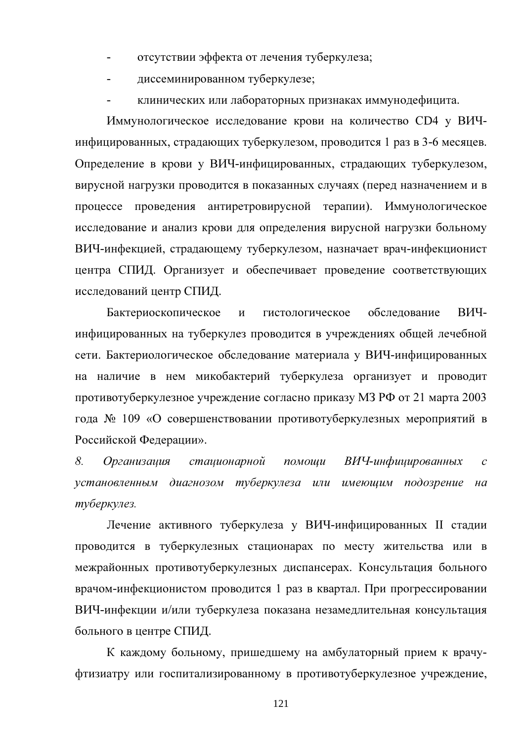- отсутствии эффекта от лечения туберкулеза;
- диссеминированном туберкулезе;
- клинических или лабораторных признаках иммунодефицита.

Иммунологическое исследование крови на количество CD4 у ВИЧ-инфицированных, страдающих туберкулезом, проводится 1 раз в 3-6 месяцев. Определение в крови у ВИЧ-инфицированных, страдающих туберкулезом, вирусной нагрузки проводится в показанных случаях (перед назначением и в процессе проведения антиретровирусной терапии). Иммунологическое исследование и анализ крови для определения вирусной нагрузки больному ВИЧ-инфекцией, страдающему туберкулезом, назначает врач-инфекционист центра СПИД. Организует и обеспечивает проведение соответствующих исследований центр СПИД.

Бактериоскопическое и гистологическое обследование ВИЧ-инфицированных на туберкулез проводится в учреждениях общей лечебной сети. Бактериологическое обследование материала у ВИЧ-инфицированных на наличие в нем микобактерий туберкулеза организует и проводит противотуберкулезное учреждение согласно приказу МЗ РФ от 21 марта 2003 года № 109 «О совершенствовании противотуберкулезных мероприятий в Российской Федерации».

*8. Организация стационарной помощи ВИЧ-инфицированных с установленным диагнозом туберкулеза или имеющим подозрение на туберкулез.*

Лечение активного туберкулеза у ВИЧ-инфицированных II стадии проводится в туберкулезных стационарах по месту жительства или в межрайонных противотуберкулезных диспансерах. Консультация больного врачом-инфекционистом проводится 1 раз в квартал. При прогрессировании ВИЧ-инфекции и/или туберкулеза показана незамедлительная консультация больного в центре СПИД.

К каждому больному, пришедшему на амбулаторный прием к врачу-фтизиатру или госпитализированному в противотуберкулезное учреждение,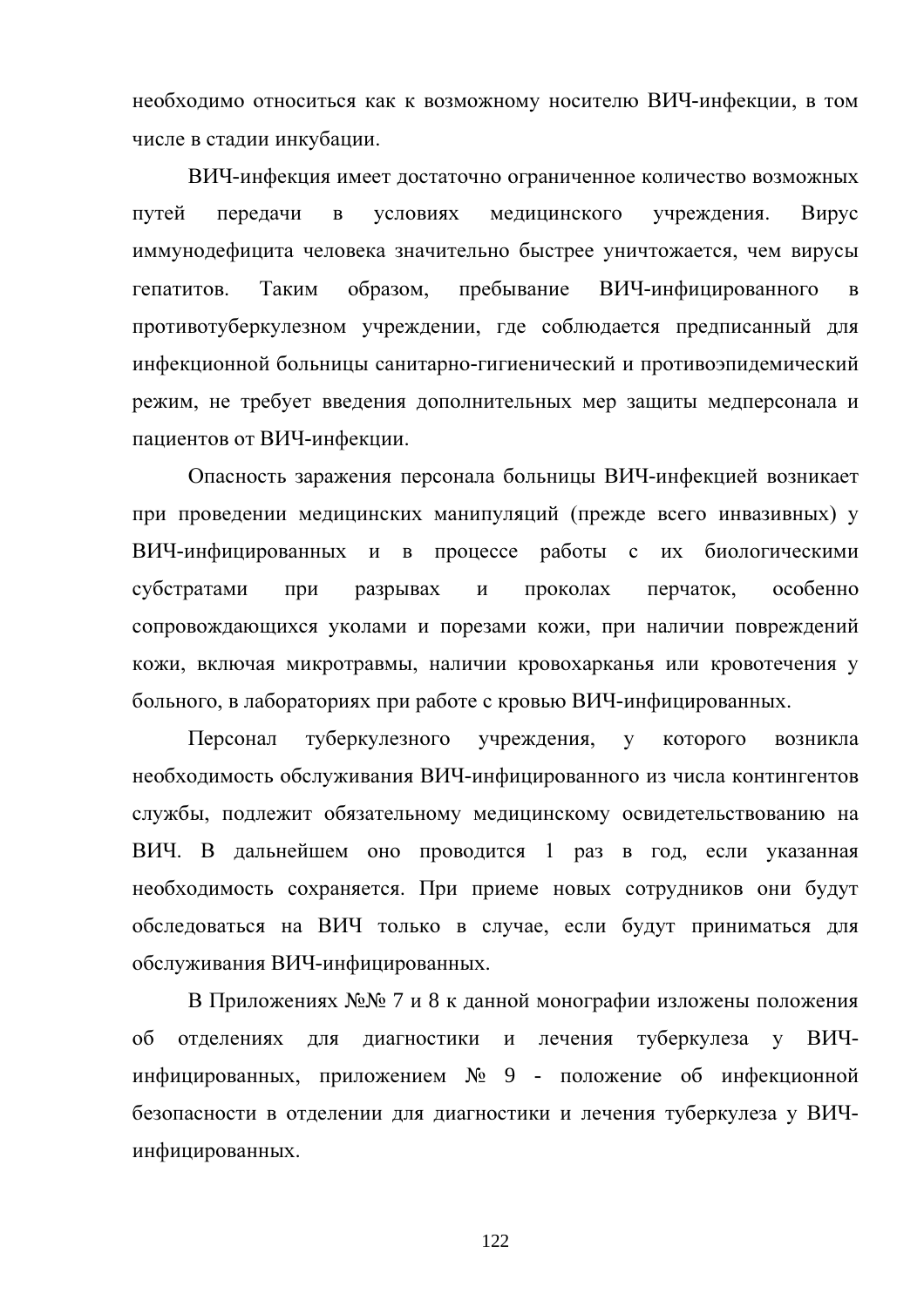необходимо относиться как к возможному носителю ВИЧ-инфекции, в том числе в стадии инкубации.

ВИЧ-инфекция имеет достаточно ограниченное количество возможных путей передачи в условиях медицинского учреждения. Вирус иммунодефицита человека значительно быстрее уничтожается, чем вирусы гепатитов. Таким образом, пребывание ВИЧ-инфицированного в противотуберкулезном учреждении, где соблюдается предписанный для инфекционной больницы санитарно-гигиенический и противоэпидемический режим, не требует введения дополнительных мер защиты медперсонала и пациентов от ВИЧ-инфекции.

Опасность заражения персонала больницы ВИЧ-инфекцией возникает при проведении медицинских манипуляций (прежде всего инвазивных) у ВИЧ-инфицированных и в процессе работы с их биологическими субстратами при разрывах и проколах перчаток, особенно сопровождающихся уколами и порезами кожи, при наличии повреждений кожи, включая микротравмы, наличии кровохарканья или кровотечения у больного, в лабораториях при работе с кровью ВИЧ-инфицированных.

Персонал туберкулезного учреждения, у которого возникла необходимость обслуживания ВИЧ-инфицированного из числа контингентов службы, подлежит обязательному медицинскому освидетельствованию на ВИЧ. В дальнейшем оно проводится 1 раз в год, если указанная необходимость сохраняется. При приеме новых сотрудников они будут обследоваться на ВИЧ только в случае, если будут приниматься для обслуживания ВИЧ-инфицированных.

В Приложениях №№ 7 и 8 к данной монографии изложены положения об отделениях для диагностики и лечения туберкулеза у ВИЧ-инфицированных, приложением № 9 - положение об инфекционной безопасности в отделении для диагностики и лечения туберкулеза у ВИЧ-инфицированных.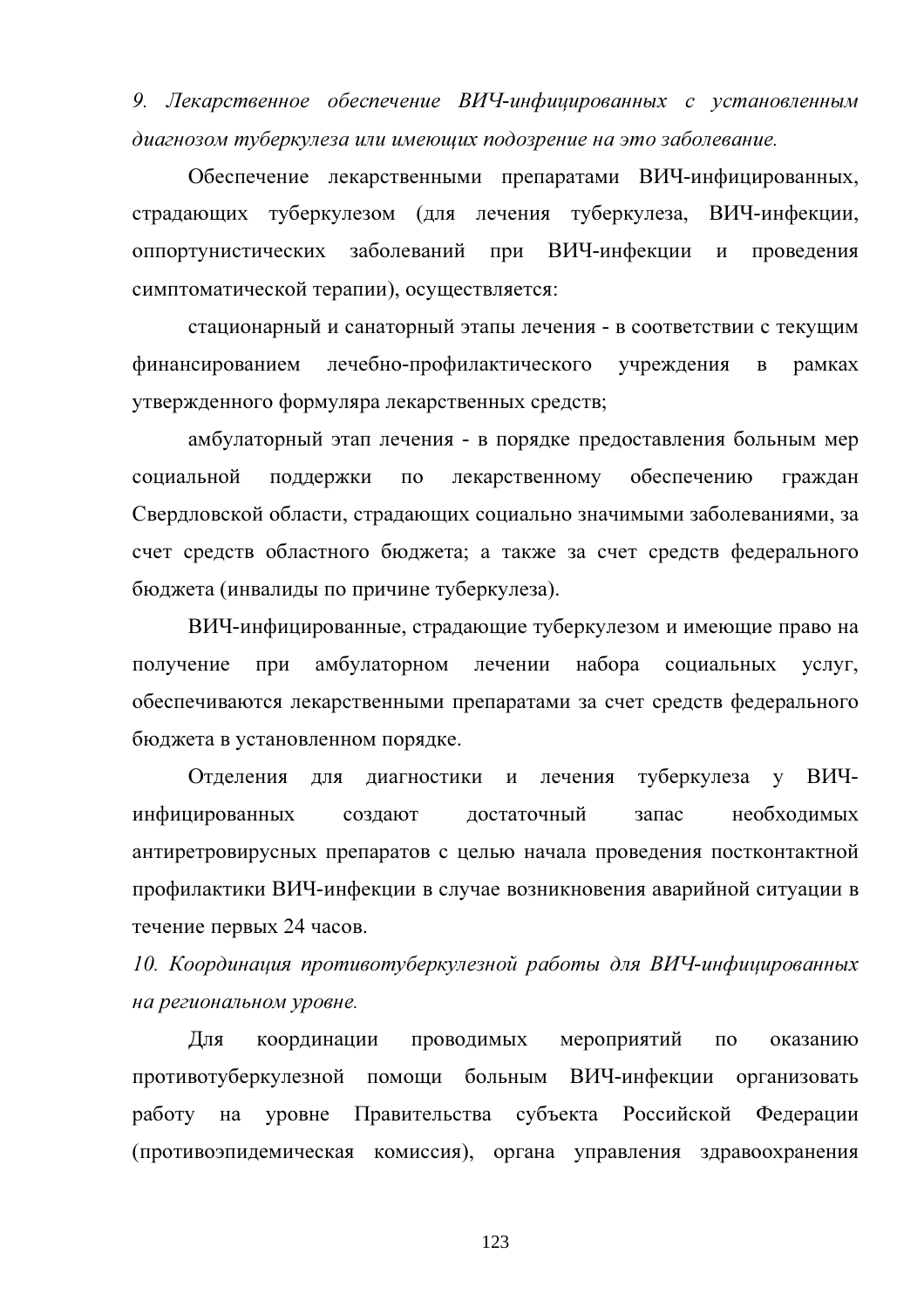*9. Лекарственное обеспечение ВИЧ-инфицированных с установленным диагнозом туберкулеза или имеющих подозрение на это заболевание.*

Обеспечение лекарственными препаратами ВИЧ-инфицированных, страдающих туберкулезом (для лечения туберкулеза, ВИЧ-инфекции, оппортунистических заболеваний при ВИЧ-инфекции и проведения симптоматической терапии), осуществляется:

стационарный и санаторный этапы лечения - в соответствии с текущим финансированием лечебно-профилактического учреждения в рамках утвержденного формуляра лекарственных средств;

амбулаторный этап лечения - в порядке предоставления больным мер социальной поддержки по лекарственному обеспечению граждан Свердловской области, страдающих социально значимыми заболеваниями, за счет средств областного бюджета; а также за счет средств федерального бюджета (инвалиды по причине туберкулеза).

ВИЧ-инфицированные, страдающие туберкулезом и имеющие право на получение при амбулаторном лечении набора социальных услуг, обеспечиваются лекарственными препаратами за счет средств федерального бюджета в установленном порядке.

Отделения для диагностики и лечения туберкулеза у ВИЧ-инфицированных создают достаточный запас необходимых антиретровирусных препаратов с целью начала проведения постконтактной профилактики ВИЧ-инфекции в случае возникновения аварийной ситуации в течение первых 24 часов.

*10. Координация противотуберкулезной работы для ВИЧ-инфицированных на региональном уровне.*

Для координации проводимых мероприятий по оказанию противотуберкулезной помощи больным ВИЧ-инфекции организовать работу на уровне Правительства субъекта Российской Федерации (противоэпидемическая комиссия), органа управления здравоохранения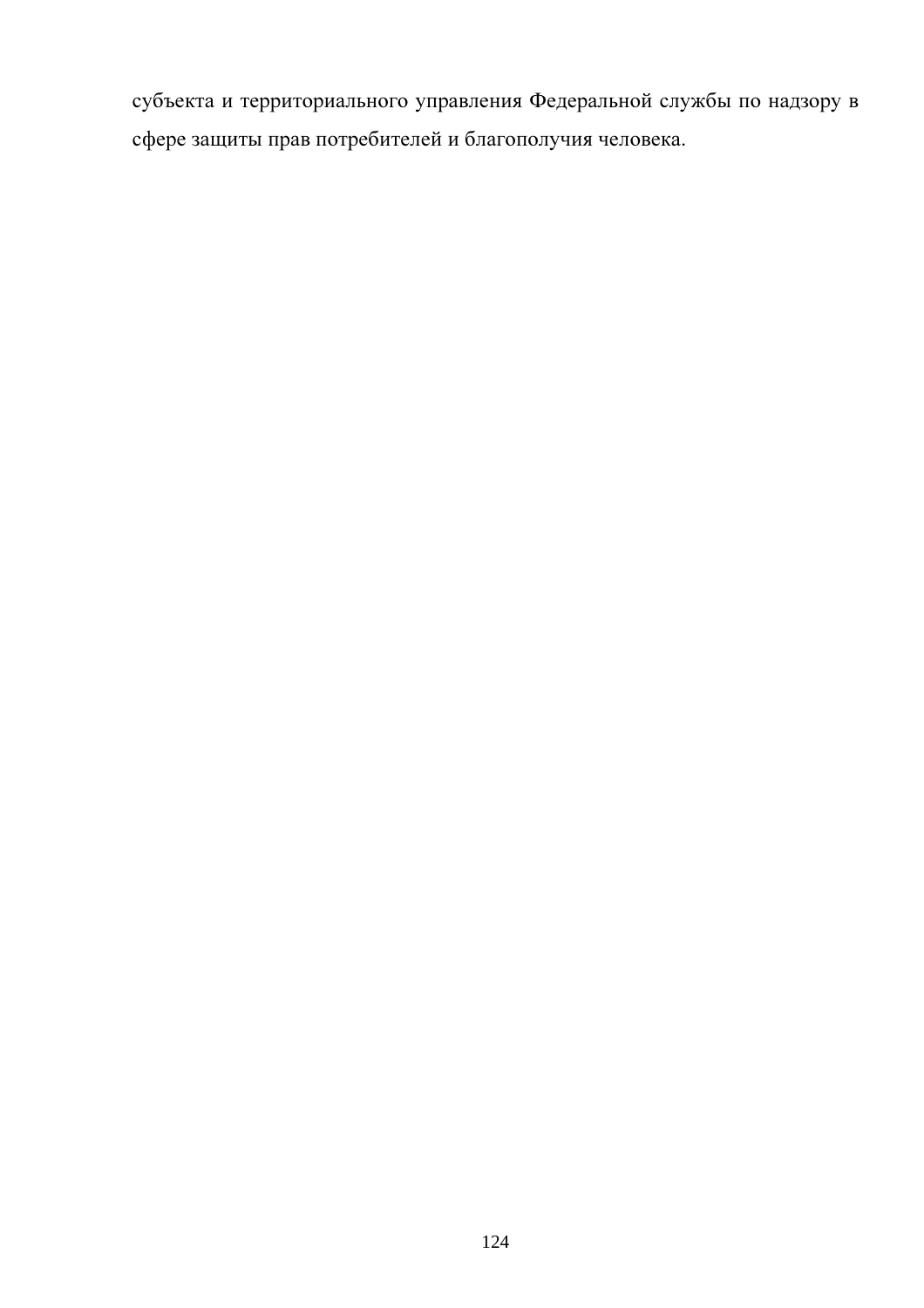субъекта и территориального управления Федеральной службы по надзору в сфере защиты прав потребителей и благополучия человека.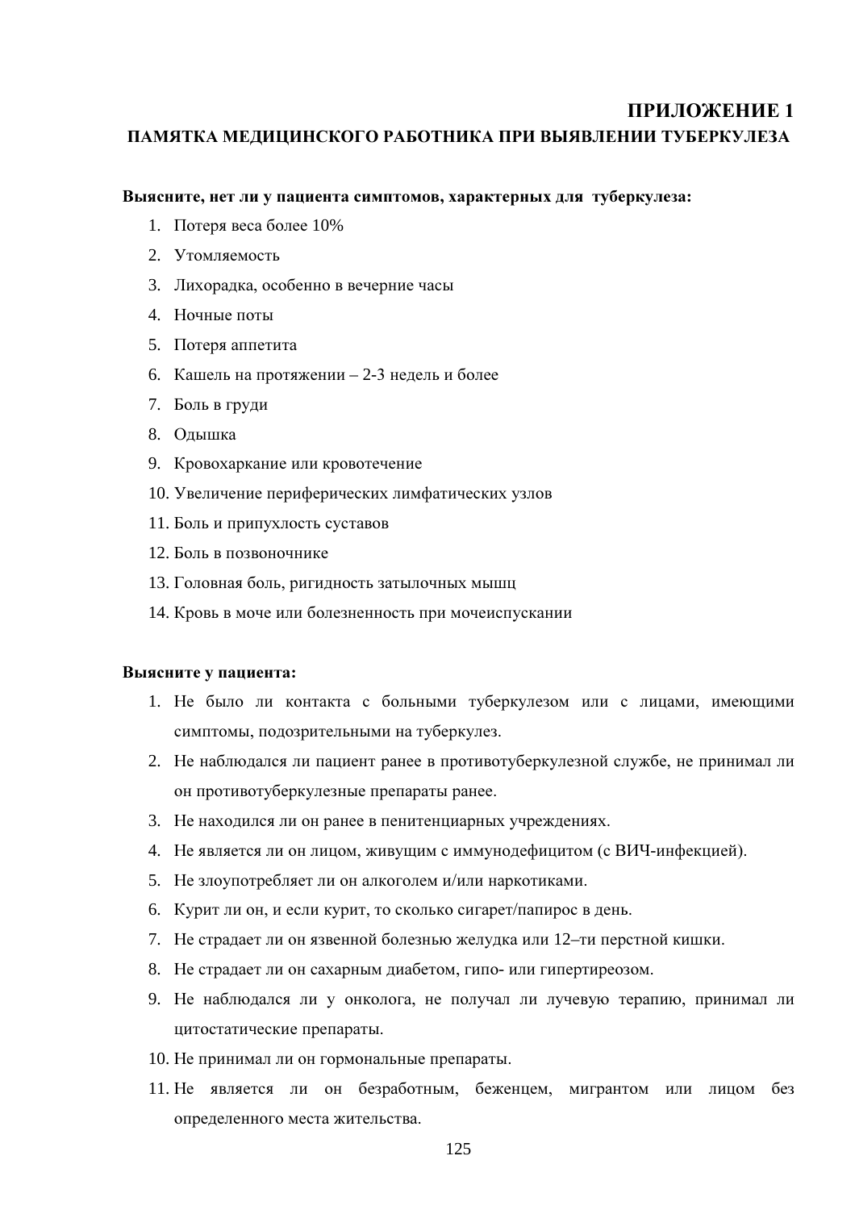# ПРИЛОЖЕНИЕ 1

## ПАМЯТКА МЕДИЦИНСКОГО РАБОТНИКА ПРИ ВЫЯВЛЕНИИ ТУБЕРКУЛЕЗА

**Выясните, нет ли у пациента симптомов, характерных для туберкулеза:**

1. Потеря веса более 10%
2. Утомляемость
3. Лихорадка, особенно в вечерние часы
4. Ночные поты
5. Потеря аппетита
6. Кашель на протяжении – 2-3 недель и более
7. Боль в груди
8. Одышка
9. Кровохаркание или кровотечение
10. Увеличение периферических лимфатических узлов
11. Боль и припухлость суставов
12. Боль в позвоночнике
13. Головная боль, ригидность затылочных мышц
14. Кровь в моче или болезненность при мочеиспускании

**Выясните у пациента:**

1. Не было ли контакта с больными туберкулезом или с лицами, имеющими симптомы, подозрительными на туберкулез.
2. Не наблюдался ли пациент ранее в противотуберкулезной службе, не принимал ли он противотуберкулезные препараты ранее.
3. Не находился ли он ранее в пенитенциарных учреждениях.
4. Не является ли он лицом, живущим с иммунодефицитом (с ВИЧ-инфекцией).
5. Не злоупотребляет ли он алкоголем и/или наркотиками.
6. Курит ли он, и если курит, то сколько сигарет/папирос в день.
7. Не страдает ли он язвенной болезнью желудка или 12–ти перстной кишки.
8. Не страдает ли он сахарным диабетом, гипо- или гипертиреозом.
9. Не наблюдался ли у онколога, не получал ли лучевую терапию, принимал ли цитостатические препараты.
10. Не принимал ли он гормональные препараты.
11. Не является ли он безработным, беженцем, мигрантом или лицом без определенного места жительства.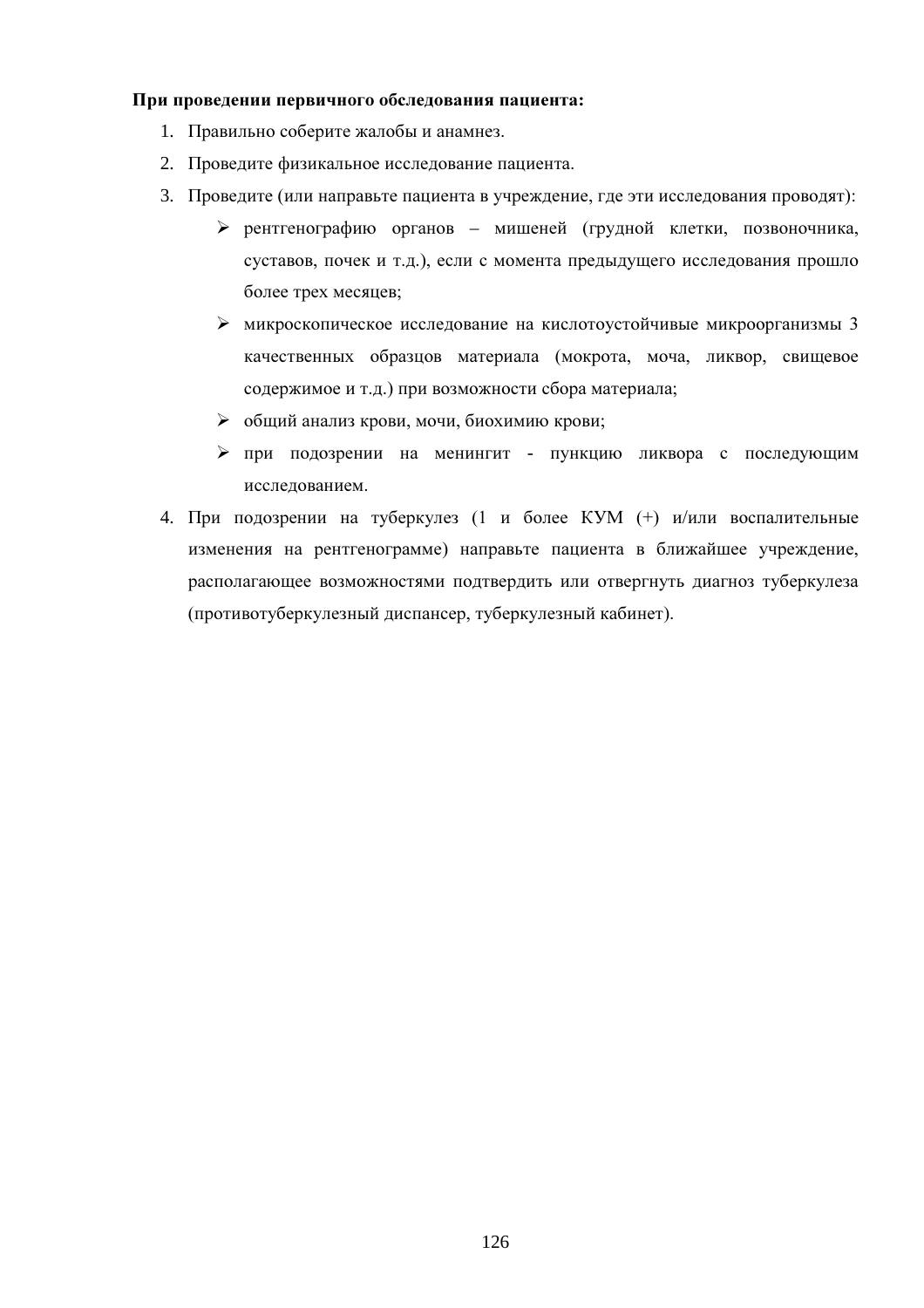**При проведении первичного обследования пациента:**

1. Правильно соберите жалобы и анамнез.
2. Проведите физикальное исследование пациента.
3. Проведите (или направьте пациента в учреждение, где эти исследования проводят):
   - рентгенографию органов – мишеней (грудной клетки, позвоночника, суставов, почек и т.д.), если с момента предыдущего исследования прошло более трех месяцев;
   - микроскопическое исследование на кислотоустойчивые микроорганизмы 3 качественных образцов материала (мокрота, моча, ликвор, свищевое содержимое и т.д.) при возможности сбора материала;
   - общий анализ крови, мочи, биохимию крови;
   - при подозрении на менингит - пункцию ликвора с последующим исследованием.
4. При подозрении на туберкулез (1 и более КУМ (+) и/или воспалительные изменения на рентгенограмме) направьте пациента в ближайшее учреждение, располагающее возможностями подтвердить или отвергнуть диагноз туберкулеза (противотуберкулезный диспансер, туберкулезный кабинет).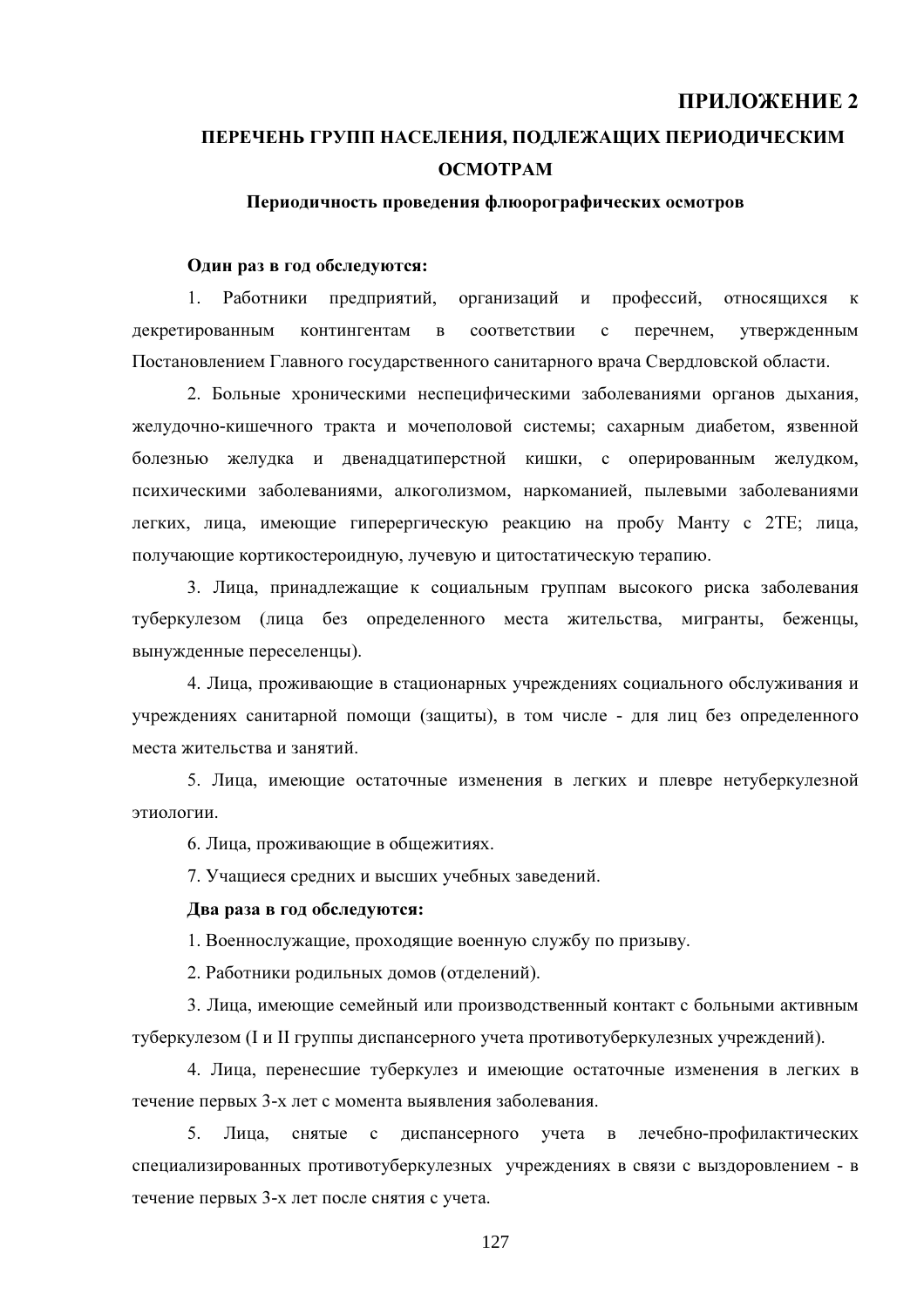## ПРИЛОЖЕНИЕ 2

## ПЕРЕЧЕНЬ ГРУПП НАСЕЛЕНИЯ, ПОДЛЕЖАЩИХ ПЕРИОДИЧЕСКИМ ОСМОТРАМ

### Периодичность проведения флюорографических осмотров

**Один раз в год обследуются:**

1. Работники предприятий, организаций и профессий, относящихся к декретированным контингентам в соответствии с перечнем, утвержденным Постановлением Главного государственного санитарного врача Свердловской области.

2. Больные хроническими неспецифическими заболеваниями органов дыхания, желудочно-кишечного тракта и мочеполовой системы; сахарным диабетом, язвенной болезнью желудка и двенадцатиперстной кишки, с оперированным желудком, психическими заболеваниями, алкоголизмом, наркоманией, пылевыми заболеваниями легких, лица, имеющие гиперергическую реакцию на пробу Манту с 2ТЕ; лица, получающие кортикостероидную, лучевую и цитостатическую терапию.

3. Лица, принадлежащие к социальным группам высокого риска заболевания туберкулезом (лица без определенного места жительства, мигранты, беженцы, вынужденные переселенцы).

4. Лица, проживающие в стационарных учреждениях социального обслуживания и учреждениях санитарной помощи (защиты), в том числе - для лиц без определенного места жительства и занятий.

5. Лица, имеющие остаточные изменения в легких и плевре нетуберкулезной этиологии.

6. Лица, проживающие в общежитиях.

7. Учащиеся средних и высших учебных заведений.

**Два раза в год обследуются:**

1. Военнослужащие, проходящие военную службу по призыву.

2. Работники родильных домов (отделений).

3. Лица, имеющие семейный или производственный контакт с больными активным туберкулезом (I и II группы диспансерного учета противотуберкулезных учреждений).

4. Лица, перенесшие туберкулез и имеющие остаточные изменения в легких в течение первых 3-х лет с момента выявления заболевания.

5. Лица, снятые с диспансерного учета в лечебно-профилактических специализированных противотуберкулезных учреждениях в связи с выздоровлением - в течение первых 3-х лет после снятия с учета.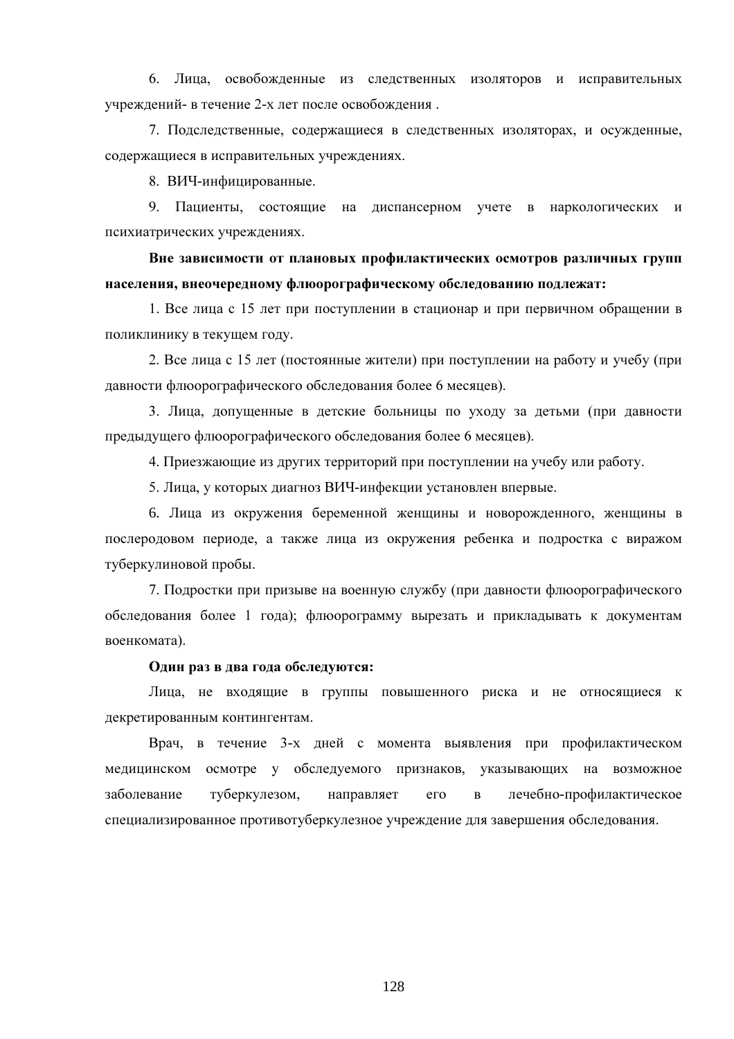6. Лица, освобожденные из следственных изоляторов и исправительных учреждений- в течение 2-х лет после освобождения .

7. Подследственные, содержащиеся в следственных изоляторах, и осужденные, содержащиеся в исправительных учреждениях.

8. ВИЧ-инфицированные.

9. Пациенты, состоящие на диспансерном учете в наркологических и психиатрических учреждениях.

**Вне зависимости от плановых профилактических осмотров различных групп населения, внеочередному флюорографическому обследованию подлежат:**

1. Все лица с 15 лет при поступлении в стационар и при первичном обращении в поликлинику в текущем году.

2. Все лица с 15 лет (постоянные жители) при поступлении на работу и учебу (при давности флюорографического обследования более 6 месяцев).

3. Лица, допущенные в детские больницы по уходу за детьми (при давности предыдущего флюорографического обследования более 6 месяцев).

4. Приезжающие из других территорий при поступлении на учебу или работу.

5. Лица, у которых диагноз ВИЧ-инфекции установлен впервые.

6. Лица из окружения беременной женщины и новорожденного, женщины в послеродовом периоде, а также лица из окружения ребенка и подростка с виражом туберкулиновой пробы.

7. Подростки при призыве на военную службу (при давности флюорографического обследования более 1 года); флюорограмму вырезать и прикладывать к документам военкомата).

**Один раз в два года обследуются:**

Лица, не входящие в группы повышенного риска и не относящиеся к декретированным контингентам.

Врач, в течение 3-х дней с момента выявления при профилактическом медицинском осмотре у обследуемого признаков, указывающих на возможное заболевание туберкулезом, направляет его в лечебно-профилактическое специализированное противотуберкулезное учреждение для завершения обследования.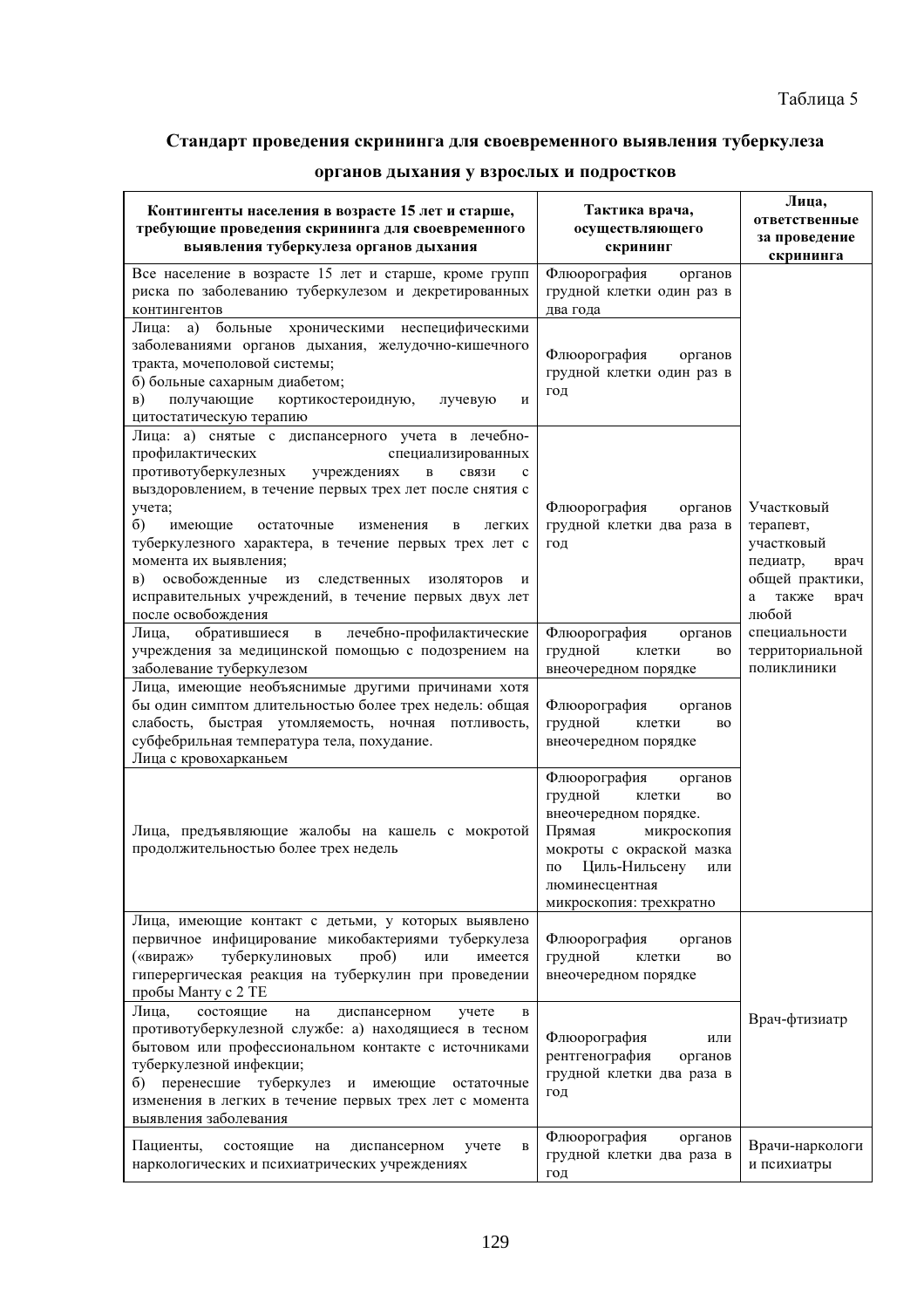Таблица 5

## Стандарт проведения скрининга для своевременного выявления туберкулеза органов дыхания у взрослых и подростков

| Контингенты населения в возрасте 15 лет и старше, требующие проведения скрининга для своевременного выявления туберкулеза органов дыхания | Тактика врача, осуществляющего скрининг | Лица, ответственные за проведение скрининга |
|---|---|---|
| Все население в возрасте 15 лет и старше, кроме групп риска по заболеванию туберкулезом и декретированных контингентов | Флюорография органов грудной клетки один раз в два года | Участковый терапевт, участковый педиатр, врач общей практики, а также врач любой специальности территориальной поликлиники |
| Лица: а) больные хроническими неспецифическими заболеваниями органов дыхания, желудочно-кишечного тракта, мочеполовой системы; б) больные сахарным диабетом; в) получающие кортикостероидную, лучевую и цитостатическую терапию | Флюорография органов грудной клетки один раз в год | |
| Лица: а) снятые с диспансерного учета в лечебно-профилактических специализированных противотуберкулезных учреждениях в связи с выздоровлением, в течение первых трех лет после снятия с учета; б) имеющие остаточные изменения в легких туберкулезного характера, в течение первых трех лет с момента их выявления; в) освобожденные из следственных изоляторов и исправительных учреждений, в течение первых двух лет после освобождения | Флюорография органов грудной клетки два раза в год | |
| Лица, обратившиеся в лечебно-профилактические учреждения за медицинской помощью с подозрением на заболевание туберкулезом | Флюорография органов грудной клетки во внеочередном порядке | |
| Лица, имеющие необъяснимые другими причинами хотя бы один симптом длительностью более трех недель: общая слабость, быстрая утомляемость, ночная потливость, субфебрильная температура тела, похудание. Лица с кровохарканьем | Флюорография органов грудной клетки во внеочередном порядке | |
| Лица, предъявляющие жалобы на кашель с мокротой продолжительностью более трех недель | Флюорография органов грудной клетки во внеочередном порядке. Прямая микроскопия мокроты с окраской мазка по Циль-Нильсену или люминесцентная микроскопия: трехкратно | |
| Лица, имеющие контакт с детьми, у которых выявлено первичное инфицирование микобактериями туберкулеза («вираж» туберкулиновых проб) или имеется гиперергическая реакция на туберкулин при проведении пробы Манту с 2 ТЕ | Флюорография органов грудной клетки во внеочередном порядке | Врач-фтизиатр |
| Лица, состоящие на диспансерном учете в противотуберкулезной службе: а) находящиеся в тесном бытовом или профессиональном контакте с источниками туберкулезной инфекции; б) перенесшие туберкулез и имеющие остаточные изменения в легких в течение первых трех лет с момента выявления заболевания | Флюорография или рентгенография органов грудной клетки два раза в год | |
| Пациенты, состоящие на диспансерном учете в наркологических и психиатрических учреждениях | Флюорография органов грудной клетки два раза в год | Врачи-наркологи и психиатры |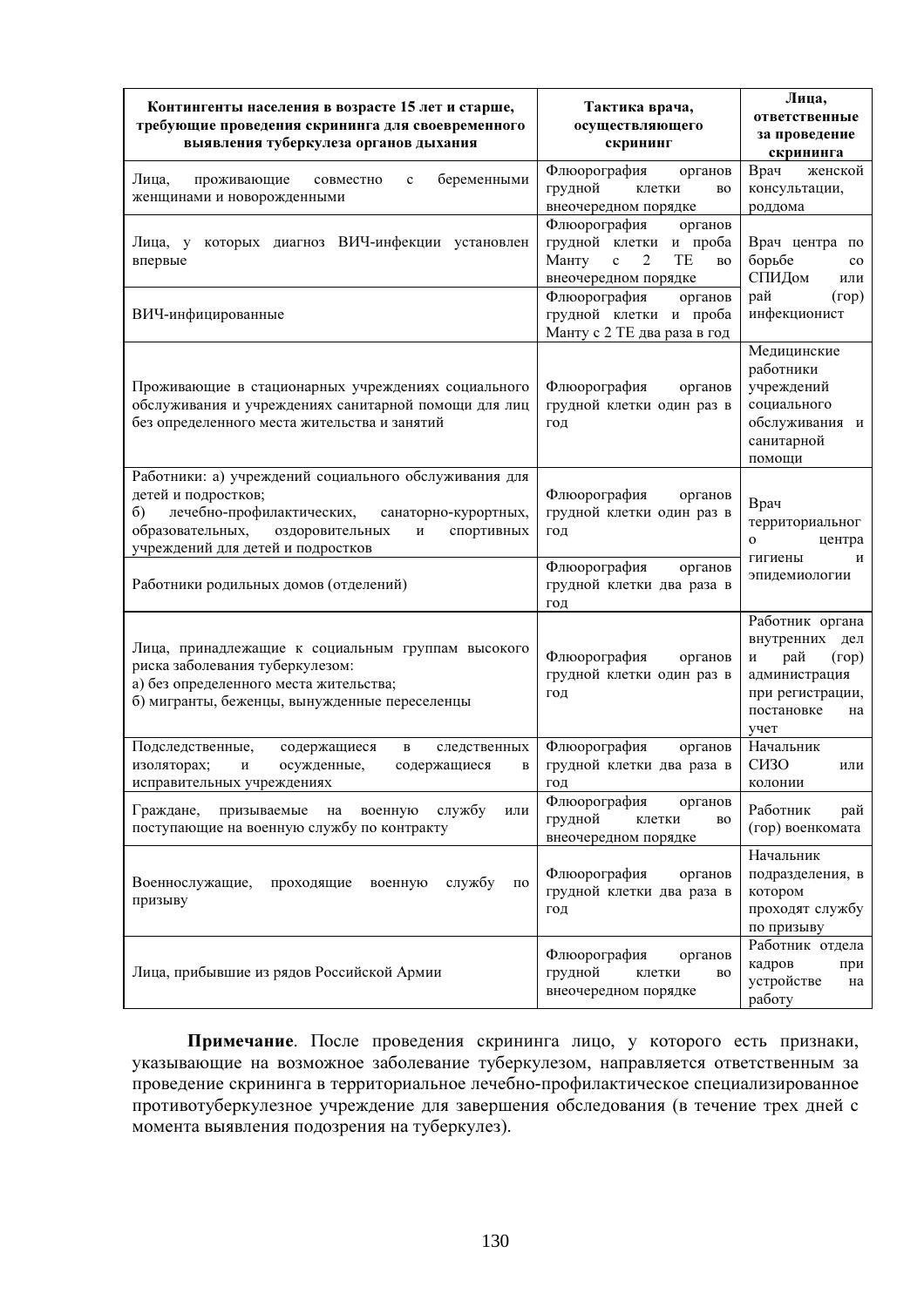| Контингенты населения в возрасте 15 лет и старше, требующие проведения скрининга для своевременного выявления туберкулеза органов дыхания | Тактика врача, осуществляющего скрининг | Лица, ответственные за проведение скрининга |
|---|---|---|
| Лица, проживающие совместно с беременными женщинами и новорожденными | Флюорография органов грудной клетки во внеочередном порядке | Врач женской консультации, роддома |
| Лица, у которых диагноз ВИЧ-инфекции установлен впервые | Флюорография органов грудной клетки и проба Манту с 2 ТЕ во внеочередном порядке | Врач центра по борьбе со СПИДом или рай (гор) инфекционист |
| ВИЧ-инфицированные | Флюорография органов грудной клетки и проба Манту с 2 ТЕ два раза в год | |
| Проживающие в стационарных учреждениях социального обслуживания и учреждениях санитарной помощи для лиц без определенного места жительства и занятий | Флюорография органов грудной клетки один раз в год | Медицинские работники учреждений социального обслуживания и санитарной помощи |
| Работники: а) учреждений социального обслуживания для детей и подростков; б) лечебно-профилактических, санаторно-курортных, образовательных, оздоровительных и спортивных учреждений для детей и подростков | Флюорография органов грудной клетки один раз в год | Врач территориального центра гигиены и эпидемиологии |
| Работники родильных домов (отделений) | Флюорография органов грудной клетки два раза в год | |
| Лица, принадлежащие к социальным группам высокого риска заболевания туберкулезом: а) без определенного места жительства; б) мигранты, беженцы, вынужденные переселенцы | Флюорография органов грудной клетки один раз в год | Работник органа внутренних дел и рай (гор) администрация при регистрации, постановке на учет |
| Подследственные, содержащиеся в следственных изоляторах; и осужденные, содержащиеся в исправительных учреждениях | Флюорография органов грудной клетки два раза в год | Начальник СИЗО или колонии |
| Граждане, призываемые на военную службу или поступающие на военную службу по контракту | Флюорография органов грудной клетки во внеочередном порядке | Работник рай (гор) военкомата |
| Военнослужащие, проходящие военную службу по призыву | Флюорография органов грудной клетки два раза в год | Начальник подразделения, в котором проходят службу по призыву |
| Лица, прибывшие из рядов Российской Армии | Флюорография органов грудной клетки во внеочередном порядке | Работник отдела кадров при устройстве на работу |

**Примечание**. После проведения скрининга лицо, у которого есть признаки, указывающие на возможное заболевание туберкулезом, направляется ответственным за проведение скрининга в территориальное лечебно-профилактическое специализированное противотуберкулезное учреждение для завершения обследования (в течение трех дней с момента выявления подозрения на туберкулез).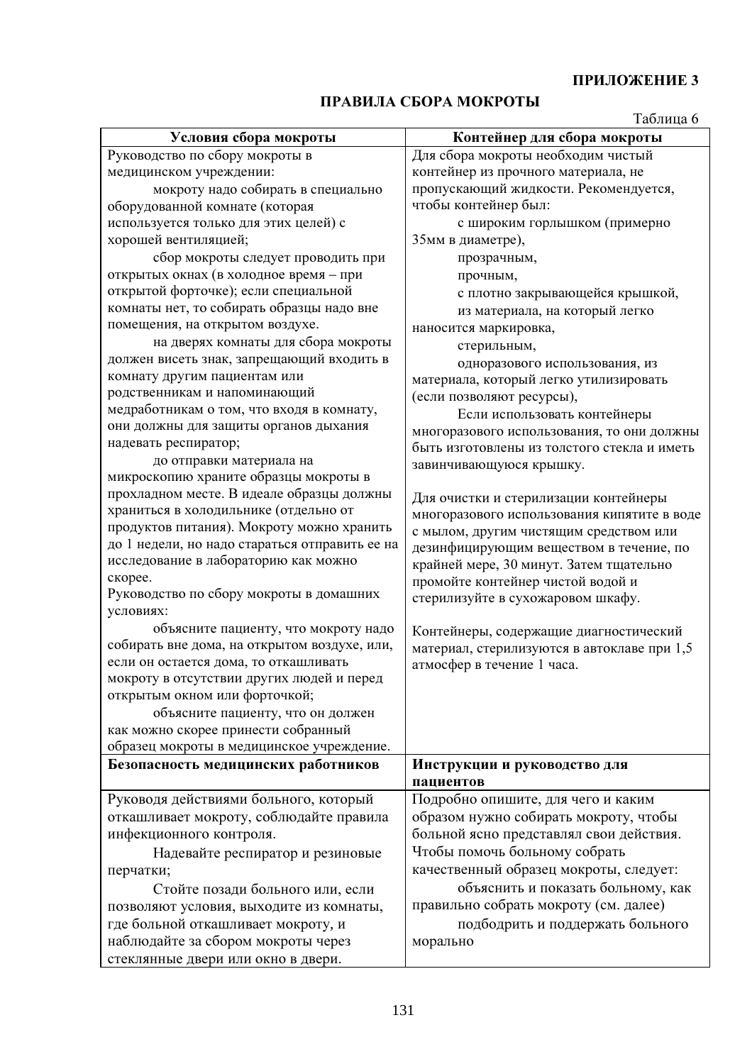**ПРИЛОЖЕНИЕ 3**

## ПРАВИЛА СБОРА МОКРОТЫ

Таблица 6

| Условия сбора мокроты | Контейнер для сбора мокроты |
|---|---|
| Руководство по сбору мокроты в медицинском учреждении:<br>мокроту надо собирать в специально оборудованной комнате (которая используется только для этих целей) с хорошей вентиляцией;<br>сбор мокроты следует проводить при открытых окнах (в холодное время – при открытой форточке); если специальной комнаты нет, то собирать образцы надо вне помещения, на открытом воздухе.<br>на дверях комнаты для сбора мокроты должен висеть знак, запрещающий входить в комнату другим пациентам или родственникам и напоминающий медработникам о том, что входя в комнату, они должны для защиты органов дыхания надевать респиратор;<br>до отправки материала на микроскопию храните образцы мокроты в прохладном месте. В идеале образцы должны храниться в холодильнике (отдельно от продуктов питания). Мокроту можно хранить до 1 недели, но надо стараться отправить ее на исследование в лабораторию как можно скорее.<br>Руководство по сбору мокроты в домашних условиях:<br>объясните пациенту, что мокроту надо собирать вне дома, на открытом воздухе, или, если он остается дома, то откашливать мокроту в отсутствии других людей и перед открытым окном или форточкой;<br>объясните пациенту, что он должен как можно скорее принести собранный образец мокроты в медицинское учреждение. | Для сбора мокроты необходим чистый контейнер из прочного материала, не пропускающий жидкости. Рекомендуется, чтобы контейнер был:<br>с широким горлышком (примерно 35мм в диаметре),<br>прозрачным,<br>прочным,<br>с плотно закрывающейся крышкой,<br>из материала, на который легко наносится маркировка,<br>стерильным,<br>одноразового использования, из материала, который легко утилизировать (если позволяют ресурсы),<br>Если использовать контейнеры многоразового использования, то они должны быть изготовлены из толстого стекла и иметь завинчивающуюся крышку.<br><br>Для очистки и стерилизации контейнеры многоразового использования кипятите в воде с мылом, другим чистящим средством или дезинфицирующим веществом в течение, по крайней мере, 30 минут. Затем тщательно промойте контейнер чистой водой и стерилизуйте в сухожаровом шкафу.<br><br>Контейнеры, содержащие диагностический материал, стерилизуются в автоклаве при 1,5 атмосфер в течение 1 часа. |
| **Безопасность медицинских работников** | **Инструкции и руководство для пациентов** |
| Руководя действиями больного, который откашливает мокроту, соблюдайте правила инфекционного контроля.<br>Надевайте респиратор и резиновые перчатки;<br>Стойте позади больного или, если позволяют условия, выходите из комнаты, где больной откашливает мокроту, и наблюдайте за сбором мокроты через стеклянные двери или окно в двери. | Подробно опишите, для чего и каким образом нужно собирать мокроту, чтобы больной ясно представлял свои действия. Чтобы помочь больному собрать качественный образец мокроты, следует:<br>объяснить и показать больному, как правильно собрать мокроту (см. далее)<br>подбодрить и поддержать больного морально |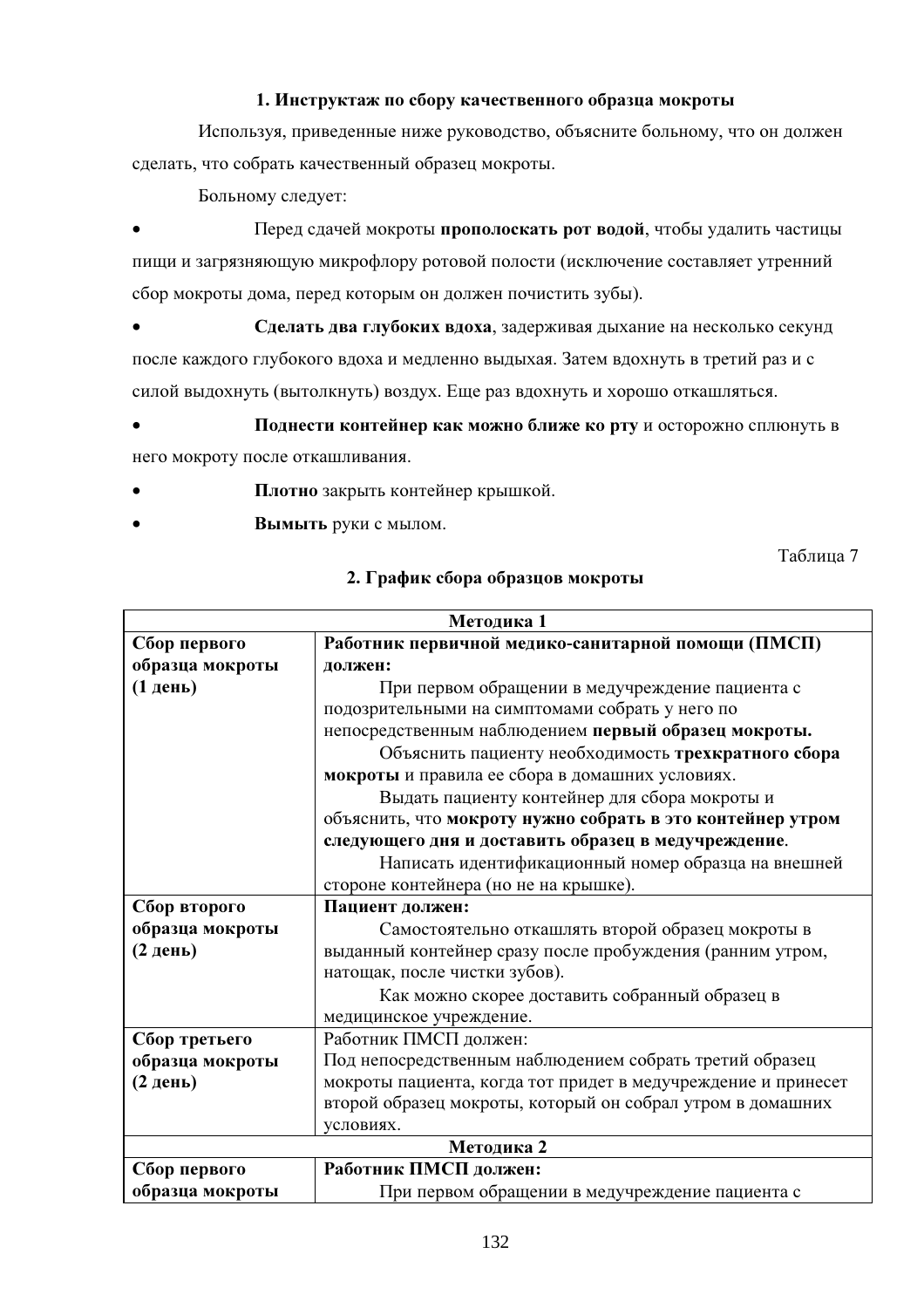### 1. Инструктаж по сбору качественного образца мокроты

Используя, приведенные ниже руководство, объясните больному, что он должен сделать, что собрать качественный образец мокроты.

Больному следует:

- Перед сдачей мокроты **прополоскать рот водой**, чтобы удалить частицы пищи и загрязняющую микрофлору ротовой полости (исключение составляет утренний сбор мокроты дома, перед которым он должен почистить зубы).
- **Сделать два глубоких вдоха**, задерживая дыхание на несколько секунд после каждого глубокого вдоха и медленно выдыхая. Затем вдохнуть в третий раз и с силой выдохнуть (вытолкнуть) воздух. Еще раз вдохнуть и хорошо откашляться.
- **Поднести контейнер как можно ближе ко рту** и осторожно сплюнуть в него мокроту после откашливания.
- **Плотно** закрыть контейнер крышкой.
- **Вымыть** руки с мылом.

Таблица 7

### 2. График сбора образцов мокроты

| **Методика 1** | |
|---|---|
| **Сбор первого образца мокроты (1 день)** | **Работник первичной медико-санитарной помощи (ПМСП) должен:**<br>При первом обращении в медучреждение пациента с подозрительными на симптомами собрать у него по непосредственным наблюдением **первый образец мокроты.**<br>Объяснить пациенту необходимость **трехкратного сбора мокроты** и правила ее сбора в домашних условиях.<br>Выдать пациенту контейнер для сбора мокроты и объяснить, что **мокроту нужно собрать в это контейнер утром следующего дня и доставить образец в медучреждение**.<br>Написать идентификационный номер образца на внешней стороне контейнера (но не на крышке). |
| **Сбор второго образца мокроты (2 день)** | **Пациент должен:**<br>Самостоятельно откашлять второй образец мокроты в выданный контейнер сразу после пробуждения (ранним утром, натощак, после чистки зубов).<br>Как можно скорее доставить собранный образец в медицинское учреждение. |
| **Сбор третьего образца мокроты (2 день)** | Работник ПМСП должен:<br>Под непосредственным наблюдением собрать третий образец мокроты пациента, когда тот придет в медучреждение и принесет второй образец мокроты, который он собрал утром в домашних условиях. |
| **Методика 2** | |
| **Сбор первого образца мокроты** | **Работник ПМСП должен:**<br>При первом обращении в медучреждение пациента с |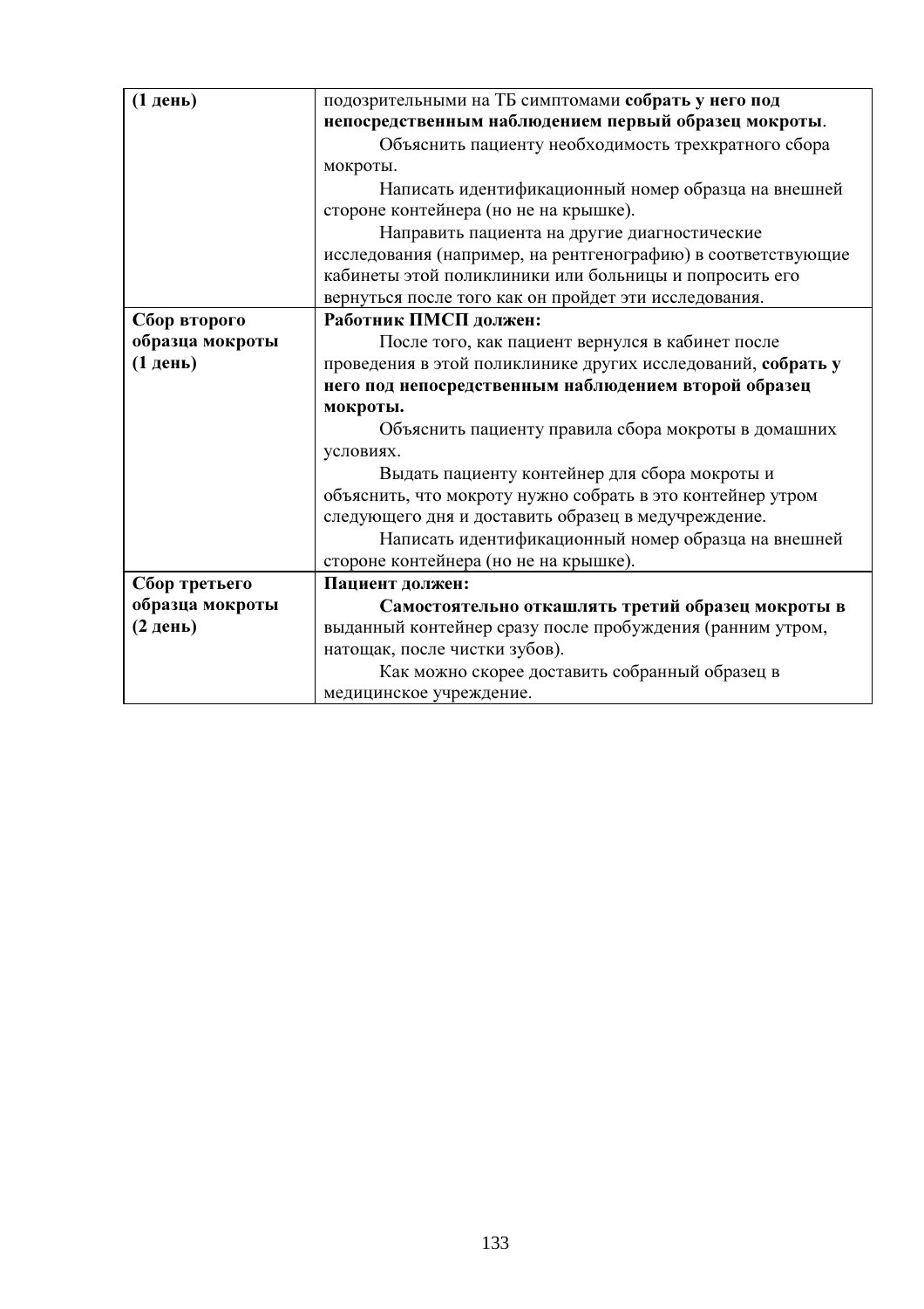| (1 день) | подозрительными на ТБ симптомами **собрать у него под непосредственным наблюдением первый образец мокроты**.<br>Объяснить пациенту необходимость трехкратного сбора мокроты.<br>Написать идентификационный номер образца на внешней стороне контейнера (но не на крышке).<br>Направить пациента на другие диагностические исследования (например, на рентгенографию) в соответствующие кабинеты этой поликлиники или больницы и попросить его вернуться после того как он пройдет эти исследования. |
|---|---|
| **Сбор второго образца мокроты (1 день)** | **Работник ПМСП должен:**<br>После того, как пациент вернулся в кабинет после проведения в этой поликлинике других исследований, **собрать у него под непосредственным наблюдением второй образец мокроты.**<br>Объяснить пациенту правила сбора мокроты в домашних условиях.<br>Выдать пациенту контейнер для сбора мокроты и объяснить, что мокроту нужно собрать в это контейнер утром следующего дня и доставить образец в медучреждение.<br>Написать идентификационный номер образца на внешней стороне контейнера (но не на крышке). |
| **Сбор третьего образца мокроты (2 день)** | **Пациент должен:**<br>**Самостоятельно откашлять третий образец мокроты в** выданный контейнер сразу после пробуждения (ранним утром, натощак, после чистки зубов).<br>Как можно скорее доставить собранный образец в медицинское учреждение. |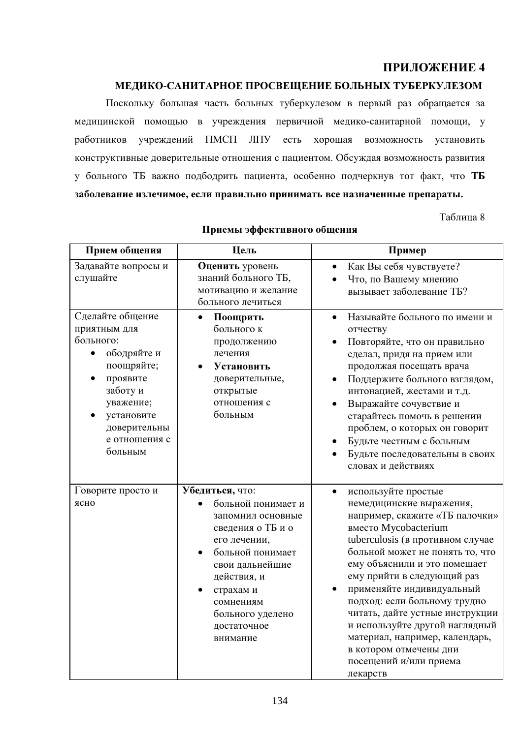# ПРИЛОЖЕНИЕ 4

## МЕДИКО-САНИТАРНОЕ ПРОСВЕЩЕНИЕ БОЛЬНЫХ ТУБЕРКУЛЕЗОМ

Поскольку большая часть больных туберкулезом в первый раз обращается за медицинской помощью в учреждения первичной медико-санитарной помощи, у работников учреждений ПМСП ЛПУ есть хорошая возможность установить конструктивные доверительные отношения с пациентом. Обсуждая возможность развития у больного ТБ важно подбодрить пациента, особенно подчеркнув тот факт, что **ТБ заболевание излечимое, если правильно принимать все назначенные препараты.**

Таблица 8

**Приемы эффективного общения**

| Прием общения | Цель | Пример |
|---|---|---|
| Задавайте вопросы и слушайте | **Оценить** уровень знаний больного ТБ, мотивацию и желание больного лечиться | • Как Вы себя чувствуете?<br>• Что, по Вашему мнению вызывает заболевание ТБ? |
| Сделайте общение приятным для больного:<br>• ободряйте и поощряйте;<br>• проявите заботу и уважение;<br>• установите доверительные отношения с больным | • **Поощрить** больного к продолжению лечения<br>• **Установить** доверительные, открытые отношения с больным | • Называйте больного по имени и отчеству<br>• Повторяйте, что он правильно сделал, придя на прием или продолжая посещать врача<br>• Поддержите больного взглядом, интонацией, жестами и т.д.<br>• Выражайте сочувствие и старайтесь помочь в решении проблем, о которых он говорит<br>• Будьте честным с больным<br>• Будьте последовательны в своих словах и действиях |
| Говорите просто и ясно | **Убедиться,** что:<br>• больной понимает и запомнил основные сведения о ТБ и о его лечении,<br>• больной понимает свои дальнейшие действия, и<br>• страхам и сомнениям больного уделено достаточное внимание | • используйте простые немедицинские выражения, например, скажите «ТБ палочки» вместо Mycobacterium tuberculosis (в противном случае больной может не понять то, что ему объяснили и это помешает ему прийти в следующий раз<br>• применяйте индивидуальный подход: если больному трудно читать, дайте устные инструкции и используйте другой наглядный материал, например, календарь, в котором отмечены дни посещений и/или приема лекарств |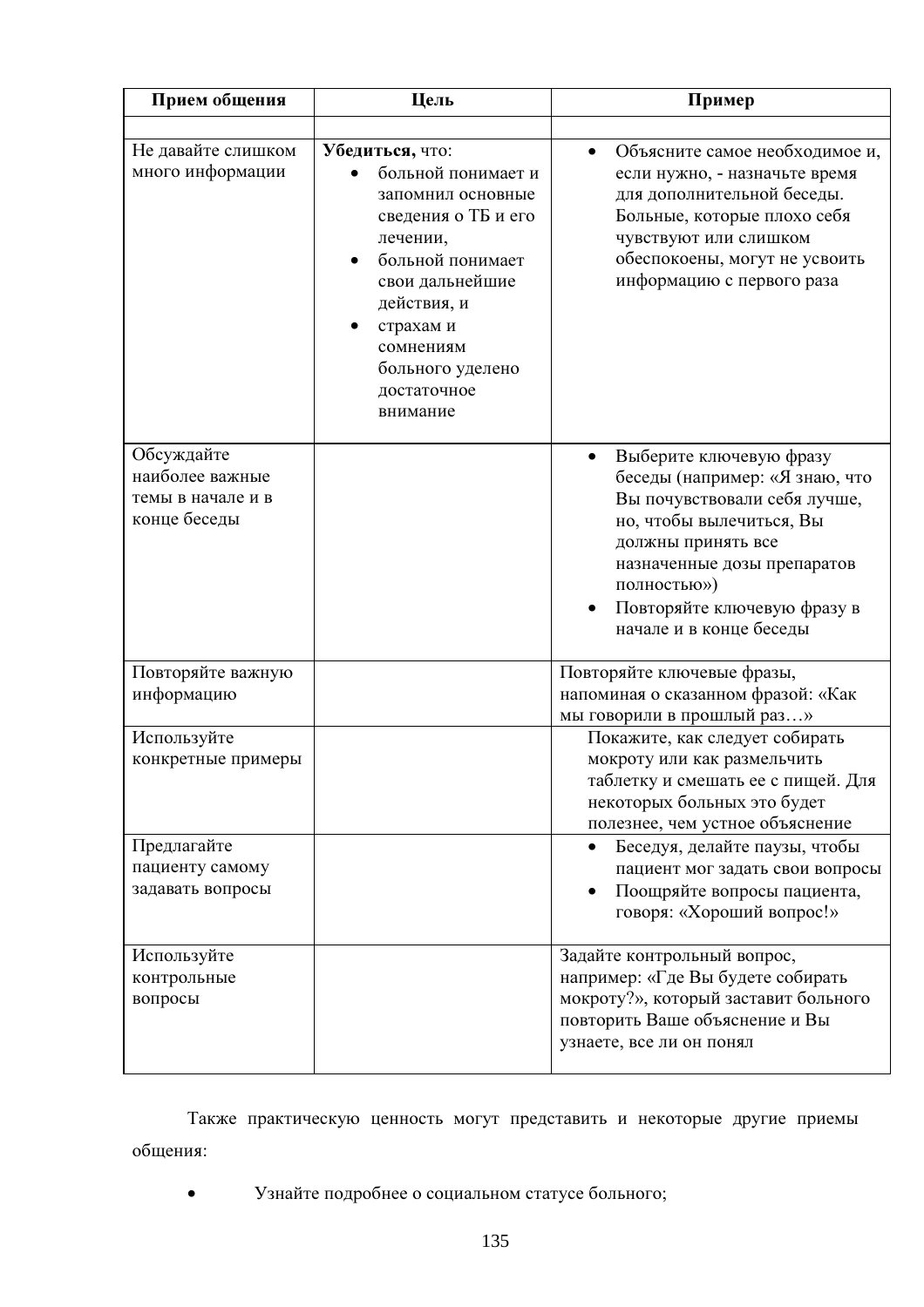| Прием общения | Цель | Пример |
| --- | --- | --- |
| | | |
| Не давайте слишком много информации | **Убедиться,** что: <br>• больной понимает и запомнил основные сведения о ТБ и его лечении, <br>• больной понимает свои дальнейшие действия, и <br>• страхам и сомнениям больного уделено достаточное внимание | • Объясните самое необходимое и, если нужно, - назначьте время для дополнительной беседы. Больные, которые плохо себя чувствуют или слишком обеспокоены, могут не усвоить информацию с первого раза |
| Обсуждайте наиболее важные темы в начале и в конце беседы | | • Выберите ключевую фразу беседы (например: «Я знаю, что Вы почувствовали себя лучше, но, чтобы вылечиться, Вы должны принять все назначенные дозы препаратов полностью») <br>• Повторяйте ключевую фразу в начале и в конце беседы |
| Повторяйте важную информацию | | Повторяйте ключевые фразы, напоминая о сказанном фразой: «Как мы говорили в прошлый раз…» |
| Используйте конкретные примеры | | Покажите, как следует собирать мокроту или как размельчить таблетку и смешать ее с пищей. Для некоторых больных это будет полезнее, чем устное объяснение |
| Предлагайте пациенту самому задавать вопросы | | • Беседуя, делайте паузы, чтобы пациент мог задать свои вопросы <br>• Поощряйте вопросы пациента, говоря: «Хороший вопрос!» |
| Используйте контрольные вопросы | | Задайте контрольный вопрос, например: «Где Вы будете собирать мокроту?», который заставит больного повторить Ваше объяснение и Вы узнаете, все ли он понял |

Также практическую ценность могут представить и некоторые другие приемы общения:

- Узнайте подробнее о социальном статусе больного;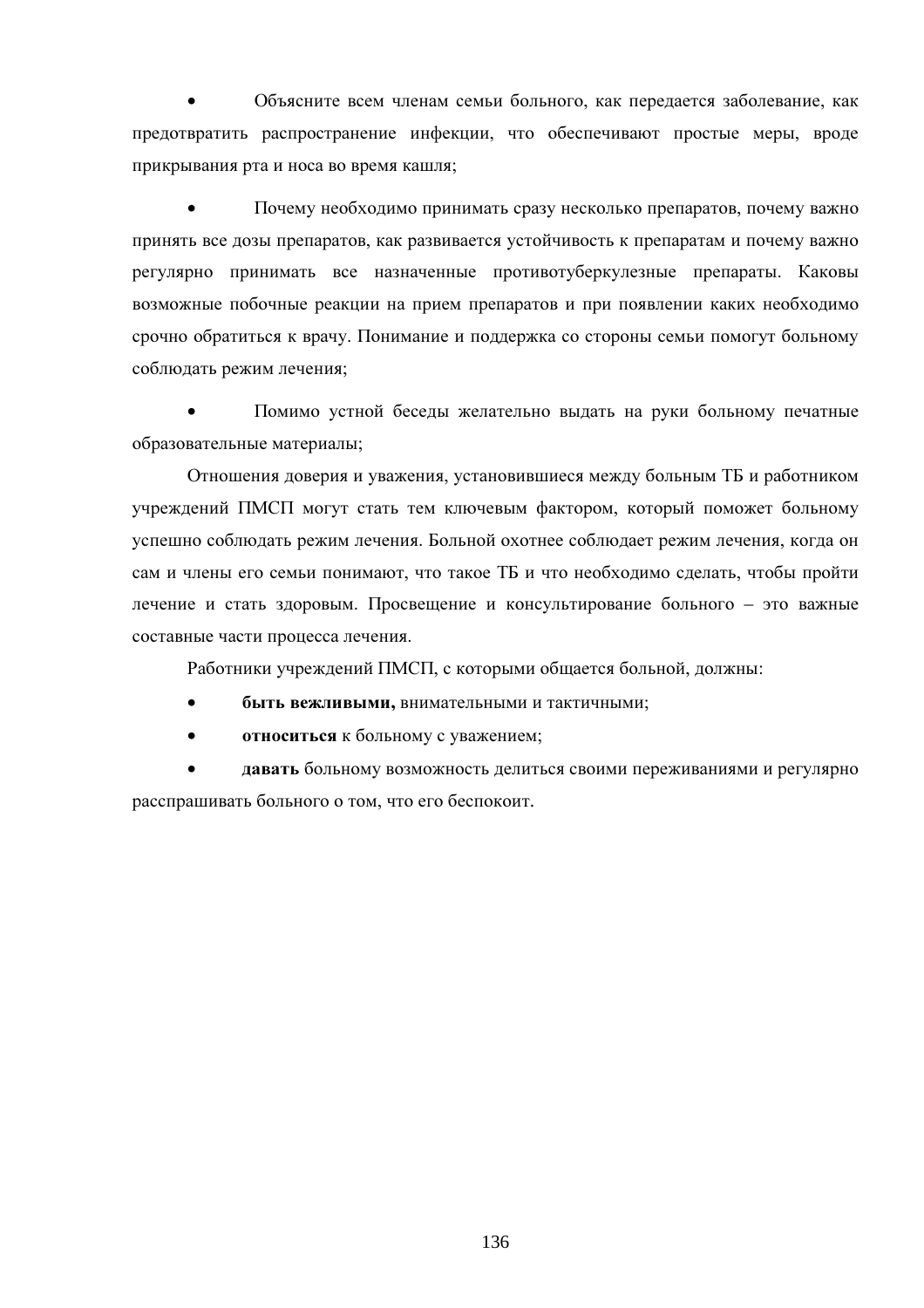- Объясните всем членам семьи больного, как передается заболевание, как предотвратить распространение инфекции, что обеспечивают простые меры, вроде прикрывания рта и носа во время кашля;

- Почему необходимо принимать сразу несколько препаратов, почему важно принять все дозы препаратов, как развивается устойчивость к препаратам и почему важно регулярно принимать все назначенные противотуберкулезные препараты. Каковы возможные побочные реакции на прием препаратов и при появлении каких необходимо срочно обратиться к врачу. Понимание и поддержка со стороны семьи помогут больному соблюдать режим лечения;

- Помимо устной беседы желательно выдать на руки больному печатные образовательные материалы;

Отношения доверия и уважения, установившиеся между больным ТБ и работником учреждений ПМСП могут стать тем ключевым фактором, который поможет больному успешно соблюдать режим лечения. Больной охотнее соблюдает режим лечения, когда он сам и члены его семьи понимают, что такое ТБ и что необходимо сделать, чтобы пройти лечение и стать здоровым. Просвещение и консультирование больного – это важные составные части процесса лечения.

Работники учреждений ПМСП, с которыми общается больной, должны:

- **быть вежливыми,** внимательными и тактичными;
- **относиться** к больному с уважением;
- **давать** больному возможность делиться своими переживаниями и регулярно расспрашивать больного о том, что его беспокоит.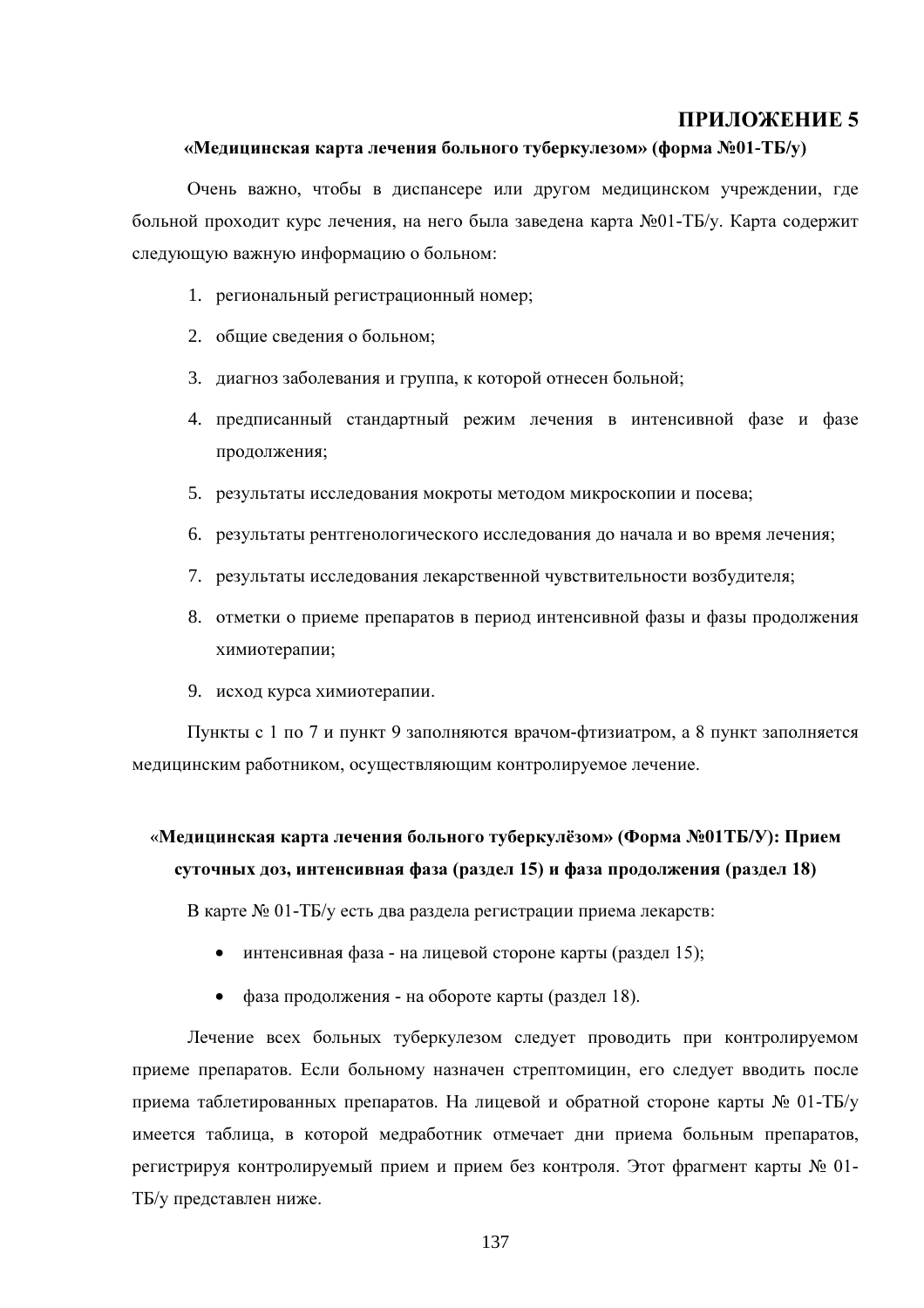# ПРИЛОЖЕНИЕ 5

**«Медицинская карта лечения больного туберкулезом» (форма №01-ТБ/у)**

Очень важно, чтобы в диспансере или другом медицинском учреждении, где больной проходит курс лечения, на него была заведена карта №01-ТБ/у. Карта содержит следующую важную информацию о больном:

1. региональный регистрационный номер;
2. общие сведения о больном;
3. диагноз заболевания и группа, к которой отнесен больной;
4. предписанный стандартный режим лечения в интенсивной фазе и фазе продолжения;
5. результаты исследования мокроты методом микроскопии и посева;
6. результаты рентгенологического исследования до начала и во время лечения;
7. результаты исследования лекарственной чувствительности возбудителя;
8. отметки о приеме препаратов в период интенсивной фазы и фазы продолжения химиотерапии;
9. исход курса химиотерапии.

Пункты с 1 по 7 и пункт 9 заполняются врачом-фтизиатром, а 8 пункт заполняется медицинским работником, осуществляющим контролируемое лечение.

## «Медицинская карта лечения больного туберкулёзом» (Форма №01ТБ/У): Прием суточных доз, интенсивная фаза (раздел 15) и фаза продолжения (раздел 18)

В карте № 01-ТБ/у есть два раздела регистрации приема лекарств:

- интенсивная фаза - на лицевой стороне карты (раздел 15);
- фаза продолжения - на обороте карты (раздел 18).

Лечение всех больных туберкулезом следует проводить при контролируемом приеме препаратов. Если больному назначен стрептомицин, его следует вводить после приема таблетированных препаратов. На лицевой и обратной стороне карты № 01-ТБ/у имеется таблица, в которой медработник отмечает дни приема больным препаратов, регистрируя контролируемый прием и прием без контроля. Этот фрагмент карты № 01-ТБ/у представлен ниже.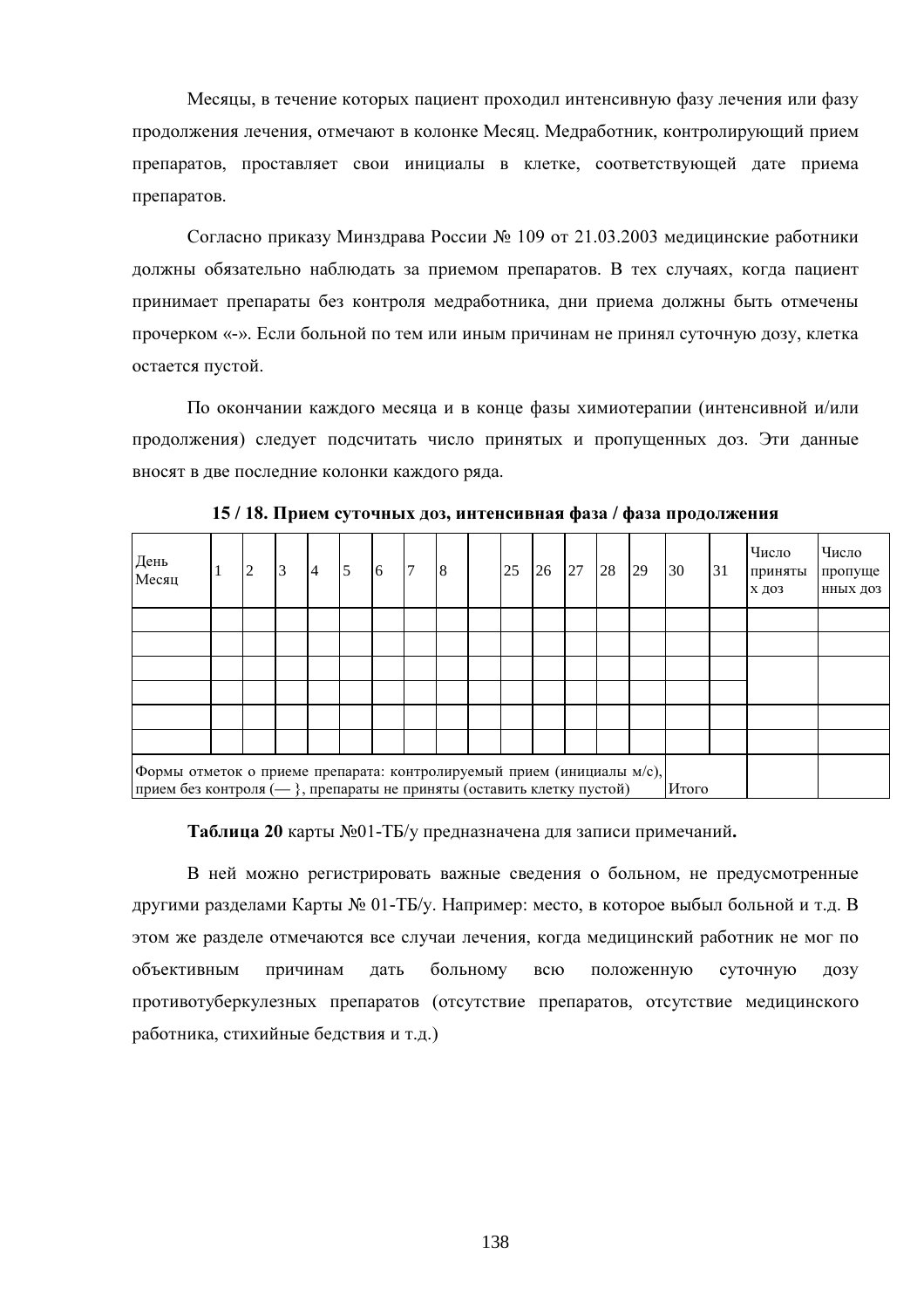Месяцы, в течение которых пациент проходил интенсивную фазу лечения или фазу продолжения лечения, отмечают в колонке Месяц. Медработник, контролирующий прием препаратов, проставляет свои инициалы в клетке, соответствующей дате приема препаратов.

Согласно приказу Минздрава России № 109 от 21.03.2003 медицинские работники должны обязательно наблюдать за приемом препаратов. В тех случаях, когда пациент принимает препараты без контроля медработника, дни приема должны быть отмечены прочерком «-». Если больной по тем или иным причинам не принял суточную дозу, клетка остается пустой.

По окончании каждого месяца и в конце фазы химиотерапии (интенсивной и/или продолжения) следует подсчитать число принятых и пропущенных доз. Эти данные вносят в две последние колонки каждого ряда.

**15 / 18. Прием суточных доз, интенсивная фаза / фаза продолжения**

| День Месяц | 1 | 2 | 3 | 4 | 5 | 6 | 7 | 8 | | 25 | 26 | 27 | 28 | 29 | 30 | 31 | Число принятых доз | Число пропущенных доз |
|---|---|---|---|---|---|---|---|---|---|---|---|---|---|---|---|---|---|---|
| | | | | | | | | | | | | | | | | | | |
| | | | | | | | | | | | | | | | | | | |
| | | | | | | | | | | | | | | | | | | |
| | | | | | | | | | | | | | | | | | | |
| | | | | | | | | | | | | | | | | | | |
| | | | | | | | | | | | | | | | | | | |
| Формы отметок о приеме препарата: контролируемый прием (инициалы м/с), прием без контроля (— }, препараты не приняты (оставить клетку пустой) | | | | | | | | | | | | | | | Итого | | | |

**Таблица 20** карты №01-ТБ/у предназначена для записи примечаний**.**

В ней можно регистрировать важные сведения о больном, не предусмотренные другими разделами Карты № 01-ТБ/у. Например: место, в которое выбыл больной и т.д. В этом же разделе отмечаются все случаи лечения, когда медицинский работник не мог по объективным причинам дать больному всю положенную суточную дозу противотуберкулезных препаратов (отсутствие препаратов, отсутствие медицинского работника, стихийные бедствия и т.д.)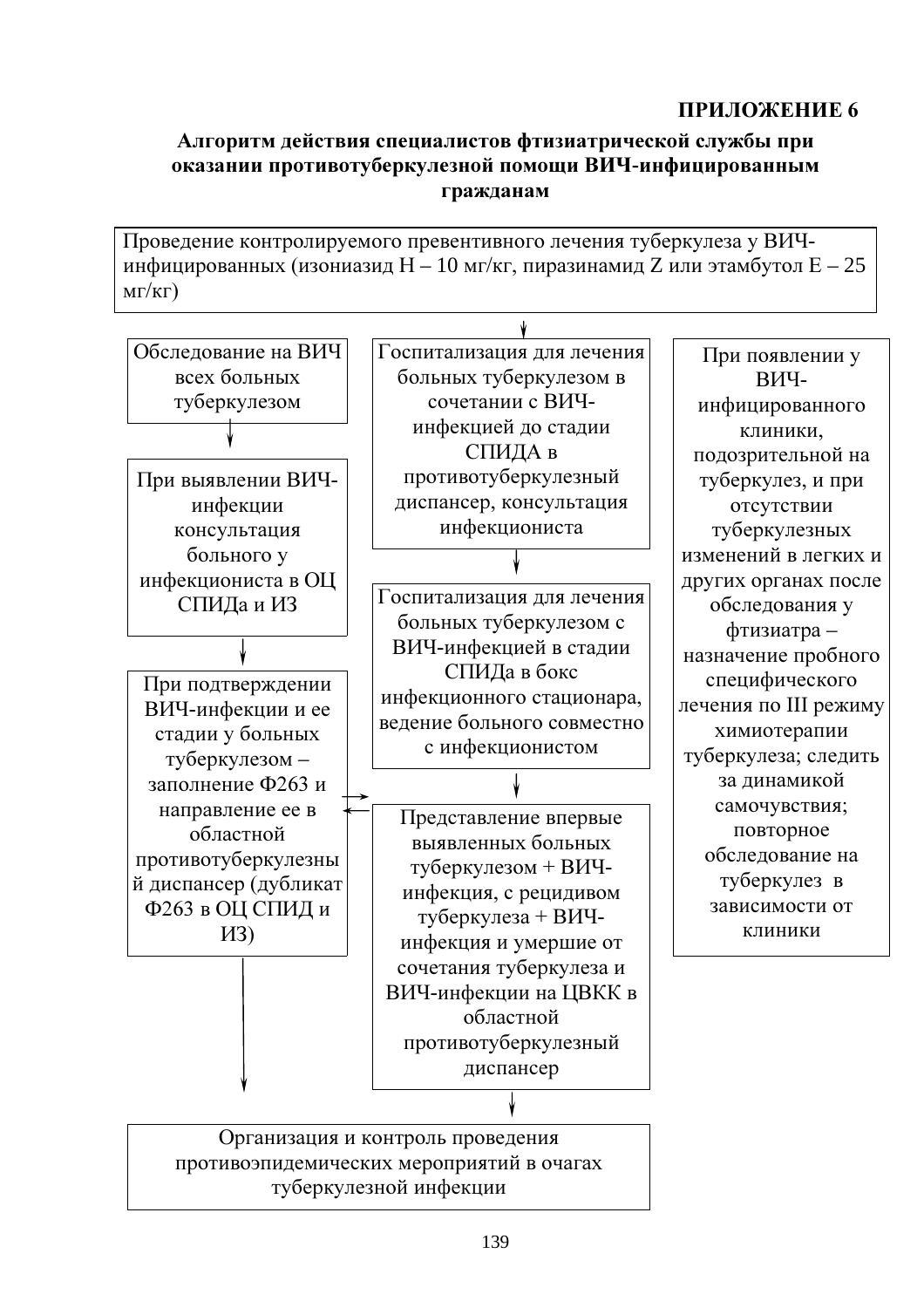**ПРИЛОЖЕНИЕ 6**

## Алгоритм действия специалистов фтизиатрической службы при оказании противотуберкулезной помощи ВИЧ-инфицированным гражданам

Проведение контролируемого превентивного лечения туберкулеза у ВИЧ-инфицированных (изониазид H – 10 мг/кг, пиразинамид Z или этамбутол E – 25 мг/кг)

Обследование на ВИЧ всех больных туберкулезом

При выявлении ВИЧ-инфекции консультация больного у инфекциониста в ОЦ СПИДа и ИЗ

При подтверждении ВИЧ-инфекции и ее стадии у больных туберкулезом – заполнение Ф263 и направление ее в областной противотуберкулезный диспансер (дубликат Ф263 в ОЦ СПИД и ИЗ)

Госпитализация для лечения больных туберкулезом в сочетании с ВИЧ-инфекцией до стадии СПИДА в противотуберкулезный диспансер, консультация инфекциониста

Госпитализация для лечения больных туберкулезом с ВИЧ-инфекцией в стадии СПИДа в бокс инфекционного стационара, ведение больного совместно с инфекционистом

Представление впервые выявленных больных туберкулезом + ВИЧ-инфекция, с рецидивом туберкулеза + ВИЧ-инфекция и умершие от сочетания туберкулеза и ВИЧ-инфекции на ЦВКК в областной противотуберкулезный диспансер

При появлении у ВИЧ-инфицированного клиники, подозрительной на туберкулез, и при отсутствии туберкулезных изменений в легких и других органах после обследования у фтизиатра – назначение пробного специфического лечения по III режиму химиотерапии туберкулеза; следить за динамикой самочувствия; повторное обследование на туберкулез в зависимости от клиники

Организация и контроль проведения противоэпидемических мероприятий в очагах туберкулезной инфекции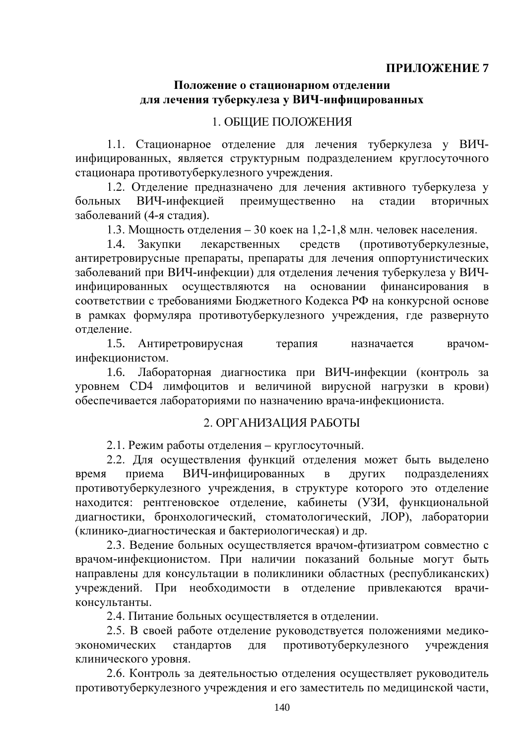**ПРИЛОЖЕНИЕ 7**

## Положение о стационарном отделении для лечения туберкулеза у ВИЧ-инфицированных

### 1. ОБЩИЕ ПОЛОЖЕНИЯ

1.1. Стационарное отделение для лечения туберкулеза у ВИЧ-инфицированных, является структурным подразделением круглосуточного стационара противотуберкулезного учреждения.

1.2. Отделение предназначено для лечения активного туберкулеза у больных ВИЧ-инфекцией преимущественно на стадии вторичных заболеваний (4-я стадия).

1.3. Мощность отделения – 30 коек на 1,2-1,8 млн. человек населения.

1.4. Закупки лекарственных средств (противотуберкулезные, антиретровирусные препараты, препараты для лечения оппортунистических заболеваний при ВИЧ-инфекции) для отделения лечения туберкулеза у ВИЧ-инфицированных осуществляются на основании финансирования в соответствии с требованиями Бюджетного Кодекса РФ на конкурсной основе в рамках формуляра противотуберкулезного учреждения, где развернуто отделение.

1.5. Антиретровирусная терапия назначается врачом-инфекционистом.

1.6. Лабораторная диагностика при ВИЧ-инфекции (контроль за уровнем CD4 лимфоцитов и величиной вирусной нагрузки в крови) обеспечивается лабораториями по назначению врача-инфекциониста.

### 2. ОРГАНИЗАЦИЯ РАБОТЫ

2.1. Режим работы отделения – круглосуточный.

2.2. Для осуществления функций отделения может быть выделено время приема ВИЧ-инфицированных в других подразделениях противотуберкулезного учреждения, в структуре которого это отделение находится: рентгеновское отделение, кабинеты (УЗИ, функциональной диагностики, бронхологический, стоматологический, ЛОР), лаборатории (клинико-диагностическая и бактериологическая) и др.

2.3. Ведение больных осуществляется врачом-фтизиатром совместно с врачом-инфекционистом. При наличии показаний больные могут быть направлены для консультации в поликлиники областных (республиканских) учреждений. При необходимости в отделение привлекаются врачи-консультанты.

2.4. Питание больных осуществляется в отделении.

2.5. В своей работе отделение руководствуется положениями медико-экономических стандартов для противотуберкулезного учреждения клинического уровня.

2.6. Контроль за деятельностью отделения осуществляет руководитель противотуберкулезного учреждения и его заместитель по медицинской части,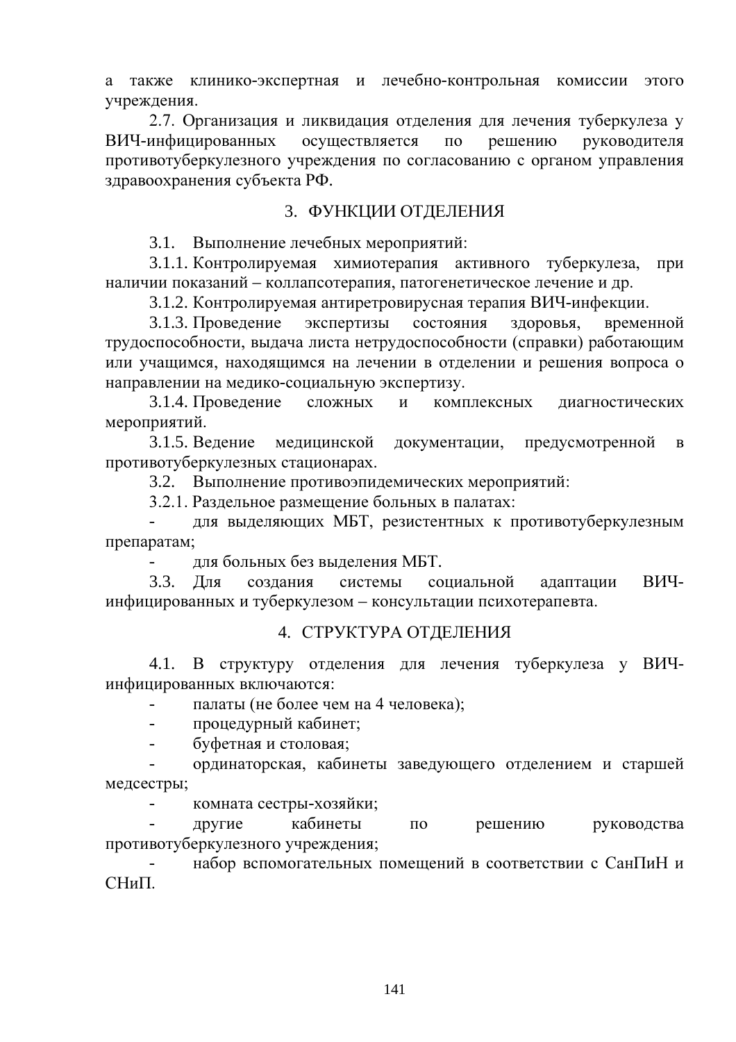а также клинико-экспертная и лечебно-контрольная комиссии этого учреждения.

2.7. Организация и ликвидация отделения для лечения туберкулеза у ВИЧ-инфицированных осуществляется по решению руководителя противотуберкулезного учреждения по согласованию с органом управления здравоохранения субъекта РФ.

## 3. ФУНКЦИИ ОТДЕЛЕНИЯ

3.1. Выполнение лечебных мероприятий:

3.1.1. Контролируемая химиотерапия активного туберкулеза, при наличии показаний – коллапсотерапия, патогенетическое лечение и др.

3.1.2. Контролируемая антиретровирусная терапия ВИЧ-инфекции.

3.1.3. Проведение экспертизы состояния здоровья, временной трудоспособности, выдача листа нетрудоспособности (справки) работающим или учащимся, находящимся на лечении в отделении и решения вопроса о направлении на медико-социальную экспертизу.

3.1.4. Проведение сложных и комплексных диагностических мероприятий.

3.1.5. Ведение медицинской документации, предусмотренной в противотуберкулезных стационарах.

3.2. Выполнение противоэпидемических мероприятий:

3.2.1. Раздельное размещение больных в палатах:

- для выделяющих МБТ, резистентных к противотуберкулезным препаратам;
- для больных без выделения МБТ.

3.3. Для создания системы социальной адаптации ВИЧ-инфицированных и туберкулезом – консультации психотерапевта.

## 4. СТРУКТУРА ОТДЕЛЕНИЯ

4.1. В структуру отделения для лечения туберкулеза у ВИЧ-инфицированных включаются:

- палаты (не более чем на 4 человека);
- процедурный кабинет;
- буфетная и столовая;
- ординаторская, кабинеты заведующего отделением и старшей медсестры;
- комната сестры-хозяйки;
- другие кабинеты по решению руководства противотуберкулезного учреждения;
- набор вспомогательных помещений в соответствии с СанПиН и СНиП.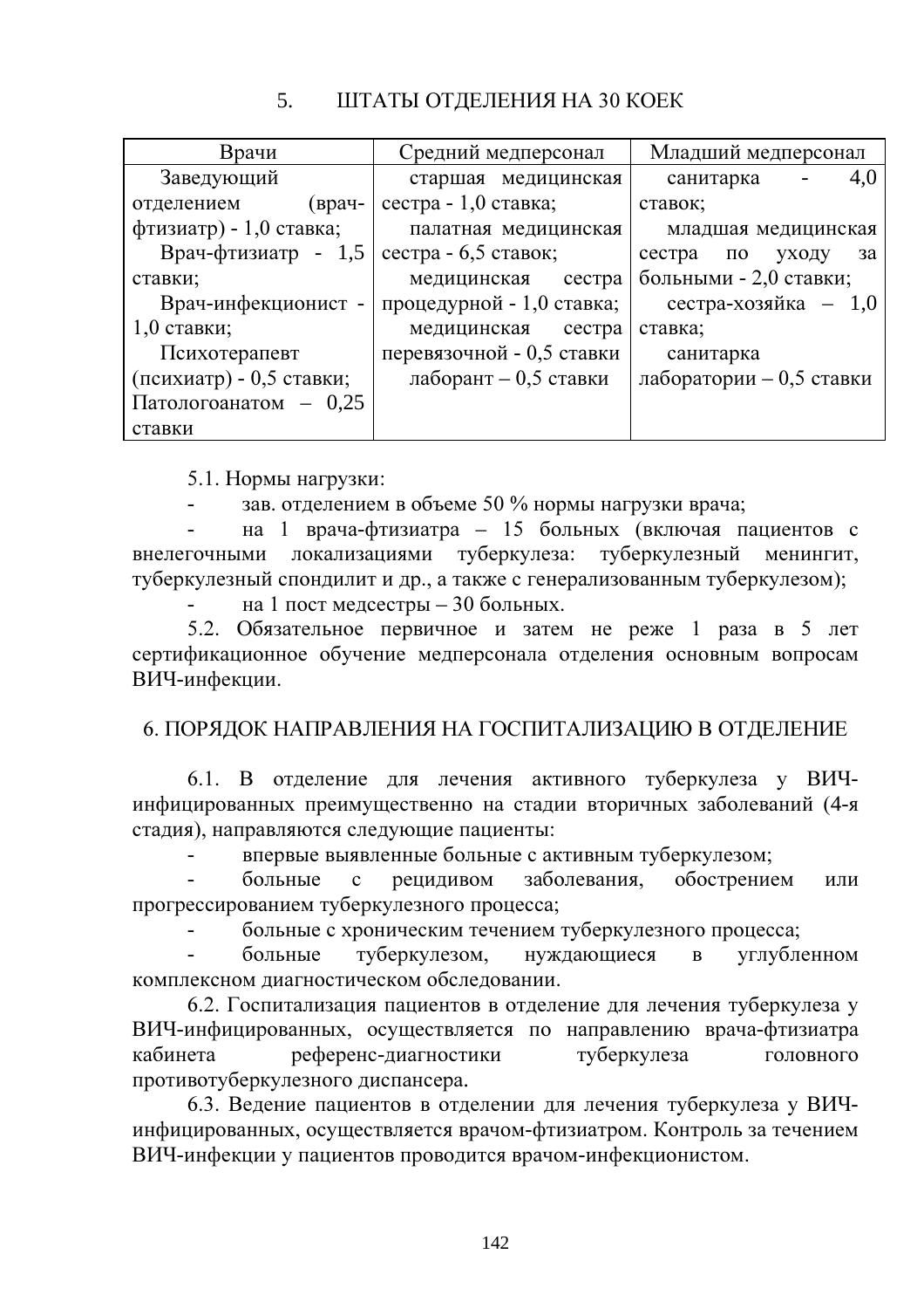## 5. ШТАТЫ ОТДЕЛЕНИЯ НА 30 КОЕК

| Врачи | Средний медперсонал | Младший медперсонал |
|---|---|---|
| Заведующий отделением (врач-фтизиатр) - 1,0 ставка;<br>Врач-фтизиатр - 1,5 ставки;<br>Врач-инфекционист - 1,0 ставки;<br>Психотерапевт (психиатр) - 0,5 ставки;<br>Патологоанатом – 0,25 ставки | старшая медицинская сестра - 1,0 ставка;<br>палатная медицинская сестра - 6,5 ставок;<br>медицинская сестра процедурной - 1,0 ставка;<br>медицинская сестра перевязочной - 0,5 ставки<br>лаборант – 0,5 ставки | санитарка - 4,0 ставок;<br>младшая медицинская сестра по уходу за больными - 2,0 ставки;<br>сестра-хозяйка – 1,0 ставка;<br>санитарка лаборатории – 0,5 ставки |

5.1. Нормы нагрузки:

- зав. отделением в объеме 50 % нормы нагрузки врача;
- на 1 врача-фтизиатра – 15 больных (включая пациентов с внелегочными локализациями туберкулеза: туберкулезный менингит, туберкулезный спондилит и др., а также с генерализованным туберкулезом);
- на 1 пост медсестры – 30 больных.

5.2. Обязательное первичное и затем не реже 1 раза в 5 лет сертификационное обучение медперсонала отделения основным вопросам ВИЧ-инфекции.

## 6. ПОРЯДОК НАПРАВЛЕНИЯ НА ГОСПИТАЛИЗАЦИЮ В ОТДЕЛЕНИЕ

6.1. В отделение для лечения активного туберкулеза у ВИЧ-инфицированных преимущественно на стадии вторичных заболеваний (4-я стадия), направляются следующие пациенты:

- впервые выявленные больные с активным туберкулезом;
- больные с рецидивом заболевания, обострением или прогрессированием туберкулезного процесса;
- больные с хроническим течением туберкулезного процесса;
- больные туберкулезом, нуждающиеся в углубленном комплексном диагностическом обследовании.

6.2. Госпитализация пациентов в отделение для лечения туберкулеза у ВИЧ-инфицированных, осуществляется по направлению врача-фтизиатра кабинета референс-диагностики туберкулеза головного противотуберкулезного диспансера.

6.3. Ведение пациентов в отделении для лечения туберкулеза у ВИЧ-инфицированных, осуществляется врачом-фтизиатром. Контроль за течением ВИЧ-инфекции у пациентов проводится врачом-инфекционистом.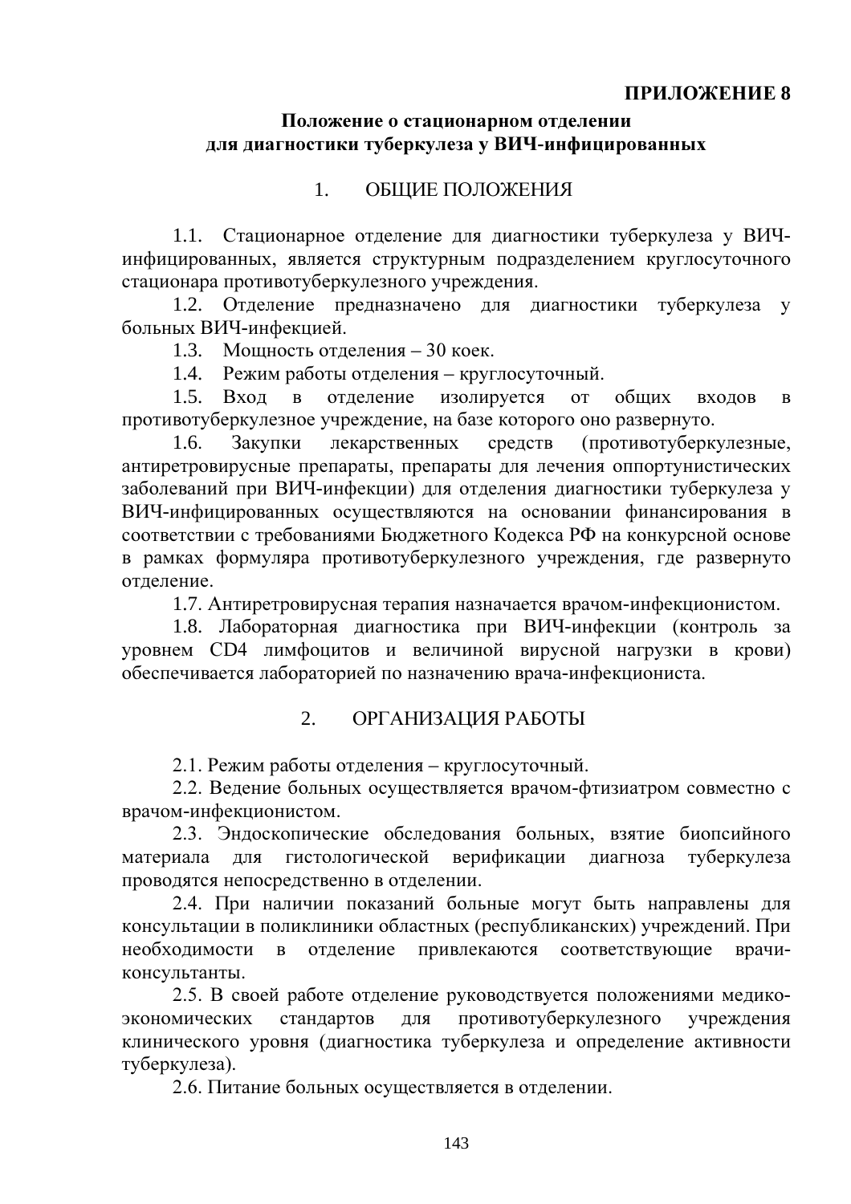**ПРИЛОЖЕНИЕ 8**

## Положение о стационарном отделении для диагностики туберкулеза у ВИЧ-инфицированных

### 1. ОБЩИЕ ПОЛОЖЕНИЯ

1.1. Стационарное отделение для диагностики туберкулеза у ВИЧ-инфицированных, является структурным подразделением круглосуточного стационара противотуберкулезного учреждения.

1.2. Отделение предназначено для диагностики туберкулеза у больных ВИЧ-инфекцией.

1.3. Мощность отделения – 30 коек.

1.4. Режим работы отделения – круглосуточный.

1.5. Вход в отделение изолируется от общих входов в противотуберкулезное учреждение, на базе которого оно развернуто.

1.6. Закупки лекарственных средств (противотуберкулезные, антиретровирусные препараты, препараты для лечения оппортунистических заболеваний при ВИЧ-инфекции) для отделения диагностики туберкулеза у ВИЧ-инфицированных осуществляются на основании финансирования в соответствии с требованиями Бюджетного Кодекса РФ на конкурсной основе в рамках формуляра противотуберкулезного учреждения, где развернуто отделение.

1.7. Антиретровирусная терапия назначается врачом-инфекционистом.

1.8. Лабораторная диагностика при ВИЧ-инфекции (контроль за уровнем CD4 лимфоцитов и величиной вирусной нагрузки в крови) обеспечивается лабораторией по назначению врача-инфекциониста.

### 2. ОРГАНИЗАЦИЯ РАБОТЫ

2.1. Режим работы отделения – круглосуточный.

2.2. Ведение больных осуществляется врачом-фтизиатром совместно с врачом-инфекционистом.

2.3. Эндоскопические обследования больных, взятие биопсийного материала для гистологической верификации диагноза туберкулеза проводятся непосредственно в отделении.

2.4. При наличии показаний больные могут быть направлены для консультации в поликлиники областных (республиканских) учреждений. При необходимости в отделение привлекаются соответствующие врачи-консультанты.

2.5. В своей работе отделение руководствуется положениями медико-экономических стандартов для противотуберкулезного учреждения клинического уровня (диагностика туберкулеза и определение активности туберкулеза).

2.6. Питание больных осуществляется в отделении.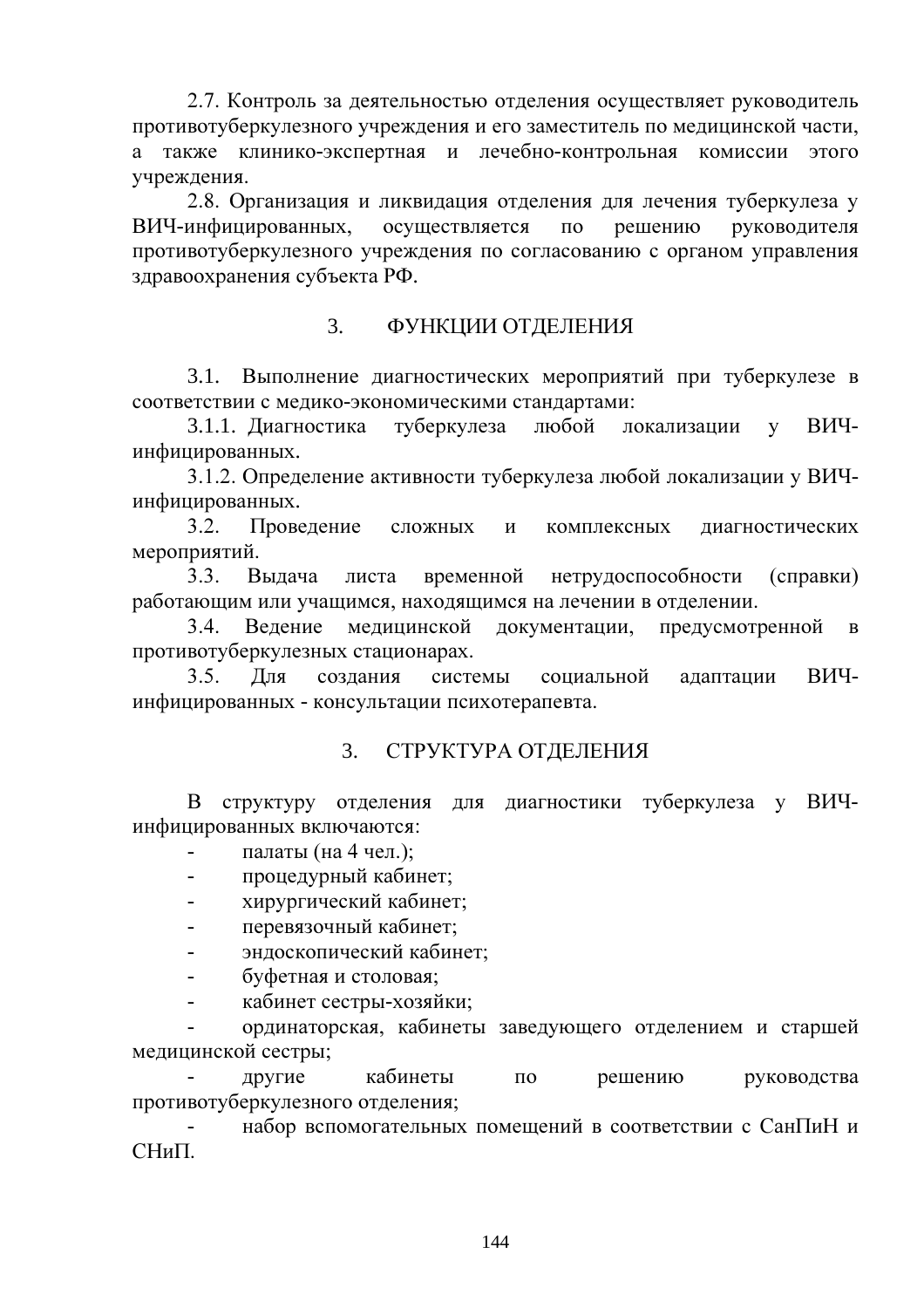2.7. Контроль за деятельностью отделения осуществляет руководитель противотуберкулезного учреждения и его заместитель по медицинской части, а также клинико-экспертная и лечебно-контрольная комиссии этого учреждения.

2.8. Организация и ликвидация отделения для лечения туберкулеза у ВИЧ-инфицированных, осуществляется по решению руководителя противотуберкулезного учреждения по согласованию с органом управления здравоохранения субъекта РФ.

## 3. ФУНКЦИИ ОТДЕЛЕНИЯ

3.1. Выполнение диагностических мероприятий при туберкулезе в соответствии с медико-экономическими стандартами:

3.1.1. Диагностика туберкулеза любой локализации у ВИЧ-инфицированных.

3.1.2. Определение активности туберкулеза любой локализации у ВИЧ-инфицированных.

3.2. Проведение сложных и комплексных диагностических мероприятий.

3.3. Выдача листа временной нетрудоспособности (справки) работающим или учащимся, находящимся на лечении в отделении.

3.4. Ведение медицинской документации, предусмотренной в противотуберкулезных стационарах.

3.5. Для создания системы социальной адаптации ВИЧ-инфицированных - консультации психотерапевта.

## 3. СТРУКТУРА ОТДЕЛЕНИЯ

В структуру отделения для диагностики туберкулеза у ВИЧ-инфицированных включаются:

- палаты (на 4 чел.);
- процедурный кабинет;
- хирургический кабинет;
- перевязочный кабинет;
- эндоскопический кабинет;
- буфетная и столовая;
- кабинет сестры-хозяйки;
- ординаторская, кабинеты заведующего отделением и старшей медицинской сестры;
- другие кабинеты по решению руководства противотуберкулезного отделения;
- набор вспомогательных помещений в соответствии с СанПиН и СНиП.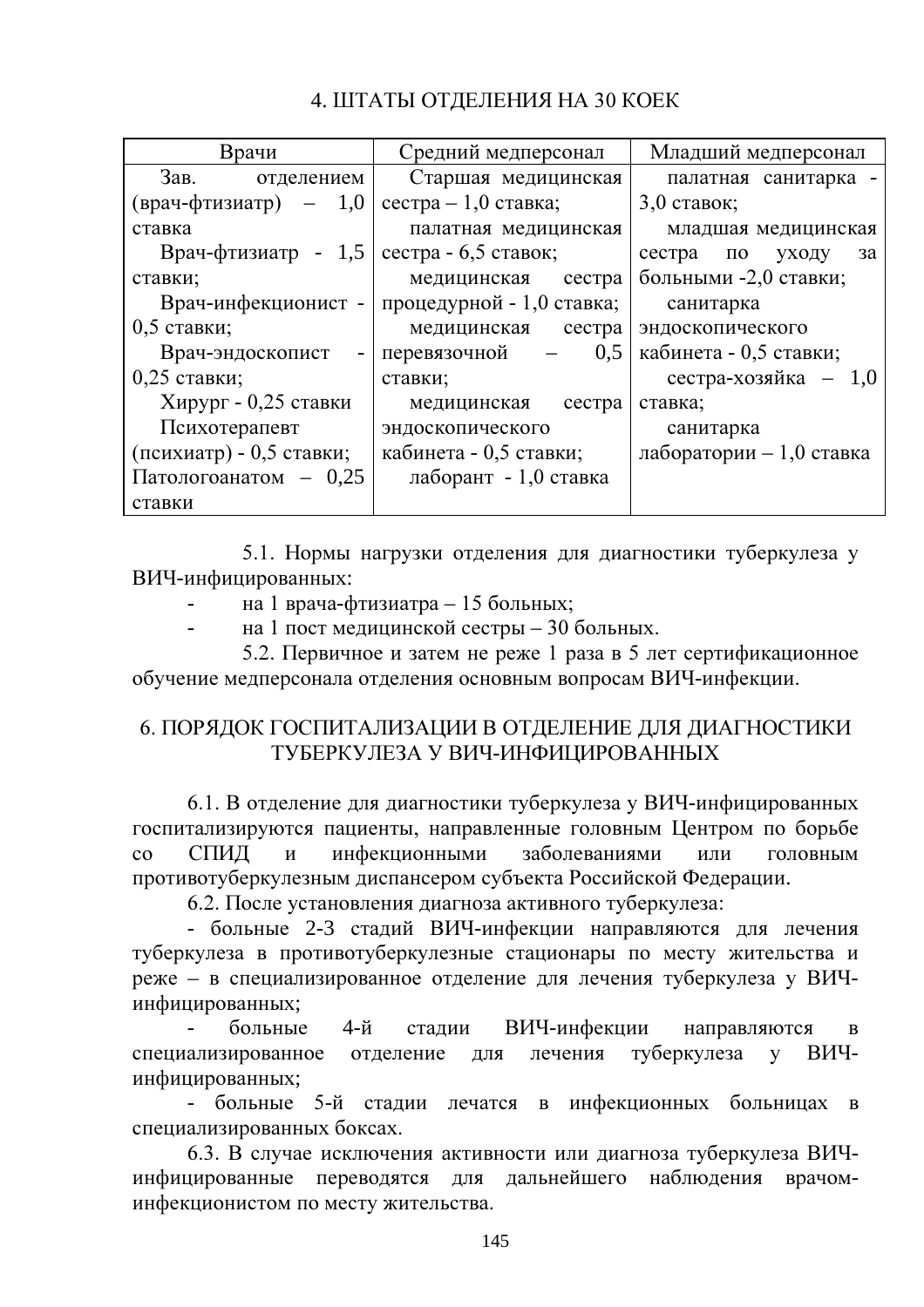## 4. ШТАТЫ ОТДЕЛЕНИЯ НА 30 КОЕК

| Врачи | Средний медперсонал | Младший медперсонал |
|---|---|---|
| Зав. отделением (врач-фтизиатр) – 1,0 ставка<br>Врач-фтизиатр - 1,5 ставки;<br>Врач-инфекционист - 0,5 ставки;<br>Врач-эндоскопист - 0,25 ставки;<br>Хирург - 0,25 ставки<br>Психотерапевт (психиатр) - 0,5 ставки;<br>Патологоанатом – 0,25 ставки | Старшая медицинская сестра – 1,0 ставка;<br>палатная медицинская сестра - 6,5 ставок;<br>медицинская сестра процедурной - 1,0 ставка;<br>медицинская сестра перевязочной – 0,5 ставки;<br>медицинская сестра эндоскопического кабинета - 0,5 ставки;<br>лаборант - 1,0 ставка | палатная санитарка - 3,0 ставок;<br>младшая медицинская сестра по уходу за больными -2,0 ставки;<br>санитарка эндоскопического кабинета - 0,5 ставки;<br>сестра-хозяйка – 1,0 ставка;<br>санитарка лаборатории – 1,0 ставка |

5.1. Нормы нагрузки отделения для диагностики туберкулеза у ВИЧ-инфицированных:

- на 1 врача-фтизиатра – 15 больных;
- на 1 пост медицинской сестры – 30 больных.

5.2. Первичное и затем не реже 1 раза в 5 лет сертификационное обучение медперсонала отделения основным вопросам ВИЧ-инфекции.

## 6. ПОРЯДОК ГОСПИТАЛИЗАЦИИ В ОТДЕЛЕНИЕ ДЛЯ ДИАГНОСТИКИ ТУБЕРКУЛЕЗА У ВИЧ-ИНФИЦИРОВАННЫХ

6.1. В отделение для диагностики туберкулеза у ВИЧ-инфицированных госпитализируются пациенты, направленные головным Центром по борьбе со СПИД и инфекционными заболеваниями или головным противотуберкулезным диспансером субъекта Российской Федерации.

6.2. После установления диагноза активного туберкулеза:

- больные 2-3 стадий ВИЧ-инфекции направляются для лечения туберкулеза в противотуберкулезные стационары по месту жительства и реже – в специализированное отделение для лечения туберкулеза у ВИЧ-инфицированных;
- больные 4-й стадии ВИЧ-инфекции направляются в специализированное отделение для лечения туберкулеза у ВИЧ-инфицированных;
- больные 5-й стадии лечатся в инфекционных больницах в специализированных боксах.

6.3. В случае исключения активности или диагноза туберкулеза ВИЧ-инфицированные переводятся для дальнейшего наблюдения врачом-инфекционистом по месту жительства.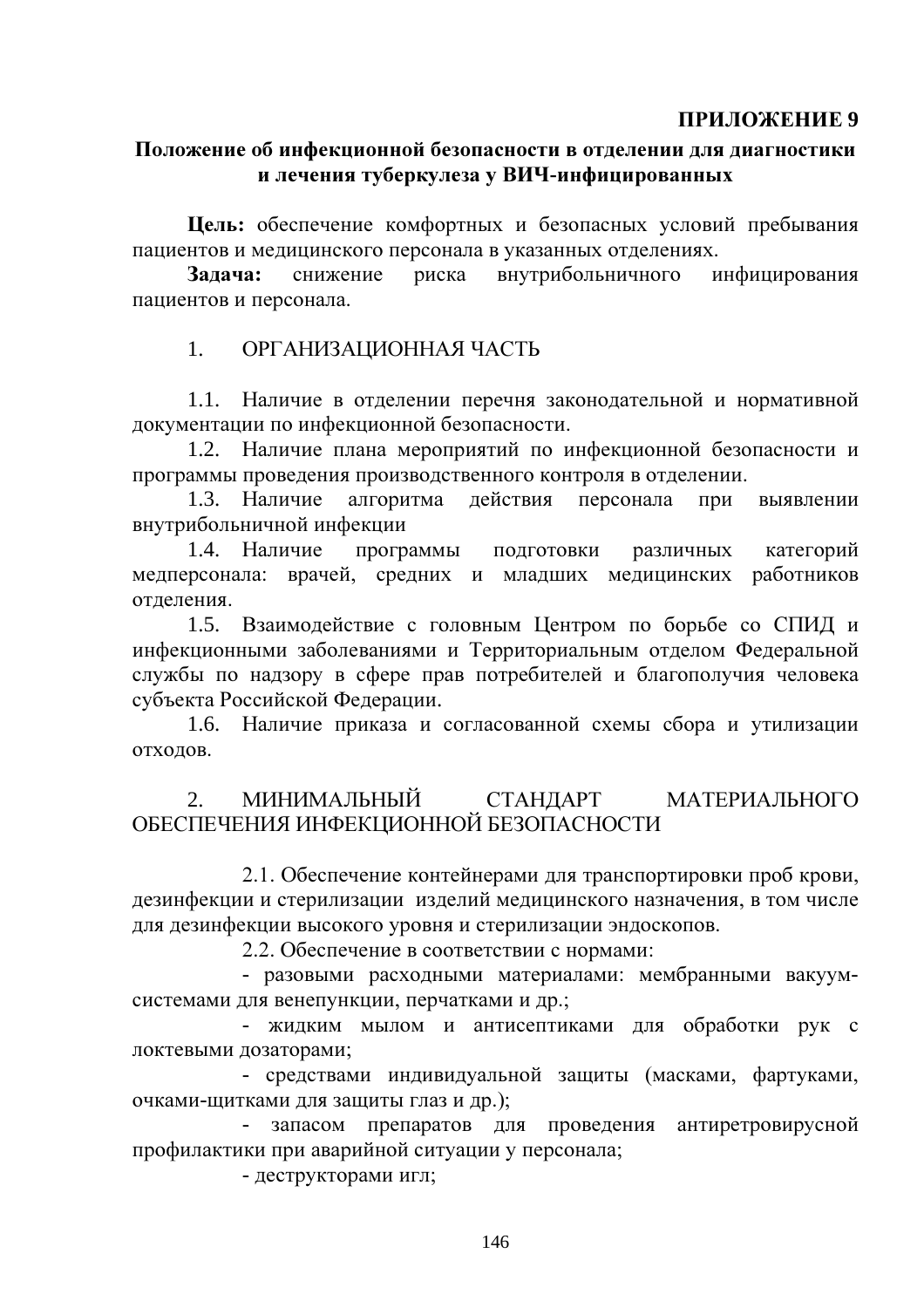**ПРИЛОЖЕНИЕ 9**

## Положение об инфекционной безопасности в отделении для диагностики и лечения туберкулеза у ВИЧ-инфицированных

**Цель:** обеспечение комфортных и безопасных условий пребывания пациентов и медицинского персонала в указанных отделениях.

**Задача:** снижение риска внутрибольничного инфицирования пациентов и персонала.

### 1. ОРГАНИЗАЦИОННАЯ ЧАСТЬ

1.1. Наличие в отделении перечня законодательной и нормативной документации по инфекционной безопасности.

1.2. Наличие плана мероприятий по инфекционной безопасности и программы проведения производственного контроля в отделении.

1.3. Наличие алгоритма действия персонала при выявлении внутрибольничной инфекции

1.4. Наличие программы подготовки различных категорий медперсонала: врачей, средних и младших медицинских работников отделения.

1.5. Взаимодействие с головным Центром по борьбе со СПИД и инфекционными заболеваниями и Территориальным отделом Федеральной службы по надзору в сфере прав потребителей и благополучия человека субъекта Российской Федерации.

1.6. Наличие приказа и согласованной схемы сбора и утилизации отходов.

### 2. МИНИМАЛЬНЫЙ СТАНДАРТ МАТЕРИАЛЬНОГО ОБЕСПЕЧЕНИЯ ИНФЕКЦИОННОЙ БЕЗОПАСНОСТИ

2.1. Обеспечение контейнерами для транспортировки проб крови, дезинфекции и стерилизации изделий медицинского назначения, в том числе для дезинфекции высокого уровня и стерилизации эндоскопов.

2.2. Обеспечение в соответствии с нормами:

- разовыми расходными материалами: мембранными вакуум-системами для венепункции, перчатками и др.;
- жидким мылом и антисептиками для обработки рук с локтевыми дозаторами;
- средствами индивидуальной защиты (масками, фартуками, очками-щитками для защиты глаз и др.);
- запасом препаратов для проведения антиретровирусной профилактики при аварийной ситуации у персонала;
- деструкторами игл;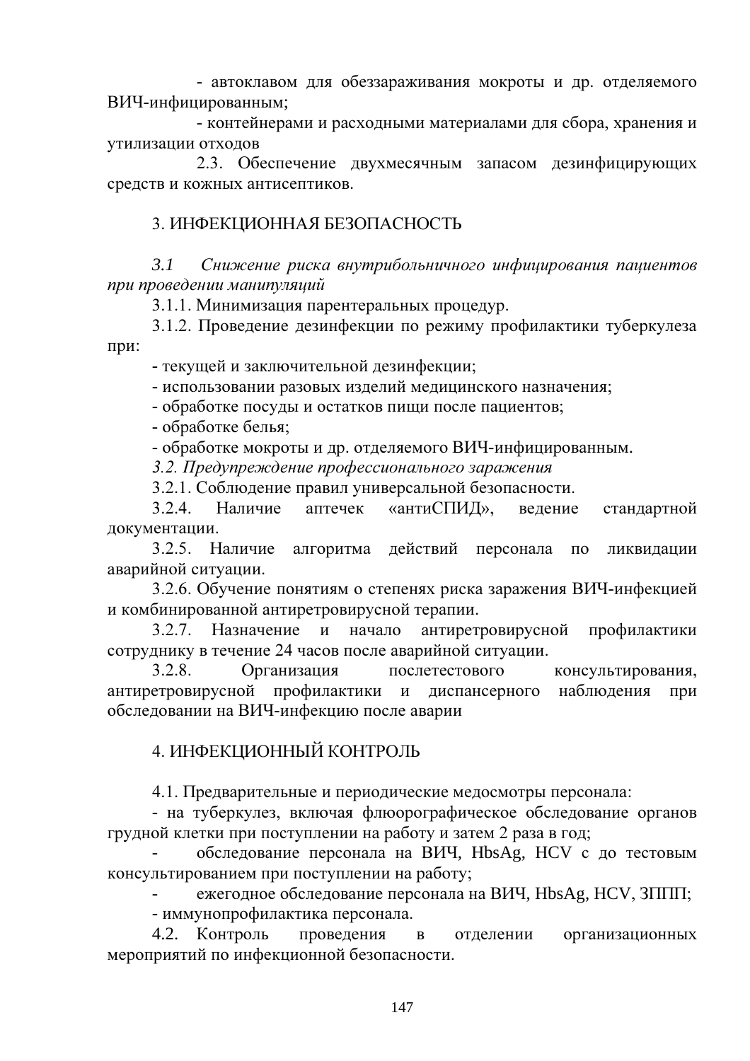- автоклавом для обеззараживания мокроты и др. отделяемого ВИЧ-инфицированным;

- контейнерами и расходными материалами для сбора, хранения и утилизации отходов

2.3. Обеспечение двухмесячным запасом дезинфицирующих средств и кожных антисептиков.

## 3. ИНФЕКЦИОННАЯ БЕЗОПАСНОСТЬ

*3.1 Снижение риска внутрибольничного инфицирования пациентов при проведении манипуляций*

3.1.1. Минимизация парентеральных процедур.

3.1.2. Проведение дезинфекции по режиму профилактики туберкулеза при:

- текущей и заключительной дезинфекции;
- использовании разовых изделий медицинского назначения;
- обработке посуды и остатков пищи после пациентов;
- обработке белья;
- обработке мокроты и др. отделяемого ВИЧ-инфицированным.

*3.2. Предупреждение профессионального заражения*

3.2.1. Соблюдение правил универсальной безопасности.

3.2.4. Наличие аптечек «антиСПИД», ведение стандартной документации.

3.2.5. Наличие алгоритма действий персонала по ликвидации аварийной ситуации.

3.2.6. Обучение понятиям о степенях риска заражения ВИЧ-инфекцией и комбинированной антиретровирусной терапии.

3.2.7. Назначение и начало антиретровирусной профилактики сотруднику в течение 24 часов после аварийной ситуации.

3.2.8. Организация послетестового консультирования, антиретровирусной профилактики и диспансерного наблюдения при обследовании на ВИЧ-инфекцию после аварии

## 4. ИНФЕКЦИОННЫЙ КОНТРОЛЬ

4.1. Предварительные и периодические медосмотры персонала:

- на туберкулез, включая флюорографическое обследование органов грудной клетки при поступлении на работу и затем 2 раза в год;
- обследование персонала на ВИЧ, HbsAg, HCV с до тестовым консультированием при поступлении на работу;
- ежегодное обследование персонала на ВИЧ, HbsAg, HCV, ЗППП;
- иммунопрофилактика персонала.

4.2. Контроль проведения в отделении организационных мероприятий по инфекционной безопасности.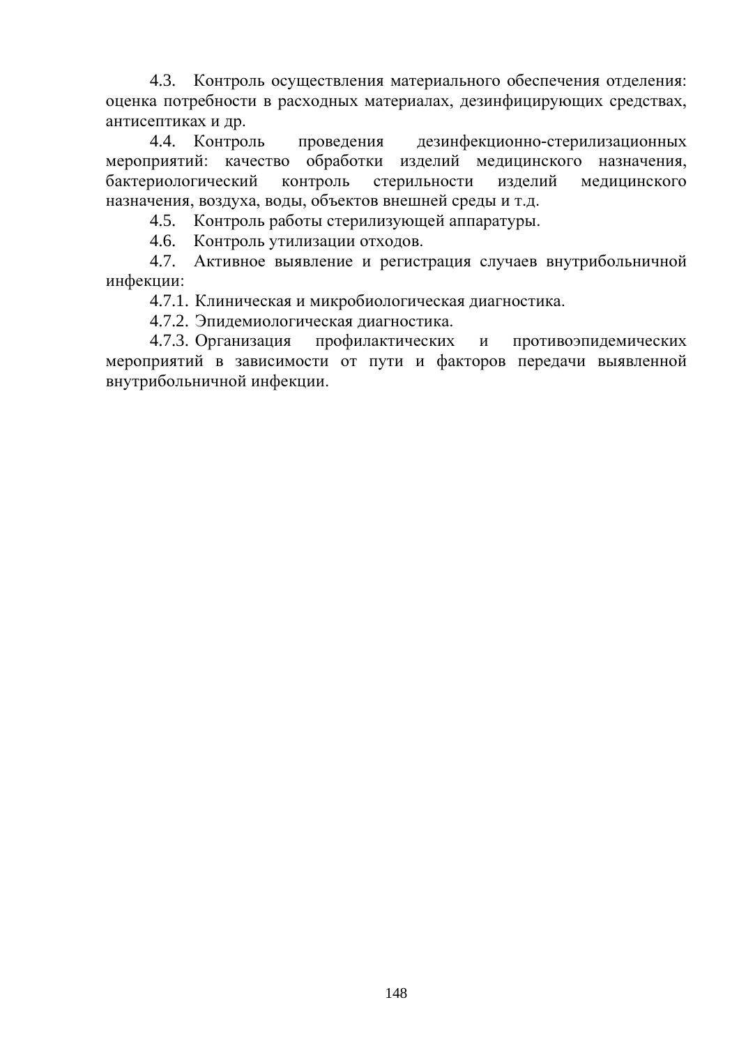4.3. Контроль осуществления материального обеспечения отделения: оценка потребности в расходных материалах, дезинфицирующих средствах, антисептиках и др.

4.4. Контроль проведения дезинфекционно-стерилизационных мероприятий: качество обработки изделий медицинского назначения, бактериологический контроль стерильности изделий медицинского назначения, воздуха, воды, объектов внешней среды и т.д.

4.5. Контроль работы стерилизующей аппаратуры.

4.6. Контроль утилизации отходов.

4.7. Активное выявление и регистрация случаев внутрибольничной инфекции:

4.7.1. Клиническая и микробиологическая диагностика.

4.7.2. Эпидемиологическая диагностика.

4.7.3. Организация профилактических и противоэпидемических мероприятий в зависимости от пути и факторов передачи выявленной внутрибольничной инфекции.